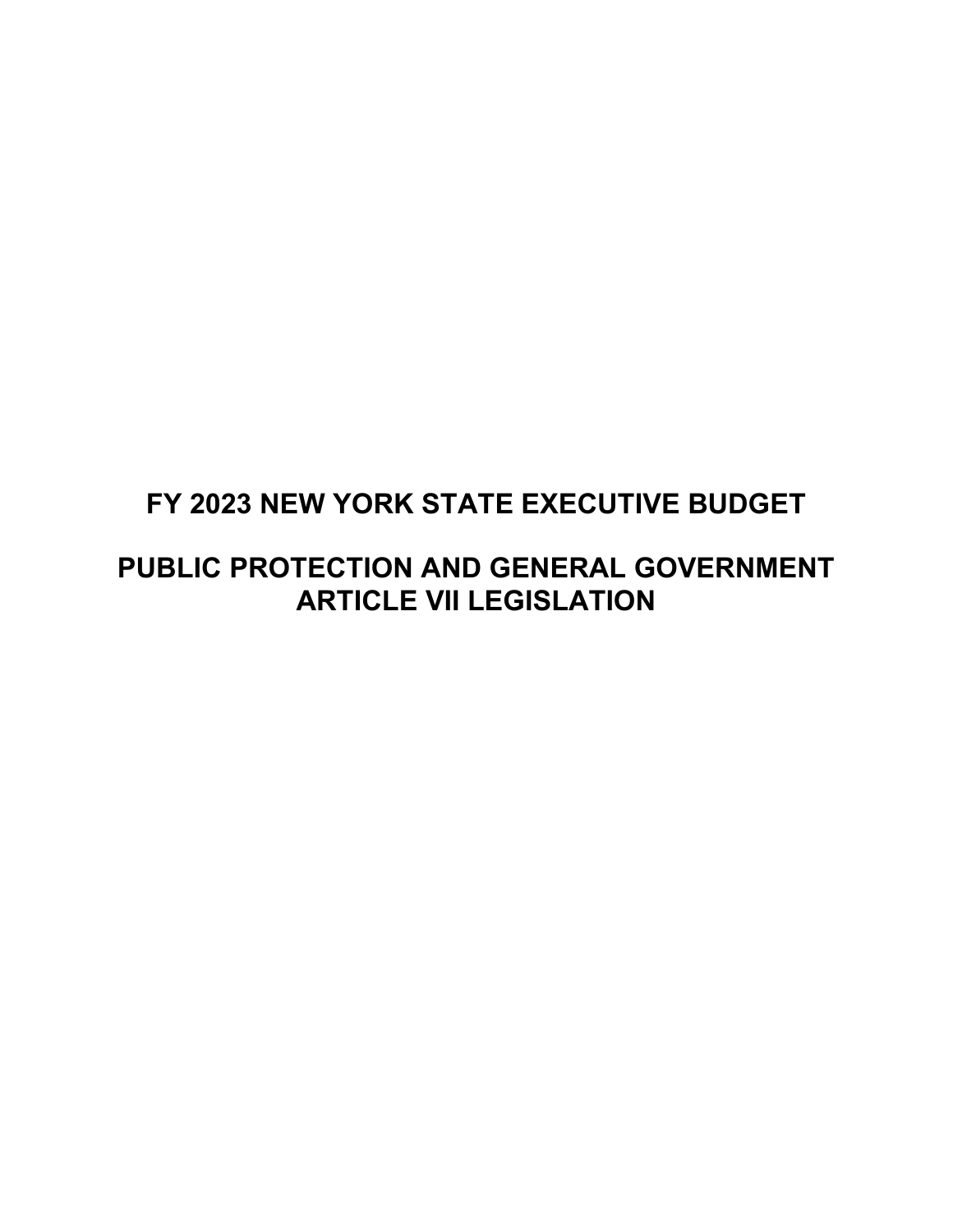# FY 2023 NEW YORK STATE EXECUTIVE BUDGET

# PUBLIC PROTECTION AND GENERAL GOVERNMENT ARTICLE VII LEGISLATION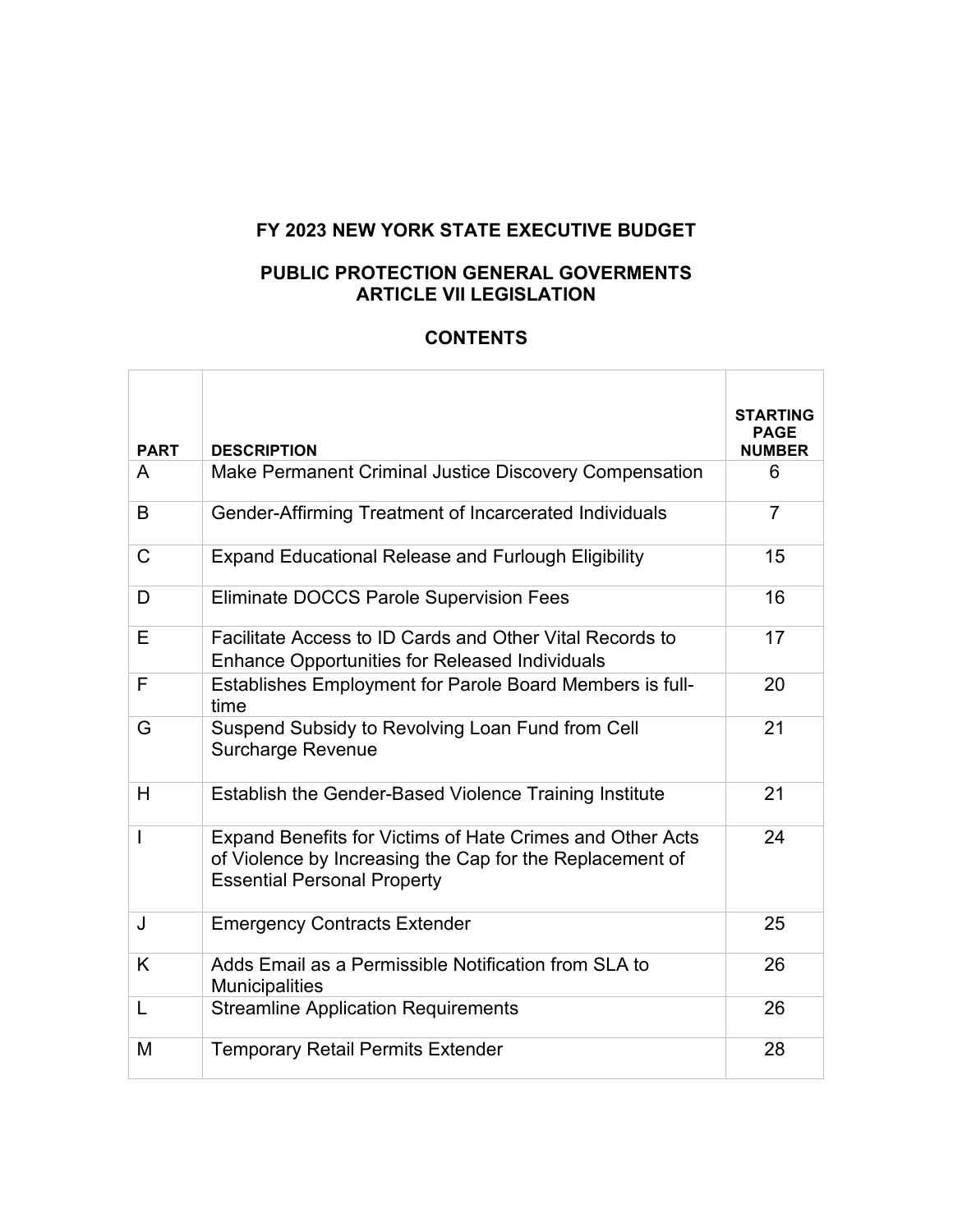# FY 2023 NEW YORK STATE EXECUTIVE BUDGET

## PUBLIC PROTECTION GENERAL GOVERMENTS ARTICLE VII LEGISLATION

## CONTENTS

| PART | DESCRIPTION | STARTING PAGE NUMBER |
|---|---|---|
| A | Make Permanent Criminal Justice Discovery Compensation | 6 |
| B | Gender-Affirming Treatment of Incarcerated Individuals | 7 |
| C | Expand Educational Release and Furlough Eligibility | 15 |
| D | Eliminate DOCCS Parole Supervision Fees | 16 |
| E | Facilitate Access to ID Cards and Other Vital Records to Enhance Opportunities for Released Individuals | 17 |
| F | Establishes Employment for Parole Board Members is full-time | 20 |
| G | Suspend Subsidy to Revolving Loan Fund from Cell Surcharge Revenue | 21 |
| H | Establish the Gender-Based Violence Training Institute | 21 |
| I | Expand Benefits for Victims of Hate Crimes and Other Acts of Violence by Increasing the Cap for the Replacement of Essential Personal Property | 24 |
| J | Emergency Contracts Extender | 25 |
| K | Adds Email as a Permissible Notification from SLA to Municipalities | 26 |
| L | Streamline Application Requirements | 26 |
| M | Temporary Retail Permits Extender | 28 |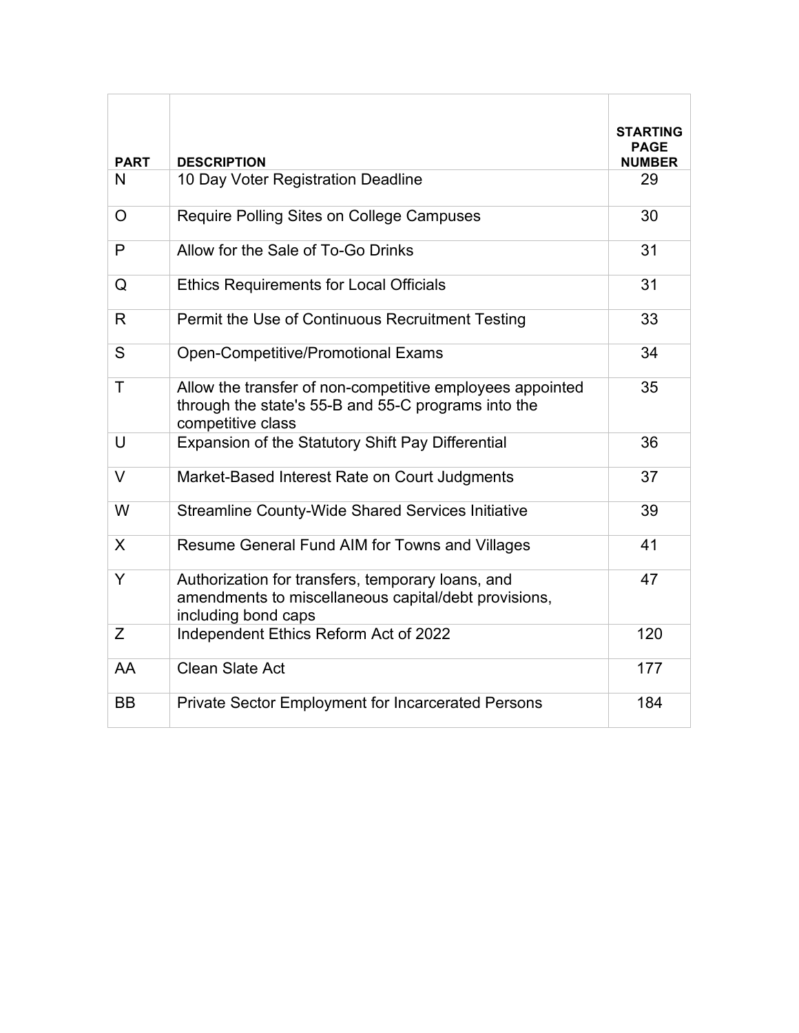| PART | DESCRIPTION | STARTING PAGE NUMBER |
| --- | --- | --- |
| N | 10 Day Voter Registration Deadline | 29 |
| O | Require Polling Sites on College Campuses | 30 |
| P | Allow for the Sale of To-Go Drinks | 31 |
| Q | Ethics Requirements for Local Officials | 31 |
| R | Permit the Use of Continuous Recruitment Testing | 33 |
| S | Open-Competitive/Promotional Exams | 34 |
| T | Allow the transfer of non-competitive employees appointed through the state's 55-B and 55-C programs into the competitive class | 35 |
| U | Expansion of the Statutory Shift Pay Differential | 36 |
| V | Market-Based Interest Rate on Court Judgments | 37 |
| W | Streamline County-Wide Shared Services Initiative | 39 |
| X | Resume General Fund AIM for Towns and Villages | 41 |
| Y | Authorization for transfers, temporary loans, and amendments to miscellaneous capital/debt provisions, including bond caps | 47 |
| Z | Independent Ethics Reform Act of 2022 | 120 |
| AA | Clean Slate Act | 177 |
| BB | Private Sector Employment for Incarcerated Persons | 184 |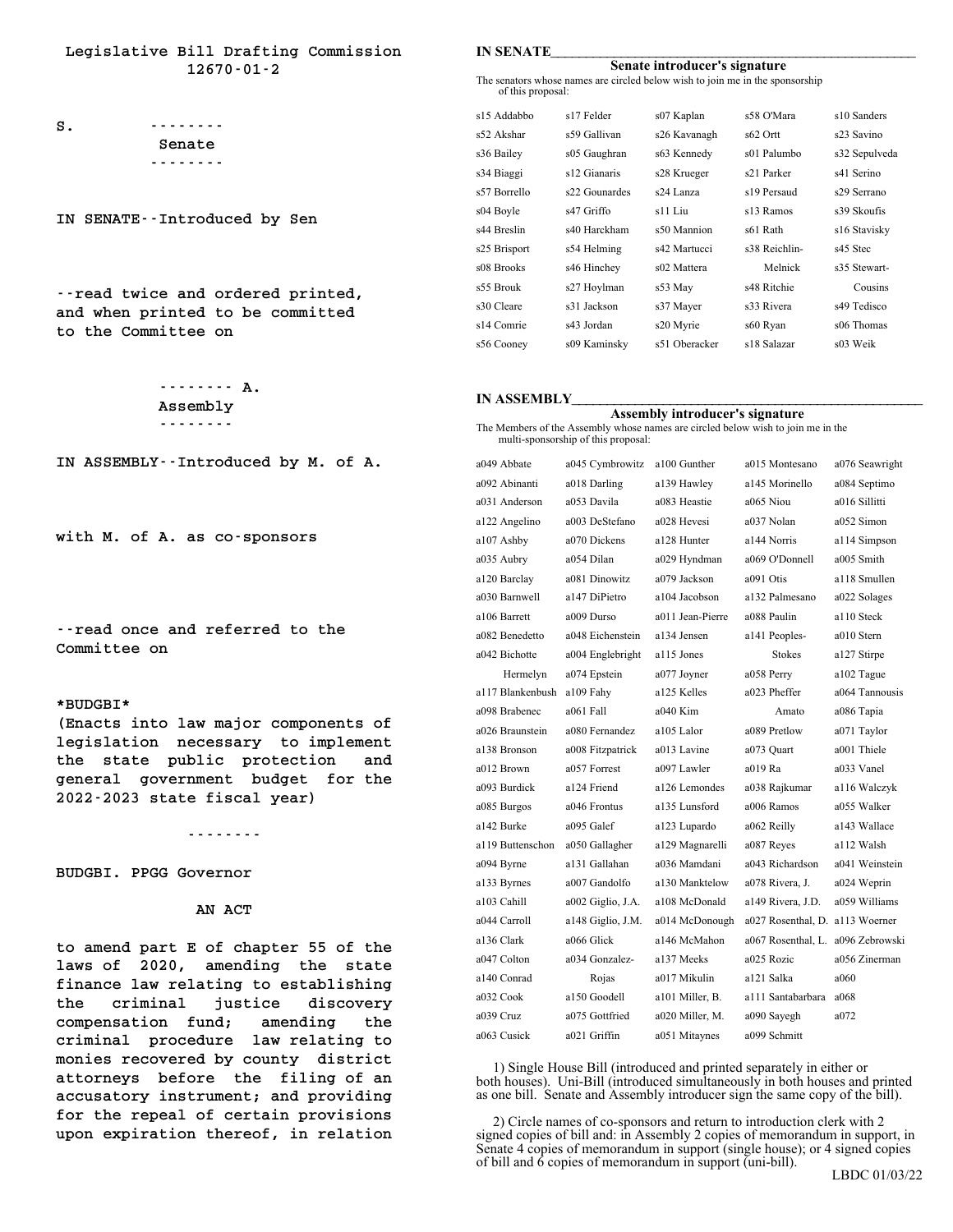Legislative Bill Drafting Commission
12670-01-2

S. --------
Senate
--------

IN SENATE--Introduced by Sen

--read twice and ordered printed, and when printed to be committed to the Committee on

-------- A.
Assembly
--------

IN ASSEMBLY--Introduced by M. of A.

with M. of A. as co-sponsors

--read once and referred to the Committee on

*BUDGBI*
(Enacts into law major components of legislation necessary to implement the state public protection and general government budget for the 2022-2023 state fiscal year)

--------

BUDGBI. PPGG Governor

AN ACT

to amend part E of chapter 55 of the laws of 2020, amending the state finance law relating to establishing the criminal justice discovery compensation fund; amending the criminal procedure law relating to monies recovered by county district attorneys before the filing of an accusatory instrument; and providing for the repeal of certain provisions upon expiration thereof, in relation

**IN SENATE**\_\_\_\_\_\_\_\_\_\_\_\_\_\_\_\_\_\_\_\_\_\_\_\_\_\_\_\_\_\_\_\_\_\_\_\_\_\_\_\_\_\_\_\_\_\_\_\_
**Senate introducer's signature**

The senators whose names are circled below wish to join me in the sponsorship of this proposal:

| | | | | |
|---|---|---|---|---|
| s15 Addabbo | s17 Felder | s07 Kaplan | s58 O'Mara | s10 Sanders |
| s52 Akshar | s59 Gallivan | s26 Kavanagh | s62 Ortt | s23 Savino |
| s36 Bailey | s05 Gaughran | s63 Kennedy | s01 Palumbo | s32 Sepulveda |
| s34 Biaggi | s12 Gianaris | s28 Krueger | s21 Parker | s41 Serino |
| s57 Borrello | s22 Gounardes | s24 Lanza | s19 Persaud | s29 Serrano |
| s04 Boyle | s47 Griffo | s11 Liu | s13 Ramos | s39 Skoufis |
| s44 Breslin | s40 Harckham | s50 Mannion | s61 Rath | s16 Stavisky |
| s25 Brisport | s54 Helming | s42 Martucci | s38 Reichlin-Melnick | s45 Stec |
| s08 Brooks | s46 Hinchey | s02 Mattera | s48 Ritchie | s35 Stewart-Cousins |
| s55 Brouk | s27 Hoylman | s53 May | s33 Rivera | s49 Tedisco |
| s30 Cleare | s31 Jackson | s37 Mayer | s60 Ryan | s06 Thomas |
| s14 Comrie | s43 Jordan | s20 Myrie | s18 Salazar | s03 Weik |
| s56 Cooney | s09 Kaminsky | s51 Oberacker | | |

**IN ASSEMBLY**\_\_\_\_\_\_\_\_\_\_\_\_\_\_\_\_\_\_\_\_\_\_\_\_\_\_\_\_\_\_\_\_\_\_\_\_\_\_\_\_\_\_\_\_\_\_\_\_
**Assembly introducer's signature**

The Members of the Assembly whose names are circled below wish to join me in the multi-sponsorship of this proposal:

| | | | | |
|---|---|---|---|---|
| a049 Abbate | a045 Cymbrowitz | a100 Gunther | a015 Montesano | a076 Seawright |
| a092 Abinanti | a018 Darling | a139 Hawley | a145 Morinello | a084 Septimo |
| a031 Anderson | a053 Davila | a083 Heastie | a065 Niou | a016 Sillitti |
| a122 Angelino | a003 DeStefano | a028 Hevesi | a037 Nolan | a052 Simon |
| a107 Ashby | a070 Dickens | a128 Hunter | a144 Norris | a114 Simpson |
| a035 Aubry | a054 Dilan | a029 Hyndman | a069 O'Donnell | a005 Smith |
| a120 Barclay | a081 Dinowitz | a079 Jackson | a091 Otis | a118 Smullen |
| a030 Barnwell | a147 DiPietro | a104 Jacobson | a132 Palmesano | a022 Solages |
| a106 Barrett | a009 Durso | a011 Jean-Pierre | a088 Paulin | a110 Steck |
| a082 Benedetto | a048 Eichenstein | a134 Jensen | a141 Peoples-Stokes | a010 Stern |
| a042 Bichotte Hermelyn | a004 Englebright | a115 Jones | a058 Perry | a127 Stirpe |
| a117 Blankenbush | a074 Epstein | a077 Joyner | a023 Pheffer Amato | a102 Tague |
| a098 Brabenec | a109 Fahy | a125 Kelles | a089 Pretlow | a064 Tannousis |
| a026 Braunstein | a061 Fall | a040 Kim | a073 Quart | a086 Tapia |
| a138 Bronson | a080 Fernandez | a105 Lalor | a019 Ra | a071 Taylor |
| a012 Brown | a008 Fitzpatrick | a013 Lavine | a038 Rajkumar | a001 Thiele |
| a093 Burdick | a057 Forrest | a097 Lawler | a006 Ramos | a033 Vanel |
| a085 Burgos | a124 Friend | a126 Lemondes | a062 Reilly | a116 Walczyk |
| a142 Burke | a046 Frontus | a135 Lunsford | a087 Reyes | a055 Walker |
| a119 Buttenschon | a095 Galef | a123 Lupardo | a043 Richardson | a143 Wallace |
| a094 Byrne | a050 Gallagher | a129 Magnarelli | a078 Rivera, J. | a112 Walsh |
| a133 Byrnes | a131 Gallahan | a036 Mamdani | a149 Rivera, J.D. | a041 Weinstein |
| a103 Cahill | a007 Gandolfo | a130 Manktelow | a027 Rosenthal, D. | a024 Weprin |
| a044 Carroll | a002 Giglio, J.A. | a108 McDonald | a067 Rosenthal, L. | a059 Williams |
| a136 Clark | a148 Giglio, J.M. | a014 McDonough | a025 Rozic | a113 Woerner |
| a047 Colton | a066 Glick | a146 McMahon | a121 Salka | a096 Zebrowski |
| a140 Conrad | a034 Gonzalez-Rojas | a137 Meeks | a111 Santabarbara | a056 Zinerman |
| a032 Cook | a150 Goodell | a017 Mikulin | a090 Sayegh | a060 |
| a039 Cruz | a075 Gottfried | a101 Miller, B. | a099 Schmitt | a068 |
| a063 Cusick | a021 Griffin | a020 Miller, M. | | a072 |
| | | a051 Mitaynes | | |

1) Single House Bill (introduced and printed separately in either or both houses). Uni-Bill (introduced simultaneously in both houses and printed as one bill. Senate and Assembly introducer sign the same copy of the bill).

2) Circle names of co-sponsors and return to introduction clerk with 2 signed copies of bill and: in Assembly 2 copies of memorandum in support, in Senate 4 copies of memorandum in support (single house); or 4 signed copies of bill and 6 copies of memorandum in support (uni-bill).

LBDC 01/03/22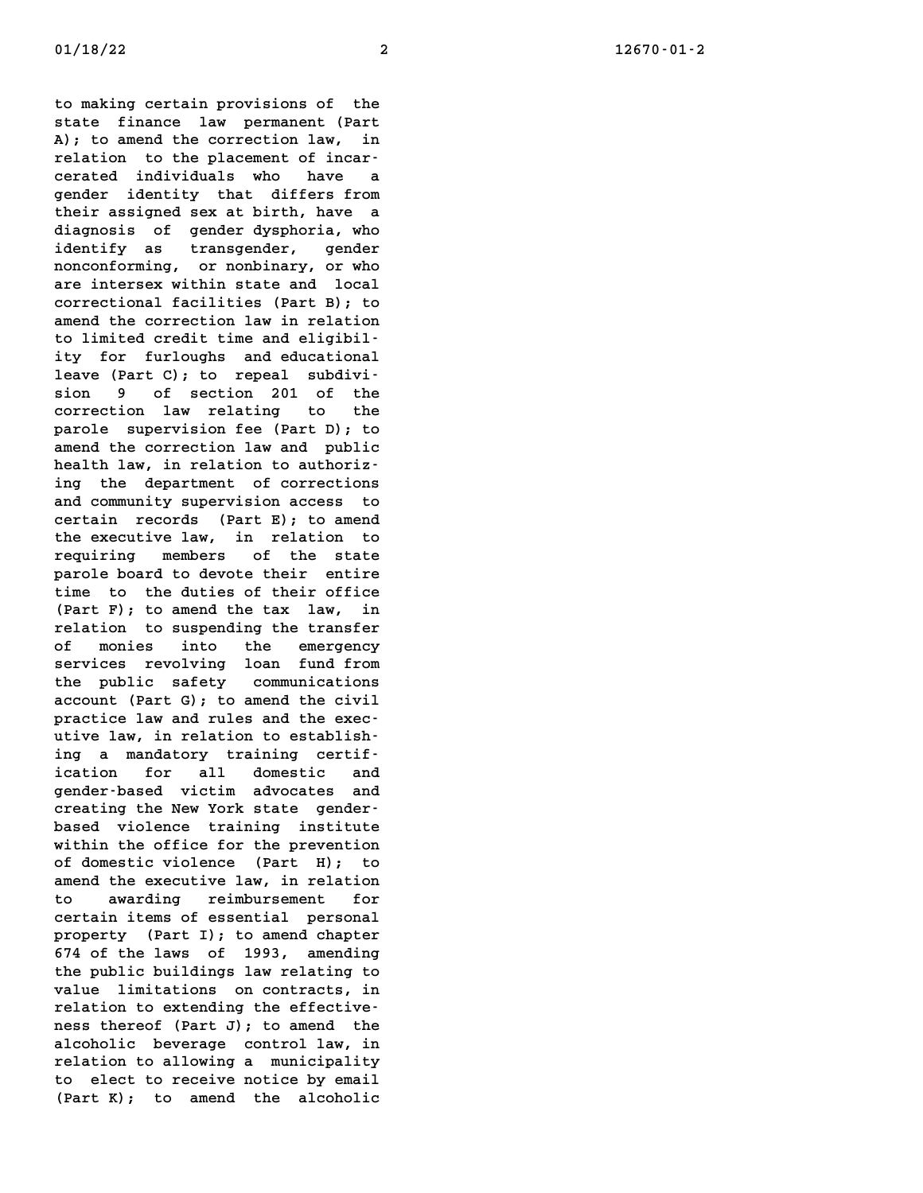to making certain provisions of the state finance law permanent (Part A); to amend the correction law, in relation to the placement of incarcerated individuals who have a gender identity that differs from their assigned sex at birth, have a diagnosis of gender dysphoria, who identify as transgender, gender nonconforming, or nonbinary, or who are intersex within state and local correctional facilities (Part B); to amend the correction law in relation to limited credit time and eligibility for furloughs and educational leave (Part C); to repeal subdivision 9 of section 201 of the correction law relating to the parole supervision fee (Part D); to amend the correction law and public health law, in relation to authorizing the department of corrections and community supervision access to certain records (Part E); to amend the executive law, in relation to requiring members of the state parole board to devote their entire time to the duties of their office (Part F); to amend the tax law, in relation to suspending the transfer of monies into the emergency services revolving loan fund from the public safety communications account (Part G); to amend the civil practice law and rules and the executive law, in relation to establishing a mandatory training certification for all domestic and gender-based victim advocates and creating the New York state gender-based violence training institute within the office for the prevention of domestic violence (Part H); to amend the executive law, in relation to awarding reimbursement for certain items of essential personal property (Part I); to amend chapter 674 of the laws of 1993, amending the public buildings law relating to value limitations on contracts, in relation to extending the effectiveness thereof (Part J); to amend the alcoholic beverage control law, in relation to allowing a municipality to elect to receive notice by email (Part K); to amend the alcoholic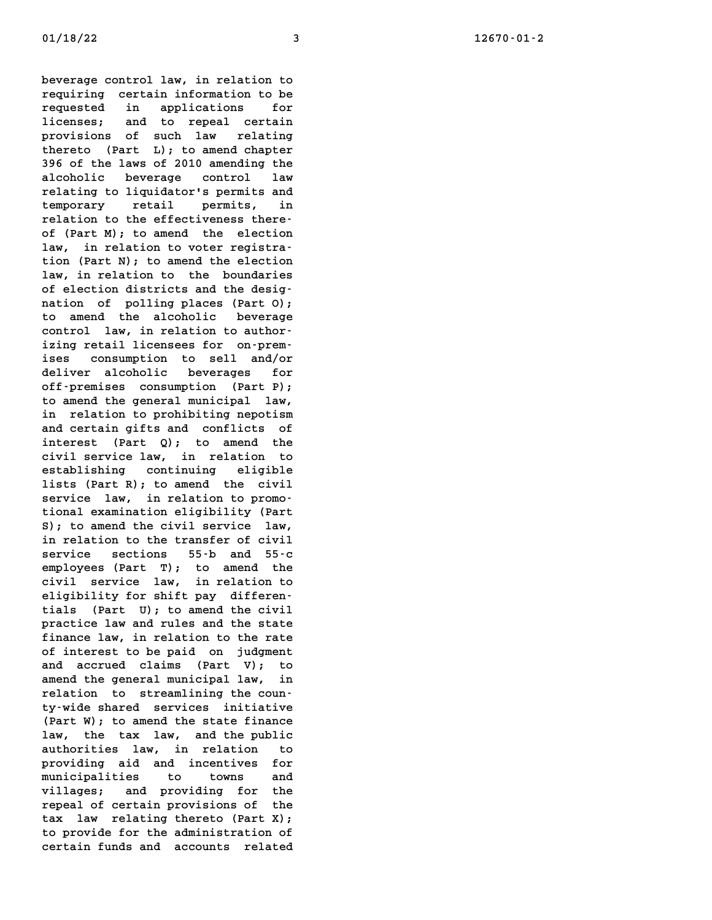beverage control law, in relation to requiring certain information to be requested in applications for licenses; and to repeal certain provisions of such law relating thereto (Part L); to amend chapter 396 of the laws of 2010 amending the alcoholic beverage control law relating to liquidator's permits and temporary retail permits, in relation to the effectiveness thereof (Part M); to amend the election law, in relation to voter registration (Part N); to amend the election law, in relation to the boundaries of election districts and the designation of polling places (Part O); to amend the alcoholic beverage control law, in relation to authorizing retail licensees for on-premises consumption to sell and/or deliver alcoholic beverages for off-premises consumption (Part P); to amend the general municipal law, in relation to prohibiting nepotism and certain gifts and conflicts of interest (Part Q); to amend the civil service law, in relation to establishing continuing eligible lists (Part R); to amend the civil service law, in relation to promotional examination eligibility (Part S); to amend the civil service law, in relation to the transfer of civil service sections 55-b and 55-c employees (Part T); to amend the civil service law, in relation to eligibility for shift pay differentials (Part U); to amend the civil practice law and rules and the state finance law, in relation to the rate of interest to be paid on judgment and accrued claims (Part V); to amend the general municipal law, in relation to streamlining the county-wide shared services initiative (Part W); to amend the state finance law, the tax law, and the public authorities law, in relation to providing aid and incentives for municipalities to towns and villages; and providing for the repeal of certain provisions of the tax law relating thereto (Part X); to provide for the administration of certain funds and accounts related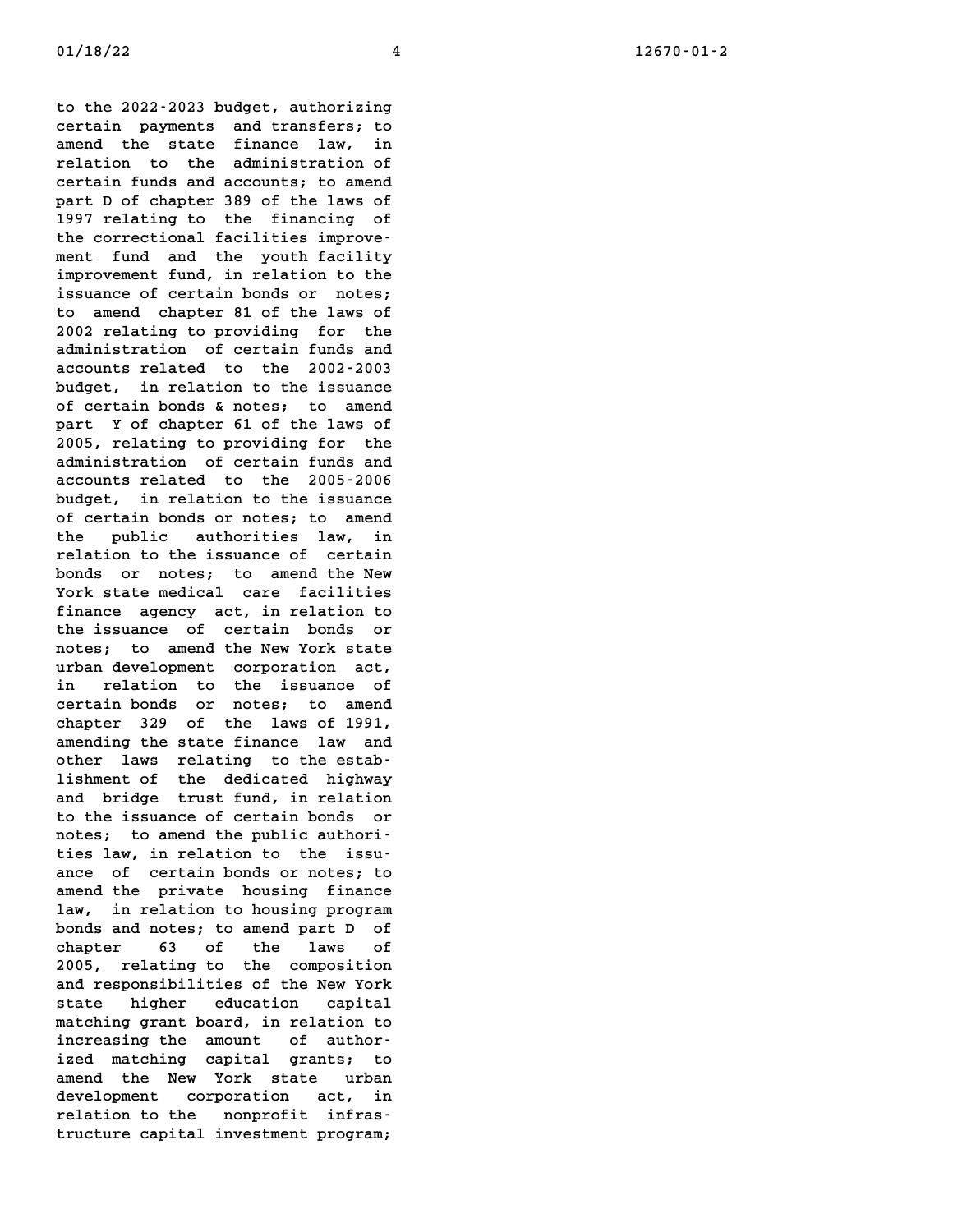to the 2022-2023 budget, authorizing certain payments and transfers; to amend the state finance law, in relation to the administration of certain funds and accounts; to amend part D of chapter 389 of the laws of 1997 relating to the financing of the correctional facilities improvement fund and the youth facility improvement fund, in relation to the issuance of certain bonds or notes; to amend chapter 81 of the laws of 2002 relating to providing for the administration of certain funds and accounts related to the 2002-2003 budget, in relation to the issuance of certain bonds & notes; to amend part Y of chapter 61 of the laws of 2005, relating to providing for the administration of certain funds and accounts related to the 2005-2006 budget, in relation to the issuance of certain bonds or notes; to amend the public authorities law, in relation to the issuance of certain bonds or notes; to amend the New York state medical care facilities finance agency act, in relation to the issuance of certain bonds or notes; to amend the New York state urban development corporation act, in relation to the issuance of certain bonds or notes; to amend chapter 329 of the laws of 1991, amending the state finance law and other laws relating to the establishment of the dedicated highway and bridge trust fund, in relation to the issuance of certain bonds or notes; to amend the public authorities law, in relation to the issuance of certain bonds or notes; to amend the private housing finance law, in relation to housing program bonds and notes; to amend part D of chapter 63 of the laws of 2005, relating to the composition and responsibilities of the New York state higher education capital matching grant board, in relation to increasing the amount of authorized matching capital grants; to amend the New York state urban development corporation act, in relation to the nonprofit infrastructure capital investment program;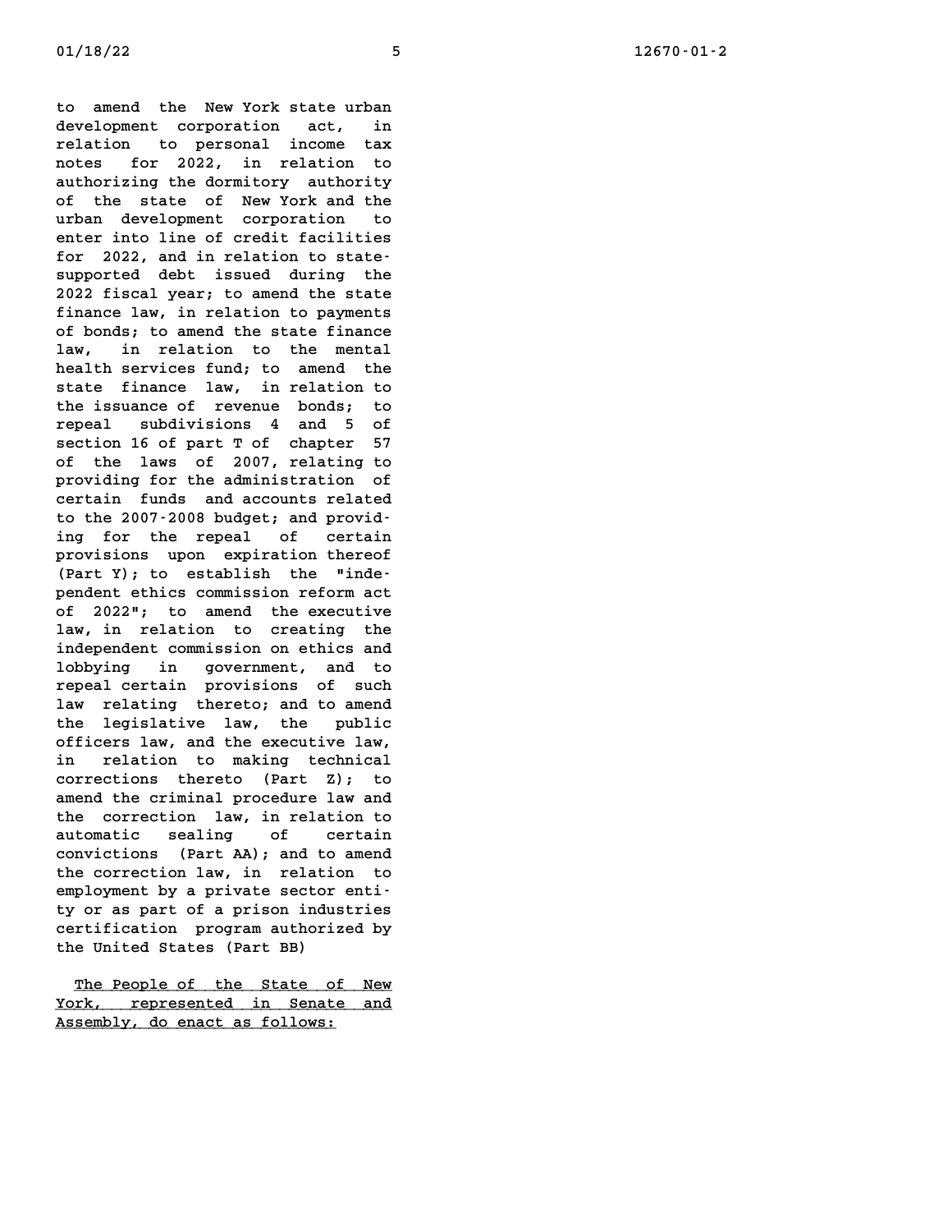to amend the New York state urban development corporation act, in relation to personal income tax notes for 2022, in relation to authorizing the dormitory authority of the state of New York and the urban development corporation to enter into line of credit facilities for 2022, and in relation to state-supported debt issued during the 2022 fiscal year; to amend the state finance law, in relation to payments of bonds; to amend the state finance law, in relation to the mental health services fund; to amend the state finance law, in relation to the issuance of revenue bonds; to repeal subdivisions 4 and 5 of section 16 of part T of chapter 57 of the laws of 2007, relating to providing for the administration of certain funds and accounts related to the 2007-2008 budget; and providing for the repeal of certain provisions upon expiration thereof (Part Y); to establish the "independent ethics commission reform act of 2022"; to amend the executive law, in relation to creating the independent commission on ethics and lobbying in government, and to repeal certain provisions of such law relating thereto; and to amend the legislative law, the public officers law, and the executive law, in relation to making technical corrections thereto (Part Z); to amend the criminal procedure law and the correction law, in relation to automatic sealing of certain convictions (Part AA); and to amend the correction law, in relation to employment by a private sector entity or as part of a prison industries certification program authorized by the United States (Part BB)

The People of the State of New York, represented in Senate and Assembly, do enact as follows: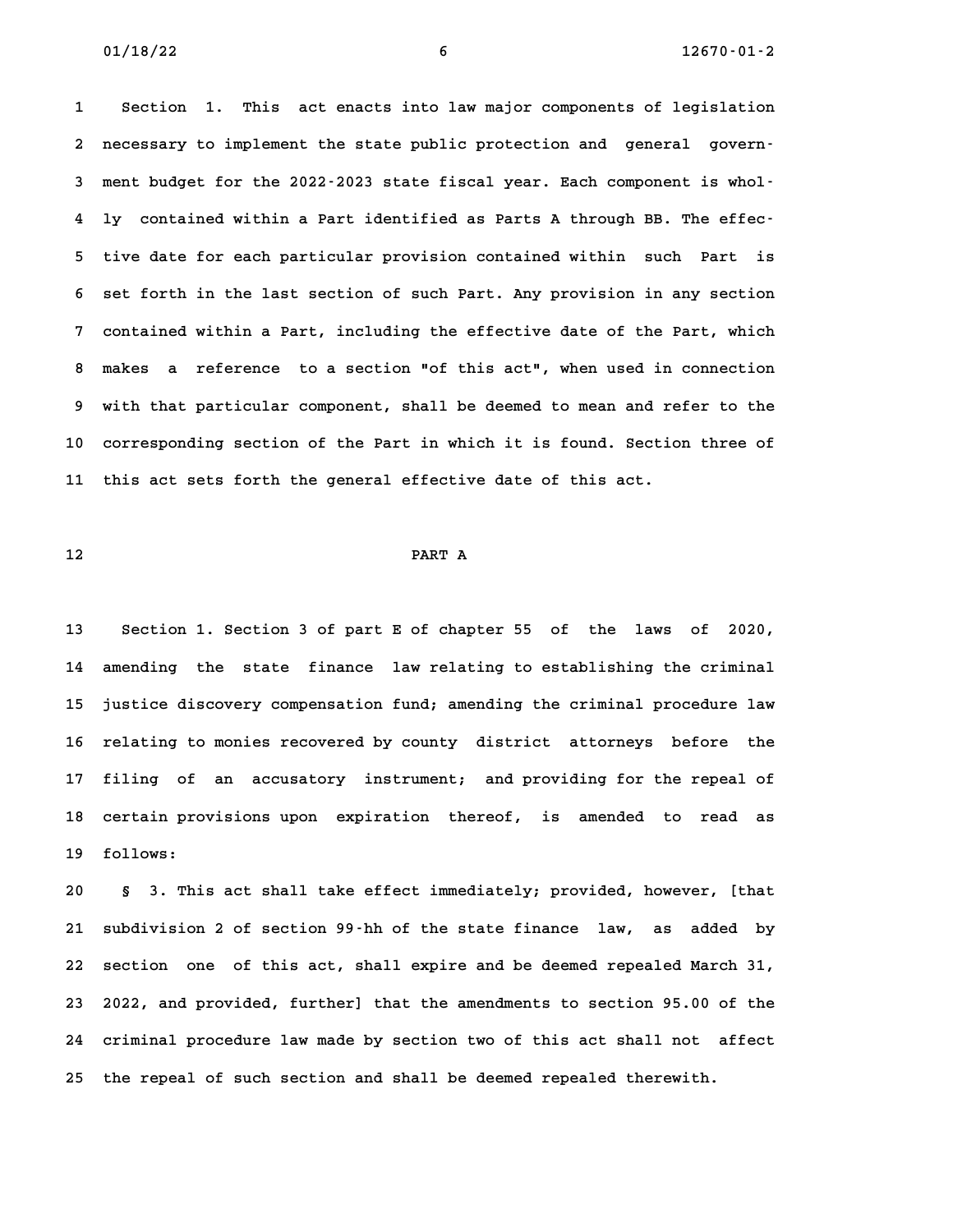Section 1. This act enacts into law major components of legislation necessary to implement the state public protection and general government budget for the 2022-2023 state fiscal year. Each component is wholly contained within a Part identified as Parts A through BB. The effective date for each particular provision contained within such Part is set forth in the last section of such Part. Any provision in any section contained within a Part, including the effective date of the Part, which makes a reference to a section "of this act", when used in connection with that particular component, shall be deemed to mean and refer to the corresponding section of the Part in which it is found. Section three of this act sets forth the general effective date of this act.

## PART A

Section 1. Section 3 of part E of chapter 55 of the laws of 2020, amending the state finance law relating to establishing the criminal justice discovery compensation fund; amending the criminal procedure law relating to monies recovered by county district attorneys before the filing of an accusatory instrument; and providing for the repeal of certain provisions upon expiration thereof, is amended to read as follows:

§ 3. This act shall take effect immediately; provided, however, [that subdivision 2 of section 99-hh of the state finance law, as added by section one of this act, shall expire and be deemed repealed March 31, 2022, and provided, further] that the amendments to section 95.00 of the criminal procedure law made by section two of this act shall not affect the repeal of such section and shall be deemed repealed therewith.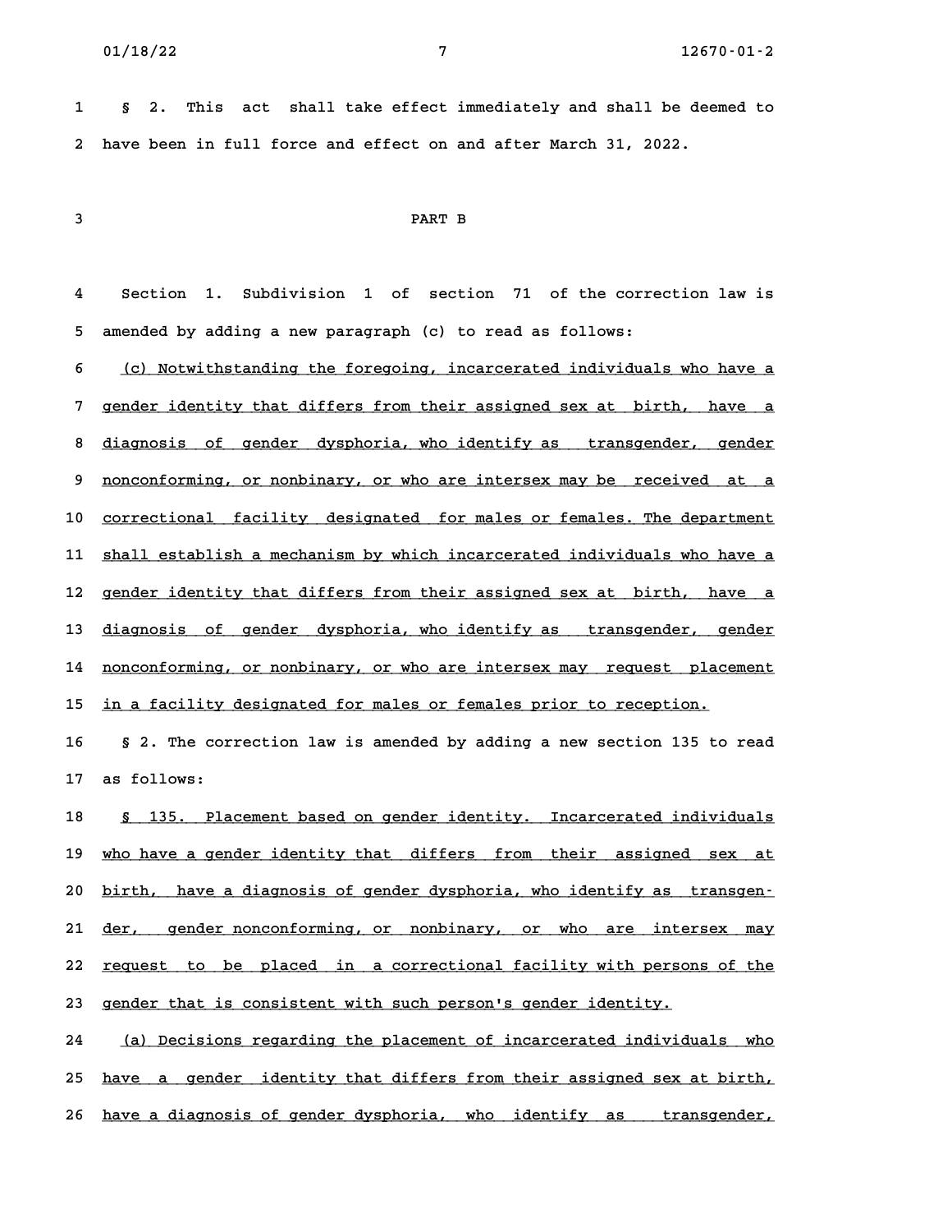§ 2. This act shall take effect immediately and shall be deemed to have been in full force and effect on and after March 31, 2022.

PART B

Section 1. Subdivision 1 of section 71 of the correction law is amended by adding a new paragraph (c) to read as follows:

(c) Notwithstanding the foregoing, incarcerated individuals who have a gender identity that differs from their assigned sex at birth, have a diagnosis of gender dysphoria, who identify as transgender, gender nonconforming, or nonbinary, or who are intersex may be received at a correctional facility designated for males or females. The department shall establish a mechanism by which incarcerated individuals who have a gender identity that differs from their assigned sex at birth, have a diagnosis of gender dysphoria, who identify as transgender, gender nonconforming, or nonbinary, or who are intersex may request placement in a facility designated for males or females prior to reception.

§ 2. The correction law is amended by adding a new section 135 to read as follows:

§ 135. Placement based on gender identity. Incarcerated individuals who have a gender identity that differs from their assigned sex at birth, have a diagnosis of gender dysphoria, who identify as transgender, gender nonconforming, or nonbinary, or who are intersex may request to be placed in a correctional facility with persons of the gender that is consistent with such person's gender identity.

(a) Decisions regarding the placement of incarcerated individuals who have a gender identity that differs from their assigned sex at birth, have a diagnosis of gender dysphoria, who identify as transgender,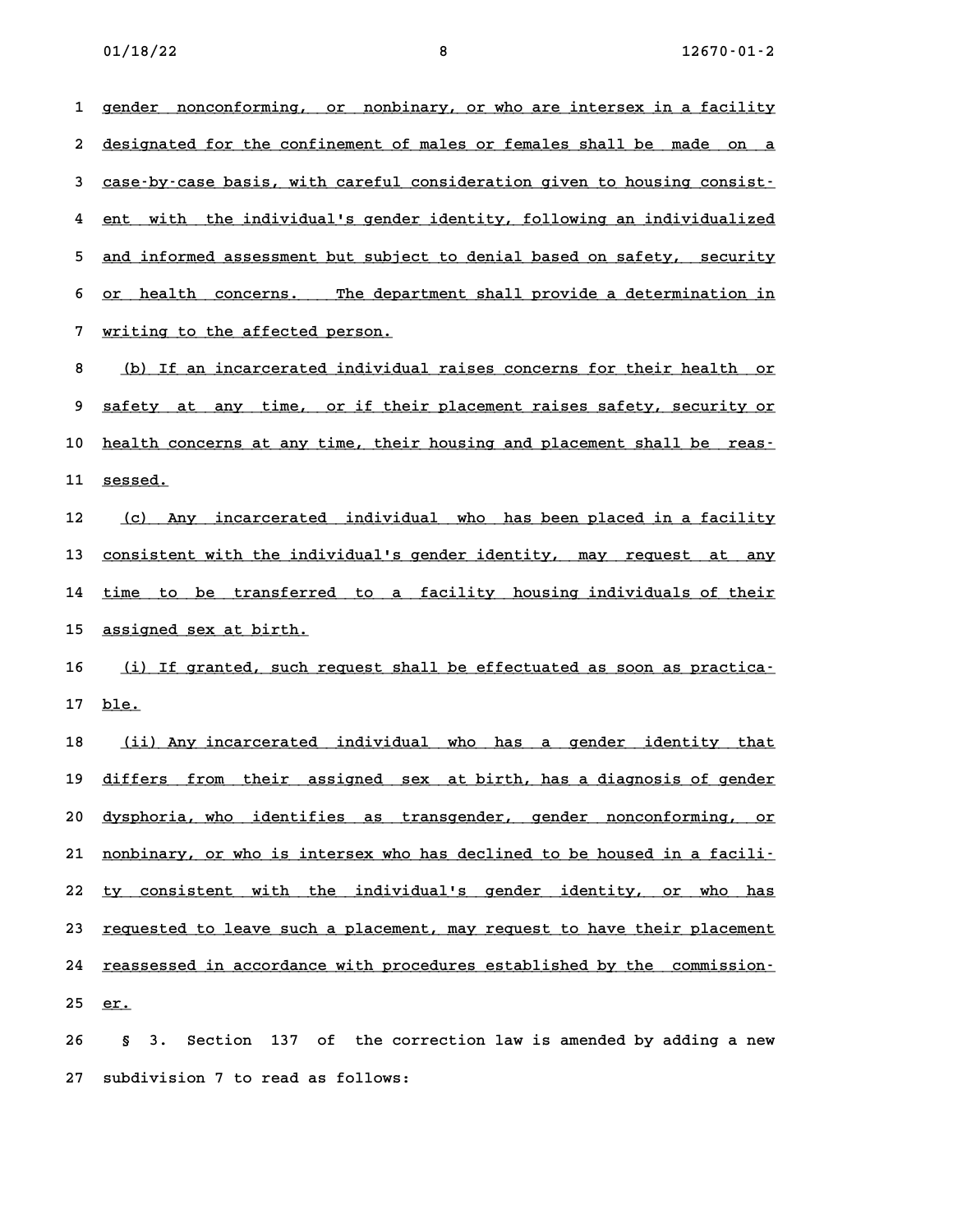gender nonconforming, or nonbinary, or who are intersex in a facility designated for the confinement of males or females shall be made on a case-by-case basis, with careful consideration given to housing consistent with the individual's gender identity, following an individualized and informed assessment but subject to denial based on safety, security or health concerns. The department shall provide a determination in writing to the affected person.

(b) If an incarcerated individual raises concerns for their health or safety at any time, or if their placement raises safety, security or health concerns at any time, their housing and placement shall be reassessed.

(c) Any incarcerated individual who has been placed in a facility consistent with the individual's gender identity, may request at any time to be transferred to a facility housing individuals of their assigned sex at birth.

(i) If granted, such request shall be effectuated as soon as practicable.

(ii) Any incarcerated individual who has a gender identity that differs from their assigned sex at birth, has a diagnosis of gender dysphoria, who identifies as transgender, gender nonconforming, or nonbinary, or who is intersex who has declined to be housed in a facility consistent with the individual's gender identity, or who has requested to leave such a placement, may request to have their placement reassessed in accordance with procedures established by the commissioner.

§ 3. Section 137 of the correction law is amended by adding a new subdivision 7 to read as follows: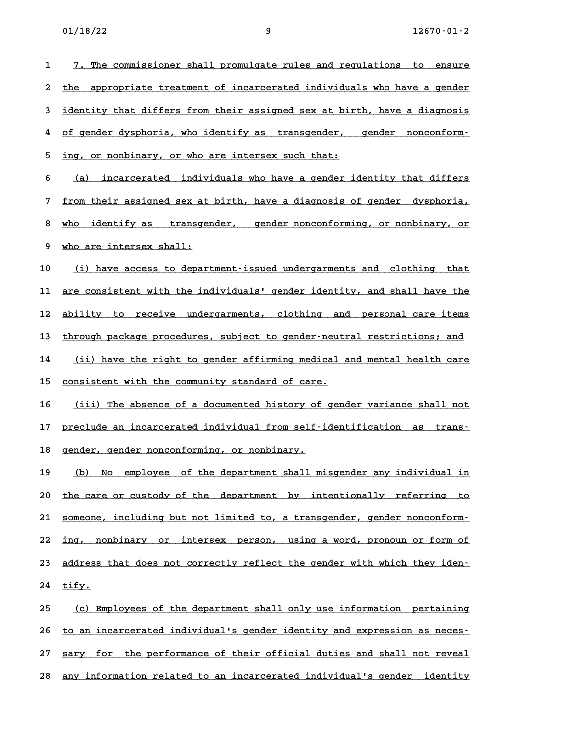7. The commissioner shall promulgate rules and regulations to ensure the appropriate treatment of incarcerated individuals who have a gender identity that differs from their assigned sex at birth, have a diagnosis of gender dysphoria, who identify as transgender, gender nonconforming, or nonbinary, or who are intersex such that:

(a) incarcerated individuals who have a gender identity that differs from their assigned sex at birth, have a diagnosis of gender dysphoria, who identify as transgender, gender nonconforming, or nonbinary, or who are intersex shall:

(i) have access to department-issued undergarments and clothing that are consistent with the individuals' gender identity, and shall have the ability to receive undergarments, clothing and personal care items through package procedures, subject to gender-neutral restrictions; and

(ii) have the right to gender affirming medical and mental health care consistent with the community standard of care.

(iii) The absence of a documented history of gender variance shall not preclude an incarcerated individual from self-identification as transgender, gender nonconforming, or nonbinary.

(b) No employee of the department shall misgender any individual in the care or custody of the department by intentionally referring to someone, including but not limited to, a transgender, gender nonconforming, nonbinary or intersex person, using a word, pronoun or form of address that does not correctly reflect the gender with which they identify.

(c) Employees of the department shall only use information pertaining to an incarcerated individual's gender identity and expression as necessary for the performance of their official duties and shall not reveal any information related to an incarcerated individual's gender identity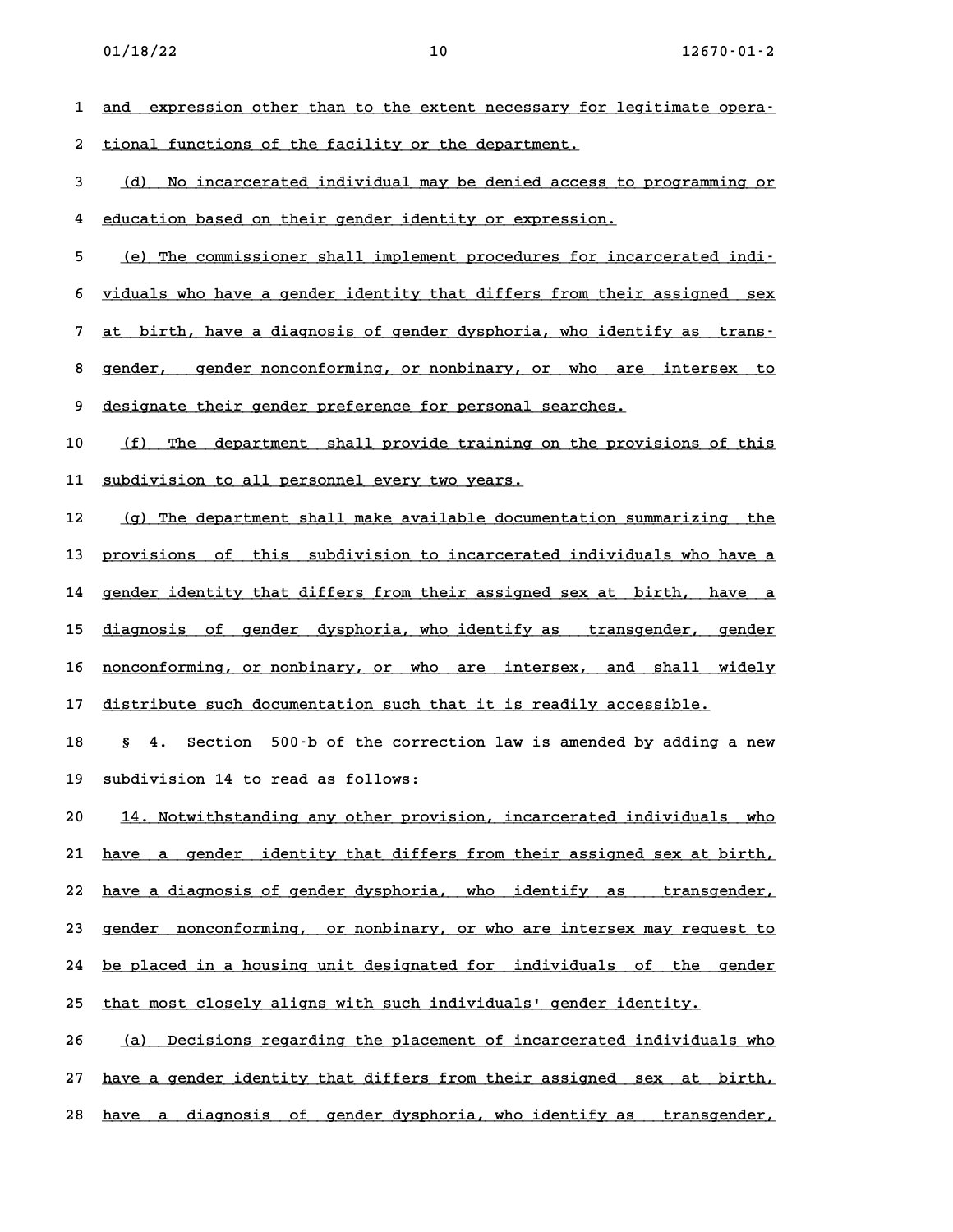and expression other than to the extent necessary for legitimate operational functions of the facility or the department.

(d) No incarcerated individual may be denied access to programming or education based on their gender identity or expression.

(e) The commissioner shall implement procedures for incarcerated individuals who have a gender identity that differs from their assigned sex at birth, have a diagnosis of gender dysphoria, who identify as transgender, gender nonconforming, or nonbinary, or who are intersex to designate their gender preference for personal searches.

(f) The department shall provide training on the provisions of this subdivision to all personnel every two years.

(g) The department shall make available documentation summarizing the provisions of this subdivision to incarcerated individuals who have a gender identity that differs from their assigned sex at birth, have a diagnosis of gender dysphoria, who identify as transgender, gender nonconforming, or nonbinary, or who are intersex, and shall widely distribute such documentation such that it is readily accessible.

§ 4. Section 500-b of the correction law is amended by adding a new subdivision 14 to read as follows:

14. Notwithstanding any other provision, incarcerated individuals who have a gender identity that differs from their assigned sex at birth, have a diagnosis of gender dysphoria, who identify as transgender, gender nonconforming, or nonbinary, or who are intersex may request to be placed in a housing unit designated for individuals of the gender that most closely aligns with such individuals' gender identity.

(a) Decisions regarding the placement of incarcerated individuals who have a gender identity that differs from their assigned sex at birth, have a diagnosis of gender dysphoria, who identify as transgender,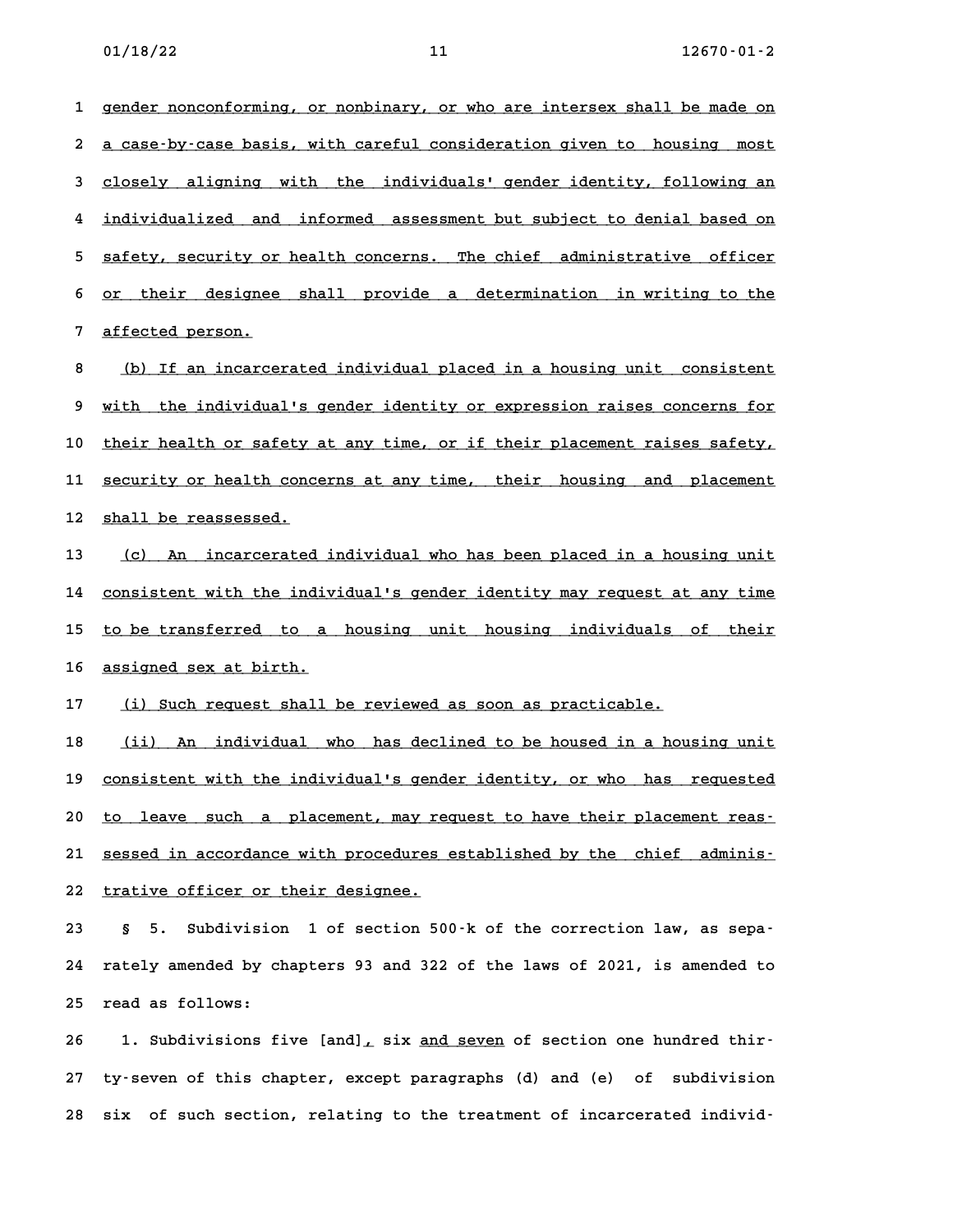gender nonconforming, or nonbinary, or who are intersex shall be made on a case-by-case basis, with careful consideration given to housing most closely aligning with the individuals' gender identity, following an individualized and informed assessment but subject to denial based on safety, security or health concerns. The chief administrative officer or their designee shall provide a determination in writing to the affected person.

(b) If an incarcerated individual placed in a housing unit consistent with the individual's gender identity or expression raises concerns for their health or safety at any time, or if their placement raises safety, security or health concerns at any time, their housing and placement shall be reassessed.

(c) An incarcerated individual who has been placed in a housing unit consistent with the individual's gender identity may request at any time to be transferred to a housing unit housing individuals of their assigned sex at birth.

(i) Such request shall be reviewed as soon as practicable.

(ii) An individual who has declined to be housed in a housing unit consistent with the individual's gender identity, or who has requested to leave such a placement, may request to have their placement reassessed in accordance with procedures established by the chief administrative officer or their designee.

§ 5. Subdivision 1 of section 500-k of the correction law, as separately amended by chapters 93 and 322 of the laws of 2021, is amended to read as follows:

1. Subdivisions five [and], six and seven of section one hundred thirty-seven of this chapter, except paragraphs (d) and (e) of subdivision six of such section, relating to the treatment of incarcerated individ-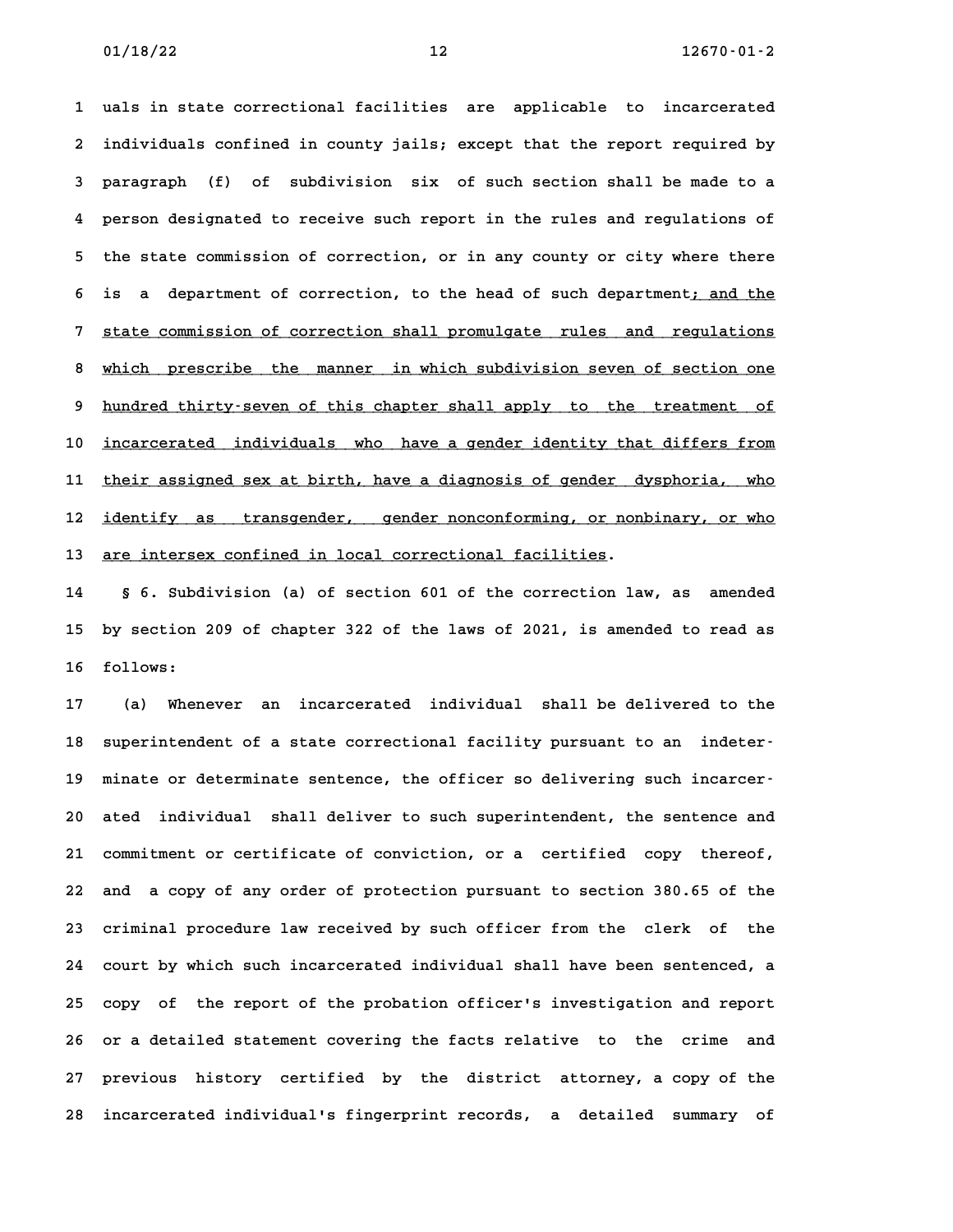uals in state correctional facilities are applicable to incarcerated individuals confined in county jails; except that the report required by paragraph (f) of subdivision six of such section shall be made to a person designated to receive such report in the rules and regulations of the state commission of correction, or in any county or city where there is a department of correction, to the head of such department; and the state commission of correction shall promulgate rules and regulations which prescribe the manner in which subdivision seven of section one hundred thirty-seven of this chapter shall apply to the treatment of incarcerated individuals who have a gender identity that differs from their assigned sex at birth, have a diagnosis of gender dysphoria, who identify as transgender, gender nonconforming, or nonbinary, or who are intersex confined in local correctional facilities.

§ 6. Subdivision (a) of section 601 of the correction law, as amended by section 209 of chapter 322 of the laws of 2021, is amended to read as follows:

(a) Whenever an incarcerated individual shall be delivered to the superintendent of a state correctional facility pursuant to an indeterminate or determinate sentence, the officer so delivering such incarcerated individual shall deliver to such superintendent, the sentence and commitment or certificate of conviction, or a certified copy thereof, and a copy of any order of protection pursuant to section 380.65 of the criminal procedure law received by such officer from the clerk of the court by which such incarcerated individual shall have been sentenced, a copy of the report of the probation officer's investigation and report or a detailed statement covering the facts relative to the crime and previous history certified by the district attorney, a copy of the incarcerated individual's fingerprint records, a detailed summary of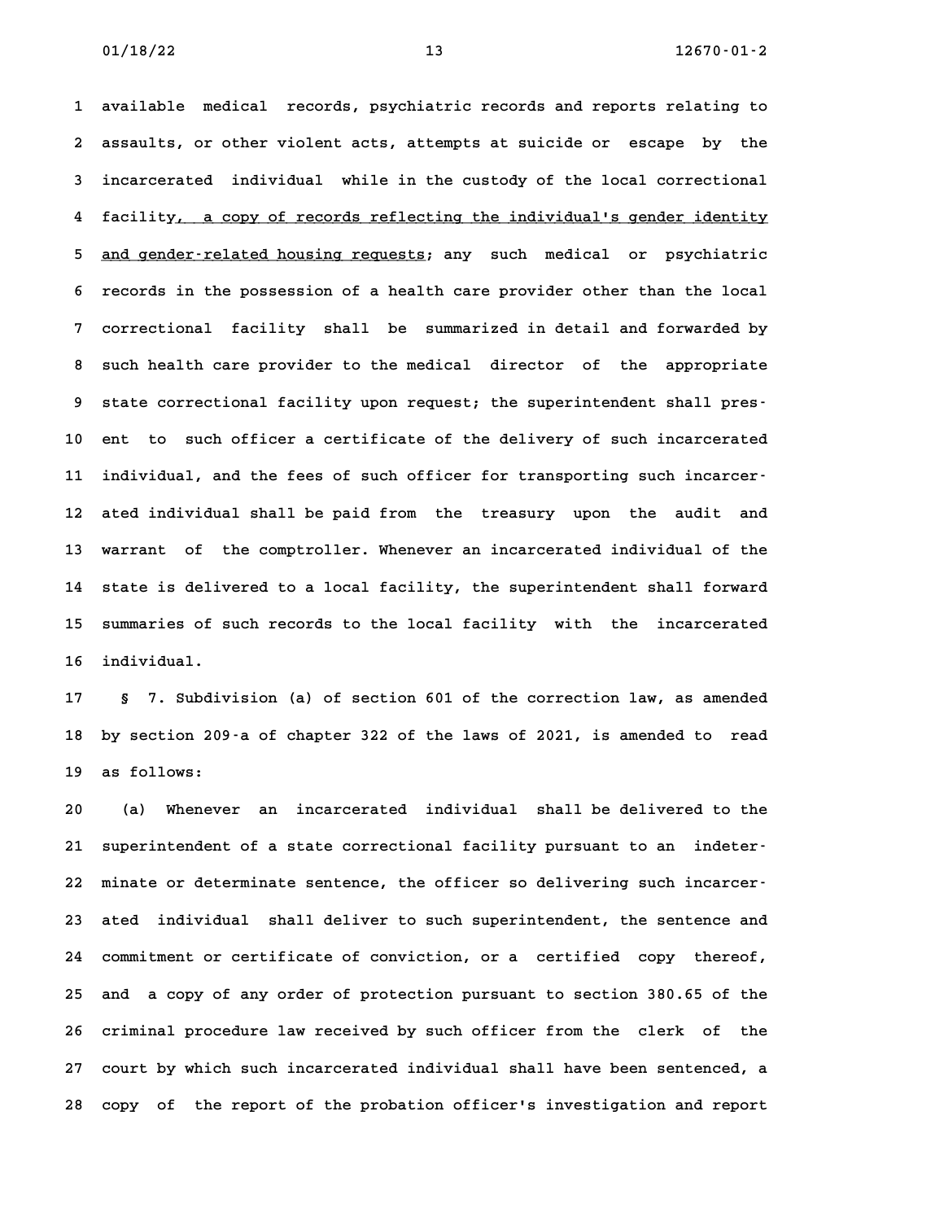available medical records, psychiatric records and reports relating to assaults, or other violent acts, attempts at suicide or escape by the incarcerated individual while in the custody of the local correctional facility<u>, a copy of records reflecting the individual's gender identity and gender-related housing requests</u>; any such medical or psychiatric records in the possession of a health care provider other than the local correctional facility shall be summarized in detail and forwarded by such health care provider to the medical director of the appropriate state correctional facility upon request; the superintendent shall present to such officer a certificate of the delivery of such incarcerated individual, and the fees of such officer for transporting such incarcerated individual shall be paid from the treasury upon the audit and warrant of the comptroller. Whenever an incarcerated individual of the state is delivered to a local facility, the superintendent shall forward summaries of such records to the local facility with the incarcerated individual.

§ 7. Subdivision (a) of section 601 of the correction law, as amended by section 209-a of chapter 322 of the laws of 2021, is amended to read as follows:

(a) Whenever an incarcerated individual shall be delivered to the superintendent of a state correctional facility pursuant to an indeterminate or determinate sentence, the officer so delivering such incarcerated individual shall deliver to such superintendent, the sentence and commitment or certificate of conviction, or a certified copy thereof, and a copy of any order of protection pursuant to section 380.65 of the criminal procedure law received by such officer from the clerk of the court by which such incarcerated individual shall have been sentenced, a copy of the report of the probation officer's investigation and report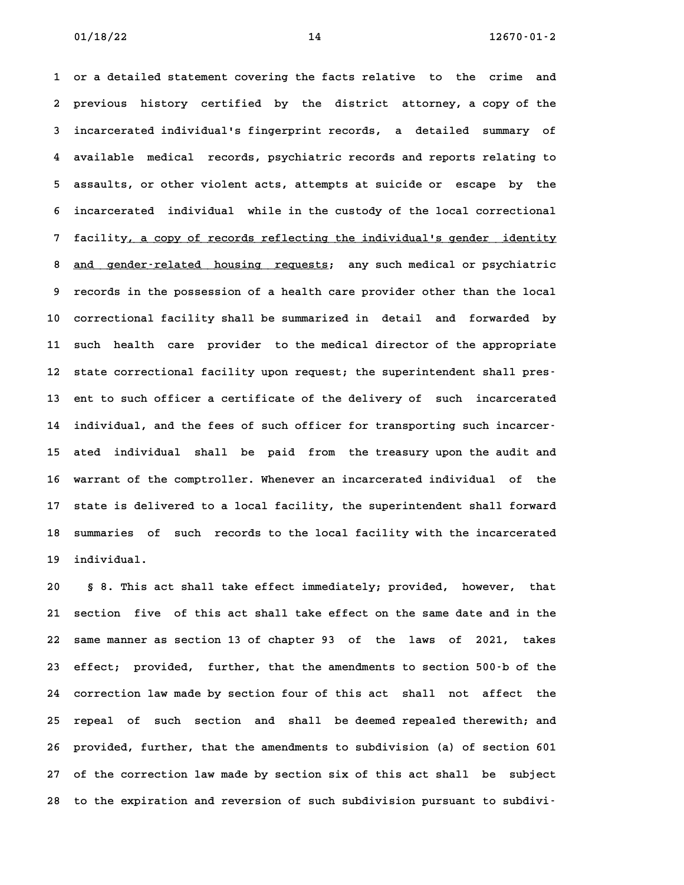or a detailed statement covering the facts relative to the crime and previous history certified by the district attorney, a copy of the incarcerated individual's fingerprint records, a detailed summary of available medical records, psychiatric records and reports relating to assaults, or other violent acts, attempts at suicide or escape by the incarcerated individual while in the custody of the local correctional facility, a copy of records reflecting the individual's gender identity and gender-related housing requests; any such medical or psychiatric records in the possession of a health care provider other than the local correctional facility shall be summarized in detail and forwarded by such health care provider to the medical director of the appropriate state correctional facility upon request; the superintendent shall present to such officer a certificate of the delivery of such incarcerated individual, and the fees of such officer for transporting such incarcerated individual shall be paid from the treasury upon the audit and warrant of the comptroller. Whenever an incarcerated individual of the state is delivered to a local facility, the superintendent shall forward summaries of such records to the local facility with the incarcerated individual.

§ 8. This act shall take effect immediately; provided, however, that section five of this act shall take effect on the same date and in the same manner as section 13 of chapter 93 of the laws of 2021, takes effect; provided, further, that the amendments to section 500-b of the correction law made by section four of this act shall not affect the repeal of such section and shall be deemed repealed therewith; and provided, further, that the amendments to subdivision (a) of section 601 of the correction law made by section six of this act shall be subject to the expiration and reversion of such subdivision pursuant to subdivi-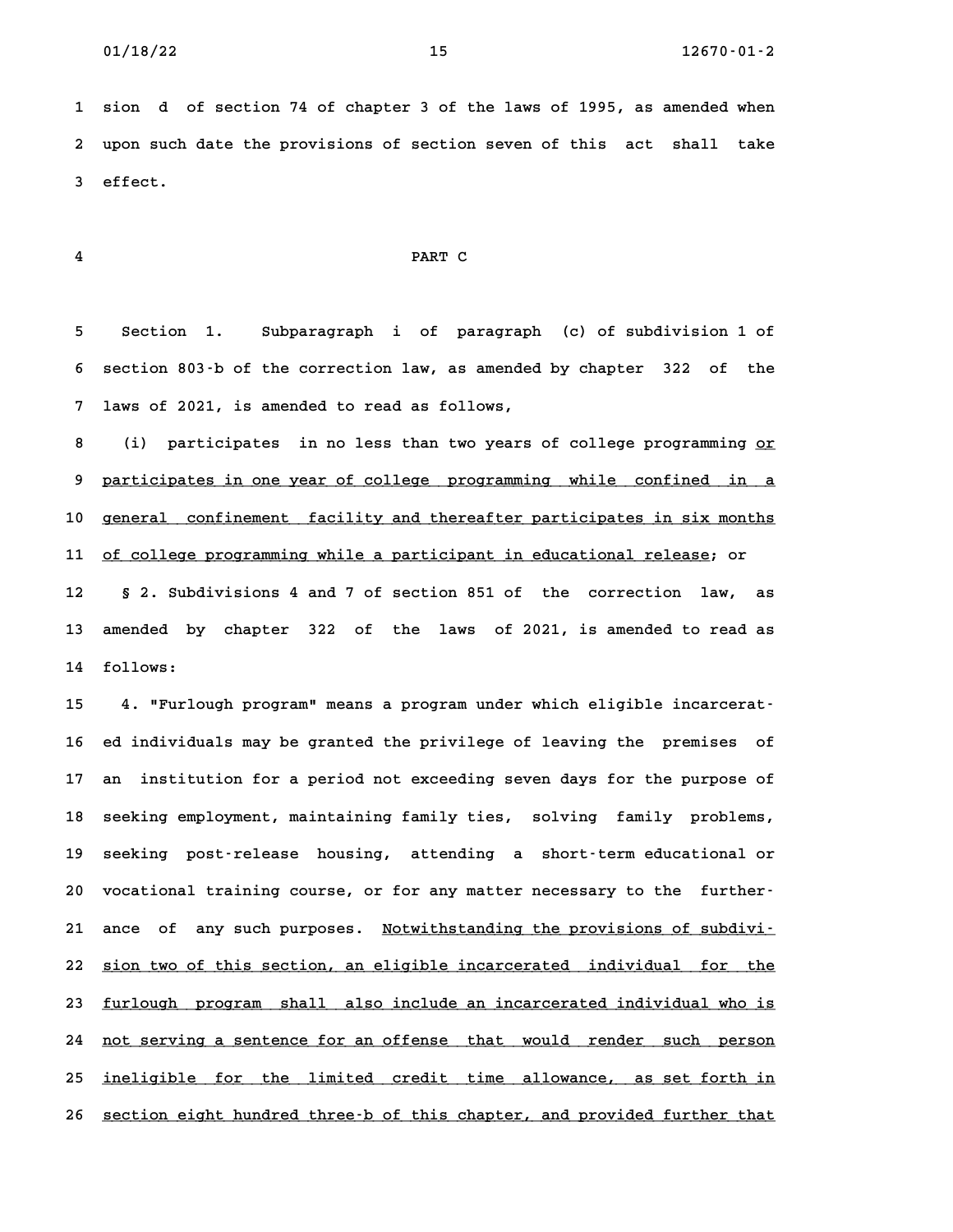sion d of section 74 of chapter 3 of the laws of 1995, as amended when upon such date the provisions of section seven of this act shall take effect.

## PART C

Section 1. Subparagraph i of paragraph (c) of subdivision 1 of section 803-b of the correction law, as amended by chapter 322 of the laws of 2021, is amended to read as follows,

(i) participates in no less than two years of college programming <u>or participates in one year of college programming while confined in a general confinement facility and thereafter participates in six months of college programming while a participant in educational release</u>; or

§ 2. Subdivisions 4 and 7 of section 851 of the correction law, as amended by chapter 322 of the laws of 2021, is amended to read as follows:

4. "Furlough program" means a program under which eligible incarcerated individuals may be granted the privilege of leaving the premises of an institution for a period not exceeding seven days for the purpose of seeking employment, maintaining family ties, solving family problems, seeking post-release housing, attending a short-term educational or vocational training course, or for any matter necessary to the furtherance of any such purposes. <u>Notwithstanding the provisions of subdivision two of this section, an eligible incarcerated individual for the furlough program shall also include an incarcerated individual who is not serving a sentence for an offense that would render such person ineligible for the limited credit time allowance, as set forth in section eight hundred three-b of this chapter, and provided further that</u>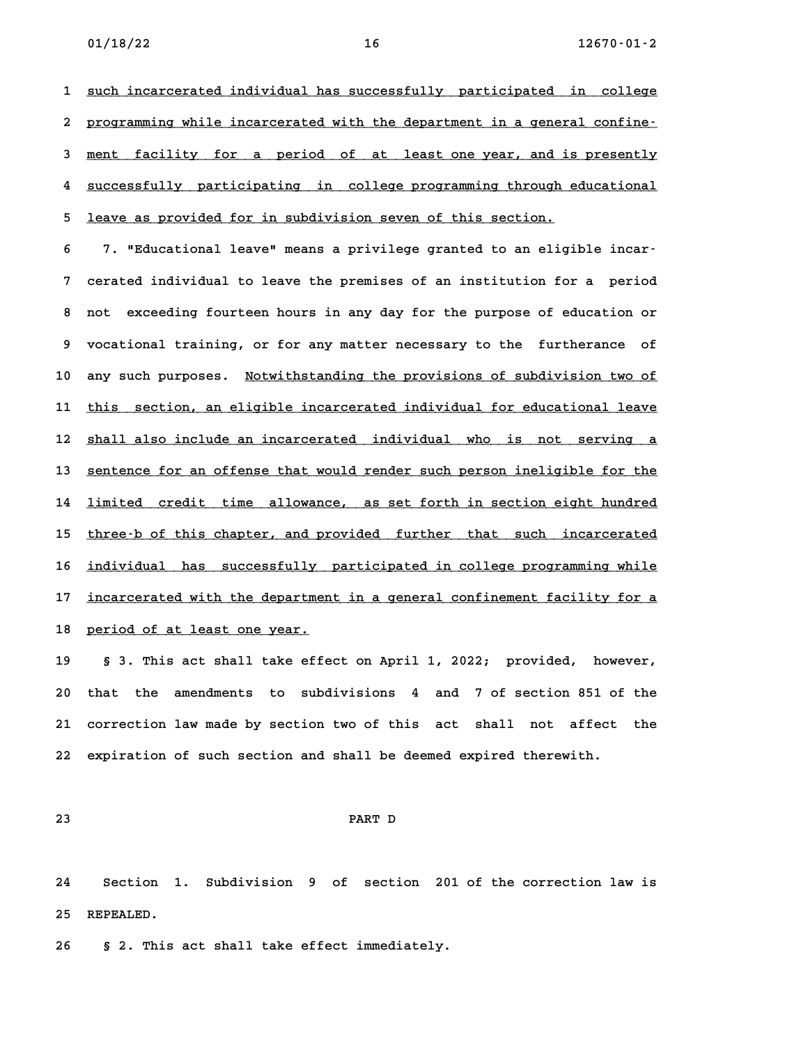such incarcerated individual has successfully participated in college programming while incarcerated with the department in a general confinement facility for a period of at least one year, and is presently successfully participating in college programming through educational leave as provided for in subdivision seven of this section.

7. "Educational leave" means a privilege granted to an eligible incarcerated individual to leave the premises of an institution for a period not exceeding fourteen hours in any day for the purpose of education or vocational training, or for any matter necessary to the furtherance of any such purposes. Notwithstanding the provisions of subdivision two of this section, an eligible incarcerated individual for educational leave shall also include an incarcerated individual who is not serving a sentence for an offense that would render such person ineligible for the limited credit time allowance, as set forth in section eight hundred three-b of this chapter, and provided further that such incarcerated individual has successfully participated in college programming while incarcerated with the department in a general confinement facility for a period of at least one year.

§ 3. This act shall take effect on April 1, 2022; provided, however, that the amendments to subdivisions 4 and 7 of section 851 of the correction law made by section two of this act shall not affect the expiration of such section and shall be deemed expired therewith.

PART D

Section 1. Subdivision 9 of section 201 of the correction law is REPEALED.

§ 2. This act shall take effect immediately.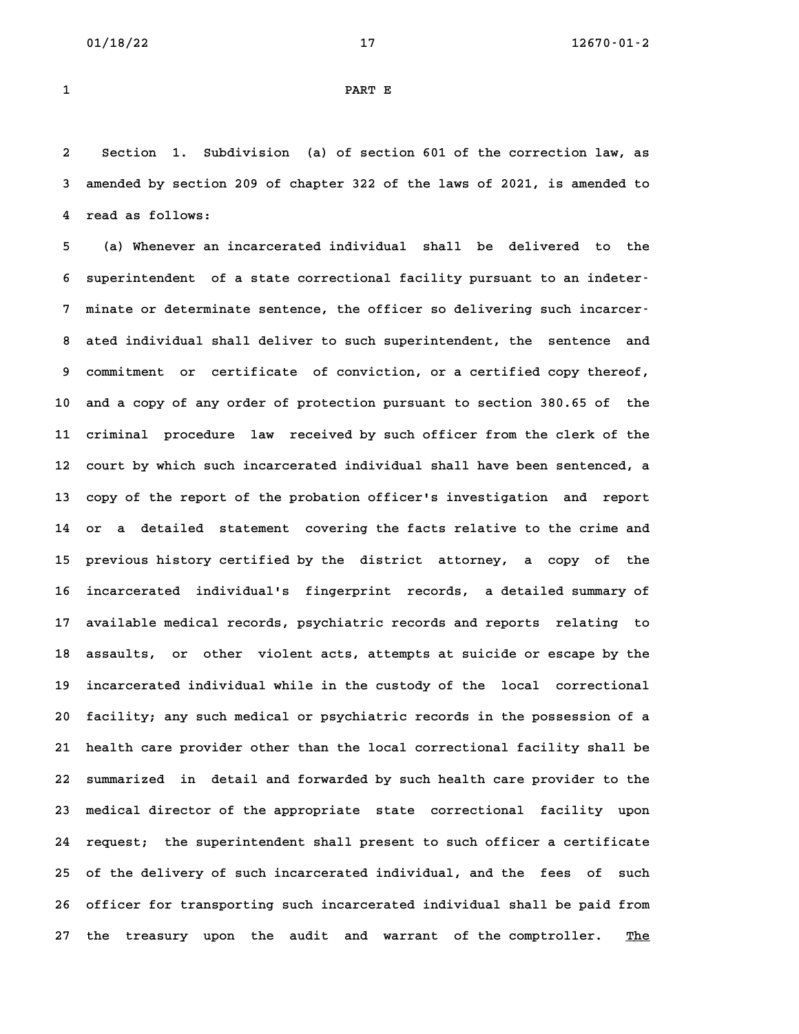PART E

Section 1. Subdivision (a) of section 601 of the correction law, as amended by section 209 of chapter 322 of the laws of 2021, is amended to read as follows:

(a) Whenever an incarcerated individual shall be delivered to the superintendent of a state correctional facility pursuant to an indeterminate or determinate sentence, the officer so delivering such incarcerated individual shall deliver to such superintendent, the sentence and commitment or certificate of conviction, or a certified copy thereof, and a copy of any order of protection pursuant to section 380.65 of the criminal procedure law received by such officer from the clerk of the court by which such incarcerated individual shall have been sentenced, a copy of the report of the probation officer's investigation and report or a detailed statement covering the facts relative to the crime and previous history certified by the district attorney, a copy of the incarcerated individual's fingerprint records, a detailed summary of available medical records, psychiatric records and reports relating to assaults, or other violent acts, attempts at suicide or escape by the incarcerated individual while in the custody of the local correctional facility; any such medical or psychiatric records in the possession of a health care provider other than the local correctional facility shall be summarized in detail and forwarded by such health care provider to the medical director of the appropriate state correctional facility upon request; the superintendent shall present to such officer a certificate of the delivery of such incarcerated individual, and the fees of such officer for transporting such incarcerated individual shall be paid from the treasury upon the audit and warrant of the comptroller. <u>The</u>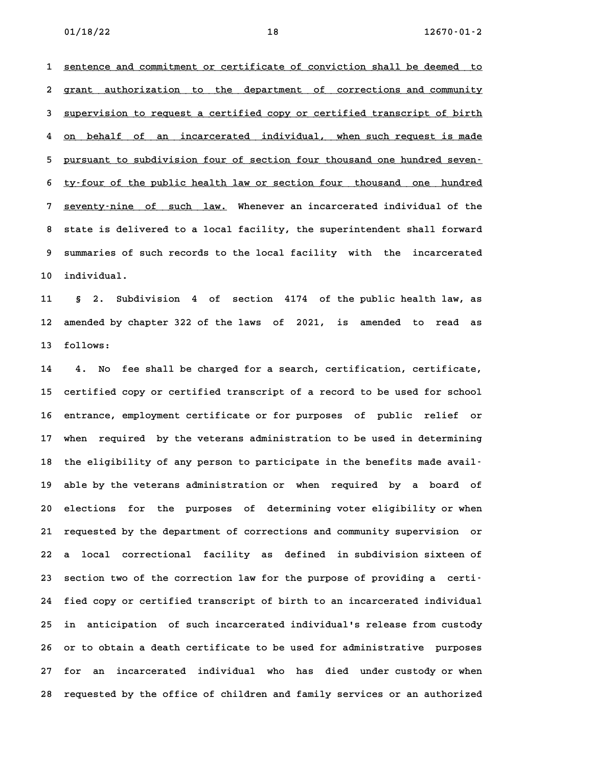sentence and commitment or certificate of conviction shall be deemed to grant authorization to the department of corrections and community supervision to request a certified copy or certified transcript of birth on behalf of an incarcerated individual, when such request is made pursuant to subdivision four of section four thousand one hundred seventy-four of the public health law or section four thousand one hundred seventy-nine of such law. Whenever an incarcerated individual of the state is delivered to a local facility, the superintendent shall forward summaries of such records to the local facility with the incarcerated individual.

§ 2. Subdivision 4 of section 4174 of the public health law, as amended by chapter 322 of the laws of 2021, is amended to read as follows:

4. No fee shall be charged for a search, certification, certificate, certified copy or certified transcript of a record to be used for school entrance, employment certificate or for purposes of public relief or when required by the veterans administration to be used in determining the eligibility of any person to participate in the benefits made available by the veterans administration or when required by a board of elections for the purposes of determining voter eligibility or when requested by the department of corrections and community supervision or a local correctional facility as defined in subdivision sixteen of section two of the correction law for the purpose of providing a certified copy or certified transcript of birth to an incarcerated individual in anticipation of such incarcerated individual's release from custody or to obtain a death certificate to be used for administrative purposes for an incarcerated individual who has died under custody or when requested by the office of children and family services or an authorized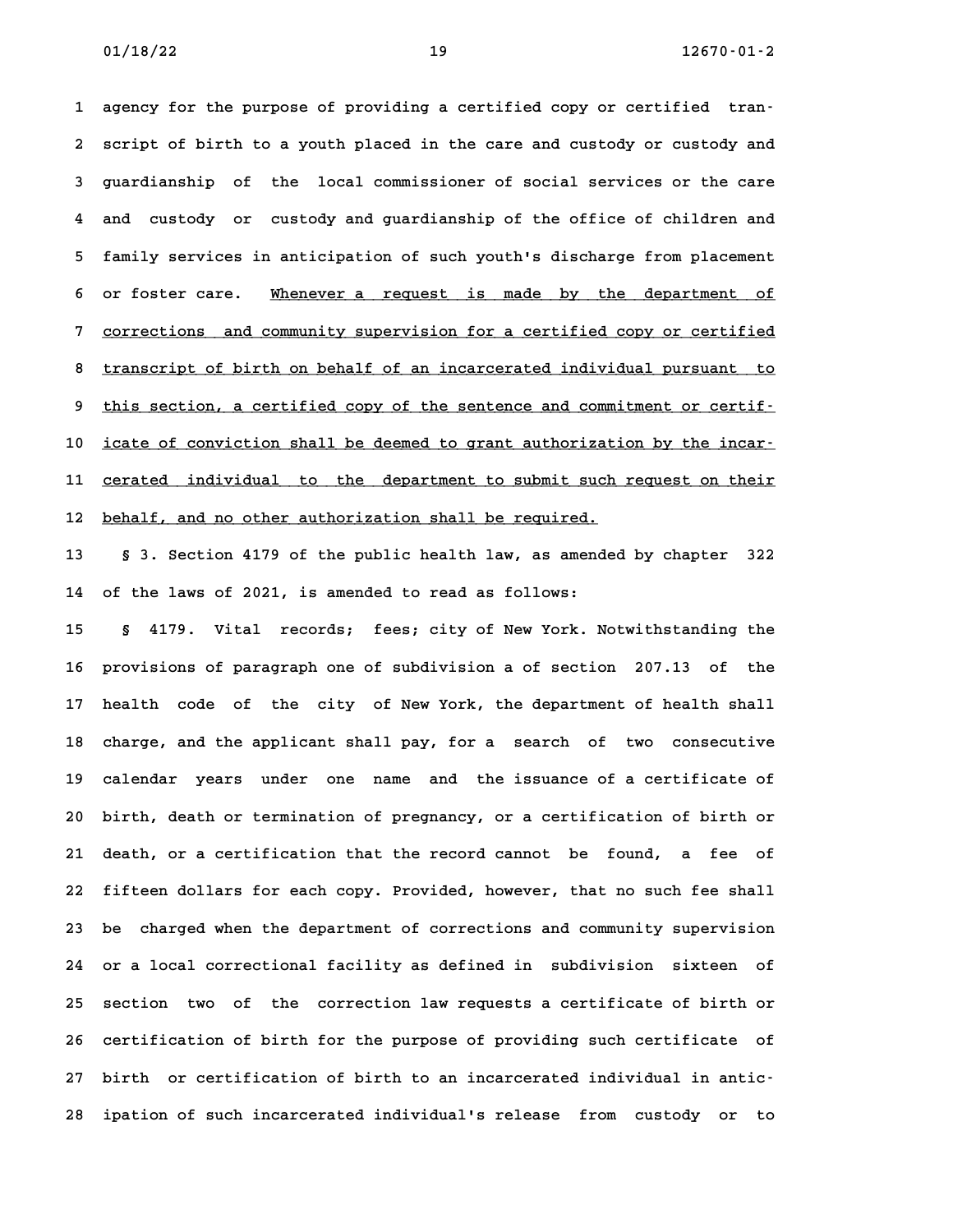agency for the purpose of providing a certified copy or certified transcript of birth to a youth placed in the care and custody or custody and guardianship of the local commissioner of social services or the care and custody or custody and guardianship of the office of children and family services in anticipation of such youth's discharge from placement or foster care. <u>Whenever a request is made by the department of corrections and community supervision for a certified copy or certified transcript of birth on behalf of an incarcerated individual pursuant to this section, a certified copy of the sentence and commitment or certificate of conviction shall be deemed to grant authorization by the incarcerated individual to the department to submit such request on their behalf, and no other authorization shall be required.</u>

§ 3. Section 4179 of the public health law, as amended by chapter 322 of the laws of 2021, is amended to read as follows:

§ 4179. Vital records; fees; city of New York. Notwithstanding the provisions of paragraph one of subdivision a of section 207.13 of the health code of the city of New York, the department of health shall charge, and the applicant shall pay, for a search of two consecutive calendar years under one name and the issuance of a certificate of birth, death or termination of pregnancy, or a certification of birth or death, or a certification that the record cannot be found, a fee of fifteen dollars for each copy. Provided, however, that no such fee shall be charged when the department of corrections and community supervision or a local correctional facility as defined in subdivision sixteen of section two of the correction law requests a certificate of birth or certification of birth for the purpose of providing such certificate of birth or certification of birth to an incarcerated individual in anticipation of such incarcerated individual's release from custody or to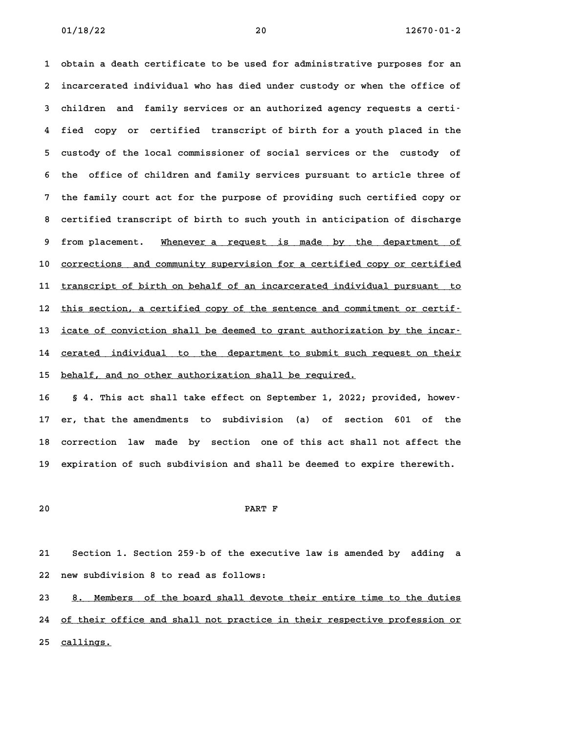obtain a death certificate to be used for administrative purposes for an incarcerated individual who has died under custody or when the office of children and family services or an authorized agency requests a certified copy or certified transcript of birth for a youth placed in the custody of the local commissioner of social services or the custody of the office of children and family services pursuant to article three of the family court act for the purpose of providing such certified copy or certified transcript of birth to such youth in anticipation of discharge from placement. <u>Whenever a request is made by the department of corrections and community supervision for a certified copy or certified transcript of birth on behalf of an incarcerated individual pursuant to this section, a certified copy of the sentence and commitment or certificate of conviction shall be deemed to grant authorization by the incarcerated individual to the department to submit such request on their behalf, and no other authorization shall be required.</u>

§ 4. This act shall take effect on September 1, 2022; provided, however, that the amendments to subdivision (a) of section 601 of the correction law made by section one of this act shall not affect the expiration of such subdivision and shall be deemed to expire therewith.

## PART F

Section 1. Section 259-b of the executive law is amended by adding a new subdivision 8 to read as follows:

<u>8. Members of the board shall devote their entire time to the duties of their office and shall not practice in their respective profession or callings.</u>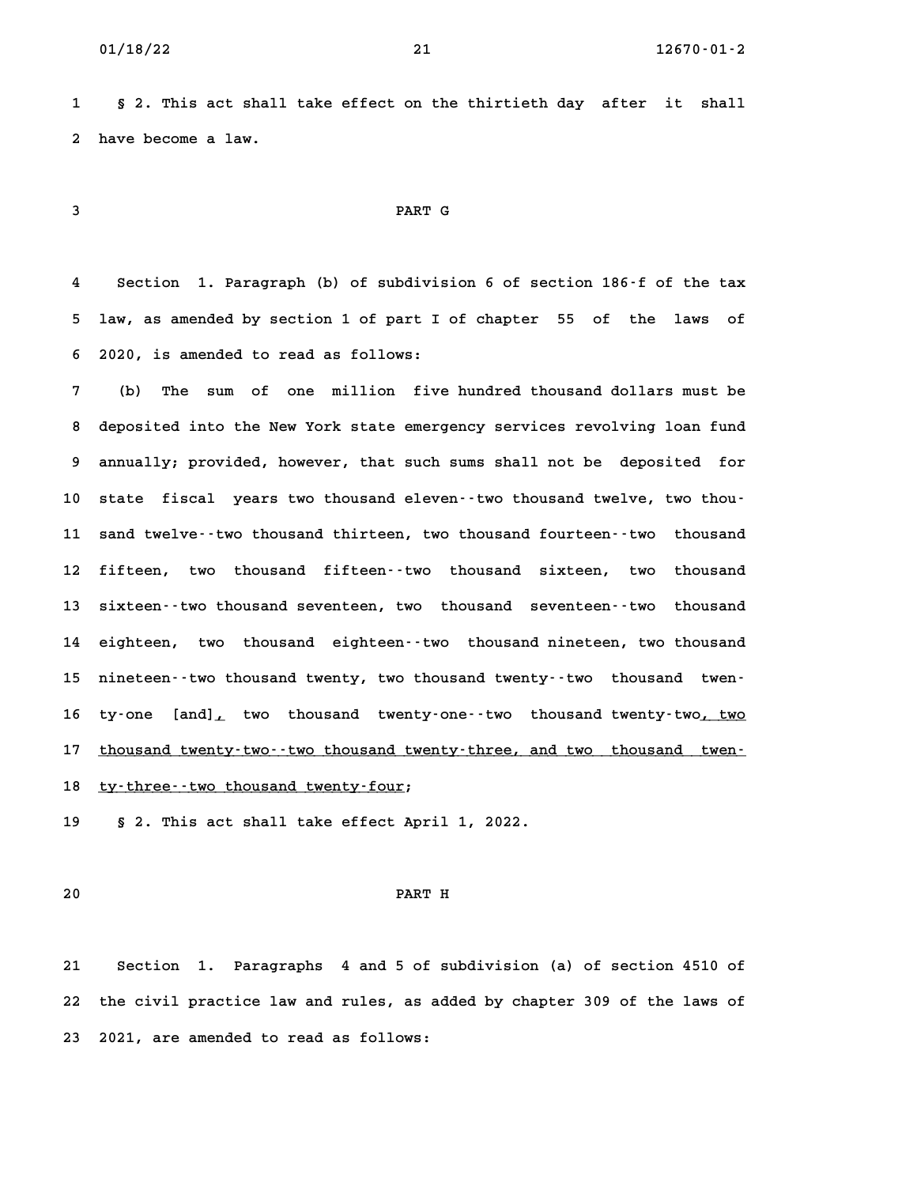§ 2. This act shall take effect on the thirtieth day after it shall have become a law.

PART G

Section 1. Paragraph (b) of subdivision 6 of section 186-f of the tax law, as amended by section 1 of part I of chapter 55 of the laws of 2020, is amended to read as follows:

(b) The sum of one million five hundred thousand dollars must be deposited into the New York state emergency services revolving loan fund annually; provided, however, that such sums shall not be deposited for state fiscal years two thousand eleven--two thousand twelve, two thousand twelve--two thousand thirteen, two thousand fourteen--two thousand fifteen, two thousand fifteen--two thousand sixteen, two thousand sixteen--two thousand seventeen, two thousand seventeen--two thousand eighteen, two thousand eighteen--two thousand nineteen, two thousand nineteen--two thousand twenty, two thousand twenty--two thousand twenty-one [and], two thousand twenty-one--two thousand twenty-two, two thousand twenty-two--two thousand twenty-three, and two thousand twenty-three--two thousand twenty-four;

§ 2. This act shall take effect April 1, 2022.

PART H

Section 1. Paragraphs 4 and 5 of subdivision (a) of section 4510 of the civil practice law and rules, as added by chapter 309 of the laws of 2021, are amended to read as follows: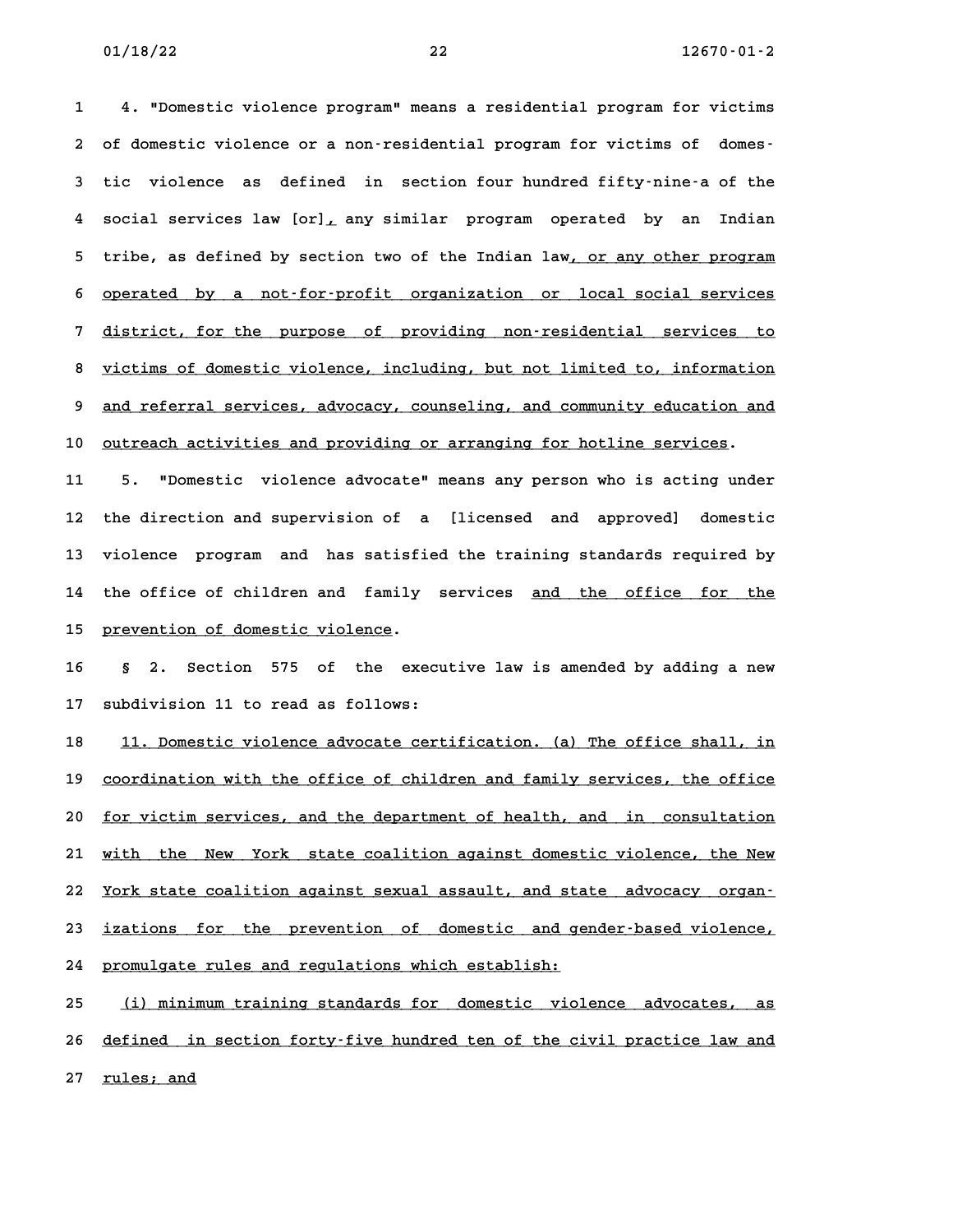4. "Domestic violence program" means a residential program for victims of domestic violence or a non-residential program for victims of domestic violence as defined in section four hundred fifty-nine-a of the social services law [or], any similar program operated by an Indian tribe, as defined by section two of the Indian law, or any other program operated by a not-for-profit organization or local social services district, for the purpose of providing non-residential services to victims of domestic violence, including, but not limited to, information and referral services, advocacy, counseling, and community education and outreach activities and providing or arranging for hotline services.

5. "Domestic violence advocate" means any person who is acting under the direction and supervision of a [licensed and approved] domestic violence program and has satisfied the training standards required by the office of children and family services and the office for the prevention of domestic violence.

§ 2. Section 575 of the executive law is amended by adding a new subdivision 11 to read as follows:

11. Domestic violence advocate certification. (a) The office shall, in coordination with the office of children and family services, the office for victim services, and the department of health, and in consultation with the New York state coalition against domestic violence, the New York state coalition against sexual assault, and state advocacy organizations for the prevention of domestic and gender-based violence, promulgate rules and regulations which establish:

(i) minimum training standards for domestic violence advocates, as defined in section forty-five hundred ten of the civil practice law and rules; and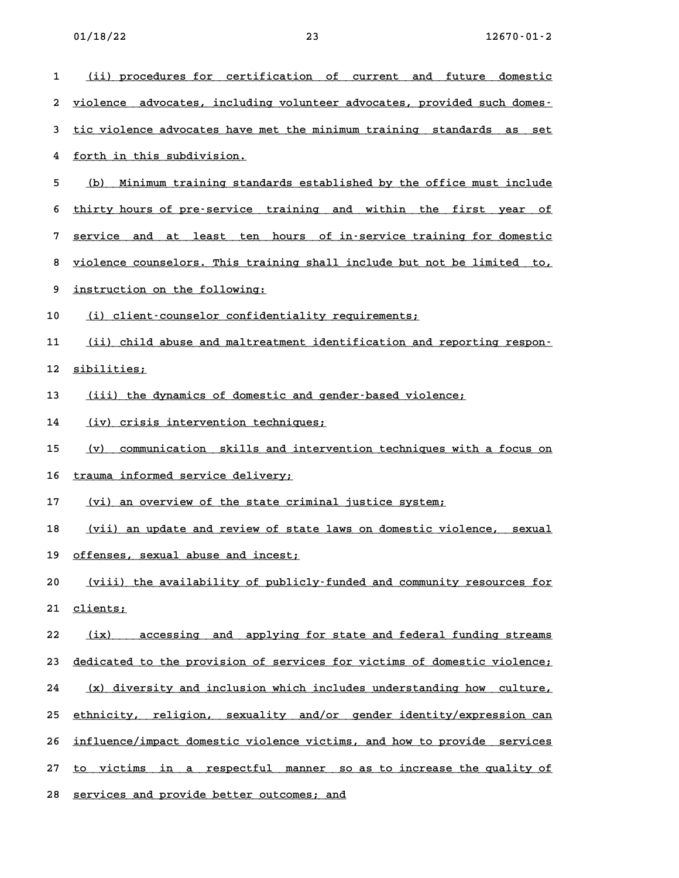(ii) procedures for certification of current and future domestic violence advocates, including volunteer advocates, provided such domestic violence advocates have met the minimum training standards as set forth in this subdivision.

(b) Minimum training standards established by the office must include thirty hours of pre-service training and within the first year of service and at least ten hours of in-service training for domestic violence counselors. This training shall include but not be limited to, instruction on the following:

(i) client-counselor confidentiality requirements;

(ii) child abuse and maltreatment identification and reporting responsibilities;

(iii) the dynamics of domestic and gender-based violence;

(iv) crisis intervention techniques;

(v) communication skills and intervention techniques with a focus on trauma informed service delivery;

(vi) an overview of the state criminal justice system;

(vii) an update and review of state laws on domestic violence, sexual offenses, sexual abuse and incest;

(viii) the availability of publicly-funded and community resources for clients;

(ix) accessing and applying for state and federal funding streams dedicated to the provision of services for victims of domestic violence;

(x) diversity and inclusion which includes understanding how culture, ethnicity, religion, sexuality and/or gender identity/expression can influence/impact domestic violence victims, and how to provide services to victims in a respectful manner so as to increase the quality of services and provide better outcomes; and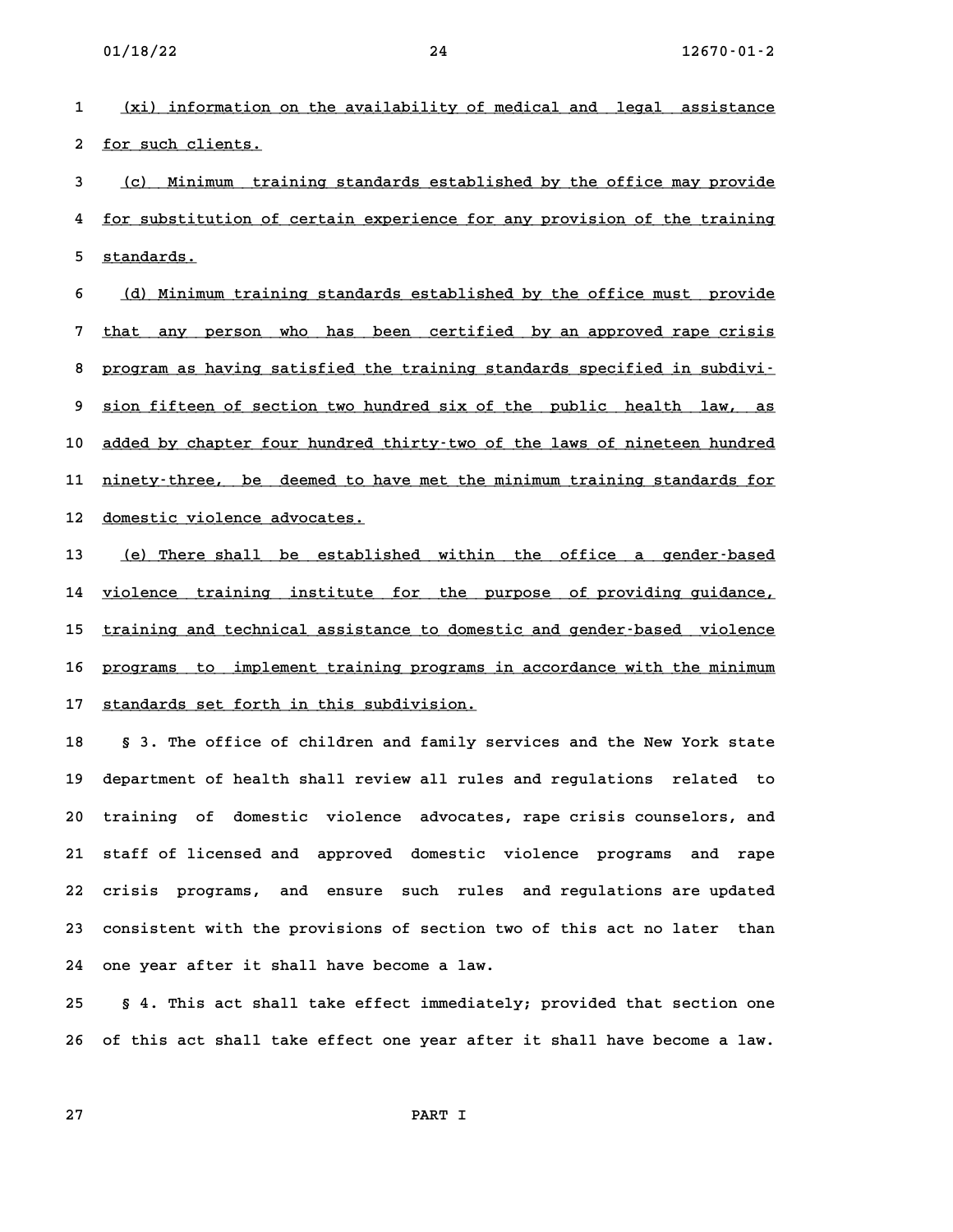(xi) information on the availability of medical and legal assistance for such clients.

(c) Minimum training standards established by the office may provide for substitution of certain experience for any provision of the training standards.

(d) Minimum training standards established by the office must provide that any person who has been certified by an approved rape crisis program as having satisfied the training standards specified in subdivision fifteen of section two hundred six of the public health law, as added by chapter four hundred thirty-two of the laws of nineteen hundred ninety-three, be deemed to have met the minimum training standards for domestic violence advocates.

(e) There shall be established within the office a gender-based violence training institute for the purpose of providing guidance, training and technical assistance to domestic and gender-based violence programs to implement training programs in accordance with the minimum standards set forth in this subdivision.

§ 3. The office of children and family services and the New York state department of health shall review all rules and regulations related to training of domestic violence advocates, rape crisis counselors, and staff of licensed and approved domestic violence programs and rape crisis programs, and ensure such rules and regulations are updated consistent with the provisions of section two of this act no later than one year after it shall have become a law.

§ 4. This act shall take effect immediately; provided that section one of this act shall take effect one year after it shall have become a law.

PART I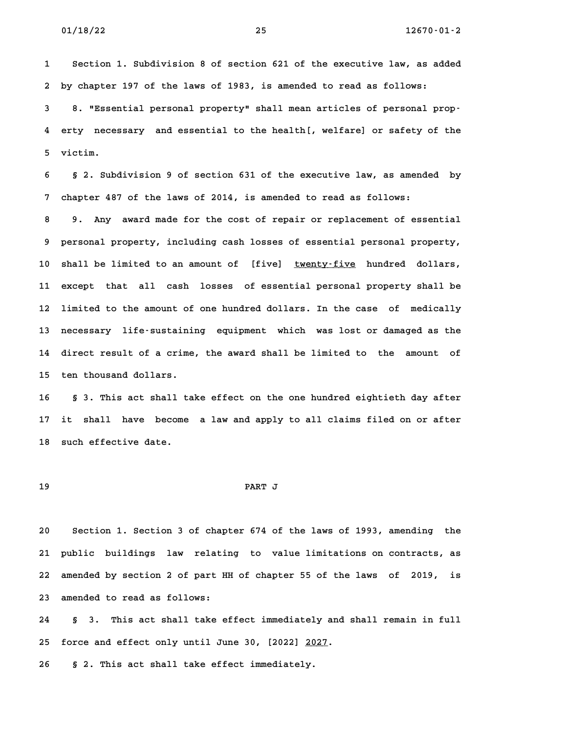Section 1. Subdivision 8 of section 621 of the executive law, as added by chapter 197 of the laws of 1983, is amended to read as follows:

8. "Essential personal property" shall mean articles of personal property necessary and essential to the health[, welfare] or safety of the victim.

§ 2. Subdivision 9 of section 631 of the executive law, as amended by chapter 487 of the laws of 2014, is amended to read as follows:

9. Any award made for the cost of repair or replacement of essential personal property, including cash losses of essential personal property, shall be limited to an amount of [five] <u>twenty-five</u> hundred dollars, except that all cash losses of essential personal property shall be limited to the amount of one hundred dollars. In the case of medically necessary life-sustaining equipment which was lost or damaged as the direct result of a crime, the award shall be limited to the amount of ten thousand dollars.

§ 3. This act shall take effect on the one hundred eightieth day after it shall have become a law and apply to all claims filed on or after such effective date.

## PART J

Section 1. Section 3 of chapter 674 of the laws of 1993, amending the public buildings law relating to value limitations on contracts, as amended by section 2 of part HH of chapter 55 of the laws of 2019, is amended to read as follows:

§ 3. This act shall take effect immediately and shall remain in full force and effect only until June 30, [2022] <u>2027</u>.

§ 2. This act shall take effect immediately.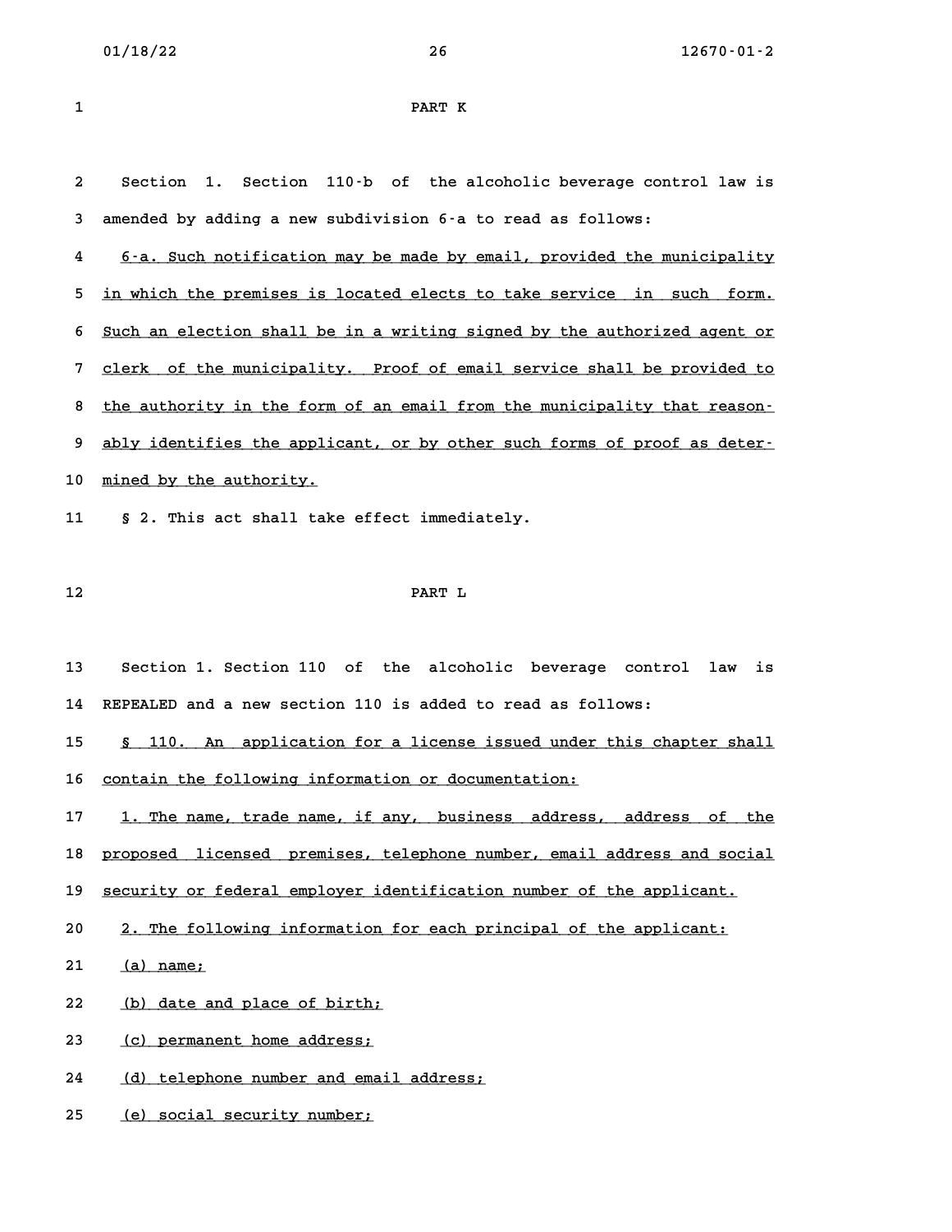PART K

Section 1. Section 110-b of the alcoholic beverage control law is amended by adding a new subdivision 6-a to read as follows:

6-a. Such notification may be made by email, provided the municipality in which the premises is located elects to take service in such form. Such an election shall be in a writing signed by the authorized agent or clerk of the municipality. Proof of email service shall be provided to the authority in the form of an email from the municipality that reasonably identifies the applicant, or by other such forms of proof as determined by the authority.

§ 2. This act shall take effect immediately.

PART L

Section 1. Section 110 of the alcoholic beverage control law is REPEALED and a new section 110 is added to read as follows:

§ 110. An application for a license issued under this chapter shall contain the following information or documentation:

1. The name, trade name, if any, business address, address of the proposed licensed premises, telephone number, email address and social security or federal employer identification number of the applicant.

2. The following information for each principal of the applicant:

(a) name;

(b) date and place of birth;

(c) permanent home address;

(d) telephone number and email address;

(e) social security number;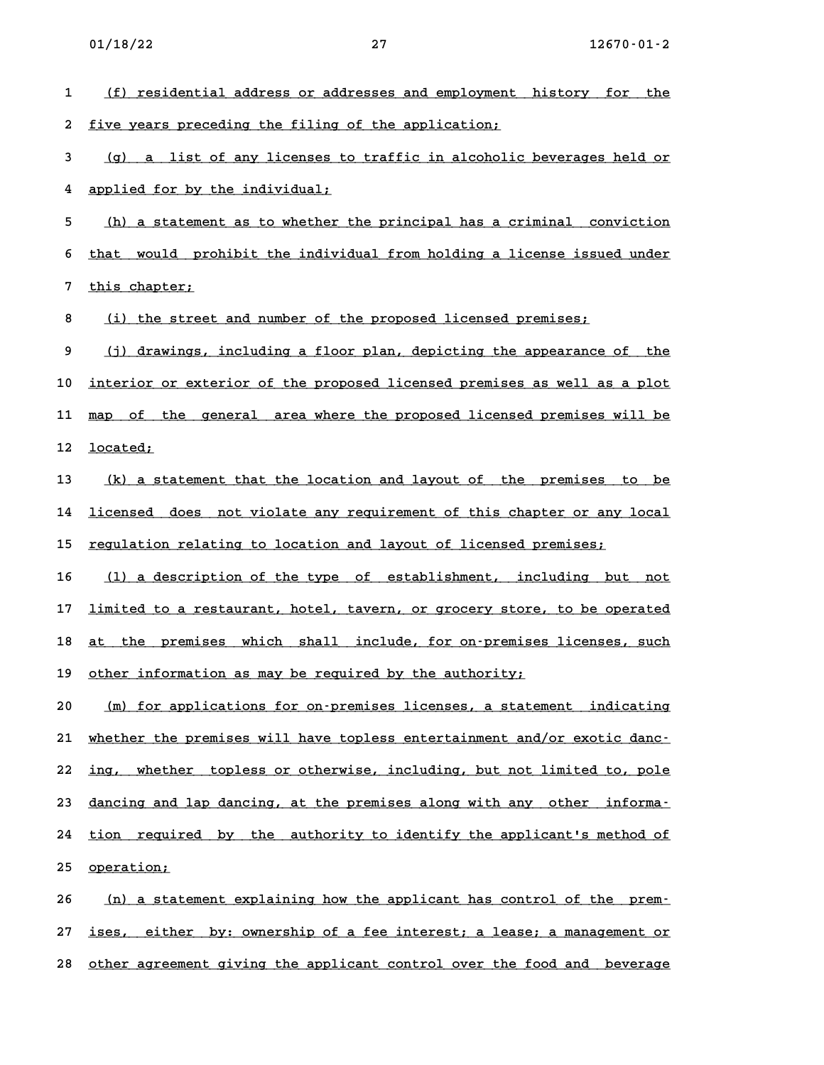(f) residential address or addresses and employment history for the five years preceding the filing of the application;

(g) a list of any licenses to traffic in alcoholic beverages held or applied for by the individual;

(h) a statement as to whether the principal has a criminal conviction that would prohibit the individual from holding a license issued under this chapter;

(i) the street and number of the proposed licensed premises;

(j) drawings, including a floor plan, depicting the appearance of the interior or exterior of the proposed licensed premises as well as a plot map of the general area where the proposed licensed premises will be located;

(k) a statement that the location and layout of the premises to be licensed does not violate any requirement of this chapter or any local regulation relating to location and layout of licensed premises;

(l) a description of the type of establishment, including but not limited to a restaurant, hotel, tavern, or grocery store, to be operated at the premises which shall include, for on-premises licenses, such other information as may be required by the authority;

(m) for applications for on-premises licenses, a statement indicating whether the premises will have topless entertainment and/or exotic dancing, whether topless or otherwise, including, but not limited to, pole dancing and lap dancing, at the premises along with any other information required by the authority to identify the applicant's method of operation;

(n) a statement explaining how the applicant has control of the premises, either by: ownership of a fee interest; a lease; a management or other agreement giving the applicant control over the food and beverage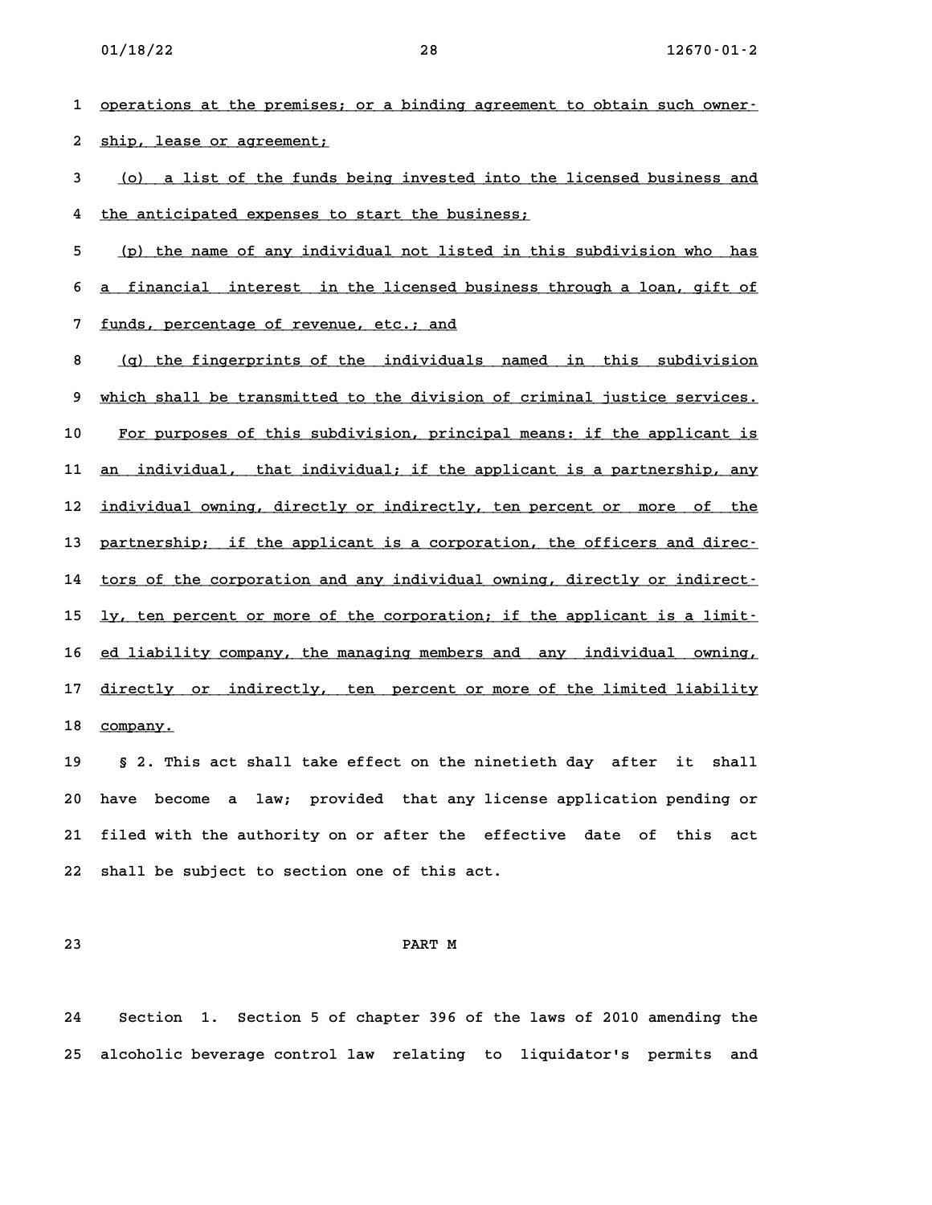operations at the premises; or a binding agreement to obtain such ownership, lease or agreement;

(o) a list of the funds being invested into the licensed business and the anticipated expenses to start the business;

(p) the name of any individual not listed in this subdivision who has a financial interest in the licensed business through a loan, gift of funds, percentage of revenue, etc.; and

(q) the fingerprints of the individuals named in this subdivision which shall be transmitted to the division of criminal justice services.

For purposes of this subdivision, principal means: if the applicant is an individual, that individual; if the applicant is a partnership, any individual owning, directly or indirectly, ten percent or more of the partnership; if the applicant is a corporation, the officers and directors of the corporation and any individual owning, directly or indirectly, ten percent or more of the corporation; if the applicant is a limited liability company, the managing members and any individual owning, directly or indirectly, ten percent or more of the limited liability company.

§ 2. This act shall take effect on the ninetieth day after it shall have become a law; provided that any license application pending or filed with the authority on or after the effective date of this act shall be subject to section one of this act.

## PART M

Section 1. Section 5 of chapter 396 of the laws of 2010 amending the alcoholic beverage control law relating to liquidator's permits and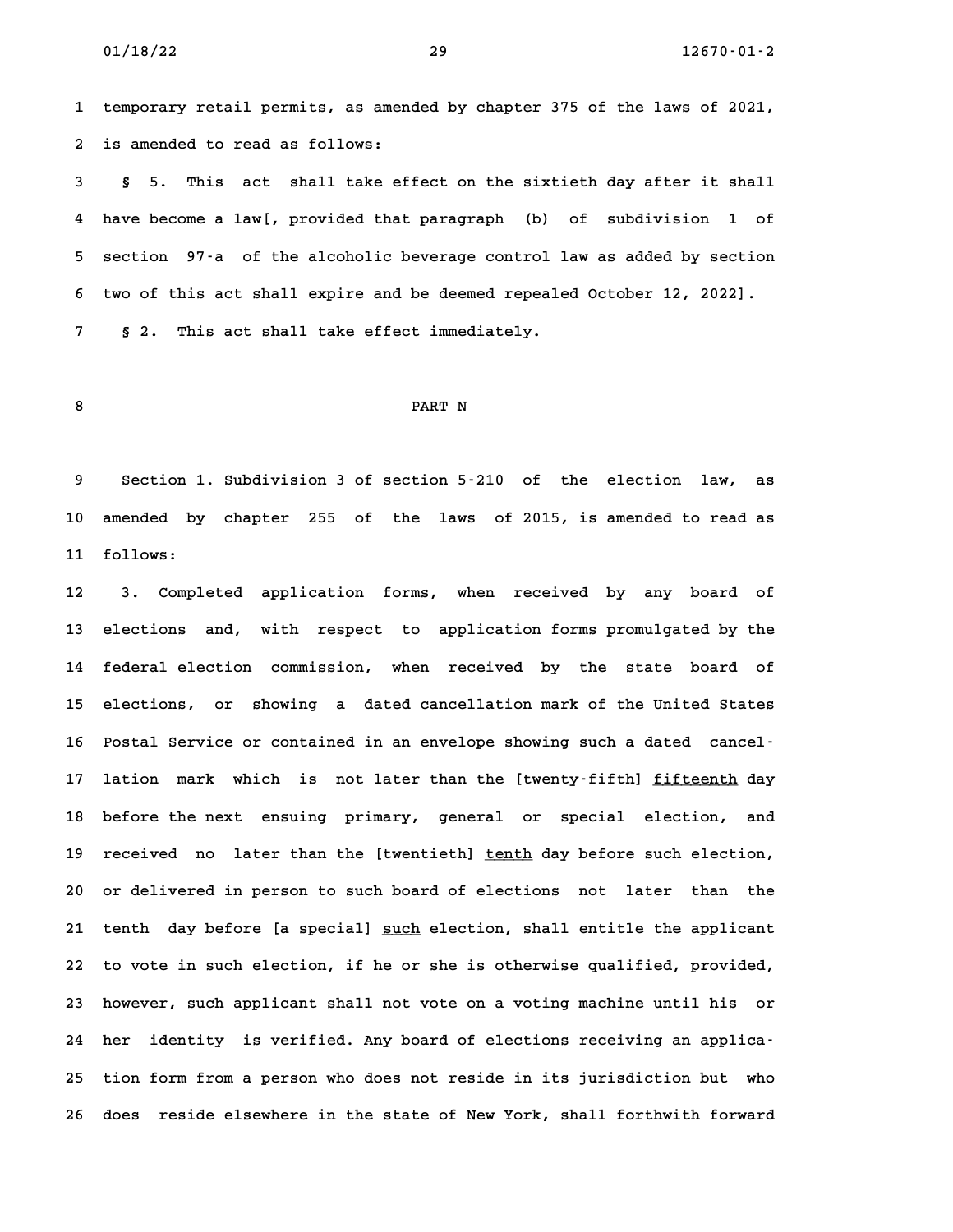temporary retail permits, as amended by chapter 375 of the laws of 2021, is amended to read as follows:

§ 5. This act shall take effect on the sixtieth day after it shall have become a law[, provided that paragraph (b) of subdivision 1 of section 97-a of the alcoholic beverage control law as added by section two of this act shall expire and be deemed repealed October 12, 2022].

§ 2. This act shall take effect immediately.

PART N

Section 1. Subdivision 3 of section 5-210 of the election law, as amended by chapter 255 of the laws of 2015, is amended to read as follows:

3. Completed application forms, when received by any board of elections and, with respect to application forms promulgated by the federal election commission, when received by the state board of elections, or showing a dated cancellation mark of the United States Postal Service or contained in an envelope showing such a dated cancellation mark which is not later than the [twenty-fifth] <u>fifteenth</u> day before the next ensuing primary, general or special election, and received no later than the [twentieth] <u>tenth</u> day before such election, or delivered in person to such board of elections not later than the tenth day before [a special] <u>such</u> election, shall entitle the applicant to vote in such election, if he or she is otherwise qualified, provided, however, such applicant shall not vote on a voting machine until his or her identity is verified. Any board of elections receiving an application form from a person who does not reside in its jurisdiction but who does reside elsewhere in the state of New York, shall forthwith forward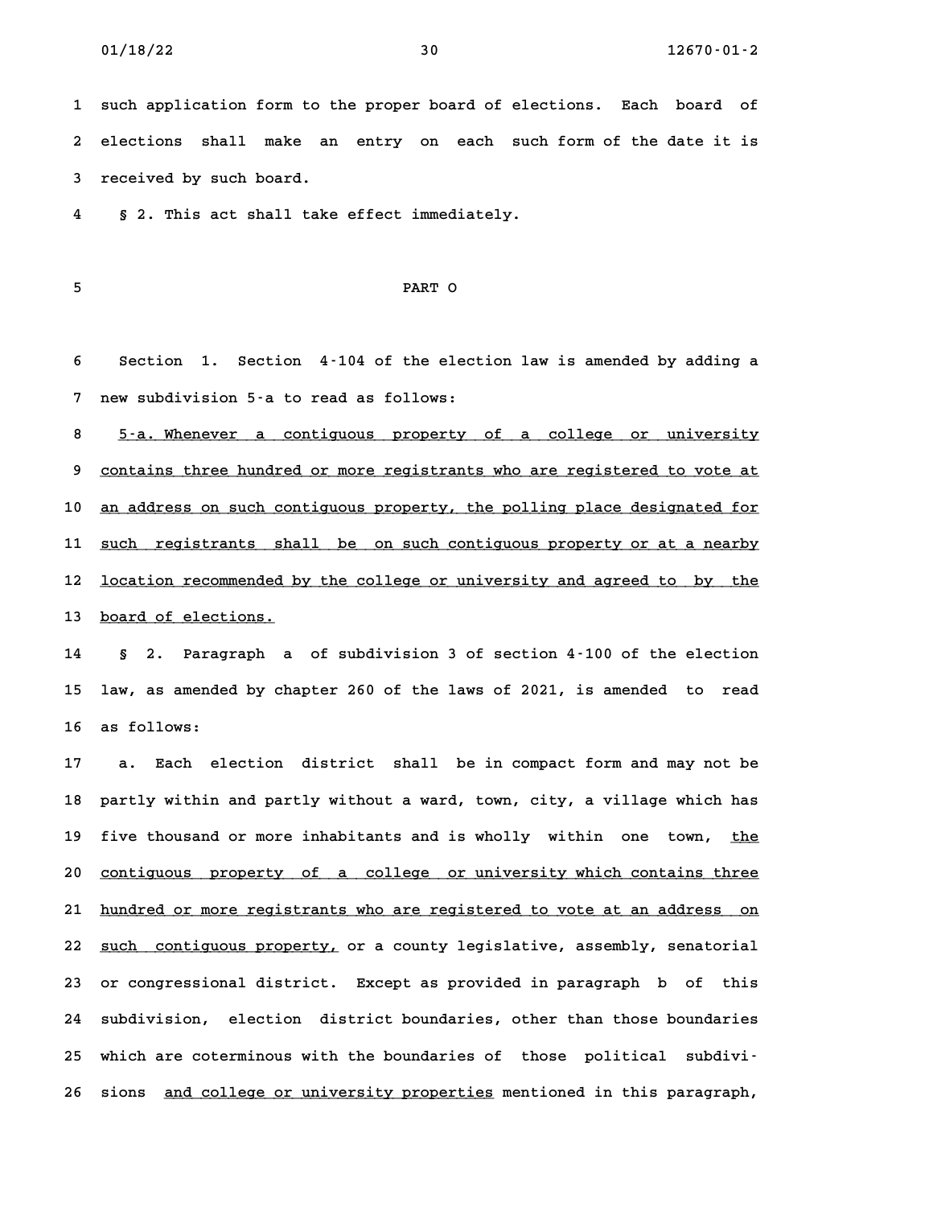such application form to the proper board of elections. Each board of elections shall make an entry on each such form of the date it is received by such board.

§ 2. This act shall take effect immediately.

PART O

Section 1. Section 4-104 of the election law is amended by adding a new subdivision 5-a to read as follows:

5-a. Whenever a contiguous property of a college or university contains three hundred or more registrants who are registered to vote at an address on such contiguous property, the polling place designated for such registrants shall be on such contiguous property or at a nearby location recommended by the college or university and agreed to by the board of elections.

§ 2. Paragraph a of subdivision 3 of section 4-100 of the election law, as amended by chapter 260 of the laws of 2021, is amended to read as follows:

a. Each election district shall be in compact form and may not be partly within and partly without a ward, town, city, a village which has five thousand or more inhabitants and is wholly within one town, the contiguous property of a college or university which contains three hundred or more registrants who are registered to vote at an address on such contiguous property, or a county legislative, assembly, senatorial or congressional district. Except as provided in paragraph b of this subdivision, election district boundaries, other than those boundaries which are coterminous with the boundaries of those political subdivisions and college or university properties mentioned in this paragraph,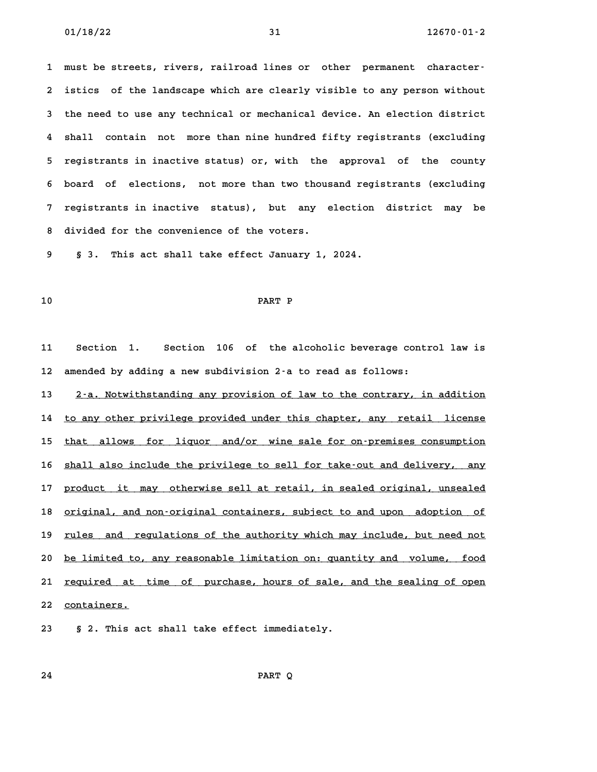must be streets, rivers, railroad lines or other permanent characteristics of the landscape which are clearly visible to any person without the need to use any technical or mechanical device. An election district shall contain not more than nine hundred fifty registrants (excluding registrants in inactive status) or, with the approval of the county board of elections, not more than two thousand registrants (excluding registrants in inactive status), but any election district may be divided for the convenience of the voters.

§ 3. This act shall take effect January 1, 2024.

PART P

Section 1. Section 106 of the alcoholic beverage control law is amended by adding a new subdivision 2-a to read as follows:

2-a. Notwithstanding any provision of law to the contrary, in addition to any other privilege provided under this chapter, any retail license that allows for liquor and/or wine sale for on-premises consumption shall also include the privilege to sell for take-out and delivery, any product it may otherwise sell at retail, in sealed original, unsealed original, and non-original containers, subject to and upon adoption of rules and regulations of the authority which may include, but need not be limited to, any reasonable limitation on: quantity and volume, food required at time of purchase, hours of sale, and the sealing of open containers.

§ 2. This act shall take effect immediately.

PART Q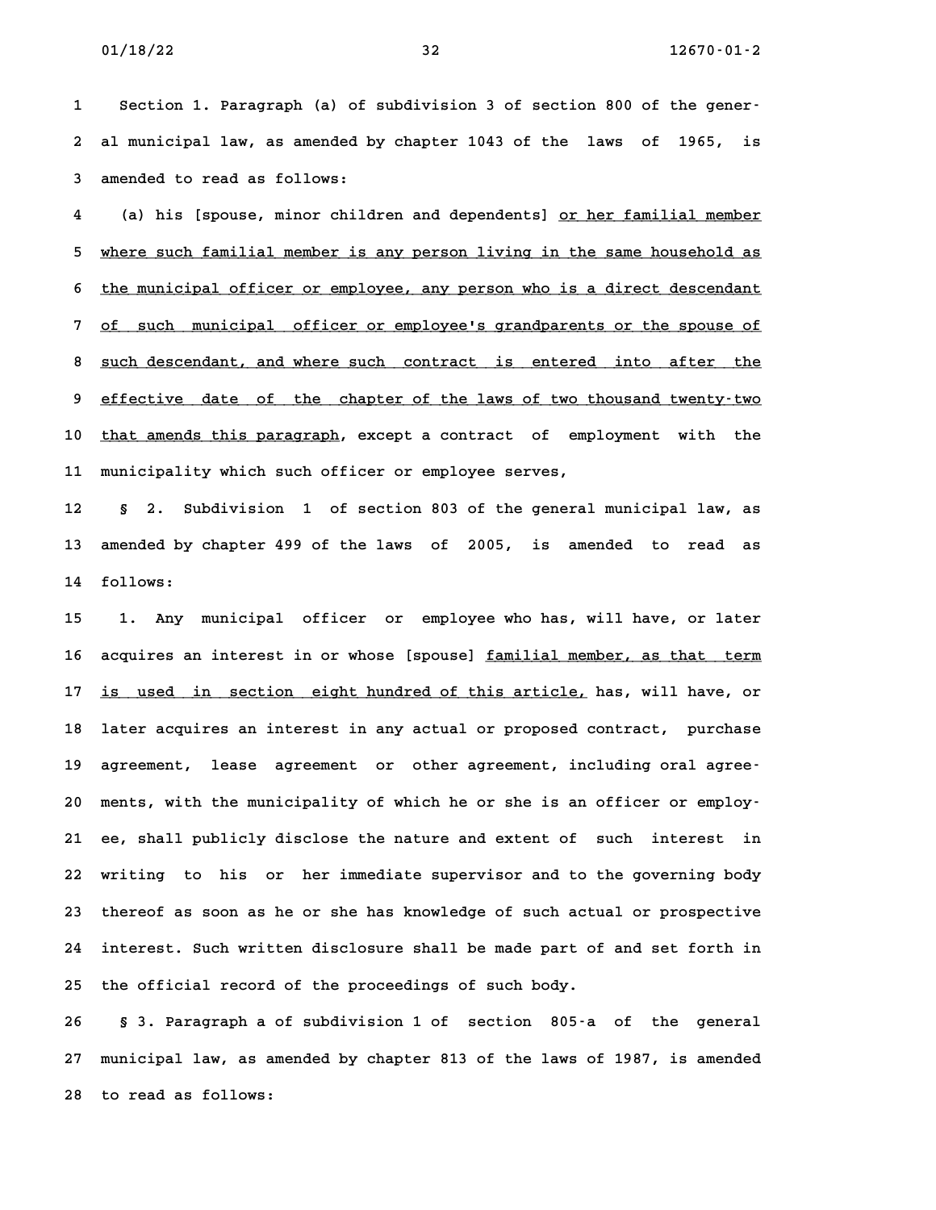Section 1. Paragraph (a) of subdivision 3 of section 800 of the general municipal law, as amended by chapter 1043 of the laws of 1965, is amended to read as follows:

(a) his [spouse, minor children and dependents] <u>or her familial member where such familial member is any person living in the same household as the municipal officer or employee, any person who is a direct descendant of such municipal officer or employee's grandparents or the spouse of such descendant, and where such contract is entered into after the effective date of the chapter of the laws of two thousand twenty-two that amends this paragraph</u>, except a contract of employment with the municipality which such officer or employee serves,

§ 2. Subdivision 1 of section 803 of the general municipal law, as amended by chapter 499 of the laws of 2005, is amended to read as follows:

1. Any municipal officer or employee who has, will have, or later acquires an interest in or whose [spouse] <u>familial member, as that term is used in section eight hundred of this article,</u> has, will have, or later acquires an interest in any actual or proposed contract, purchase agreement, lease agreement or other agreement, including oral agreements, with the municipality of which he or she is an officer or employee, shall publicly disclose the nature and extent of such interest in writing to his or her immediate supervisor and to the governing body thereof as soon as he or she has knowledge of such actual or prospective interest. Such written disclosure shall be made part of and set forth in the official record of the proceedings of such body.

§ 3. Paragraph a of subdivision 1 of section 805-a of the general municipal law, as amended by chapter 813 of the laws of 1987, is amended to read as follows: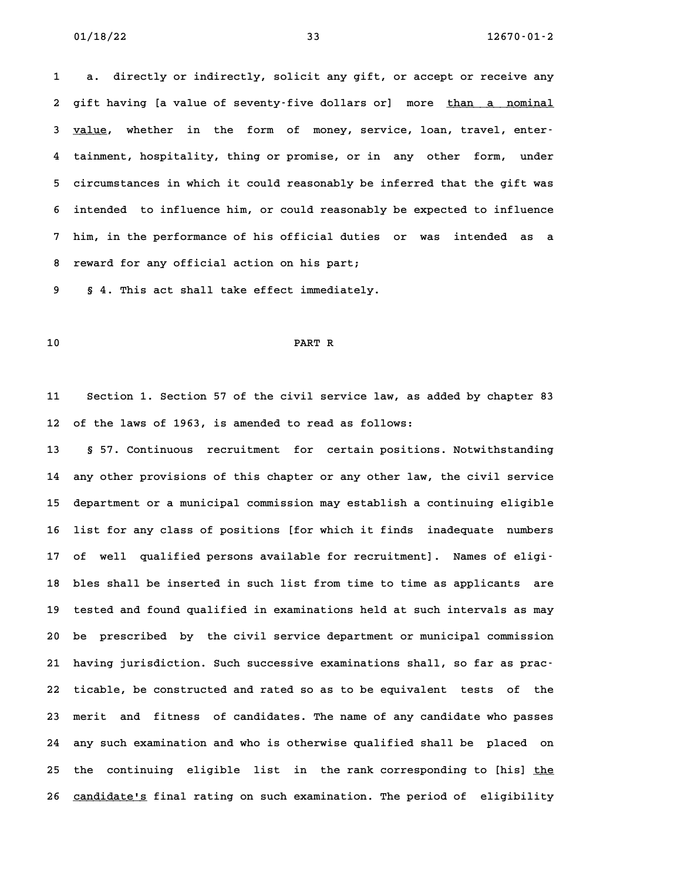a. directly or indirectly, solicit any gift, or accept or receive any gift having [a value of seventy-five dollars or] more than a nominal value, whether in the form of money, service, loan, travel, entertainment, hospitality, thing or promise, or in any other form, under circumstances in which it could reasonably be inferred that the gift was intended to influence him, or could reasonably be expected to influence him, in the performance of his official duties or was intended as a reward for any official action on his part;

§ 4. This act shall take effect immediately.

PART R

Section 1. Section 57 of the civil service law, as added by chapter 83 of the laws of 1963, is amended to read as follows:

§ 57. Continuous recruitment for certain positions. Notwithstanding any other provisions of this chapter or any other law, the civil service department or a municipal commission may establish a continuing eligible list for any class of positions [for which it finds inadequate numbers of well qualified persons available for recruitment]. Names of eligibles shall be inserted in such list from time to time as applicants are tested and found qualified in examinations held at such intervals as may be prescribed by the civil service department or municipal commission having jurisdiction. Such successive examinations shall, so far as practicable, be constructed and rated so as to be equivalent tests of the merit and fitness of candidates. The name of any candidate who passes any such examination and who is otherwise qualified shall be placed on the continuing eligible list in the rank corresponding to [his] the candidate's final rating on such examination. The period of eligibility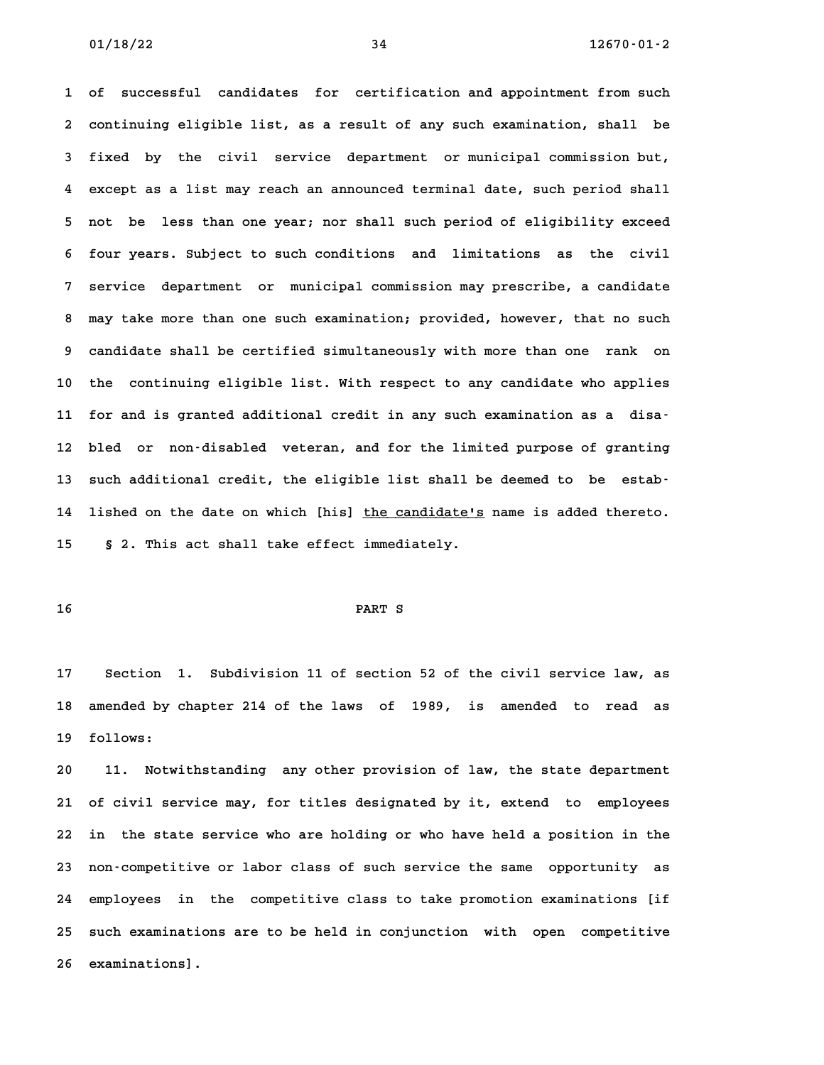of successful candidates for certification and appointment from such continuing eligible list, as a result of any such examination, shall be fixed by the civil service department or municipal commission but, except as a list may reach an announced terminal date, such period shall not be less than one year; nor shall such period of eligibility exceed four years. Subject to such conditions and limitations as the civil service department or municipal commission may prescribe, a candidate may take more than one such examination; provided, however, that no such candidate shall be certified simultaneously with more than one rank on the continuing eligible list. With respect to any candidate who applies for and is granted additional credit in any such examination as a disabled or non-disabled veteran, and for the limited purpose of granting such additional credit, the eligible list shall be deemed to be established on the date on which [his] <u>the candidate's</u> name is added thereto.

§ 2. This act shall take effect immediately.

## PART S

Section 1. Subdivision 11 of section 52 of the civil service law, as amended by chapter 214 of the laws of 1989, is amended to read as follows:

11. Notwithstanding any other provision of law, the state department of civil service may, for titles designated by it, extend to employees in the state service who are holding or who have held a position in the non-competitive or labor class of such service the same opportunity as employees in the competitive class to take promotion examinations [if such examinations are to be held in conjunction with open competitive examinations].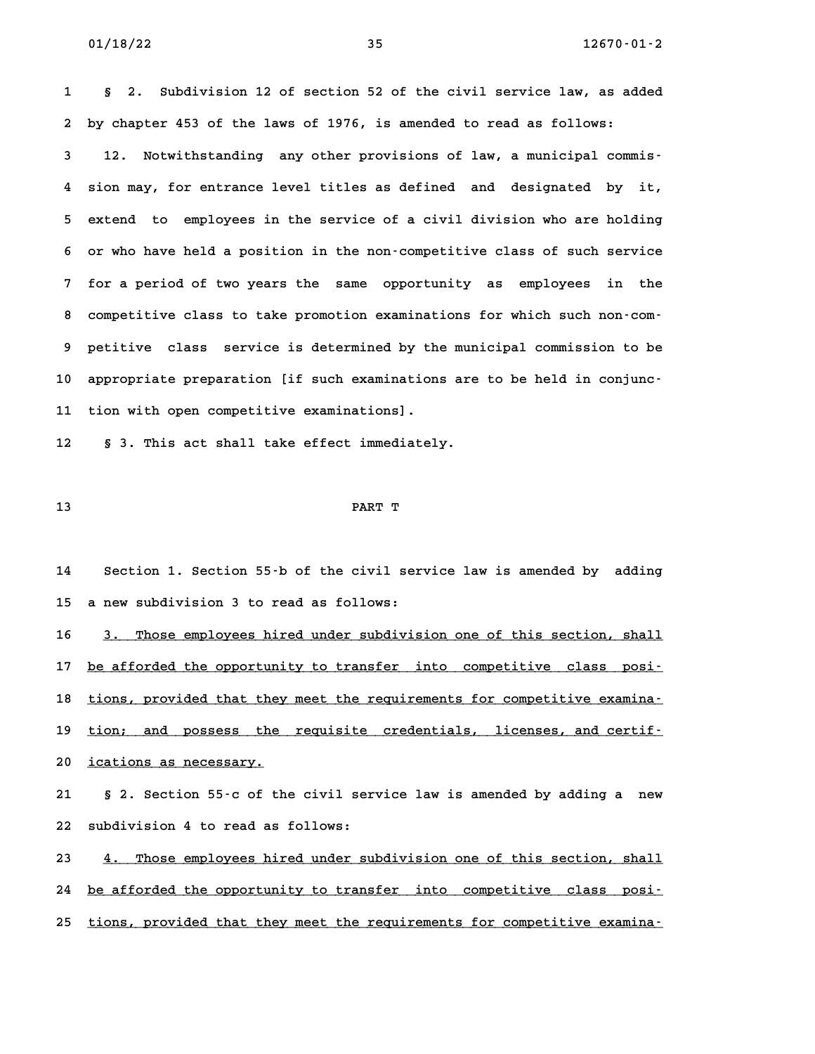§ 2. Subdivision 12 of section 52 of the civil service law, as added by chapter 453 of the laws of 1976, is amended to read as follows:

12. Notwithstanding any other provisions of law, a municipal commission may, for entrance level titles as defined and designated by it, extend to employees in the service of a civil division who are holding or who have held a position in the non-competitive class of such service for a period of two years the same opportunity as employees in the competitive class to take promotion examinations for which such non-competitive class service is determined by the municipal commission to be appropriate preparation [if such examinations are to be held in conjunction with open competitive examinations].

§ 3. This act shall take effect immediately.

PART T

Section 1. Section 55-b of the civil service law is amended by adding a new subdivision 3 to read as follows:

3. Those employees hired under subdivision one of this section, shall be afforded the opportunity to transfer into competitive class positions, provided that they meet the requirements for competitive examination; and possess the requisite credentials, licenses, and certifications as necessary.

§ 2. Section 55-c of the civil service law is amended by adding a new subdivision 4 to read as follows:

4. Those employees hired under subdivision one of this section, shall be afforded the opportunity to transfer into competitive class positions, provided that they meet the requirements for competitive examina-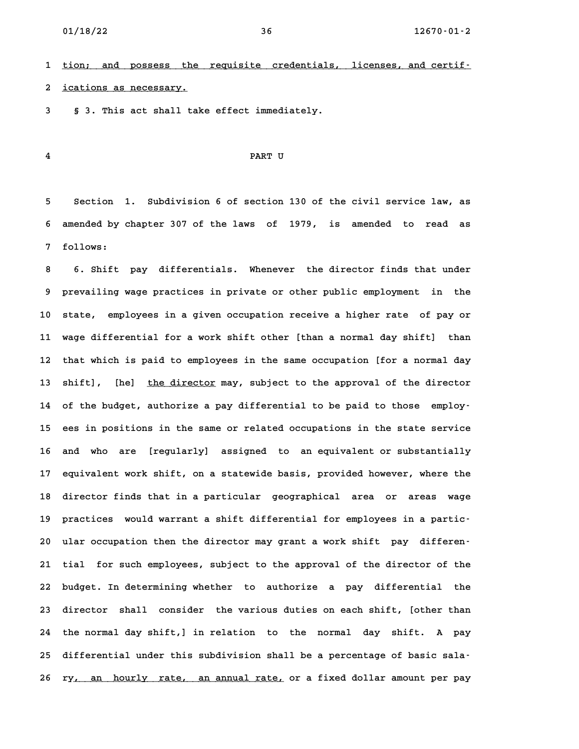tion; and possess the requisite credentials, licenses, and certifications as necessary.

§ 3. This act shall take effect immediately.

PART U

Section 1. Subdivision 6 of section 130 of the civil service law, as amended by chapter 307 of the laws of 1979, is amended to read as follows:

6. Shift pay differentials. Whenever the director finds that under prevailing wage practices in private or other public employment in the state, employees in a given occupation receive a higher rate of pay or wage differential for a work shift other [than a normal day shift] than that which is paid to employees in the same occupation [for a normal day shift], [he] the director may, subject to the approval of the director of the budget, authorize a pay differential to be paid to those employees in positions in the same or related occupations in the state service and who are [regularly] assigned to an equivalent or substantially equivalent work shift, on a statewide basis, provided however, where the director finds that in a particular geographical area or areas wage practices would warrant a shift differential for employees in a particular occupation then the director may grant a work shift pay differential for such employees, subject to the approval of the director of the budget. In determining whether to authorize a pay differential the director shall consider the various duties on each shift, [other than the normal day shift,] in relation to the normal day shift. A pay differential under this subdivision shall be a percentage of basic salary, an hourly rate, an annual rate, or a fixed dollar amount per pay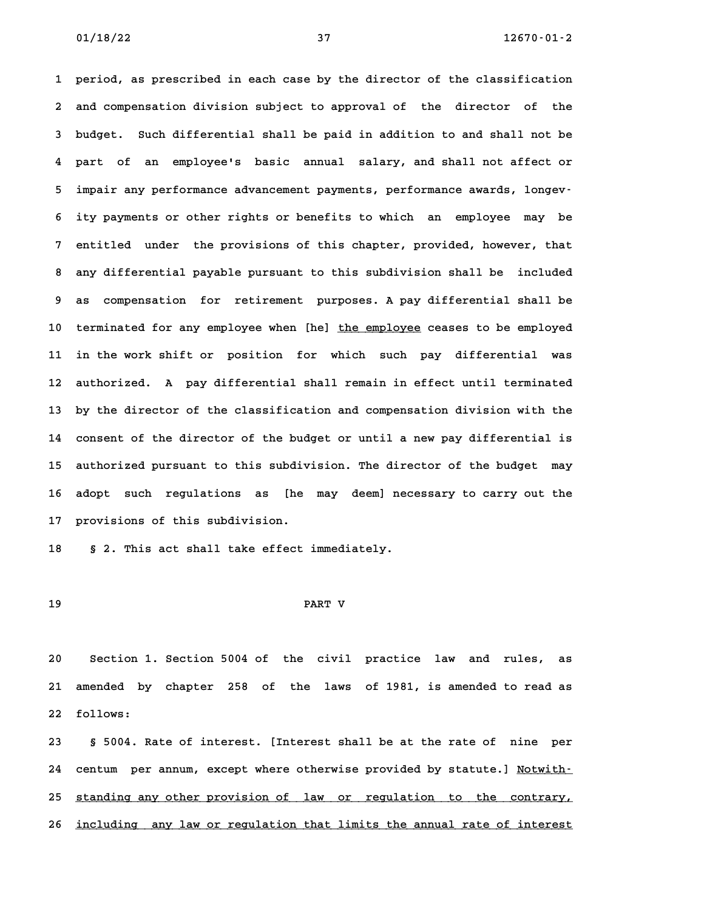period, as prescribed in each case by the director of the classification and compensation division subject to approval of the director of the budget. Such differential shall be paid in addition to and shall not be part of an employee's basic annual salary, and shall not affect or impair any performance advancement payments, performance awards, longevity payments or other rights or benefits to which an employee may be entitled under the provisions of this chapter, provided, however, that any differential payable pursuant to this subdivision shall be included as compensation for retirement purposes. A pay differential shall be terminated for any employee when [he] <u>the employee</u> ceases to be employed in the work shift or position for which such pay differential was authorized. A pay differential shall remain in effect until terminated by the director of the classification and compensation division with the consent of the director of the budget or until a new pay differential is authorized pursuant to this subdivision. The director of the budget may adopt such regulations as [he may deem] necessary to carry out the provisions of this subdivision.

§ 2. This act shall take effect immediately.

PART V

Section 1. Section 5004 of the civil practice law and rules, as amended by chapter 258 of the laws of 1981, is amended to read as follows:

§ 5004. Rate of interest. [Interest shall be at the rate of nine per centum per annum, except where otherwise provided by statute.] <u>Notwithstanding any other provision of law or regulation to the contrary, including any law or regulation that limits the annual rate of interest</u>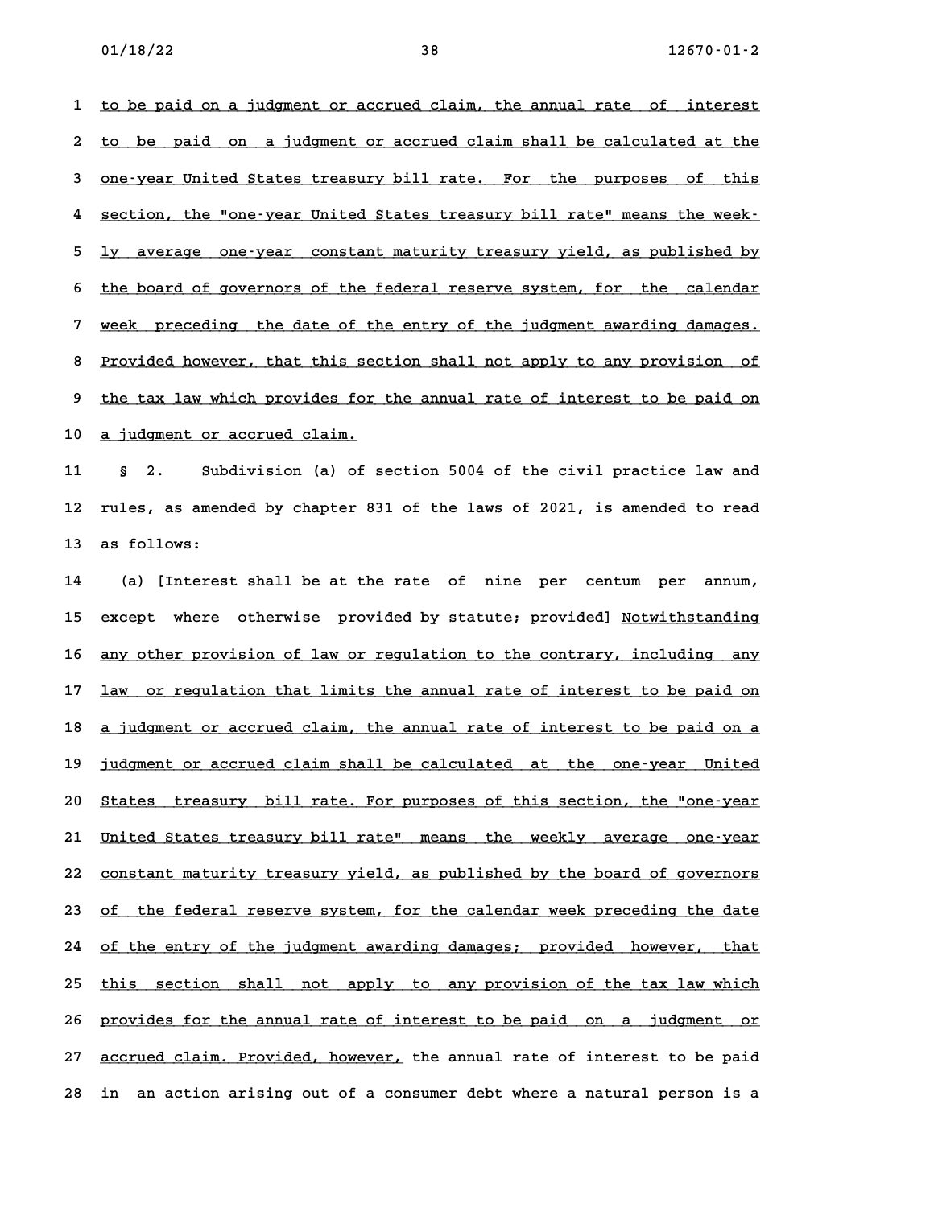to be paid on a judgment or accrued claim, the annual rate of interest to be paid on a judgment or accrued claim shall be calculated at the one-year United States treasury bill rate. For the purposes of this section, the "one-year United States treasury bill rate" means the weekly average one-year constant maturity treasury yield, as published by the board of governors of the federal reserve system, for the calendar week preceding the date of the entry of the judgment awarding damages. Provided however, that this section shall not apply to any provision of the tax law which provides for the annual rate of interest to be paid on a judgment or accrued claim.

§ 2. Subdivision (a) of section 5004 of the civil practice law and rules, as amended by chapter 831 of the laws of 2021, is amended to read as follows:

(a) [Interest shall be at the rate of nine per centum per annum, except where otherwise provided by statute; provided] Notwithstanding any other provision of law or regulation to the contrary, including any law or regulation that limits the annual rate of interest to be paid on a judgment or accrued claim, the annual rate of interest to be paid on a judgment or accrued claim shall be calculated at the one-year United States treasury bill rate. For purposes of this section, the "one-year United States treasury bill rate" means the weekly average one-year constant maturity treasury yield, as published by the board of governors of the federal reserve system, for the calendar week preceding the date of the entry of the judgment awarding damages; provided however, that this section shall not apply to any provision of the tax law which provides for the annual rate of interest to be paid on a judgment or accrued claim. Provided, however, the annual rate of interest to be paid in an action arising out of a consumer debt where a natural person is a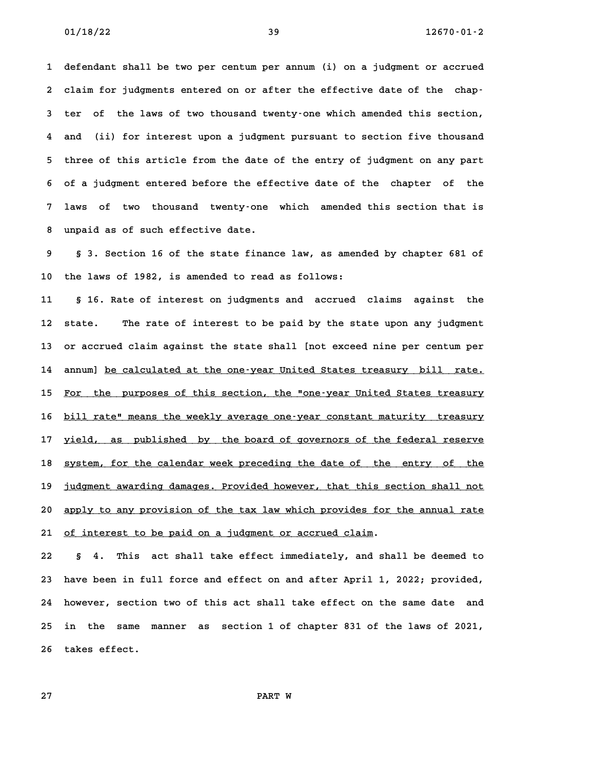defendant shall be two per centum per annum (i) on a judgment or accrued claim for judgments entered on or after the effective date of the chapter of the laws of two thousand twenty-one which amended this section, and (ii) for interest upon a judgment pursuant to section five thousand three of this article from the date of the entry of judgment on any part of a judgment entered before the effective date of the chapter of the laws of two thousand twenty-one which amended this section that is unpaid as of such effective date.

§ 3. Section 16 of the state finance law, as amended by chapter 681 of the laws of 1982, is amended to read as follows:

§ 16. Rate of interest on judgments and accrued claims against the state. The rate of interest to be paid by the state upon any judgment or accrued claim against the state shall [not exceed nine per centum per annum] <u>be calculated at the one-year United States treasury bill rate. For the purposes of this section, the "one-year United States treasury bill rate" means the weekly average one-year constant maturity treasury yield, as published by the board of governors of the federal reserve system, for the calendar week preceding the date of the entry of the judgment awarding damages. Provided however, that this section shall not apply to any provision of the tax law which provides for the annual rate of interest to be paid on a judgment or accrued claim</u>.

§ 4. This act shall take effect immediately, and shall be deemed to have been in full force and effect on and after April 1, 2022; provided, however, section two of this act shall take effect on the same date and in the same manner as section 1 of chapter 831 of the laws of 2021, takes effect.

## PART W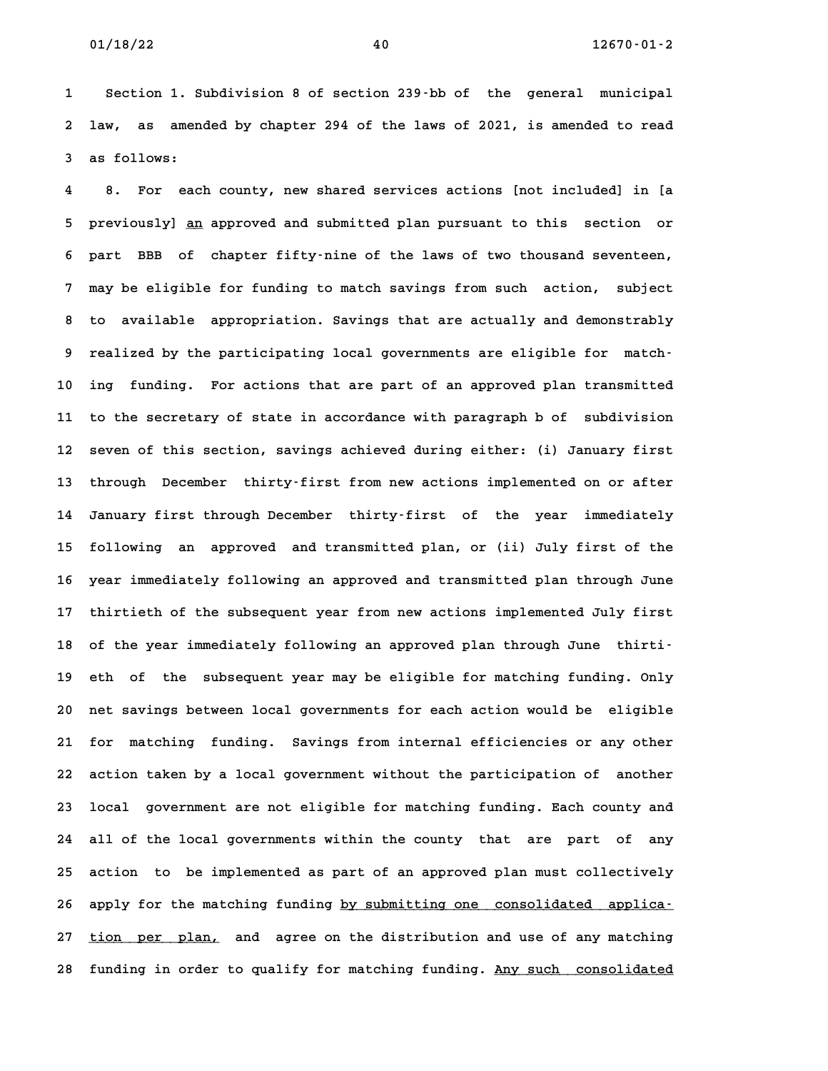Section 1. Subdivision 8 of section 239-bb of the general municipal law, as amended by chapter 294 of the laws of 2021, is amended to read as follows:

8. For each county, new shared services actions [not included] in [a previously] <u>an</u> approved and submitted plan pursuant to this section or part BBB of chapter fifty-nine of the laws of two thousand seventeen, may be eligible for funding to match savings from such action, subject to available appropriation. Savings that are actually and demonstrably realized by the participating local governments are eligible for matching funding. For actions that are part of an approved plan transmitted to the secretary of state in accordance with paragraph b of subdivision seven of this section, savings achieved during either: (i) January first through December thirty-first from new actions implemented on or after January first through December thirty-first of the year immediately following an approved and transmitted plan, or (ii) July first of the year immediately following an approved and transmitted plan through June thirtieth of the subsequent year from new actions implemented July first of the year immediately following an approved plan through June thirtieth of the subsequent year may be eligible for matching funding. Only net savings between local governments for each action would be eligible for matching funding. Savings from internal efficiencies or any other action taken by a local government without the participation of another local government are not eligible for matching funding. Each county and all of the local governments within the county that are part of any action to be implemented as part of an approved plan must collectively apply for the matching funding <u>by submitting one consolidated application per plan,</u> and agree on the distribution and use of any matching funding in order to qualify for matching funding. <u>Any such consolidated</u>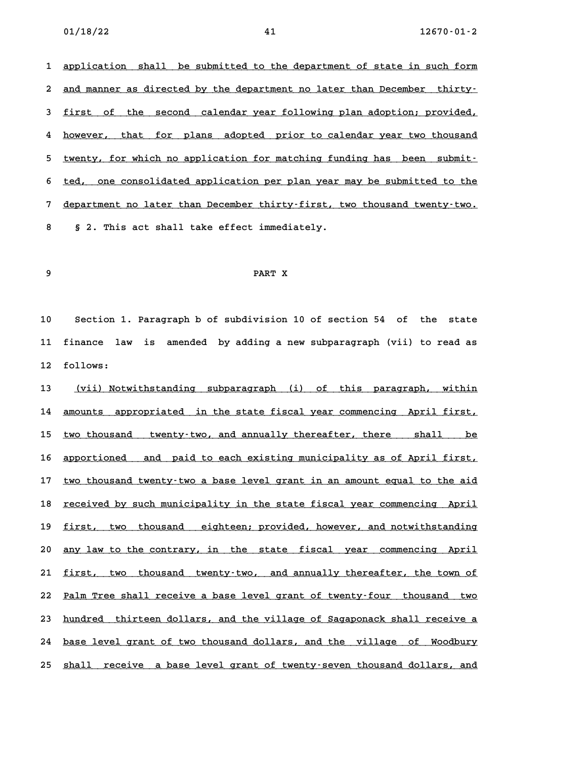application shall be submitted to the department of state in such form and manner as directed by the department no later than December thirty-first of the second calendar year following plan adoption; provided, however, that for plans adopted prior to calendar year two thousand twenty, for which no application for matching funding has been submitted, one consolidated application per plan year may be submitted to the department no later than December thirty-first, two thousand twenty-two.

§ 2. This act shall take effect immediately.

PART X

Section 1. Paragraph b of subdivision 10 of section 54 of the state finance law is amended by adding a new subparagraph (vii) to read as follows:

(vii) Notwithstanding subparagraph (i) of this paragraph, within amounts appropriated in the state fiscal year commencing April first, two thousand twenty-two, and annually thereafter, there shall be apportioned and paid to each existing municipality as of April first, two thousand twenty-two a base level grant in an amount equal to the aid received by such municipality in the state fiscal year commencing April first, two thousand eighteen; provided, however, and notwithstanding any law to the contrary, in the state fiscal year commencing April first, two thousand twenty-two, and annually thereafter, the town of Palm Tree shall receive a base level grant of twenty-four thousand two hundred thirteen dollars, and the village of Sagaponack shall receive a base level grant of two thousand dollars, and the village of Woodbury shall receive a base level grant of twenty-seven thousand dollars, and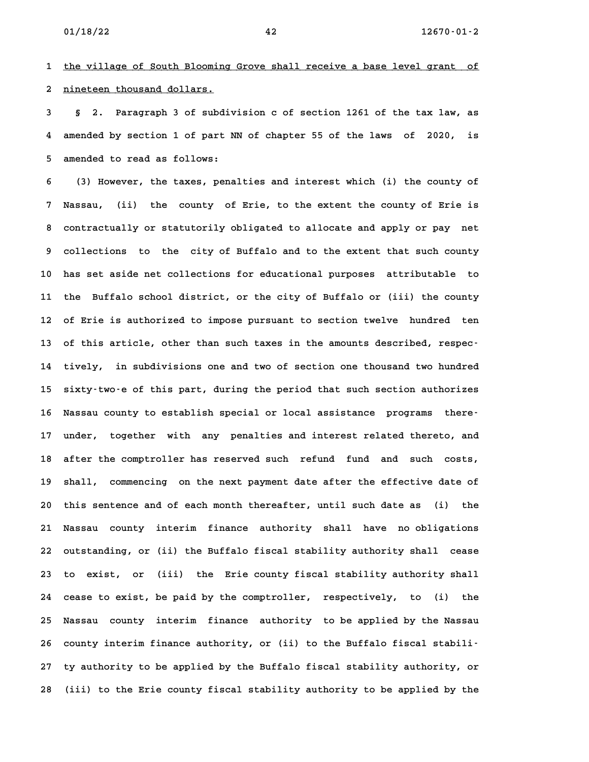<u>the village of South Blooming Grove shall receive a base level grant of nineteen thousand dollars.</u>

§ 2. Paragraph 3 of subdivision c of section 1261 of the tax law, as amended by section 1 of part NN of chapter 55 of the laws of 2020, is amended to read as follows:

(3) However, the taxes, penalties and interest which (i) the county of Nassau, (ii) the county of Erie, to the extent the county of Erie is contractually or statutorily obligated to allocate and apply or pay net collections to the city of Buffalo and to the extent that such county has set aside net collections for educational purposes attributable to the Buffalo school district, or the city of Buffalo or (iii) the county of Erie is authorized to impose pursuant to section twelve hundred ten of this article, other than such taxes in the amounts described, respectively, in subdivisions one and two of section one thousand two hundred sixty-two-e of this part, during the period that such section authorizes Nassau county to establish special or local assistance programs thereunder, together with any penalties and interest related thereto, and after the comptroller has reserved such refund fund and such costs, shall, commencing on the next payment date after the effective date of this sentence and of each month thereafter, until such date as (i) the Nassau county interim finance authority shall have no obligations outstanding, or (ii) the Buffalo fiscal stability authority shall cease to exist, or (iii) the Erie county fiscal stability authority shall cease to exist, be paid by the comptroller, respectively, to (i) the Nassau county interim finance authority to be applied by the Nassau county interim finance authority, or (ii) to the Buffalo fiscal stability authority to be applied by the Buffalo fiscal stability authority, or (iii) to the Erie county fiscal stability authority to be applied by the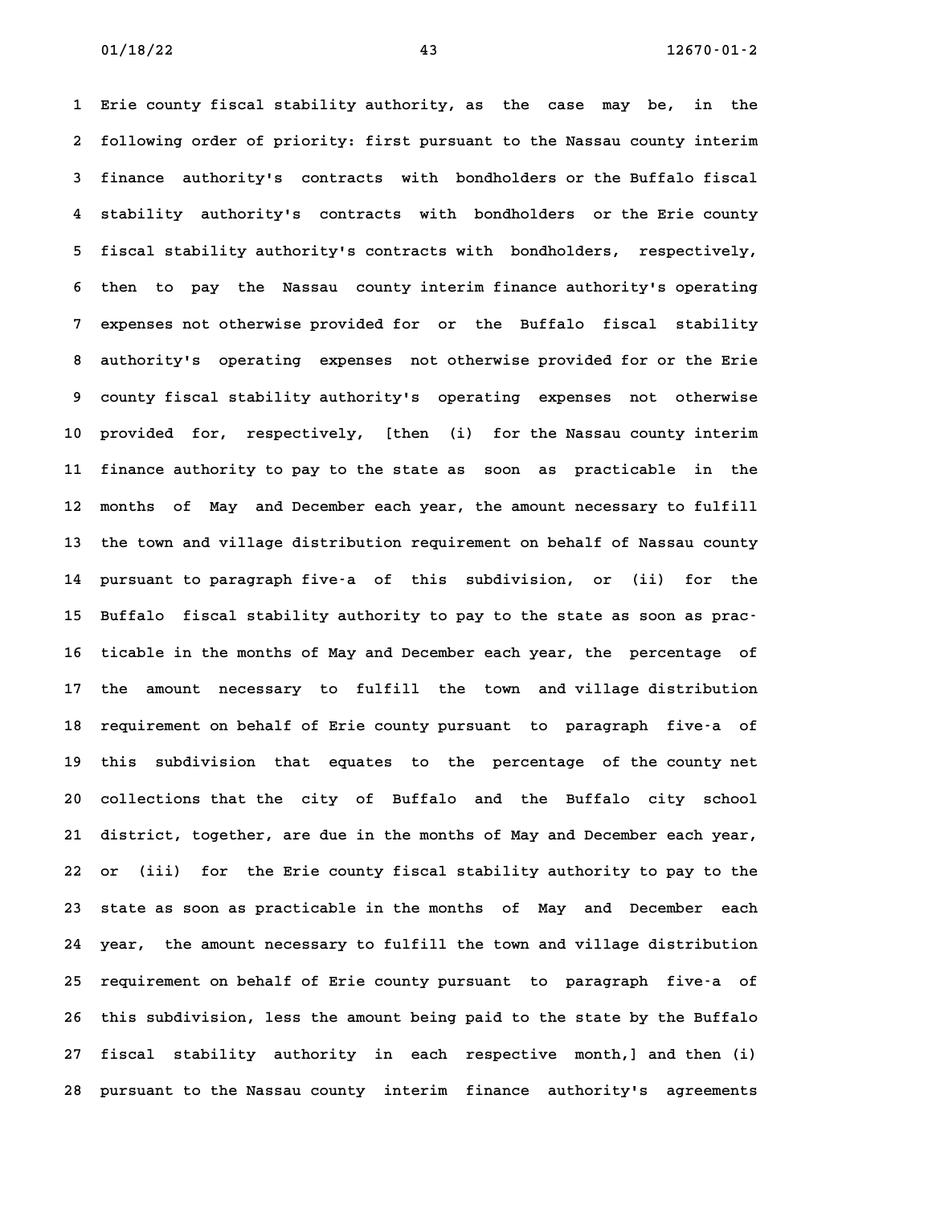1 Erie county fiscal stability authority, as the case may be, in the
2 following order of priority: first pursuant to the Nassau county interim
3 finance authority's contracts with bondholders or the Buffalo fiscal
4 stability authority's contracts with bondholders or the Erie county
5 fiscal stability authority's contracts with bondholders, respectively,
6 then to pay the Nassau county interim finance authority's operating
7 expenses not otherwise provided for or the Buffalo fiscal stability
8 authority's operating expenses not otherwise provided for or the Erie
9 county fiscal stability authority's operating expenses not otherwise
10 provided for, respectively, [then (i) for the Nassau county interim
11 finance authority to pay to the state as soon as practicable in the
12 months of May and December each year, the amount necessary to fulfill
13 the town and village distribution requirement on behalf of Nassau county
14 pursuant to paragraph five-a of this subdivision, or (ii) for the
15 Buffalo fiscal stability authority to pay to the state as soon as prac-
16 ticable in the months of May and December each year, the percentage of
17 the amount necessary to fulfill the town and village distribution
18 requirement on behalf of Erie county pursuant to paragraph five-a of
19 this subdivision that equates to the percentage of the county net
20 collections that the city of Buffalo and the Buffalo city school
21 district, together, are due in the months of May and December each year,
22 or (iii) for the Erie county fiscal stability authority to pay to the
23 state as soon as practicable in the months of May and December each
24 year, the amount necessary to fulfill the town and village distribution
25 requirement on behalf of Erie county pursuant to paragraph five-a of
26 this subdivision, less the amount being paid to the state by the Buffalo
27 fiscal stability authority in each respective month,] and then (i)
28 pursuant to the Nassau county interim finance authority's agreements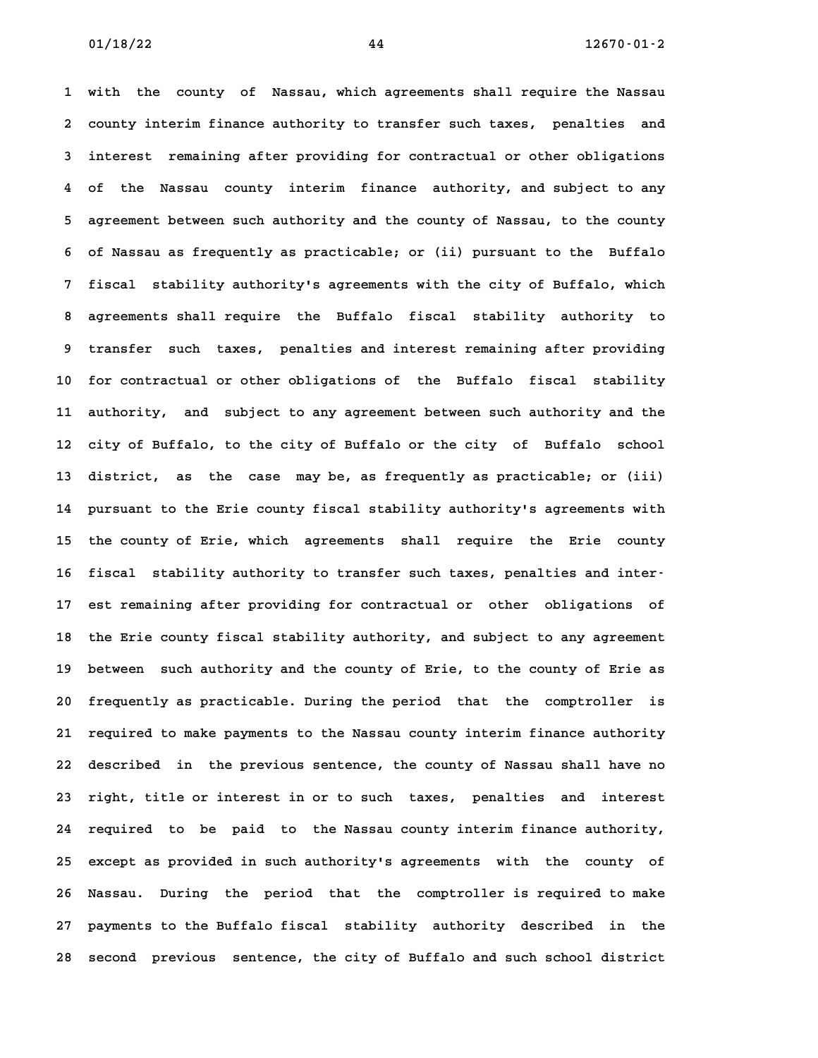with the county of Nassau, which agreements shall require the Nassau county interim finance authority to transfer such taxes, penalties and interest remaining after providing for contractual or other obligations of the Nassau county interim finance authority, and subject to any agreement between such authority and the county of Nassau, to the county of Nassau as frequently as practicable; or (ii) pursuant to the Buffalo fiscal stability authority's agreements with the city of Buffalo, which agreements shall require the Buffalo fiscal stability authority to transfer such taxes, penalties and interest remaining after providing for contractual or other obligations of the Buffalo fiscal stability authority, and subject to any agreement between such authority and the city of Buffalo, to the city of Buffalo or the city of Buffalo school district, as the case may be, as frequently as practicable; or (iii) pursuant to the Erie county fiscal stability authority's agreements with the county of Erie, which agreements shall require the Erie county fiscal stability authority to transfer such taxes, penalties and interest remaining after providing for contractual or other obligations of the Erie county fiscal stability authority, and subject to any agreement between such authority and the county of Erie, to the county of Erie as frequently as practicable. During the period that the comptroller is required to make payments to the Nassau county interim finance authority described in the previous sentence, the county of Nassau shall have no right, title or interest in or to such taxes, penalties and interest required to be paid to the Nassau county interim finance authority, except as provided in such authority's agreements with the county of Nassau. During the period that the comptroller is required to make payments to the Buffalo fiscal stability authority described in the second previous sentence, the city of Buffalo and such school district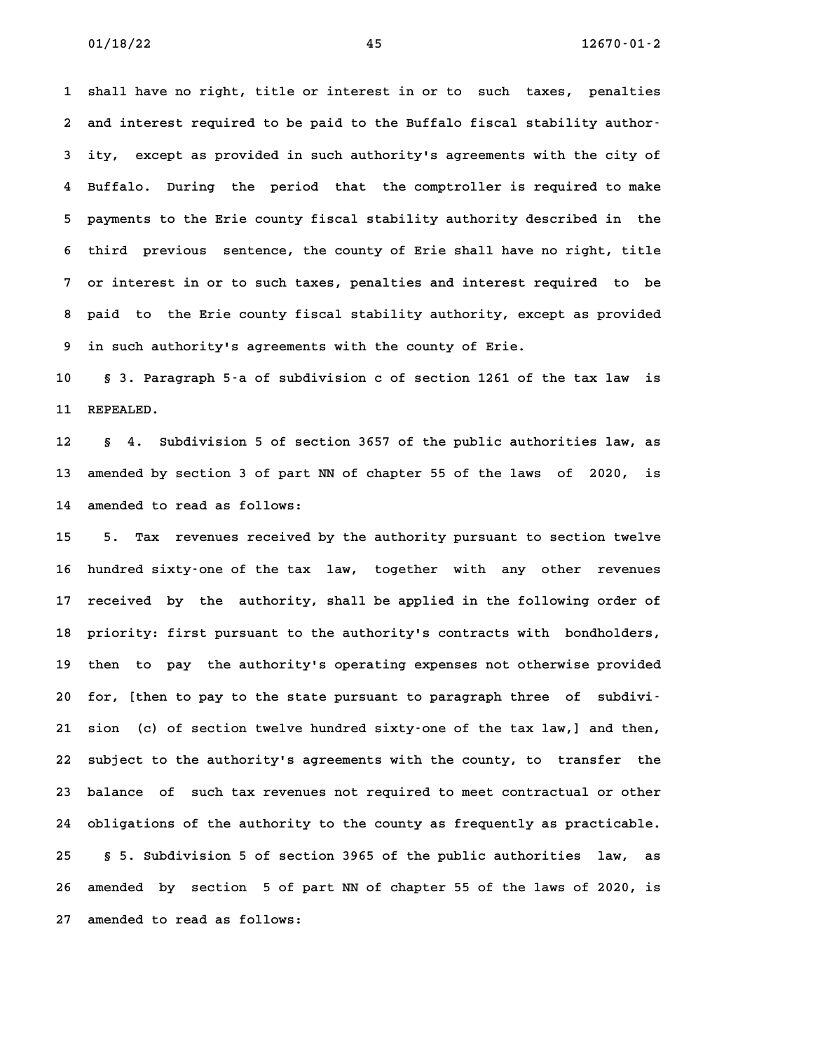shall have no right, title or interest in or to such taxes, penalties and interest required to be paid to the Buffalo fiscal stability authority, except as provided in such authority's agreements with the city of Buffalo. During the period that the comptroller is required to make payments to the Erie county fiscal stability authority described in the third previous sentence, the county of Erie shall have no right, title or interest in or to such taxes, penalties and interest required to be paid to the Erie county fiscal stability authority, except as provided in such authority's agreements with the county of Erie.

§ 3. Paragraph 5-a of subdivision c of section 1261 of the tax law is REPEALED.

§ 4. Subdivision 5 of section 3657 of the public authorities law, as amended by section 3 of part NN of chapter 55 of the laws of 2020, is amended to read as follows:

5. Tax revenues received by the authority pursuant to section twelve hundred sixty-one of the tax law, together with any other revenues received by the authority, shall be applied in the following order of priority: first pursuant to the authority's contracts with bondholders, then to pay the authority's operating expenses not otherwise provided for, [then to pay to the state pursuant to paragraph three of subdivision (c) of section twelve hundred sixty-one of the tax law,] and then, subject to the authority's agreements with the county, to transfer the balance of such tax revenues not required to meet contractual or other obligations of the authority to the county as frequently as practicable.

§ 5. Subdivision 5 of section 3965 of the public authorities law, as amended by section 5 of part NN of chapter 55 of the laws of 2020, is amended to read as follows: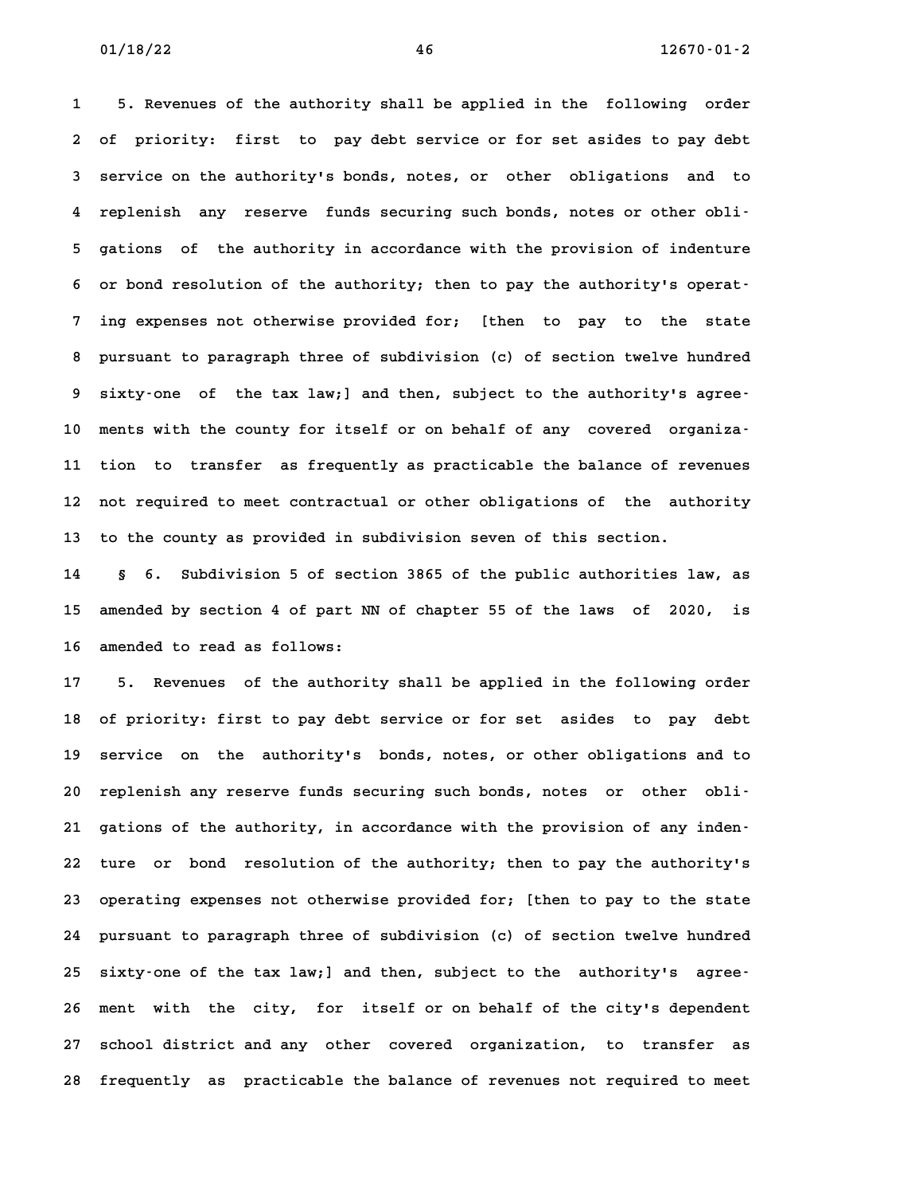5. Revenues of the authority shall be applied in the following order of priority: first to pay debt service or for set asides to pay debt service on the authority's bonds, notes, or other obligations and to replenish any reserve funds securing such bonds, notes or other obligations of the authority in accordance with the provision of indenture or bond resolution of the authority; then to pay the authority's operating expenses not otherwise provided for; [then to pay to the state pursuant to paragraph three of subdivision (c) of section twelve hundred sixty-one of the tax law;] and then, subject to the authority's agreements with the county for itself or on behalf of any covered organization to transfer as frequently as practicable the balance of revenues not required to meet contractual or other obligations of the authority to the county as provided in subdivision seven of this section.

§ 6. Subdivision 5 of section 3865 of the public authorities law, as amended by section 4 of part NN of chapter 55 of the laws of 2020, is amended to read as follows:

5. Revenues of the authority shall be applied in the following order of priority: first to pay debt service or for set asides to pay debt service on the authority's bonds, notes, or other obligations and to replenish any reserve funds securing such bonds, notes or other obligations of the authority, in accordance with the provision of any indenture or bond resolution of the authority; then to pay the authority's operating expenses not otherwise provided for; [then to pay to the state pursuant to paragraph three of subdivision (c) of section twelve hundred sixty-one of the tax law;] and then, subject to the authority's agreement with the city, for itself or on behalf of the city's dependent school district and any other covered organization, to transfer as frequently as practicable the balance of revenues not required to meet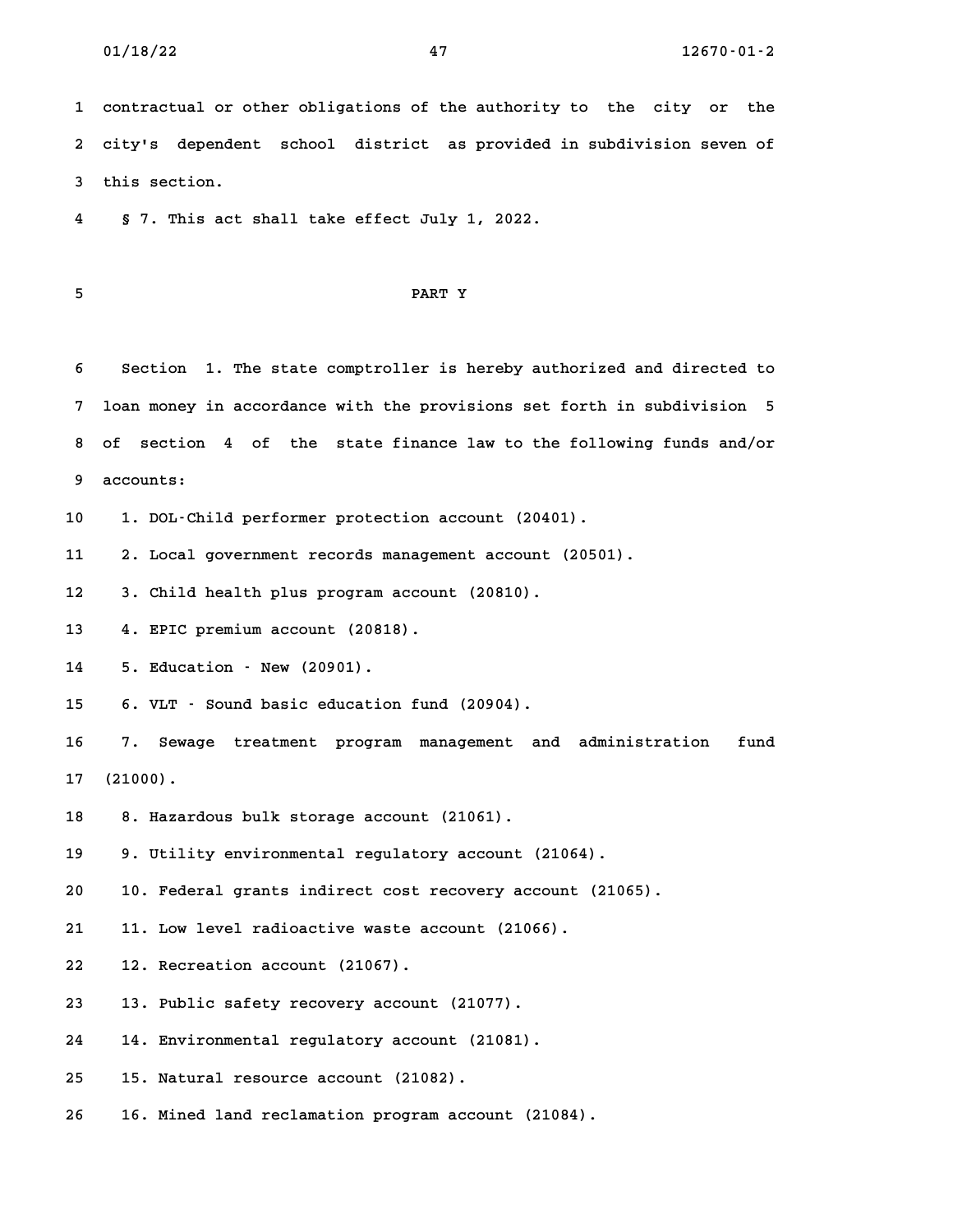contractual or other obligations of the authority to the city or the city's dependent school district as provided in subdivision seven of this section.

§ 7. This act shall take effect July 1, 2022.

## PART Y

Section 1. The state comptroller is hereby authorized and directed to loan money in accordance with the provisions set forth in subdivision 5 of section 4 of the state finance law to the following funds and/or accounts:

1. DOL-Child performer protection account (20401).
2. Local government records management account (20501).
3. Child health plus program account (20810).
4. EPIC premium account (20818).
5. Education - New (20901).
6. VLT - Sound basic education fund (20904).
7. Sewage treatment program management and administration fund (21000).
8. Hazardous bulk storage account (21061).
9. Utility environmental regulatory account (21064).
10. Federal grants indirect cost recovery account (21065).
11. Low level radioactive waste account (21066).
12. Recreation account (21067).
13. Public safety recovery account (21077).
14. Environmental regulatory account (21081).
15. Natural resource account (21082).
16. Mined land reclamation program account (21084).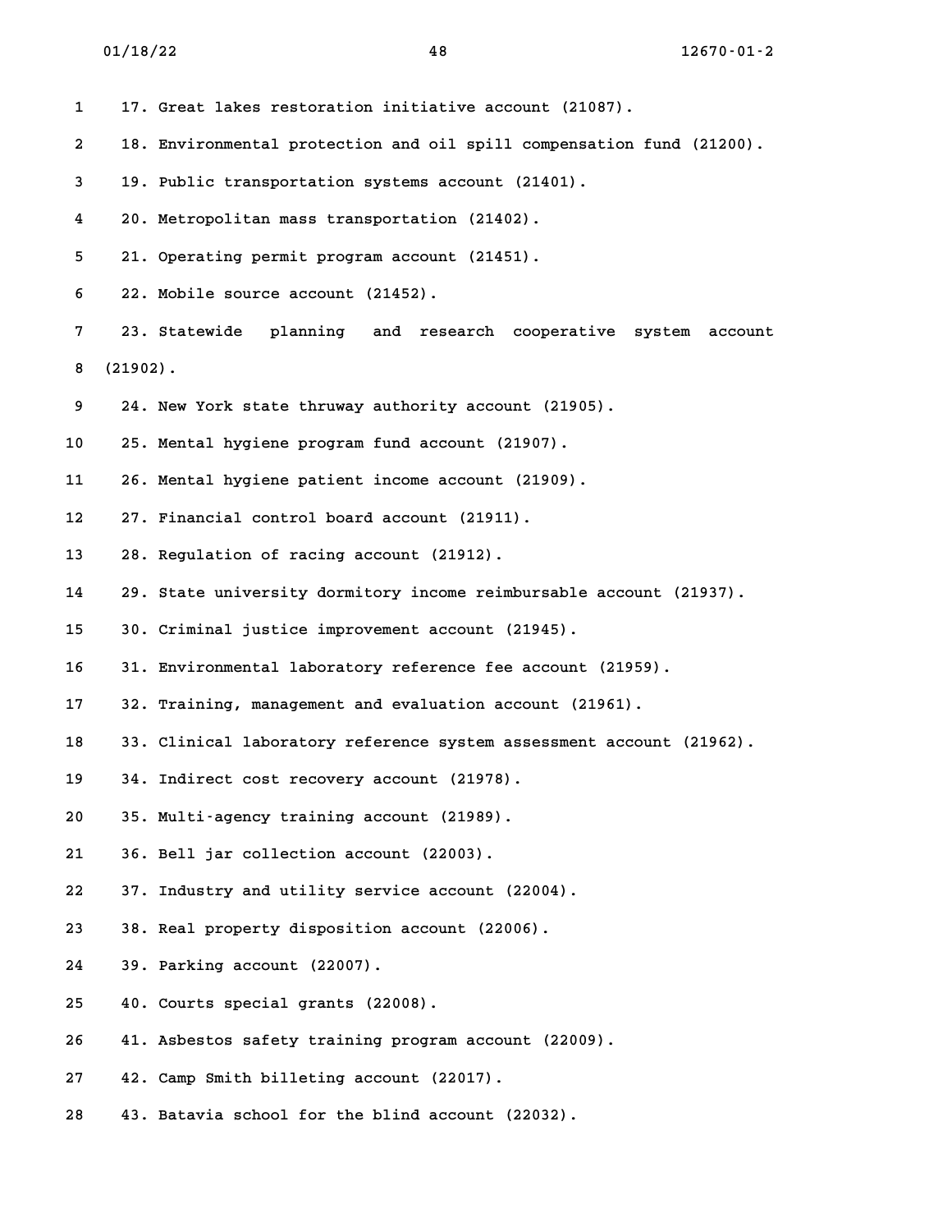17. Great lakes restoration initiative account (21087).

18. Environmental protection and oil spill compensation fund (21200).

19. Public transportation systems account (21401).

20. Metropolitan mass transportation (21402).

21. Operating permit program account (21451).

22. Mobile source account (21452).

23. Statewide planning and research cooperative system account (21902).

24. New York state thruway authority account (21905).

25. Mental hygiene program fund account (21907).

26. Mental hygiene patient income account (21909).

27. Financial control board account (21911).

28. Regulation of racing account (21912).

29. State university dormitory income reimbursable account (21937).

30. Criminal justice improvement account (21945).

31. Environmental laboratory reference fee account (21959).

32. Training, management and evaluation account (21961).

33. Clinical laboratory reference system assessment account (21962).

34. Indirect cost recovery account (21978).

35. Multi-agency training account (21989).

36. Bell jar collection account (22003).

37. Industry and utility service account (22004).

38. Real property disposition account (22006).

39. Parking account (22007).

40. Courts special grants (22008).

41. Asbestos safety training program account (22009).

42. Camp Smith billeting account (22017).

43. Batavia school for the blind account (22032).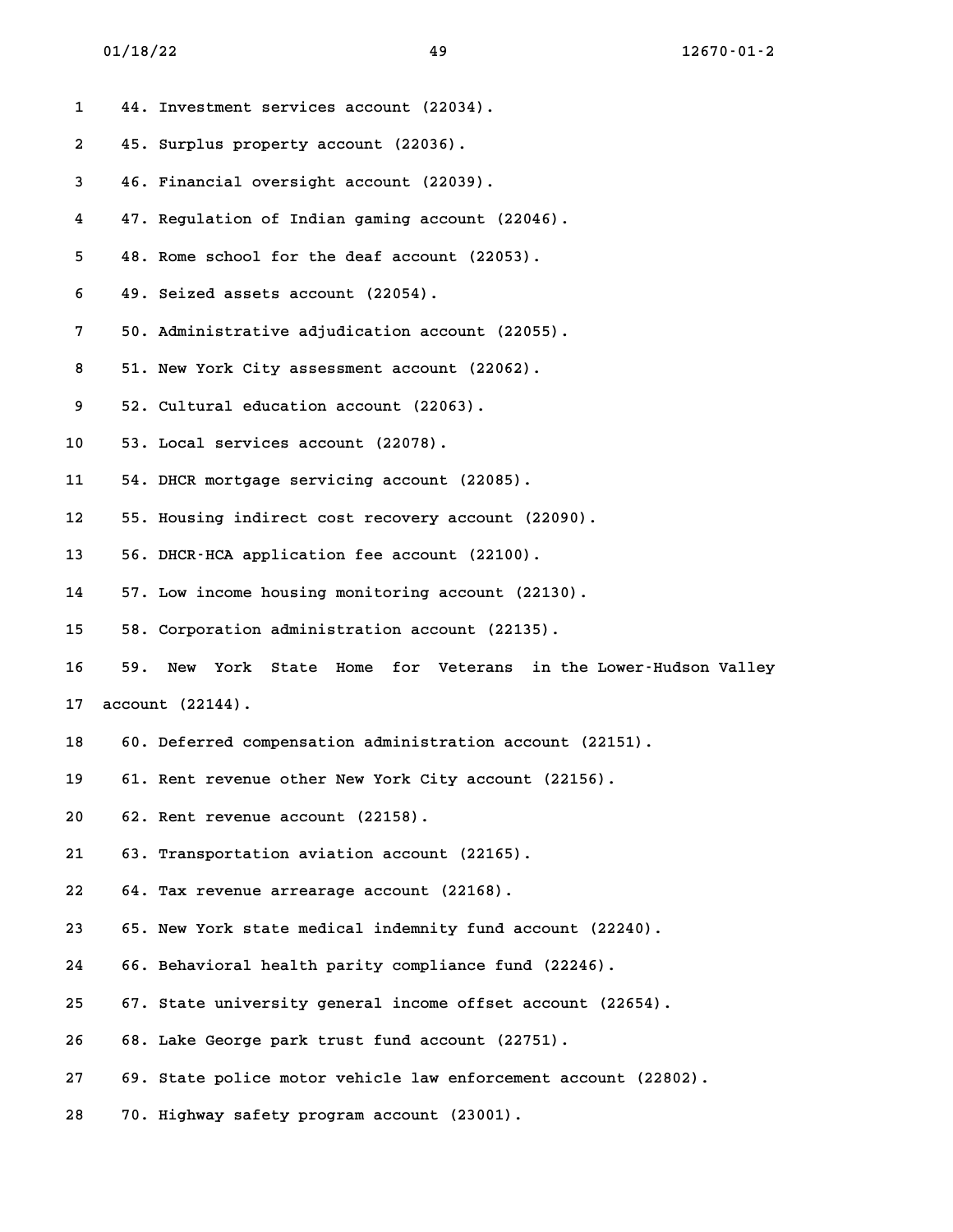44. Investment services account (22034).

45. Surplus property account (22036).

46. Financial oversight account (22039).

47. Regulation of Indian gaming account (22046).

48. Rome school for the deaf account (22053).

49. Seized assets account (22054).

50. Administrative adjudication account (22055).

51. New York City assessment account (22062).

52. Cultural education account (22063).

53. Local services account (22078).

54. DHCR mortgage servicing account (22085).

55. Housing indirect cost recovery account (22090).

56. DHCR-HCA application fee account (22100).

57. Low income housing monitoring account (22130).

58. Corporation administration account (22135).

59. New York State Home for Veterans in the Lower-Hudson Valley account (22144).

60. Deferred compensation administration account (22151).

61. Rent revenue other New York City account (22156).

62. Rent revenue account (22158).

63. Transportation aviation account (22165).

64. Tax revenue arrearage account (22168).

65. New York state medical indemnity fund account (22240).

66. Behavioral health parity compliance fund (22246).

67. State university general income offset account (22654).

68. Lake George park trust fund account (22751).

69. State police motor vehicle law enforcement account (22802).

70. Highway safety program account (23001).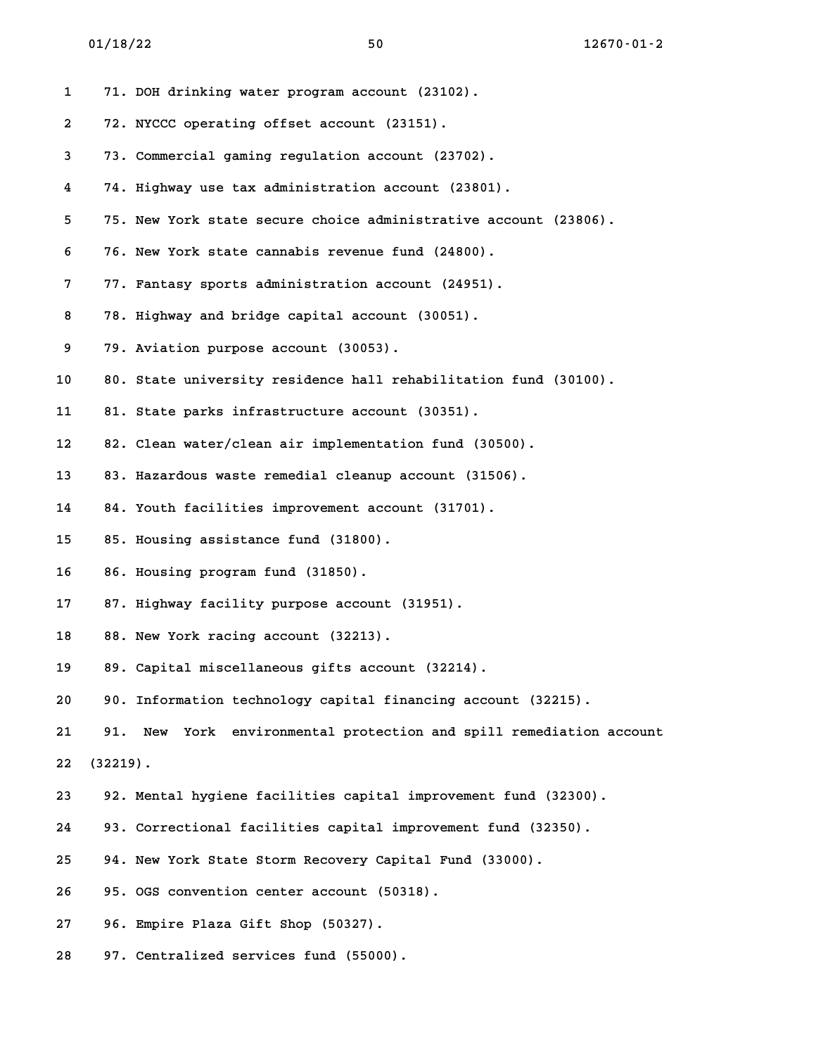71. DOH drinking water program account (23102).

72. NYCCC operating offset account (23151).

73. Commercial gaming regulation account (23702).

74. Highway use tax administration account (23801).

75. New York state secure choice administrative account (23806).

76. New York state cannabis revenue fund (24800).

77. Fantasy sports administration account (24951).

78. Highway and bridge capital account (30051).

79. Aviation purpose account (30053).

80. State university residence hall rehabilitation fund (30100).

81. State parks infrastructure account (30351).

82. Clean water/clean air implementation fund (30500).

83. Hazardous waste remedial cleanup account (31506).

84. Youth facilities improvement account (31701).

85. Housing assistance fund (31800).

86. Housing program fund (31850).

87. Highway facility purpose account (31951).

88. New York racing account (32213).

89. Capital miscellaneous gifts account (32214).

90. Information technology capital financing account (32215).

91. New York environmental protection and spill remediation account (32219).

92. Mental hygiene facilities capital improvement fund (32300).

93. Correctional facilities capital improvement fund (32350).

94. New York State Storm Recovery Capital Fund (33000).

95. OGS convention center account (50318).

96. Empire Plaza Gift Shop (50327).

97. Centralized services fund (55000).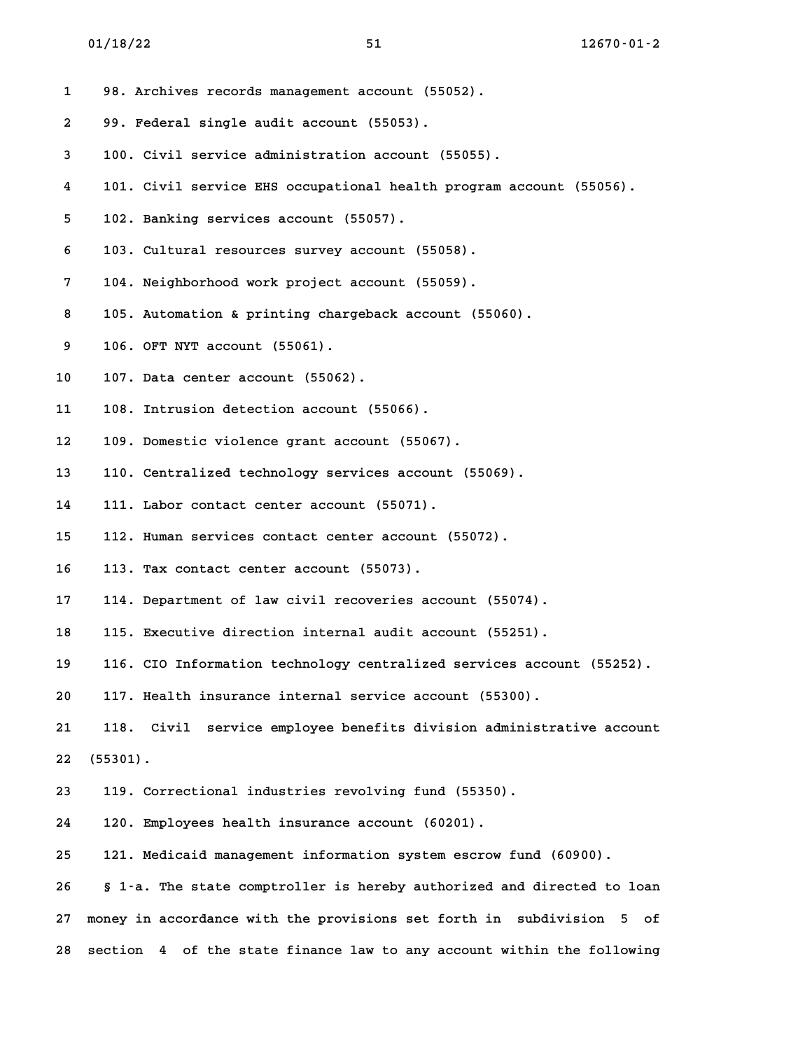98. Archives records management account (55052).

99. Federal single audit account (55053).

100. Civil service administration account (55055).

101. Civil service EHS occupational health program account (55056).

102. Banking services account (55057).

103. Cultural resources survey account (55058).

104. Neighborhood work project account (55059).

105. Automation & printing chargeback account (55060).

106. OFT NYT account (55061).

107. Data center account (55062).

108. Intrusion detection account (55066).

109. Domestic violence grant account (55067).

110. Centralized technology services account (55069).

111. Labor contact center account (55071).

112. Human services contact center account (55072).

113. Tax contact center account (55073).

114. Department of law civil recoveries account (55074).

115. Executive direction internal audit account (55251).

116. CIO Information technology centralized services account (55252).

117. Health insurance internal service account (55300).

118. Civil service employee benefits division administrative account (55301).

119. Correctional industries revolving fund (55350).

120. Employees health insurance account (60201).

121. Medicaid management information system escrow fund (60900).

§ 1-a. The state comptroller is hereby authorized and directed to loan money in accordance with the provisions set forth in subdivision 5 of section 4 of the state finance law to any account within the following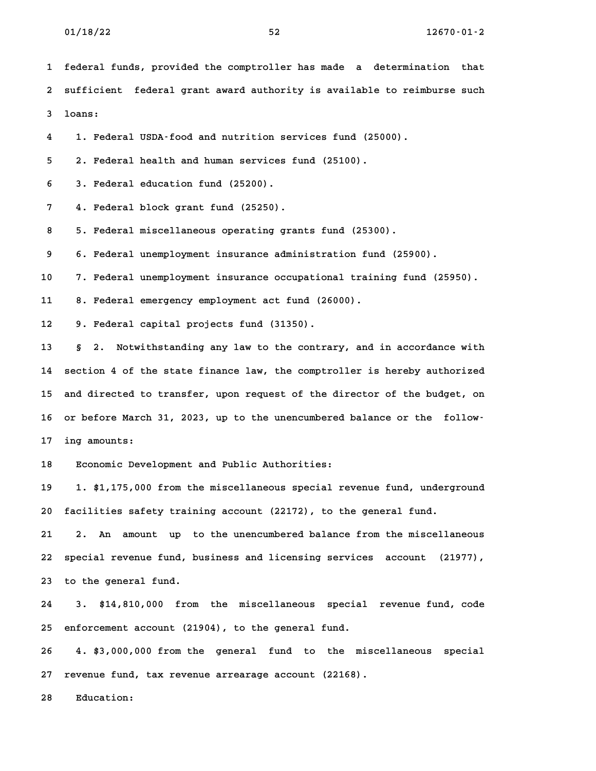federal funds, provided the comptroller has made a determination that sufficient federal grant award authority is available to reimburse such loans:

1. Federal USDA-food and nutrition services fund (25000).
2. Federal health and human services fund (25100).
3. Federal education fund (25200).
4. Federal block grant fund (25250).
5. Federal miscellaneous operating grants fund (25300).
6. Federal unemployment insurance administration fund (25900).
7. Federal unemployment insurance occupational training fund (25950).
8. Federal emergency employment act fund (26000).
9. Federal capital projects fund (31350).

§ 2. Notwithstanding any law to the contrary, and in accordance with section 4 of the state finance law, the comptroller is hereby authorized and directed to transfer, upon request of the director of the budget, on or before March 31, 2023, up to the unencumbered balance or the following amounts:

Economic Development and Public Authorities:

1. $1,175,000 from the miscellaneous special revenue fund, underground facilities safety training account (22172), to the general fund.
2. An amount up to the unencumbered balance from the miscellaneous special revenue fund, business and licensing services account (21977), to the general fund.
3. $14,810,000 from the miscellaneous special revenue fund, code enforcement account (21904), to the general fund.
4. $3,000,000 from the general fund to the miscellaneous special revenue fund, tax revenue arrearage account (22168).

Education: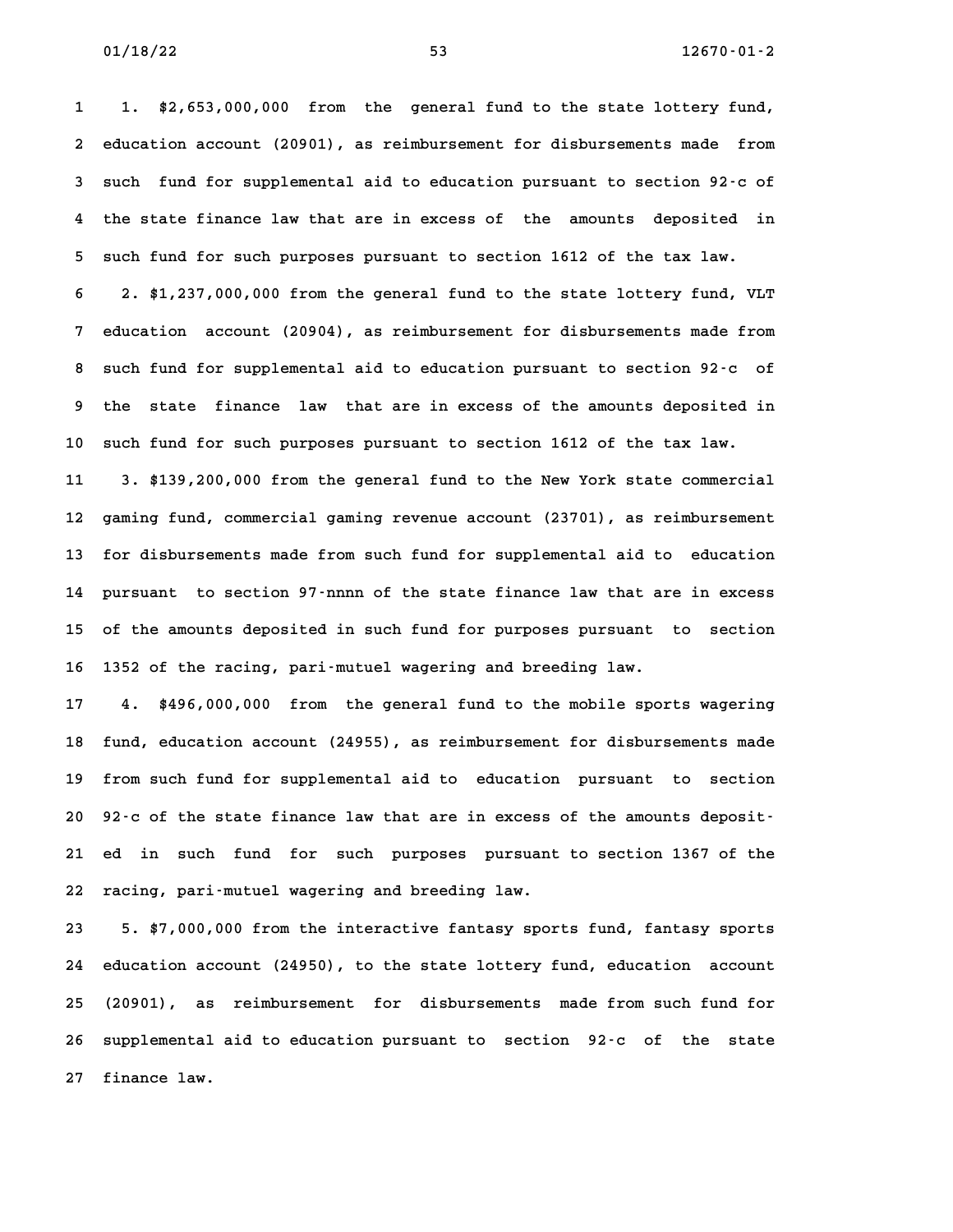1. $2,653,000,000 from the general fund to the state lottery fund, education account (20901), as reimbursement for disbursements made from such fund for supplemental aid to education pursuant to section 92-c of the state finance law that are in excess of the amounts deposited in such fund for such purposes pursuant to section 1612 of the tax law.

2. $1,237,000,000 from the general fund to the state lottery fund, VLT education account (20904), as reimbursement for disbursements made from such fund for supplemental aid to education pursuant to section 92-c of the state finance law that are in excess of the amounts deposited in such fund for such purposes pursuant to section 1612 of the tax law.

3. $139,200,000 from the general fund to the New York state commercial gaming fund, commercial gaming revenue account (23701), as reimbursement for disbursements made from such fund for supplemental aid to education pursuant to section 97-nnnn of the state finance law that are in excess of the amounts deposited in such fund for purposes pursuant to section 1352 of the racing, pari-mutuel wagering and breeding law.

4. $496,000,000 from the general fund to the mobile sports wagering fund, education account (24955), as reimbursement for disbursements made from such fund for supplemental aid to education pursuant to section 92-c of the state finance law that are in excess of the amounts deposited in such fund for such purposes pursuant to section 1367 of the racing, pari-mutuel wagering and breeding law.

5. $7,000,000 from the interactive fantasy sports fund, fantasy sports education account (24950), to the state lottery fund, education account (20901), as reimbursement for disbursements made from such fund for supplemental aid to education pursuant to section 92-c of the state finance law.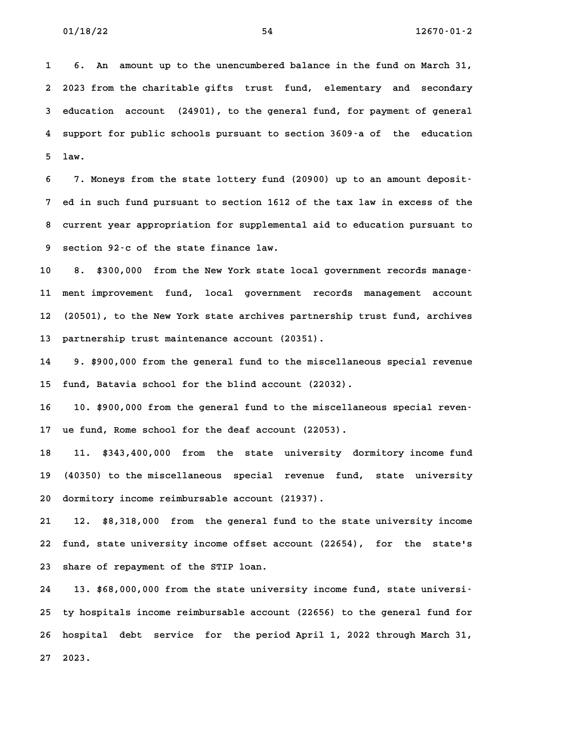6. An amount up to the unencumbered balance in the fund on March 31, 2023 from the charitable gifts trust fund, elementary and secondary education account (24901), to the general fund, for payment of general support for public schools pursuant to section 3609-a of the education law.

7. Moneys from the state lottery fund (20900) up to an amount deposited in such fund pursuant to section 1612 of the tax law in excess of the current year appropriation for supplemental aid to education pursuant to section 92-c of the state finance law.

8. $300,000 from the New York state local government records management improvement fund, local government records management account (20501), to the New York state archives partnership trust fund, archives partnership trust maintenance account (20351).

9. $900,000 from the general fund to the miscellaneous special revenue fund, Batavia school for the blind account (22032).

10. $900,000 from the general fund to the miscellaneous special revenue fund, Rome school for the deaf account (22053).

11. $343,400,000 from the state university dormitory income fund (40350) to the miscellaneous special revenue fund, state university dormitory income reimbursable account (21937).

12. $8,318,000 from the general fund to the state university income fund, state university income offset account (22654), for the state's share of repayment of the STIP loan.

13. $68,000,000 from the state university income fund, state university hospitals income reimbursable account (22656) to the general fund for hospital debt service for the period April 1, 2022 through March 31, 2023.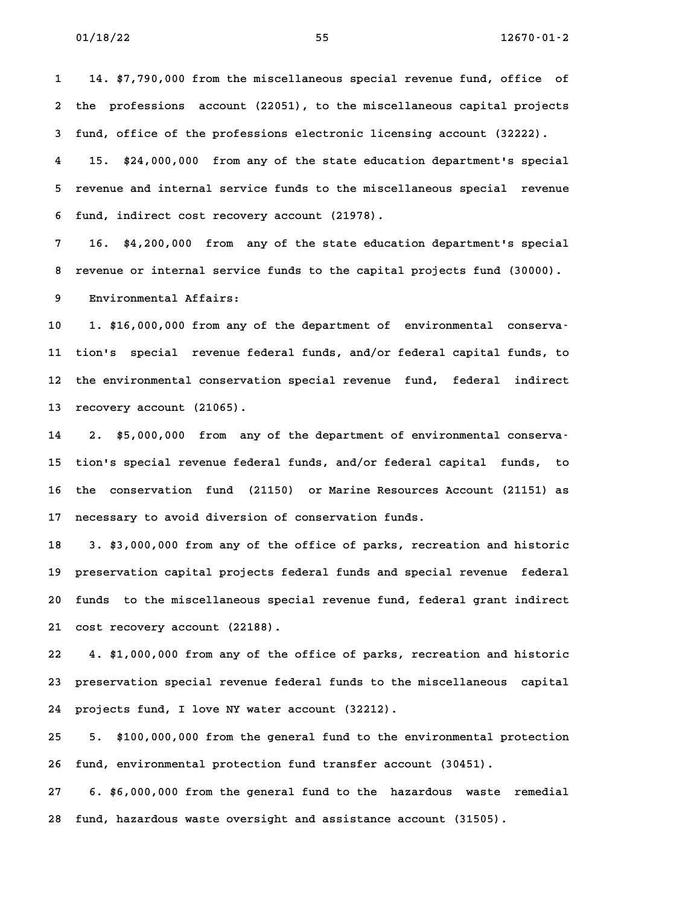14. $7,790,000 from the miscellaneous special revenue fund, office of the professions account (22051), to the miscellaneous capital projects fund, office of the professions electronic licensing account (32222).

15. $24,000,000 from any of the state education department's special revenue and internal service funds to the miscellaneous special revenue fund, indirect cost recovery account (21978).

16. $4,200,000 from any of the state education department's special revenue or internal service funds to the capital projects fund (30000).

Environmental Affairs:

1. $16,000,000 from any of the department of environmental conservation's special revenue federal funds, and/or federal capital funds, to the environmental conservation special revenue fund, federal indirect recovery account (21065).

2. $5,000,000 from any of the department of environmental conservation's special revenue federal funds, and/or federal capital funds, to the conservation fund (21150) or Marine Resources Account (21151) as necessary to avoid diversion of conservation funds.

3. $3,000,000 from any of the office of parks, recreation and historic preservation capital projects federal funds and special revenue federal funds to the miscellaneous special revenue fund, federal grant indirect cost recovery account (22188).

4. $1,000,000 from any of the office of parks, recreation and historic preservation special revenue federal funds to the miscellaneous capital projects fund, I love NY water account (32212).

5. $100,000,000 from the general fund to the environmental protection fund, environmental protection fund transfer account (30451).

6. $6,000,000 from the general fund to the hazardous waste remedial fund, hazardous waste oversight and assistance account (31505).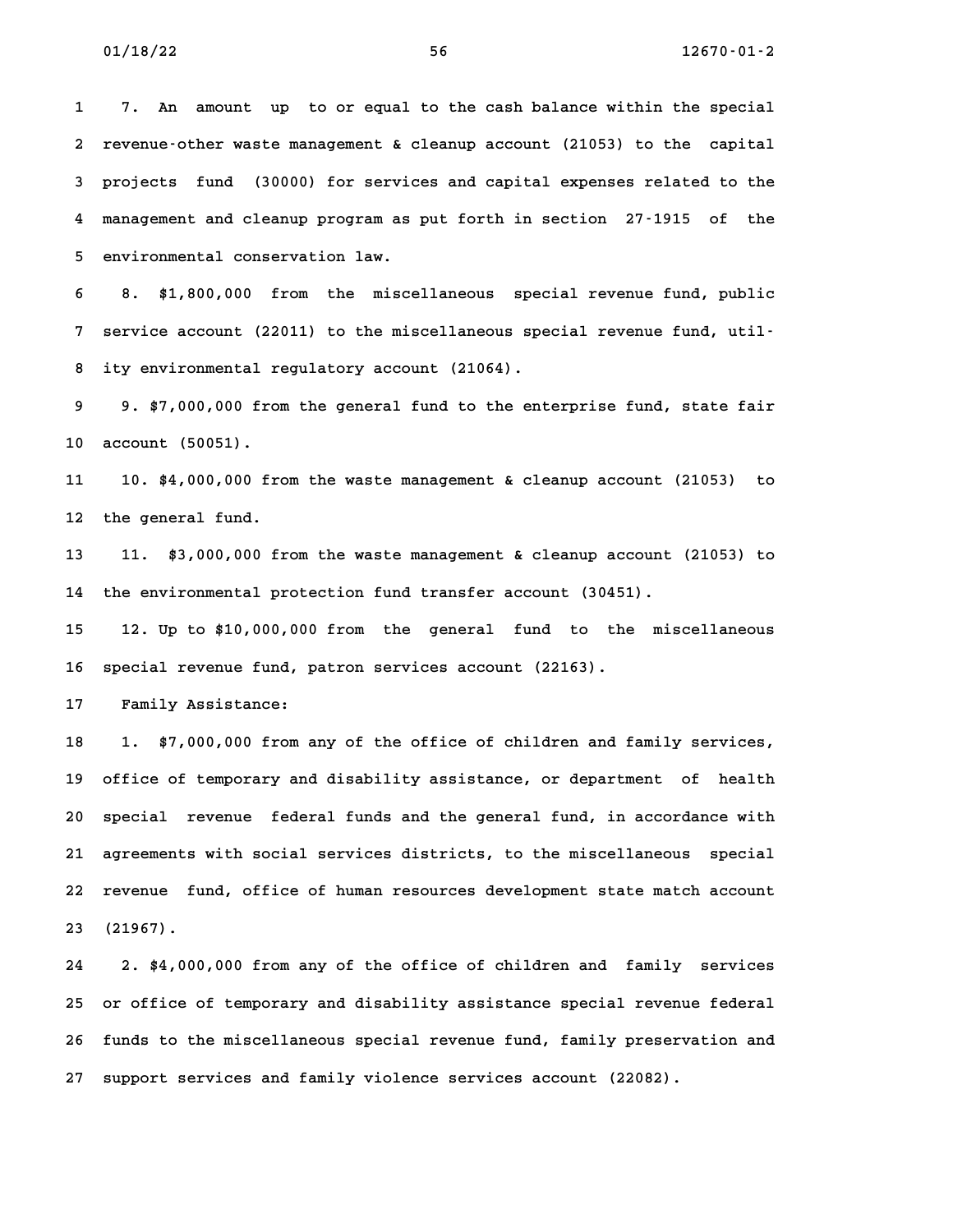7. An amount up to or equal to the cash balance within the special revenue-other waste management & cleanup account (21053) to the capital projects fund (30000) for services and capital expenses related to the management and cleanup program as put forth in section 27-1915 of the environmental conservation law.

8. $1,800,000 from the miscellaneous special revenue fund, public service account (22011) to the miscellaneous special revenue fund, utility environmental regulatory account (21064).

9. $7,000,000 from the general fund to the enterprise fund, state fair account (50051).

10. $4,000,000 from the waste management & cleanup account (21053) to the general fund.

11. $3,000,000 from the waste management & cleanup account (21053) to the environmental protection fund transfer account (30451).

12. Up to $10,000,000 from the general fund to the miscellaneous special revenue fund, patron services account (22163).

Family Assistance:

1. $7,000,000 from any of the office of children and family services, office of temporary and disability assistance, or department of health special revenue federal funds and the general fund, in accordance with agreements with social services districts, to the miscellaneous special revenue fund, office of human resources development state match account (21967).

2. $4,000,000 from any of the office of children and family services or office of temporary and disability assistance special revenue federal funds to the miscellaneous special revenue fund, family preservation and support services and family violence services account (22082).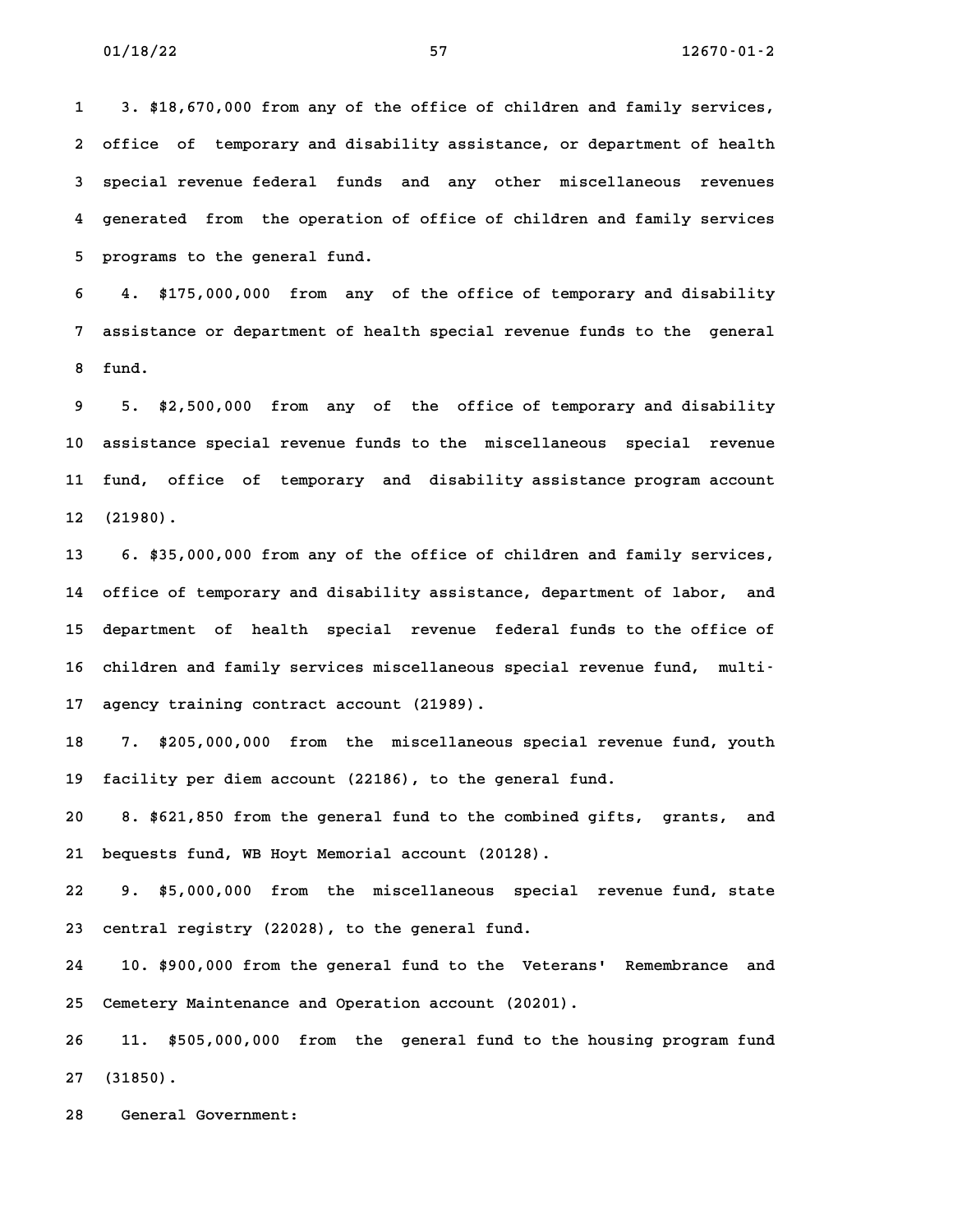3. $18,670,000 from any of the office of children and family services, office of temporary and disability assistance, or department of health special revenue federal funds and any other miscellaneous revenues generated from the operation of office of children and family services programs to the general fund.

4. $175,000,000 from any of the office of temporary and disability assistance or department of health special revenue funds to the general fund.

5. $2,500,000 from any of the office of temporary and disability assistance special revenue funds to the miscellaneous special revenue fund, office of temporary and disability assistance program account (21980).

6. $35,000,000 from any of the office of children and family services, office of temporary and disability assistance, department of labor, and department of health special revenue federal funds to the office of children and family services miscellaneous special revenue fund, multi-agency training contract account (21989).

7. $205,000,000 from the miscellaneous special revenue fund, youth facility per diem account (22186), to the general fund.

8. $621,850 from the general fund to the combined gifts, grants, and bequests fund, WB Hoyt Memorial account (20128).

9. $5,000,000 from the miscellaneous special revenue fund, state central registry (22028), to the general fund.

10. $900,000 from the general fund to the Veterans' Remembrance and Cemetery Maintenance and Operation account (20201).

11. $505,000,000 from the general fund to the housing program fund (31850).

General Government: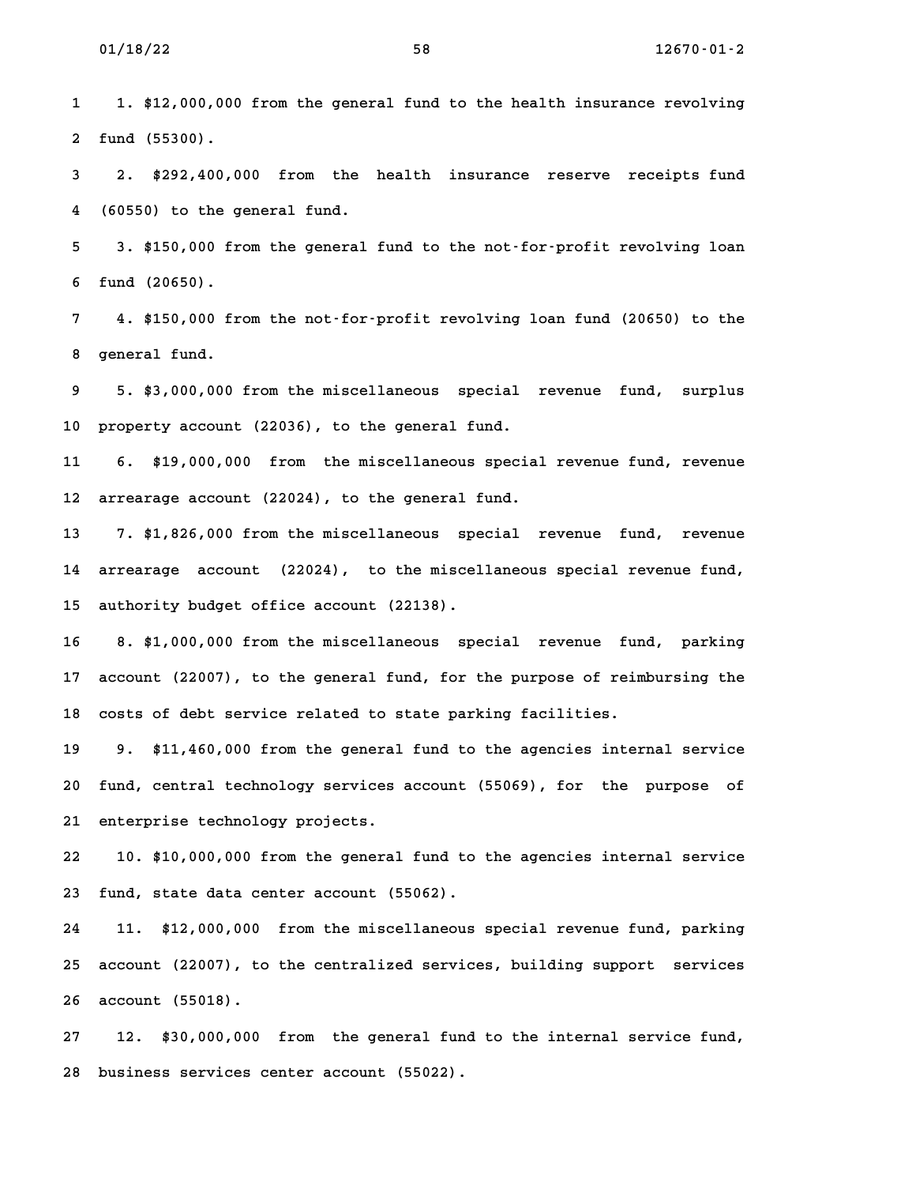1. $12,000,000 from the general fund to the health insurance revolving fund (55300).

2. $292,400,000 from the health insurance reserve receipts fund (60550) to the general fund.

3. $150,000 from the general fund to the not-for-profit revolving loan fund (20650).

4. $150,000 from the not-for-profit revolving loan fund (20650) to the general fund.

5. $3,000,000 from the miscellaneous special revenue fund, surplus property account (22036), to the general fund.

6. $19,000,000 from the miscellaneous special revenue fund, revenue arrearage account (22024), to the general fund.

7. $1,826,000 from the miscellaneous special revenue fund, revenue arrearage account (22024), to the miscellaneous special revenue fund, authority budget office account (22138).

8. $1,000,000 from the miscellaneous special revenue fund, parking account (22007), to the general fund, for the purpose of reimbursing the costs of debt service related to state parking facilities.

9. $11,460,000 from the general fund to the agencies internal service fund, central technology services account (55069), for the purpose of enterprise technology projects.

10. $10,000,000 from the general fund to the agencies internal service fund, state data center account (55062).

11. $12,000,000 from the miscellaneous special revenue fund, parking account (22007), to the centralized services, building support services account (55018).

12. $30,000,000 from the general fund to the internal service fund, business services center account (55022).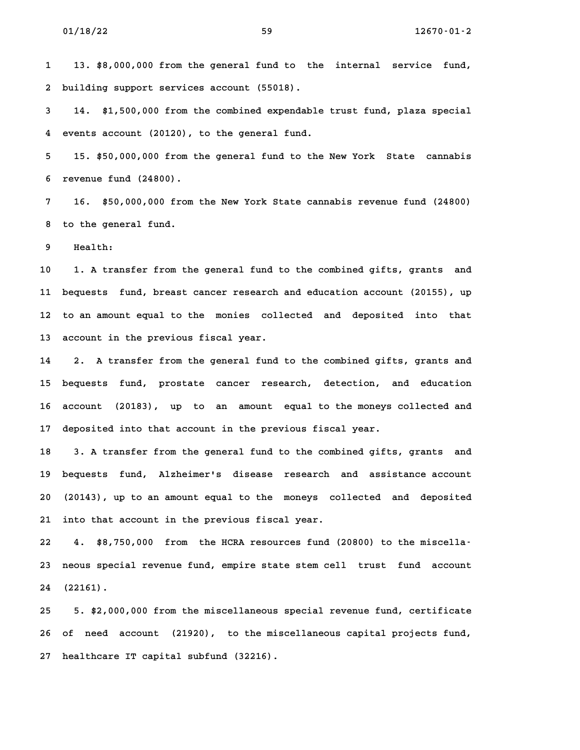13. $8,000,000 from the general fund to the internal service fund, building support services account (55018).

14. $1,500,000 from the combined expendable trust fund, plaza special events account (20120), to the general fund.

15. $50,000,000 from the general fund to the New York State cannabis revenue fund (24800).

16. $50,000,000 from the New York State cannabis revenue fund (24800) to the general fund.

Health:

1. A transfer from the general fund to the combined gifts, grants and bequests fund, breast cancer research and education account (20155), up to an amount equal to the monies collected and deposited into that account in the previous fiscal year.

2. A transfer from the general fund to the combined gifts, grants and bequests fund, prostate cancer research, detection, and education account (20183), up to an amount equal to the moneys collected and deposited into that account in the previous fiscal year.

3. A transfer from the general fund to the combined gifts, grants and bequests fund, Alzheimer's disease research and assistance account (20143), up to an amount equal to the moneys collected and deposited into that account in the previous fiscal year.

4. $8,750,000 from the HCRA resources fund (20800) to the miscellaneous special revenue fund, empire state stem cell trust fund account (22161).

5. $2,000,000 from the miscellaneous special revenue fund, certificate of need account (21920), to the miscellaneous capital projects fund, healthcare IT capital subfund (32216).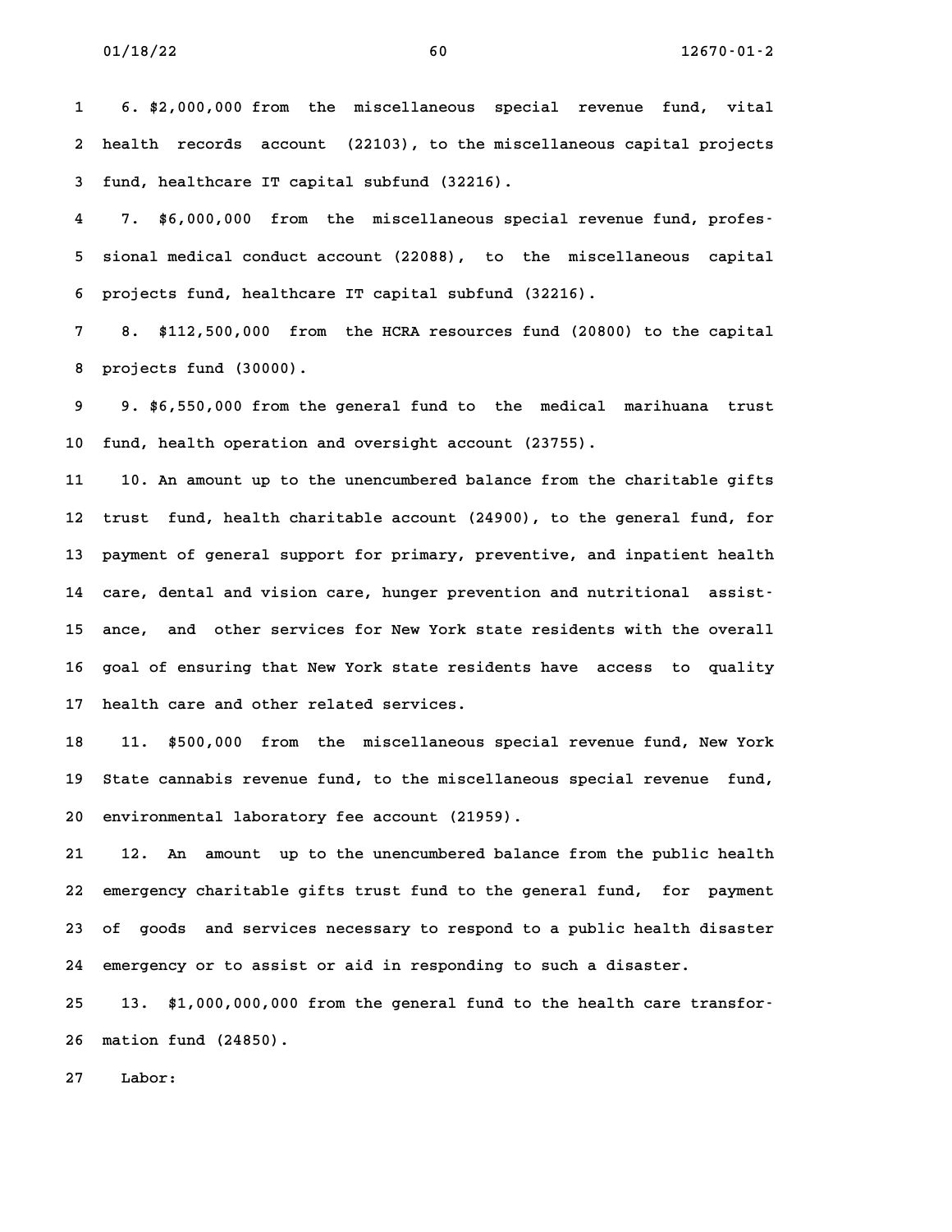6. $2,000,000 from the miscellaneous special revenue fund, vital health records account (22103), to the miscellaneous capital projects fund, healthcare IT capital subfund (32216).

7. $6,000,000 from the miscellaneous special revenue fund, professional medical conduct account (22088), to the miscellaneous capital projects fund, healthcare IT capital subfund (32216).

8. $112,500,000 from the HCRA resources fund (20800) to the capital projects fund (30000).

9. $6,550,000 from the general fund to the medical marihuana trust fund, health operation and oversight account (23755).

10. An amount up to the unencumbered balance from the charitable gifts trust fund, health charitable account (24900), to the general fund, for payment of general support for primary, preventive, and inpatient health care, dental and vision care, hunger prevention and nutritional assistance, and other services for New York state residents with the overall goal of ensuring that New York state residents have access to quality health care and other related services.

11. $500,000 from the miscellaneous special revenue fund, New York State cannabis revenue fund, to the miscellaneous special revenue fund, environmental laboratory fee account (21959).

12. An amount up to the unencumbered balance from the public health emergency charitable gifts trust fund to the general fund, for payment of goods and services necessary to respond to a public health disaster emergency or to assist or aid in responding to such a disaster.

13. $1,000,000,000 from the general fund to the health care transformation fund (24850).

Labor: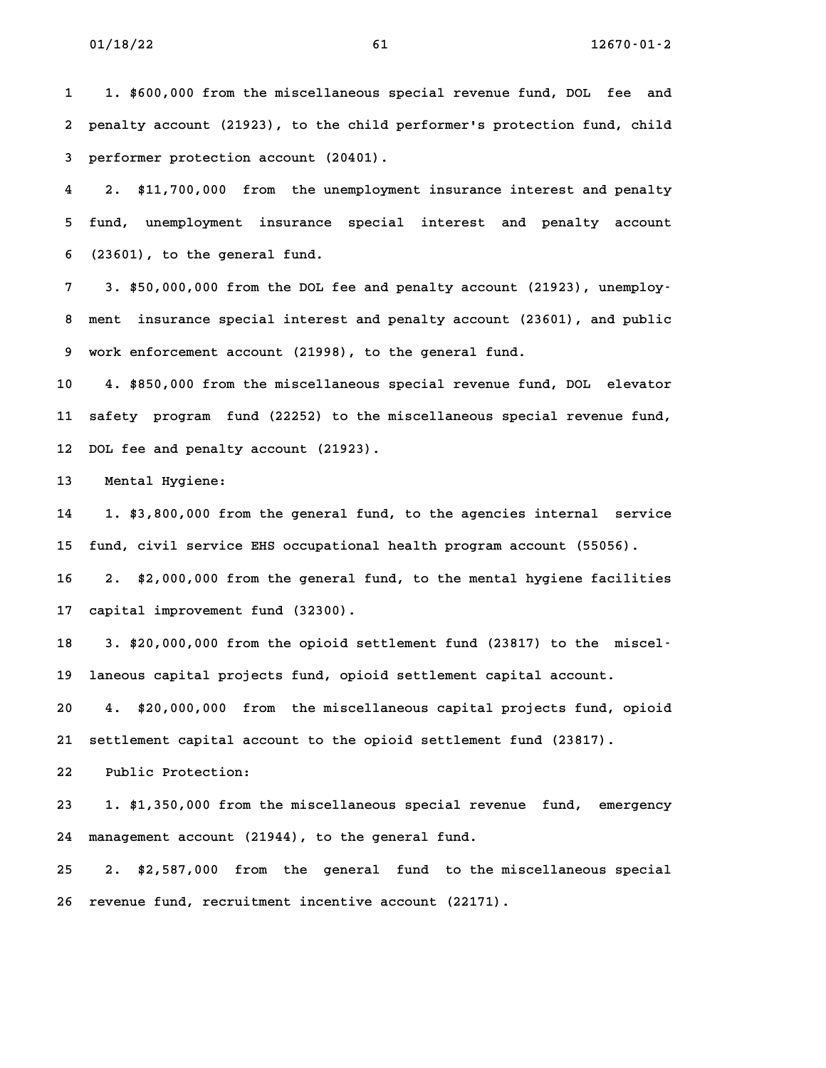1. $600,000 from the miscellaneous special revenue fund, DOL fee and penalty account (21923), to the child performer's protection fund, child performer protection account (20401).

2. $11,700,000 from the unemployment insurance interest and penalty fund, unemployment insurance special interest and penalty account (23601), to the general fund.

3. $50,000,000 from the DOL fee and penalty account (21923), unemployment insurance special interest and penalty account (23601), and public work enforcement account (21998), to the general fund.

4. $850,000 from the miscellaneous special revenue fund, DOL elevator safety program fund (22252) to the miscellaneous special revenue fund, DOL fee and penalty account (21923).

Mental Hygiene:

1. $3,800,000 from the general fund, to the agencies internal service fund, civil service EHS occupational health program account (55056).

2. $2,000,000 from the general fund, to the mental hygiene facilities capital improvement fund (32300).

3. $20,000,000 from the opioid settlement fund (23817) to the miscellaneous capital projects fund, opioid settlement capital account.

4. $20,000,000 from the miscellaneous capital projects fund, opioid settlement capital account to the opioid settlement fund (23817).

Public Protection:

1. $1,350,000 from the miscellaneous special revenue fund, emergency management account (21944), to the general fund.

2. $2,587,000 from the general fund to the miscellaneous special revenue fund, recruitment incentive account (22171).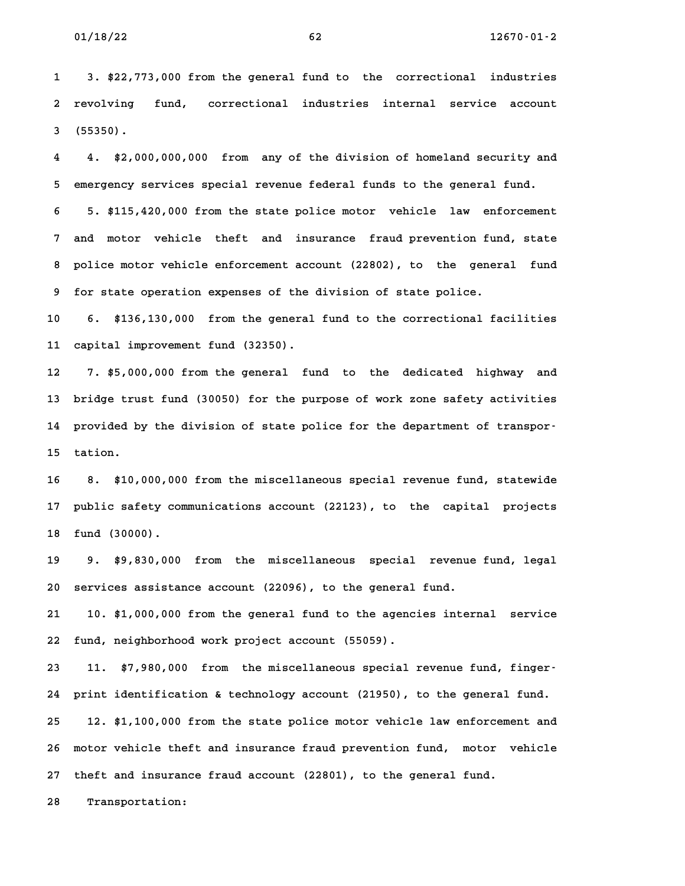3. $22,773,000 from the general fund to the correctional industries revolving fund, correctional industries internal service account (55350).

4. $2,000,000,000 from any of the division of homeland security and emergency services special revenue federal funds to the general fund.

5. $115,420,000 from the state police motor vehicle law enforcement and motor vehicle theft and insurance fraud prevention fund, state police motor vehicle enforcement account (22802), to the general fund for state operation expenses of the division of state police.

6. $136,130,000 from the general fund to the correctional facilities capital improvement fund (32350).

7. $5,000,000 from the general fund to the dedicated highway and bridge trust fund (30050) for the purpose of work zone safety activities provided by the division of state police for the department of transportation.

8. $10,000,000 from the miscellaneous special revenue fund, statewide public safety communications account (22123), to the capital projects fund (30000).

9. $9,830,000 from the miscellaneous special revenue fund, legal services assistance account (22096), to the general fund.

10. $1,000,000 from the general fund to the agencies internal service fund, neighborhood work project account (55059).

11. $7,980,000 from the miscellaneous special revenue fund, fingerprint identification & technology account (21950), to the general fund.

12. $1,100,000 from the state police motor vehicle law enforcement and motor vehicle theft and insurance fraud prevention fund, motor vehicle theft and insurance fraud account (22801), to the general fund.

Transportation: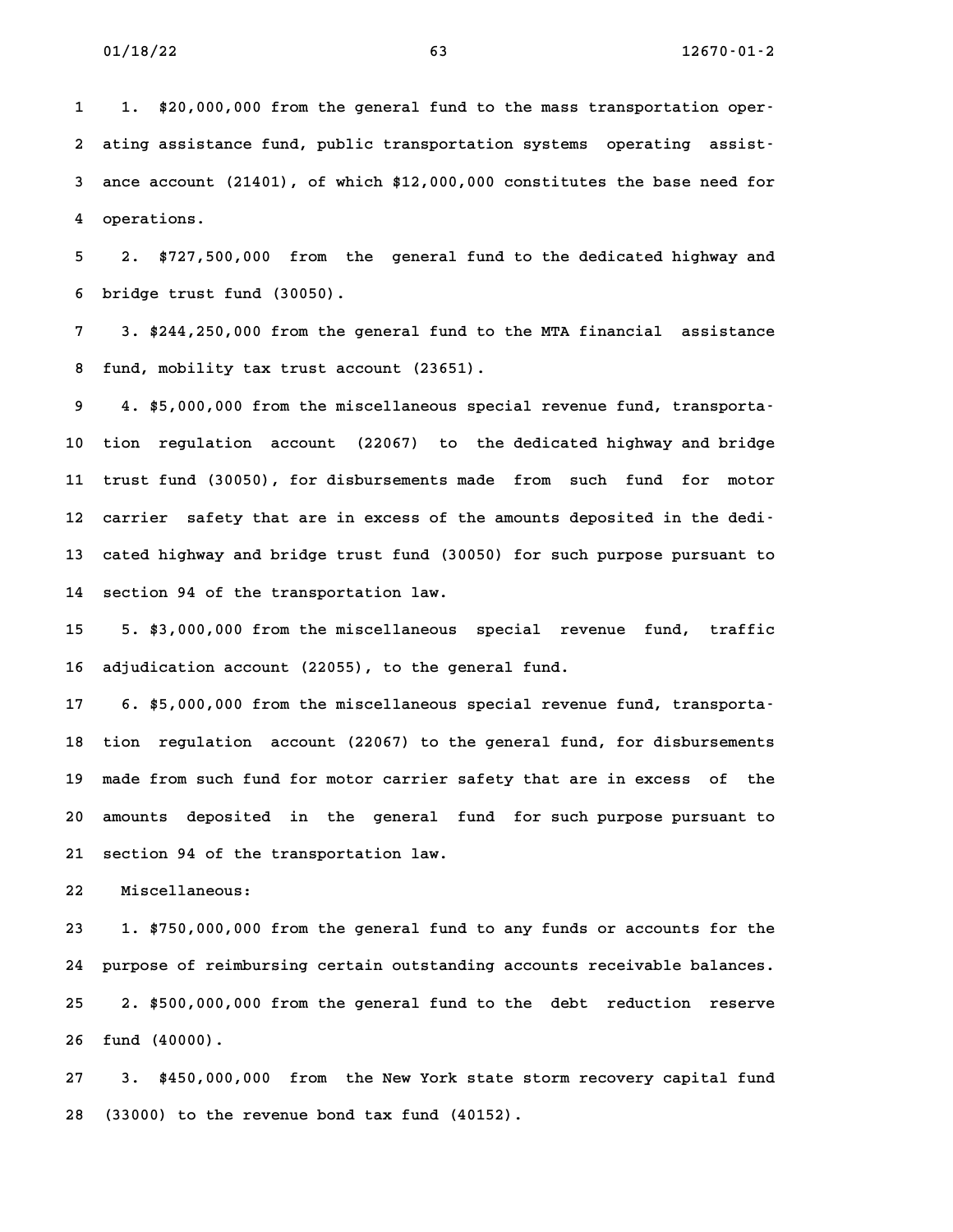1. $20,000,000 from the general fund to the mass transportation operating assistance fund, public transportation systems operating assistance account (21401), of which $12,000,000 constitutes the base need for operations.

2. $727,500,000 from the general fund to the dedicated highway and bridge trust fund (30050).

3. $244,250,000 from the general fund to the MTA financial assistance fund, mobility tax trust account (23651).

4. $5,000,000 from the miscellaneous special revenue fund, transportation regulation account (22067) to the dedicated highway and bridge trust fund (30050), for disbursements made from such fund for motor carrier safety that are in excess of the amounts deposited in the dedicated highway and bridge trust fund (30050) for such purpose pursuant to section 94 of the transportation law.

5. $3,000,000 from the miscellaneous special revenue fund, traffic adjudication account (22055), to the general fund.

6. $5,000,000 from the miscellaneous special revenue fund, transportation regulation account (22067) to the general fund, for disbursements made from such fund for motor carrier safety that are in excess of the amounts deposited in the general fund for such purpose pursuant to section 94 of the transportation law.

Miscellaneous:

1. $750,000,000 from the general fund to any funds or accounts for the purpose of reimbursing certain outstanding accounts receivable balances.

2. $500,000,000 from the general fund to the debt reduction reserve fund (40000).

3. $450,000,000 from the New York state storm recovery capital fund (33000) to the revenue bond tax fund (40152).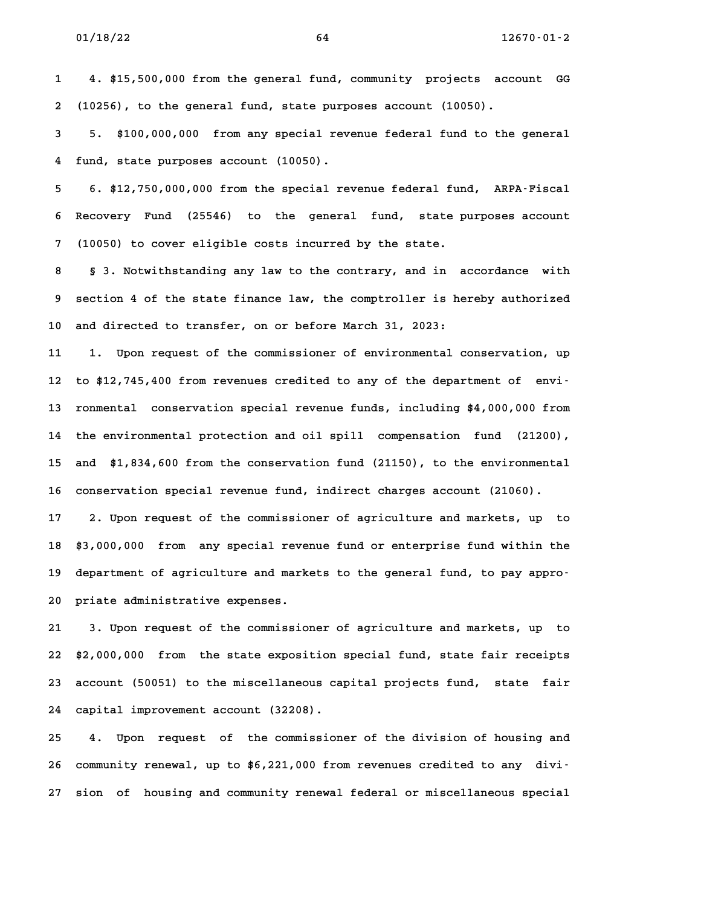4. $15,500,000 from the general fund, community projects account GG (10256), to the general fund, state purposes account (10050).

5. $100,000,000 from any special revenue federal fund to the general fund, state purposes account (10050).

6. $12,750,000,000 from the special revenue federal fund, ARPA-Fiscal Recovery Fund (25546) to the general fund, state purposes account (10050) to cover eligible costs incurred by the state.

§ 3. Notwithstanding any law to the contrary, and in accordance with section 4 of the state finance law, the comptroller is hereby authorized and directed to transfer, on or before March 31, 2023:

1. Upon request of the commissioner of environmental conservation, up to $12,745,400 from revenues credited to any of the department of environmental conservation special revenue funds, including $4,000,000 from the environmental protection and oil spill compensation fund (21200), and $1,834,600 from the conservation fund (21150), to the environmental conservation special revenue fund, indirect charges account (21060).

2. Upon request of the commissioner of agriculture and markets, up to $3,000,000 from any special revenue fund or enterprise fund within the department of agriculture and markets to the general fund, to pay appropriate administrative expenses.

3. Upon request of the commissioner of agriculture and markets, up to $2,000,000 from the state exposition special fund, state fair receipts account (50051) to the miscellaneous capital projects fund, state fair capital improvement account (32208).

4. Upon request of the commissioner of the division of housing and community renewal, up to $6,221,000 from revenues credited to any division of housing and community renewal federal or miscellaneous special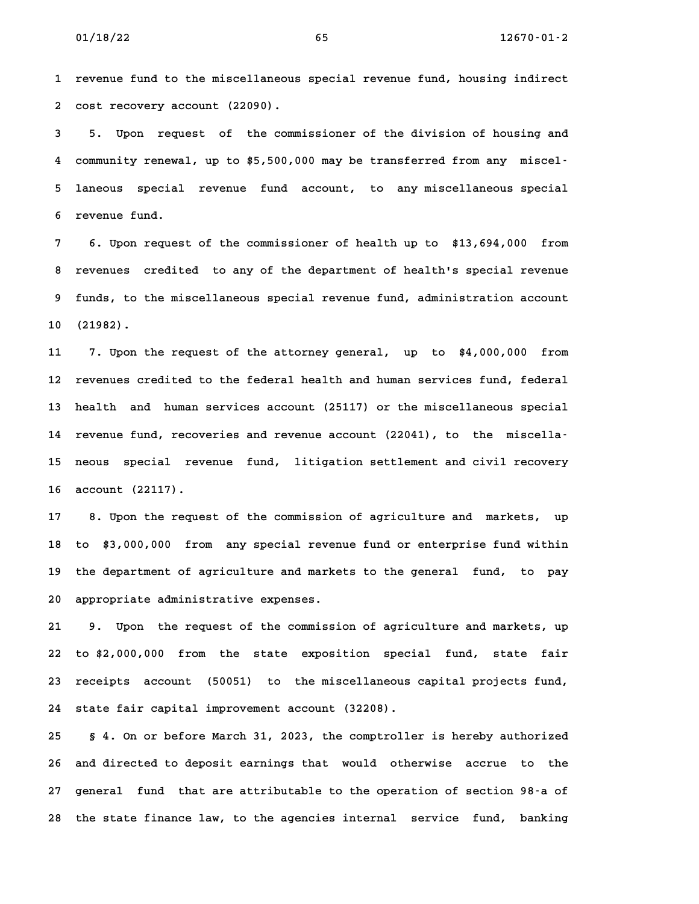revenue fund to the miscellaneous special revenue fund, housing indirect cost recovery account (22090).

5. Upon request of the commissioner of the division of housing and community renewal, up to $5,500,000 may be transferred from any miscellaneous special revenue fund account, to any miscellaneous special revenue fund.

6. Upon request of the commissioner of health up to $13,694,000 from revenues credited to any of the department of health's special revenue funds, to the miscellaneous special revenue fund, administration account (21982).

7. Upon the request of the attorney general, up to $4,000,000 from revenues credited to the federal health and human services fund, federal health and human services account (25117) or the miscellaneous special revenue fund, recoveries and revenue account (22041), to the miscellaneous special revenue fund, litigation settlement and civil recovery account (22117).

8. Upon the request of the commission of agriculture and markets, up to $3,000,000 from any special revenue fund or enterprise fund within the department of agriculture and markets to the general fund, to pay appropriate administrative expenses.

9. Upon the request of the commission of agriculture and markets, up to $2,000,000 from the state exposition special fund, state fair receipts account (50051) to the miscellaneous capital projects fund, state fair capital improvement account (32208).

§ 4. On or before March 31, 2023, the comptroller is hereby authorized and directed to deposit earnings that would otherwise accrue to the general fund that are attributable to the operation of section 98-a of the state finance law, to the agencies internal service fund, banking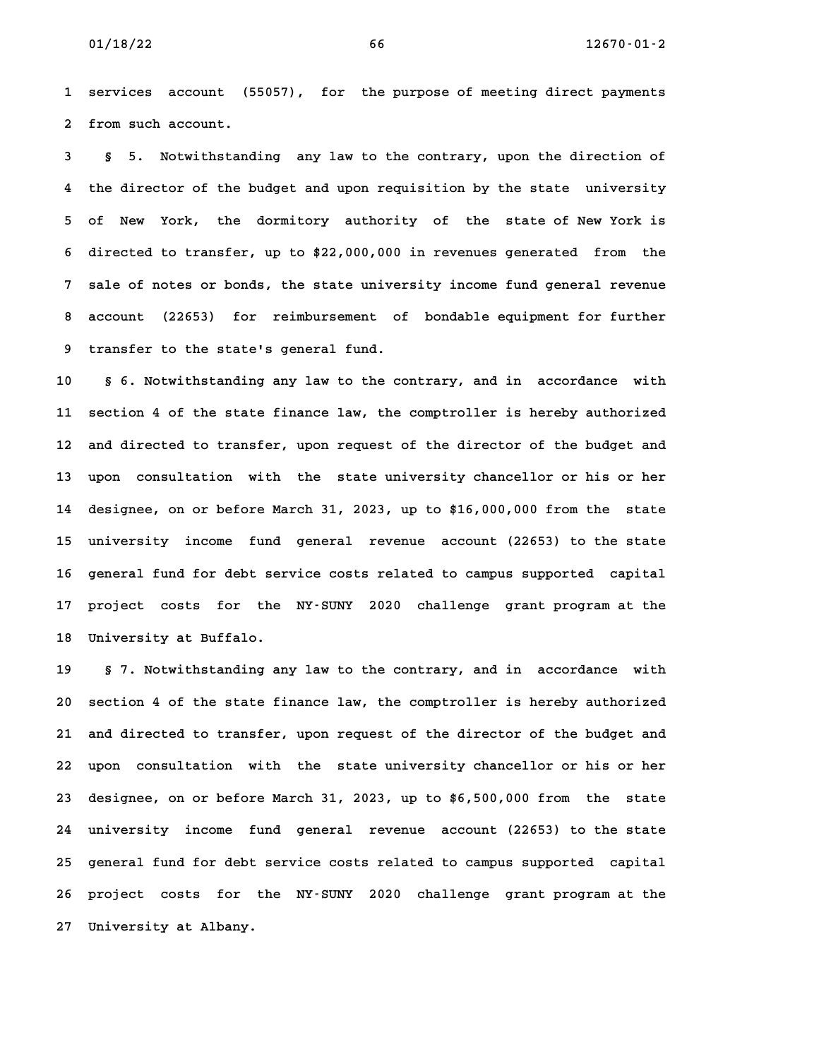services account (55057), for the purpose of meeting direct payments from such account.

§ 5. Notwithstanding any law to the contrary, upon the direction of the director of the budget and upon requisition by the state university of New York, the dormitory authority of the state of New York is directed to transfer, up to $22,000,000 in revenues generated from the sale of notes or bonds, the state university income fund general revenue account (22653) for reimbursement of bondable equipment for further transfer to the state's general fund.

§ 6. Notwithstanding any law to the contrary, and in accordance with section 4 of the state finance law, the comptroller is hereby authorized and directed to transfer, upon request of the director of the budget and upon consultation with the state university chancellor or his or her designee, on or before March 31, 2023, up to $16,000,000 from the state university income fund general revenue account (22653) to the state general fund for debt service costs related to campus supported capital project costs for the NY-SUNY 2020 challenge grant program at the University at Buffalo.

§ 7. Notwithstanding any law to the contrary, and in accordance with section 4 of the state finance law, the comptroller is hereby authorized and directed to transfer, upon request of the director of the budget and upon consultation with the state university chancellor or his or her designee, on or before March 31, 2023, up to $6,500,000 from the state university income fund general revenue account (22653) to the state general fund for debt service costs related to campus supported capital project costs for the NY-SUNY 2020 challenge grant program at the University at Albany.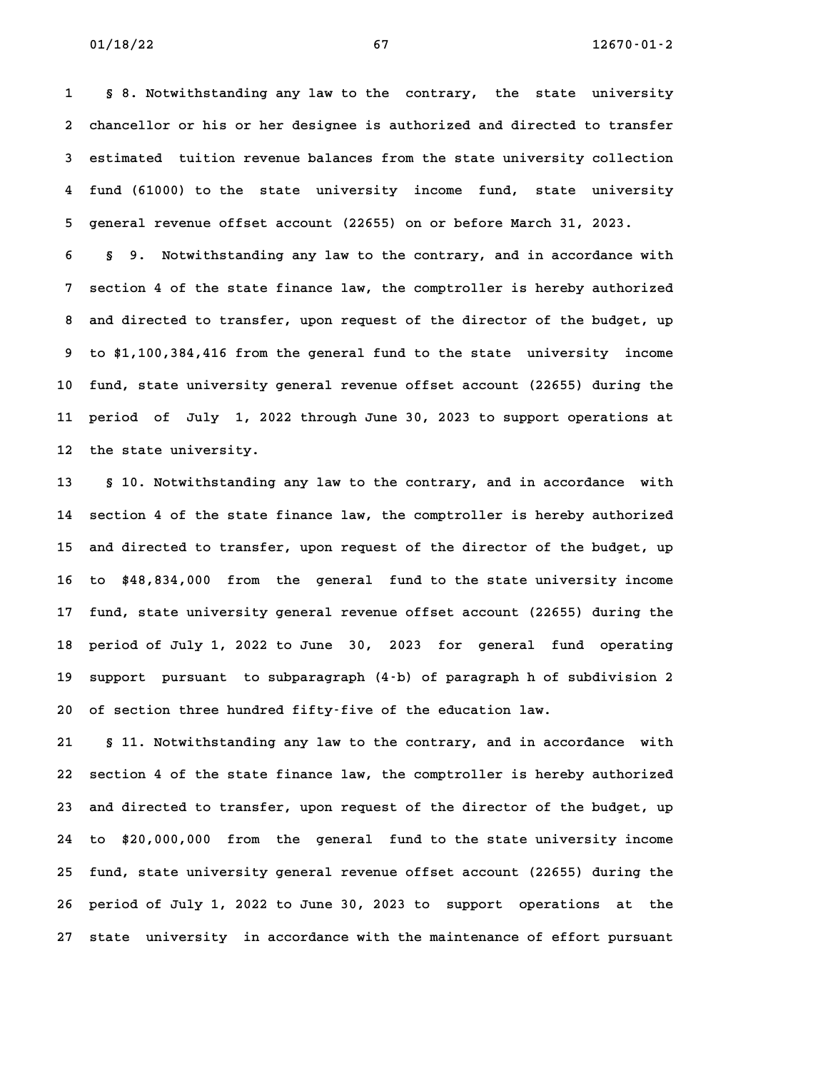§ 8. Notwithstanding any law to the contrary, the state university chancellor or his or her designee is authorized and directed to transfer estimated tuition revenue balances from the state university collection fund (61000) to the state university income fund, state university general revenue offset account (22655) on or before March 31, 2023.

§ 9. Notwithstanding any law to the contrary, and in accordance with section 4 of the state finance law, the comptroller is hereby authorized and directed to transfer, upon request of the director of the budget, up to $1,100,384,416 from the general fund to the state university income fund, state university general revenue offset account (22655) during the period of July 1, 2022 through June 30, 2023 to support operations at the state university.

§ 10. Notwithstanding any law to the contrary, and in accordance with section 4 of the state finance law, the comptroller is hereby authorized and directed to transfer, upon request of the director of the budget, up to $48,834,000 from the general fund to the state university income fund, state university general revenue offset account (22655) during the period of July 1, 2022 to June 30, 2023 for general fund operating support pursuant to subparagraph (4-b) of paragraph h of subdivision 2 of section three hundred fifty-five of the education law.

§ 11. Notwithstanding any law to the contrary, and in accordance with section 4 of the state finance law, the comptroller is hereby authorized and directed to transfer, upon request of the director of the budget, up to $20,000,000 from the general fund to the state university income fund, state university general revenue offset account (22655) during the period of July 1, 2022 to June 30, 2023 to support operations at the state university in accordance with the maintenance of effort pursuant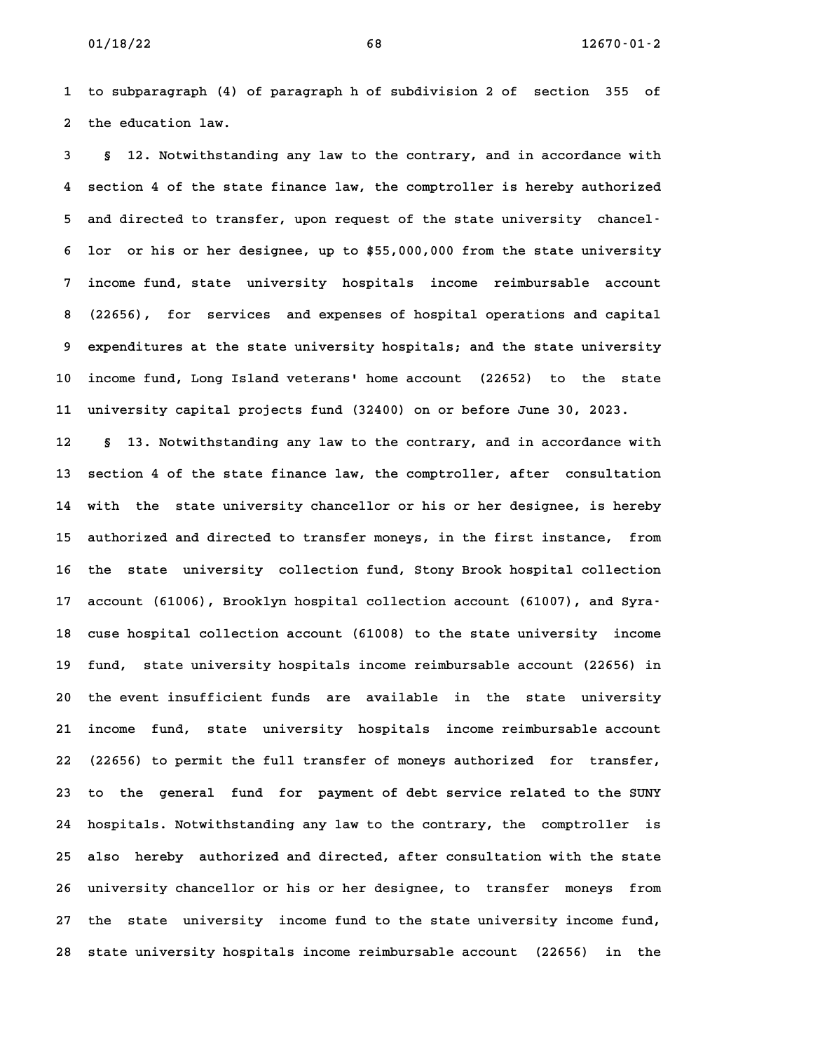to subparagraph (4) of paragraph h of subdivision 2 of section 355 of the education law.

§ 12. Notwithstanding any law to the contrary, and in accordance with section 4 of the state finance law, the comptroller is hereby authorized and directed to transfer, upon request of the state university chancellor or his or her designee, up to $55,000,000 from the state university income fund, state university hospitals income reimbursable account (22656), for services and expenses of hospital operations and capital expenditures at the state university hospitals; and the state university income fund, Long Island veterans' home account (22652) to the state university capital projects fund (32400) on or before June 30, 2023.

§ 13. Notwithstanding any law to the contrary, and in accordance with section 4 of the state finance law, the comptroller, after consultation with the state university chancellor or his or her designee, is hereby authorized and directed to transfer moneys, in the first instance, from the state university collection fund, Stony Brook hospital collection account (61006), Brooklyn hospital collection account (61007), and Syracuse hospital collection account (61008) to the state university income fund, state university hospitals income reimbursable account (22656) in the event insufficient funds are available in the state university income fund, state university hospitals income reimbursable account (22656) to permit the full transfer of moneys authorized for transfer, to the general fund for payment of debt service related to the SUNY hospitals. Notwithstanding any law to the contrary, the comptroller is also hereby authorized and directed, after consultation with the state university chancellor or his or her designee, to transfer moneys from the state university income fund to the state university income fund, state university hospitals income reimbursable account (22656) in the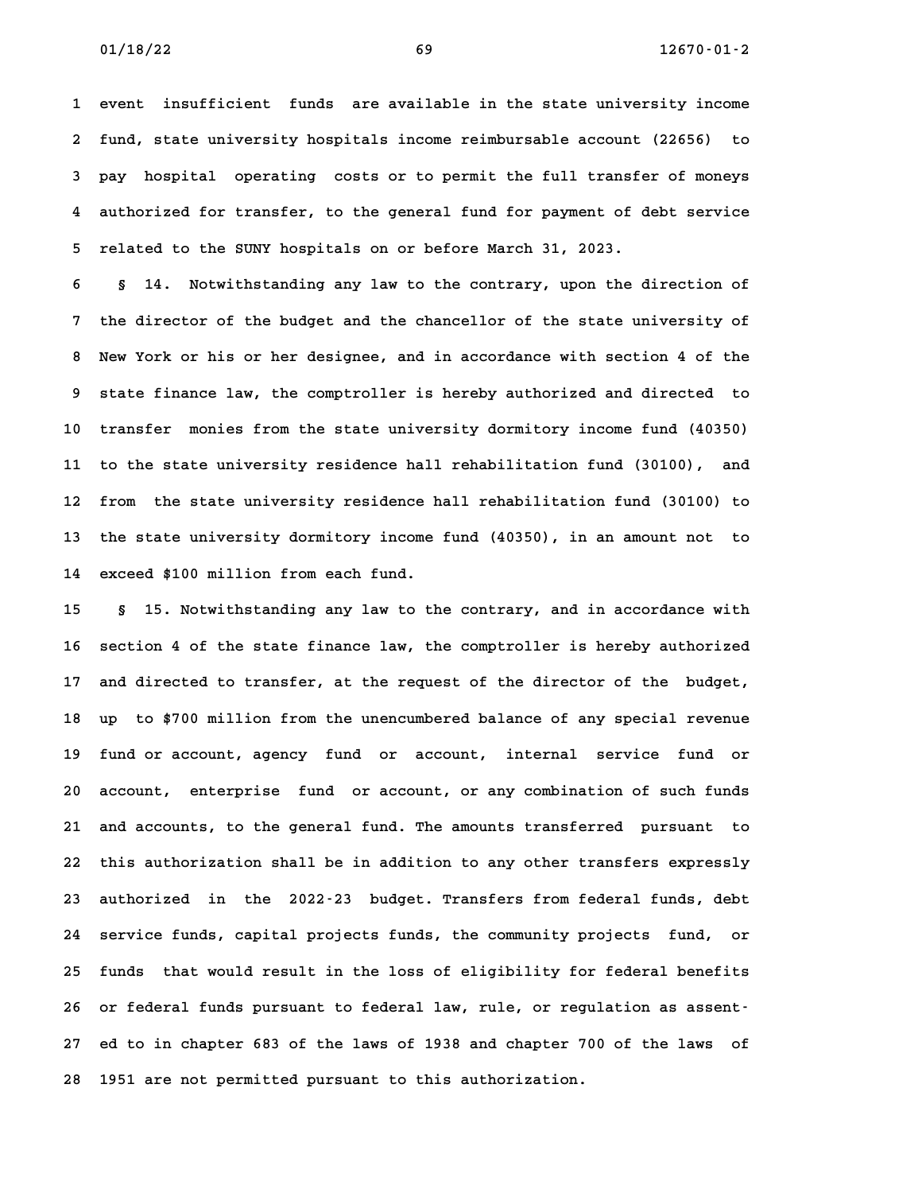event insufficient funds are available in the state university income fund, state university hospitals income reimbursable account (22656) to pay hospital operating costs or to permit the full transfer of moneys authorized for transfer, to the general fund for payment of debt service related to the SUNY hospitals on or before March 31, 2023.

§ 14. Notwithstanding any law to the contrary, upon the direction of the director of the budget and the chancellor of the state university of New York or his or her designee, and in accordance with section 4 of the state finance law, the comptroller is hereby authorized and directed to transfer monies from the state university dormitory income fund (40350) to the state university residence hall rehabilitation fund (30100), and from the state university residence hall rehabilitation fund (30100) to the state university dormitory income fund (40350), in an amount not to exceed $100 million from each fund.

§ 15. Notwithstanding any law to the contrary, and in accordance with section 4 of the state finance law, the comptroller is hereby authorized and directed to transfer, at the request of the director of the budget, up to $700 million from the unencumbered balance of any special revenue fund or account, agency fund or account, internal service fund or account, enterprise fund or account, or any combination of such funds and accounts, to the general fund. The amounts transferred pursuant to this authorization shall be in addition to any other transfers expressly authorized in the 2022-23 budget. Transfers from federal funds, debt service funds, capital projects funds, the community projects fund, or funds that would result in the loss of eligibility for federal benefits or federal funds pursuant to federal law, rule, or regulation as assented to in chapter 683 of the laws of 1938 and chapter 700 of the laws of 1951 are not permitted pursuant to this authorization.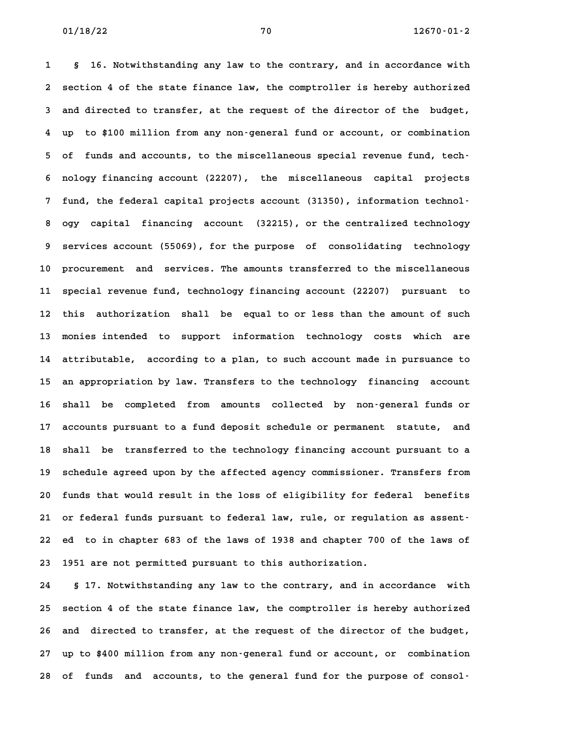§ 16. Notwithstanding any law to the contrary, and in accordance with section 4 of the state finance law, the comptroller is hereby authorized and directed to transfer, at the request of the director of the budget, up to $100 million from any non-general fund or account, or combination of funds and accounts, to the miscellaneous special revenue fund, technology financing account (22207), the miscellaneous capital projects fund, the federal capital projects account (31350), information technology capital financing account (32215), or the centralized technology services account (55069), for the purpose of consolidating technology procurement and services. The amounts transferred to the miscellaneous special revenue fund, technology financing account (22207) pursuant to this authorization shall be equal to or less than the amount of such monies intended to support information technology costs which are attributable, according to a plan, to such account made in pursuance to an appropriation by law. Transfers to the technology financing account shall be completed from amounts collected by non-general funds or accounts pursuant to a fund deposit schedule or permanent statute, and shall be transferred to the technology financing account pursuant to a schedule agreed upon by the affected agency commissioner. Transfers from funds that would result in the loss of eligibility for federal benefits or federal funds pursuant to federal law, rule, or regulation as assented to in chapter 683 of the laws of 1938 and chapter 700 of the laws of 1951 are not permitted pursuant to this authorization.

§ 17. Notwithstanding any law to the contrary, and in accordance with section 4 of the state finance law, the comptroller is hereby authorized and directed to transfer, at the request of the director of the budget, up to $400 million from any non-general fund or account, or combination of funds and accounts, to the general fund for the purpose of consol-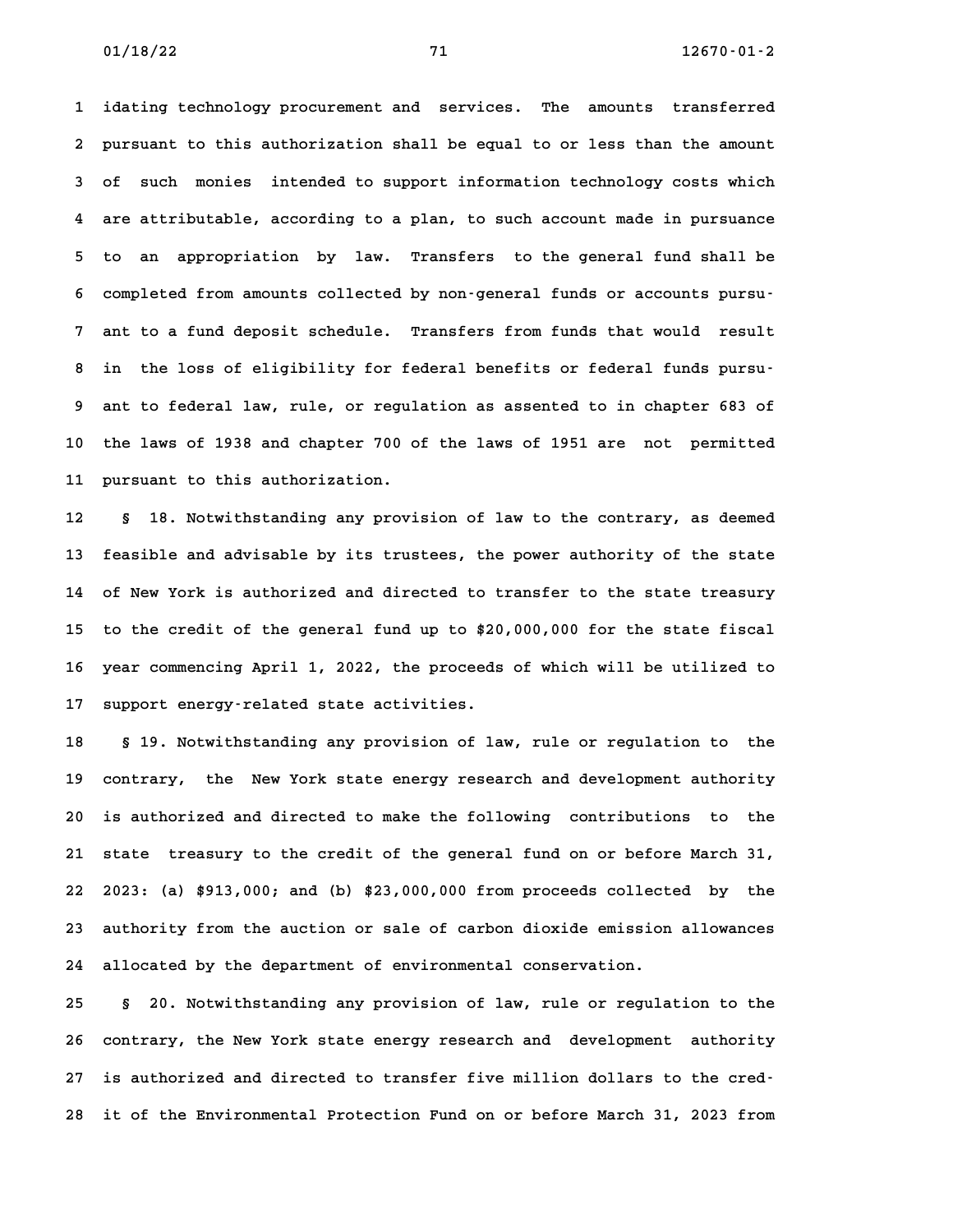idating technology procurement and services. The amounts transferred pursuant to this authorization shall be equal to or less than the amount of such monies intended to support information technology costs which are attributable, according to a plan, to such account made in pursuance to an appropriation by law. Transfers to the general fund shall be completed from amounts collected by non-general funds or accounts pursuant to a fund deposit schedule. Transfers from funds that would result in the loss of eligibility for federal benefits or federal funds pursuant to federal law, rule, or regulation as assented to in chapter 683 of the laws of 1938 and chapter 700 of the laws of 1951 are not permitted pursuant to this authorization.

§ 18. Notwithstanding any provision of law to the contrary, as deemed feasible and advisable by its trustees, the power authority of the state of New York is authorized and directed to transfer to the state treasury to the credit of the general fund up to $20,000,000 for the state fiscal year commencing April 1, 2022, the proceeds of which will be utilized to support energy-related state activities.

§ 19. Notwithstanding any provision of law, rule or regulation to the contrary, the New York state energy research and development authority is authorized and directed to make the following contributions to the state treasury to the credit of the general fund on or before March 31, 2023: (a) $913,000; and (b) $23,000,000 from proceeds collected by the authority from the auction or sale of carbon dioxide emission allowances allocated by the department of environmental conservation.

§ 20. Notwithstanding any provision of law, rule or regulation to the contrary, the New York state energy research and development authority is authorized and directed to transfer five million dollars to the credit of the Environmental Protection Fund on or before March 31, 2023 from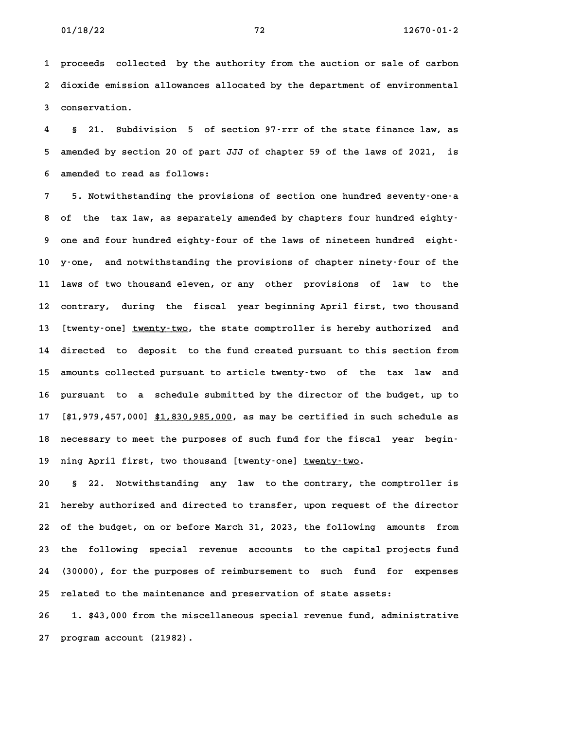proceeds collected by the authority from the auction or sale of carbon dioxide emission allowances allocated by the department of environmental conservation.

§ 21. Subdivision 5 of section 97-rrr of the state finance law, as amended by section 20 of part JJJ of chapter 59 of the laws of 2021, is amended to read as follows:

5. Notwithstanding the provisions of section one hundred seventy-one-a of the tax law, as separately amended by chapters four hundred eighty-one and four hundred eighty-four of the laws of nineteen hundred eighty-one, and notwithstanding the provisions of chapter ninety-four of the laws of two thousand eleven, or any other provisions of law to the contrary, during the fiscal year beginning April first, two thousand [twenty-one] <u>twenty-two</u>, the state comptroller is hereby authorized and directed to deposit to the fund created pursuant to this section from amounts collected pursuant to article twenty-two of the tax law and pursuant to a schedule submitted by the director of the budget, up to [$1,979,457,000] <u>$1,830,985,000</u>, as may be certified in such schedule as necessary to meet the purposes of such fund for the fiscal year beginning April first, two thousand [twenty-one] <u>twenty-two</u>.

§ 22. Notwithstanding any law to the contrary, the comptroller is hereby authorized and directed to transfer, upon request of the director of the budget, on or before March 31, 2023, the following amounts from the following special revenue accounts to the capital projects fund (30000), for the purposes of reimbursement to such fund for expenses related to the maintenance and preservation of state assets:

1. $43,000 from the miscellaneous special revenue fund, administrative program account (21982).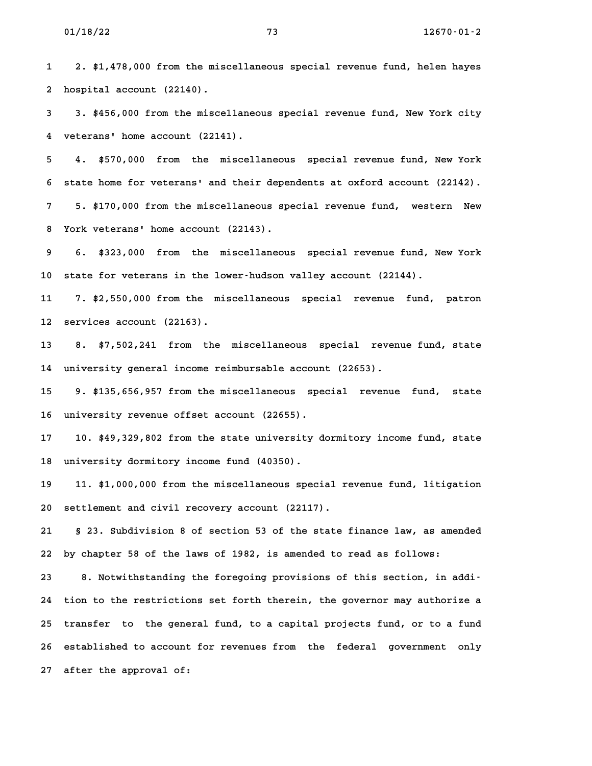2. $1,478,000 from the miscellaneous special revenue fund, helen hayes hospital account (22140).

3. $456,000 from the miscellaneous special revenue fund, New York city veterans' home account (22141).

4. $570,000 from the miscellaneous special revenue fund, New York state home for veterans' and their dependents at oxford account (22142).

5. $170,000 from the miscellaneous special revenue fund, western New York veterans' home account (22143).

6. $323,000 from the miscellaneous special revenue fund, New York state for veterans in the lower-hudson valley account (22144).

7. $2,550,000 from the miscellaneous special revenue fund, patron services account (22163).

8. $7,502,241 from the miscellaneous special revenue fund, state university general income reimbursable account (22653).

9. $135,656,957 from the miscellaneous special revenue fund, state university revenue offset account (22655).

10. $49,329,802 from the state university dormitory income fund, state university dormitory income fund (40350).

11. $1,000,000 from the miscellaneous special revenue fund, litigation settlement and civil recovery account (22117).

§ 23. Subdivision 8 of section 53 of the state finance law, as amended by chapter 58 of the laws of 1982, is amended to read as follows:

8. Notwithstanding the foregoing provisions of this section, in addition to the restrictions set forth therein, the governor may authorize a transfer to the general fund, to a capital projects fund, or to a fund established to account for revenues from the federal government only after the approval of: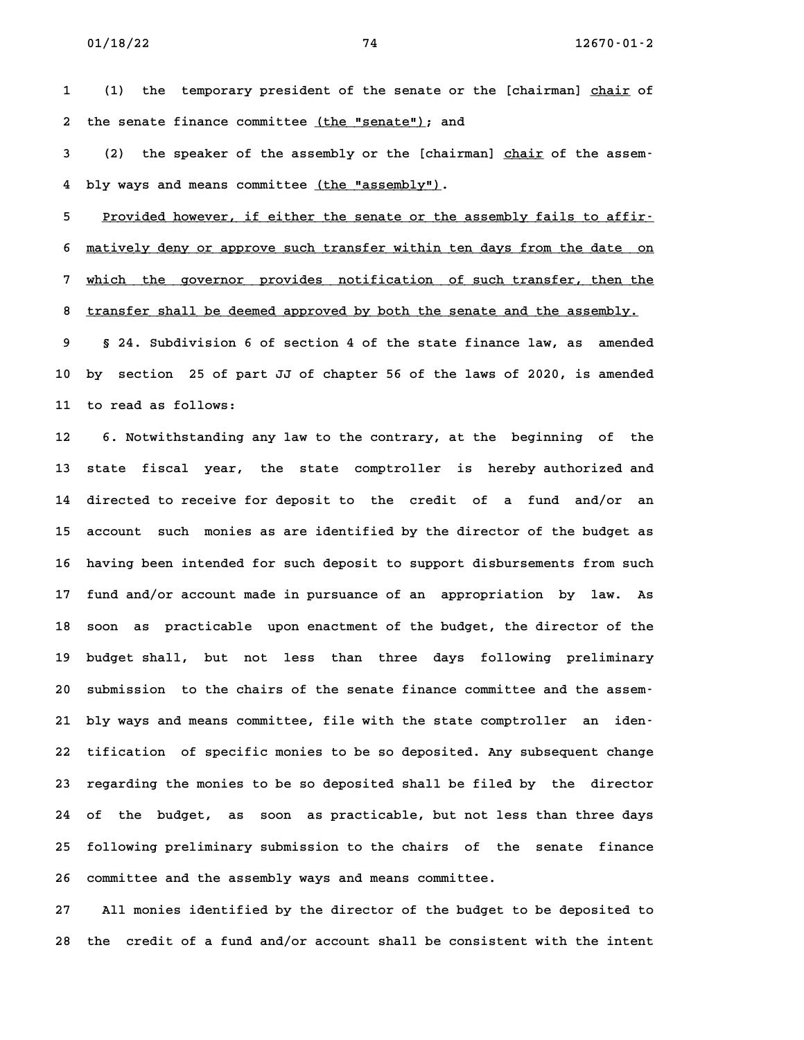(1) the temporary president of the senate or the [chairman] <u>chair</u> of the senate finance committee <u>(the "senate")</u>; and

(2) the speaker of the assembly or the [chairman] <u>chair</u> of the assembly ways and means committee <u>(the "assembly")</u>.

<u>Provided however, if either the senate or the assembly fails to affirmatively deny or approve such transfer within ten days from the date on which the governor provides notification of such transfer, then the transfer shall be deemed approved by both the senate and the assembly.</u>

§ 24. Subdivision 6 of section 4 of the state finance law, as amended by section 25 of part JJ of chapter 56 of the laws of 2020, is amended to read as follows:

6. Notwithstanding any law to the contrary, at the beginning of the state fiscal year, the state comptroller is hereby authorized and directed to receive for deposit to the credit of a fund and/or an account such monies as are identified by the director of the budget as having been intended for such deposit to support disbursements from such fund and/or account made in pursuance of an appropriation by law. As soon as practicable upon enactment of the budget, the director of the budget shall, but not less than three days following preliminary submission to the chairs of the senate finance committee and the assembly ways and means committee, file with the state comptroller an identification of specific monies to be so deposited. Any subsequent change regarding the monies to be so deposited shall be filed by the director of the budget, as soon as practicable, but not less than three days following preliminary submission to the chairs of the senate finance committee and the assembly ways and means committee.

All monies identified by the director of the budget to be deposited to the credit of a fund and/or account shall be consistent with the intent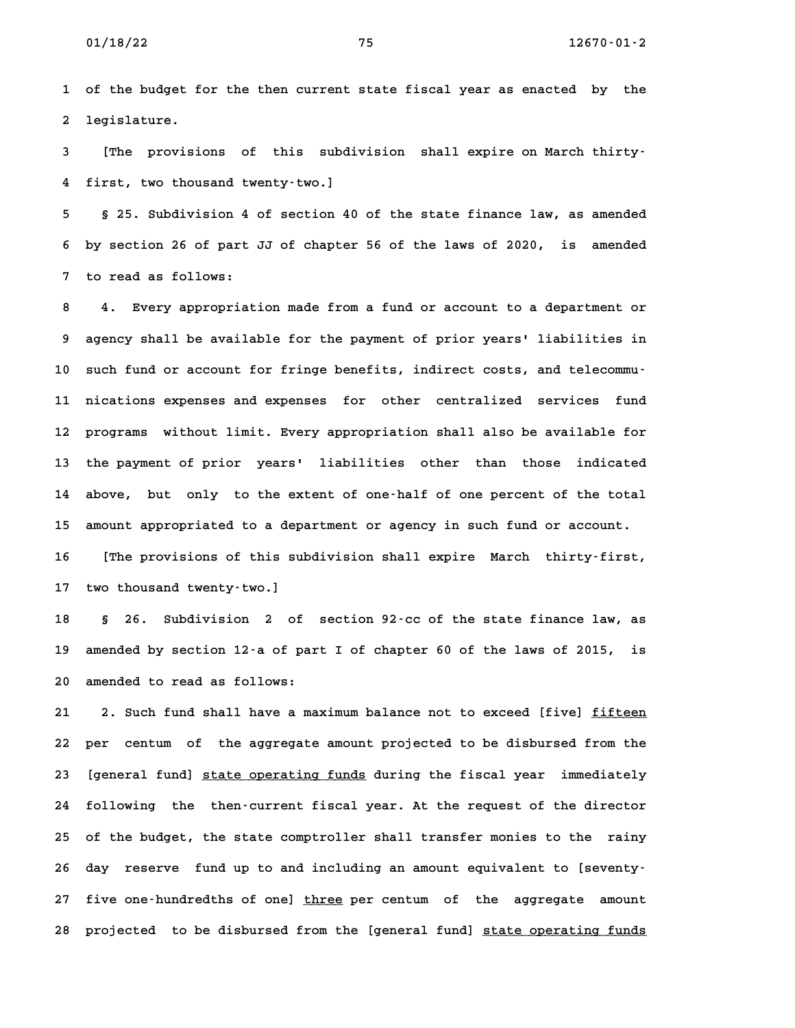of the budget for the then current state fiscal year as enacted by the legislature.

[The provisions of this subdivision shall expire on March thirty-first, two thousand twenty-two.]

§ 25. Subdivision 4 of section 40 of the state finance law, as amended by section 26 of part JJ of chapter 56 of the laws of 2020, is amended to read as follows:

4. Every appropriation made from a fund or account to a department or agency shall be available for the payment of prior years' liabilities in such fund or account for fringe benefits, indirect costs, and telecommunications expenses and expenses for other centralized services fund programs without limit. Every appropriation shall also be available for the payment of prior years' liabilities other than those indicated above, but only to the extent of one-half of one percent of the total amount appropriated to a department or agency in such fund or account.

[The provisions of this subdivision shall expire March thirty-first, two thousand twenty-two.]

§ 26. Subdivision 2 of section 92-cc of the state finance law, as amended by section 12-a of part I of chapter 60 of the laws of 2015, is amended to read as follows:

2. Such fund shall have a maximum balance not to exceed [five] <u>fifteen</u> per centum of the aggregate amount projected to be disbursed from the [general fund] <u>state operating funds</u> during the fiscal year immediately following the then-current fiscal year. At the request of the director of the budget, the state comptroller shall transfer monies to the rainy day reserve fund up to and including an amount equivalent to [seventy-five one-hundredths of one] <u>three</u> per centum of the aggregate amount projected to be disbursed from the [general fund] <u>state operating funds</u>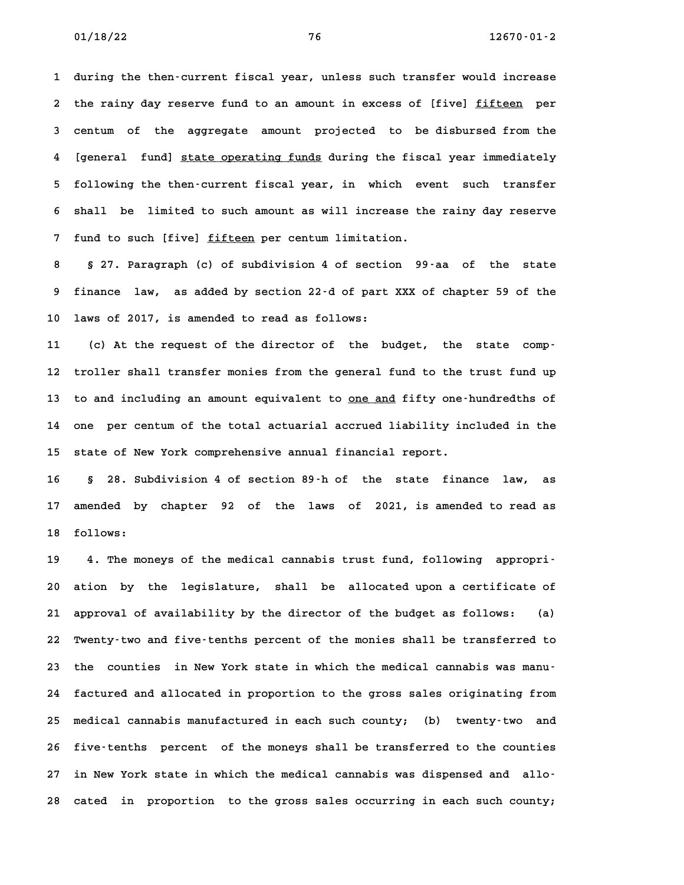during the then-current fiscal year, unless such transfer would increase the rainy day reserve fund to an amount in excess of [five] <u>fifteen</u> per centum of the aggregate amount projected to be disbursed from the [general fund] <u>state operating funds</u> during the fiscal year immediately following the then-current fiscal year, in which event such transfer shall be limited to such amount as will increase the rainy day reserve fund to such [five] <u>fifteen</u> per centum limitation.

§ 27. Paragraph (c) of subdivision 4 of section 99-aa of the state finance law, as added by section 22-d of part XXX of chapter 59 of the laws of 2017, is amended to read as follows:

(c) At the request of the director of the budget, the state comptroller shall transfer monies from the general fund to the trust fund up to and including an amount equivalent to <u>one and</u> fifty one-hundredths of one per centum of the total actuarial accrued liability included in the state of New York comprehensive annual financial report.

§ 28. Subdivision 4 of section 89-h of the state finance law, as amended by chapter 92 of the laws of 2021, is amended to read as follows:

4. The moneys of the medical cannabis trust fund, following appropriation by the legislature, shall be allocated upon a certificate of approval of availability by the director of the budget as follows: (a) Twenty-two and five-tenths percent of the monies shall be transferred to the counties in New York state in which the medical cannabis was manufactured and allocated in proportion to the gross sales originating from medical cannabis manufactured in each such county; (b) twenty-two and five-tenths percent of the moneys shall be transferred to the counties in New York state in which the medical cannabis was dispensed and allocated in proportion to the gross sales occurring in each such county;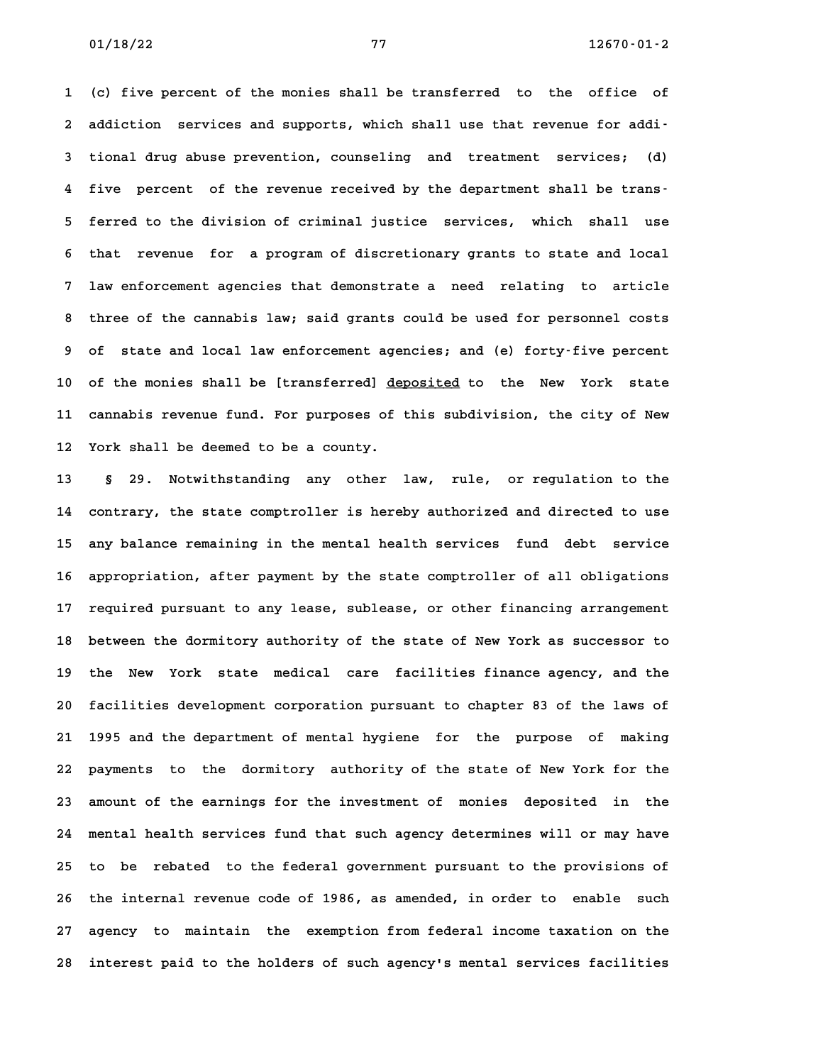(c) five percent of the monies shall be transferred to the office of addiction services and supports, which shall use that revenue for additional drug abuse prevention, counseling and treatment services; (d) five percent of the revenue received by the department shall be transferred to the division of criminal justice services, which shall use that revenue for a program of discretionary grants to state and local law enforcement agencies that demonstrate a need relating to article three of the cannabis law; said grants could be used for personnel costs of state and local law enforcement agencies; and (e) forty-five percent of the monies shall be [transferred] deposited to the New York state cannabis revenue fund. For purposes of this subdivision, the city of New York shall be deemed to be a county.

§ 29. Notwithstanding any other law, rule, or regulation to the contrary, the state comptroller is hereby authorized and directed to use any balance remaining in the mental health services fund debt service appropriation, after payment by the state comptroller of all obligations required pursuant to any lease, sublease, or other financing arrangement between the dormitory authority of the state of New York as successor to the New York state medical care facilities finance agency, and the facilities development corporation pursuant to chapter 83 of the laws of 1995 and the department of mental hygiene for the purpose of making payments to the dormitory authority of the state of New York for the amount of the earnings for the investment of monies deposited in the mental health services fund that such agency determines will or may have to be rebated to the federal government pursuant to the provisions of the internal revenue code of 1986, as amended, in order to enable such agency to maintain the exemption from federal income taxation on the interest paid to the holders of such agency's mental services facilities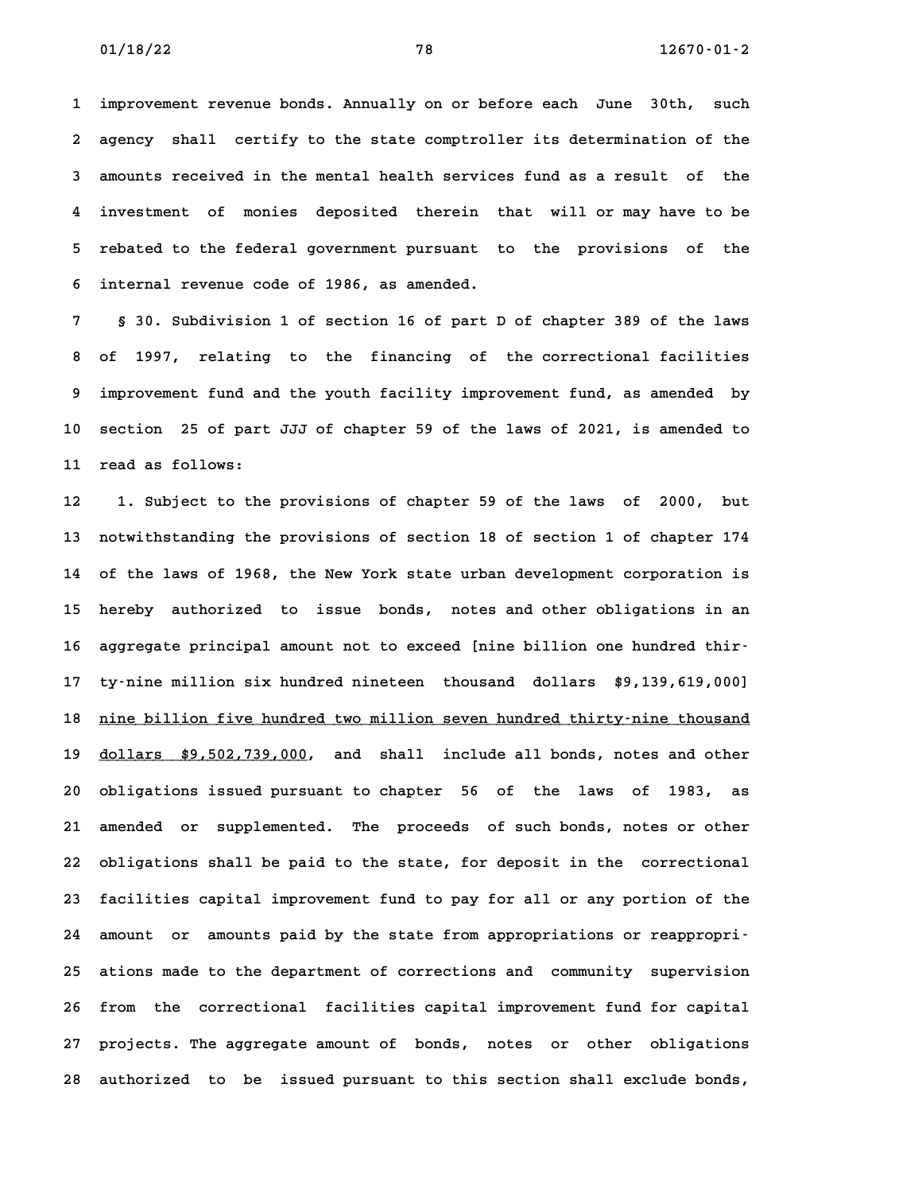improvement revenue bonds. Annually on or before each June 30th, such agency shall certify to the state comptroller its determination of the amounts received in the mental health services fund as a result of the investment of monies deposited therein that will or may have to be rebated to the federal government pursuant to the provisions of the internal revenue code of 1986, as amended.

§ 30. Subdivision 1 of section 16 of part D of chapter 389 of the laws of 1997, relating to the financing of the correctional facilities improvement fund and the youth facility improvement fund, as amended by section 25 of part JJJ of chapter 59 of the laws of 2021, is amended to read as follows:

1. Subject to the provisions of chapter 59 of the laws of 2000, but notwithstanding the provisions of section 18 of section 1 of chapter 174 of the laws of 1968, the New York state urban development corporation is hereby authorized to issue bonds, notes and other obligations in an aggregate principal amount not to exceed [nine billion one hundred thirty-nine million six hundred nineteen thousand dollars $9,139,619,000] <u>nine billion five hundred two million seven hundred thirty-nine thousand dollars $9,502,739,000</u>, and shall include all bonds, notes and other obligations issued pursuant to chapter 56 of the laws of 1983, as amended or supplemented. The proceeds of such bonds, notes or other obligations shall be paid to the state, for deposit in the correctional facilities capital improvement fund to pay for all or any portion of the amount or amounts paid by the state from appropriations or reappropriations made to the department of corrections and community supervision from the correctional facilities capital improvement fund for capital projects. The aggregate amount of bonds, notes or other obligations authorized to be issued pursuant to this section shall exclude bonds,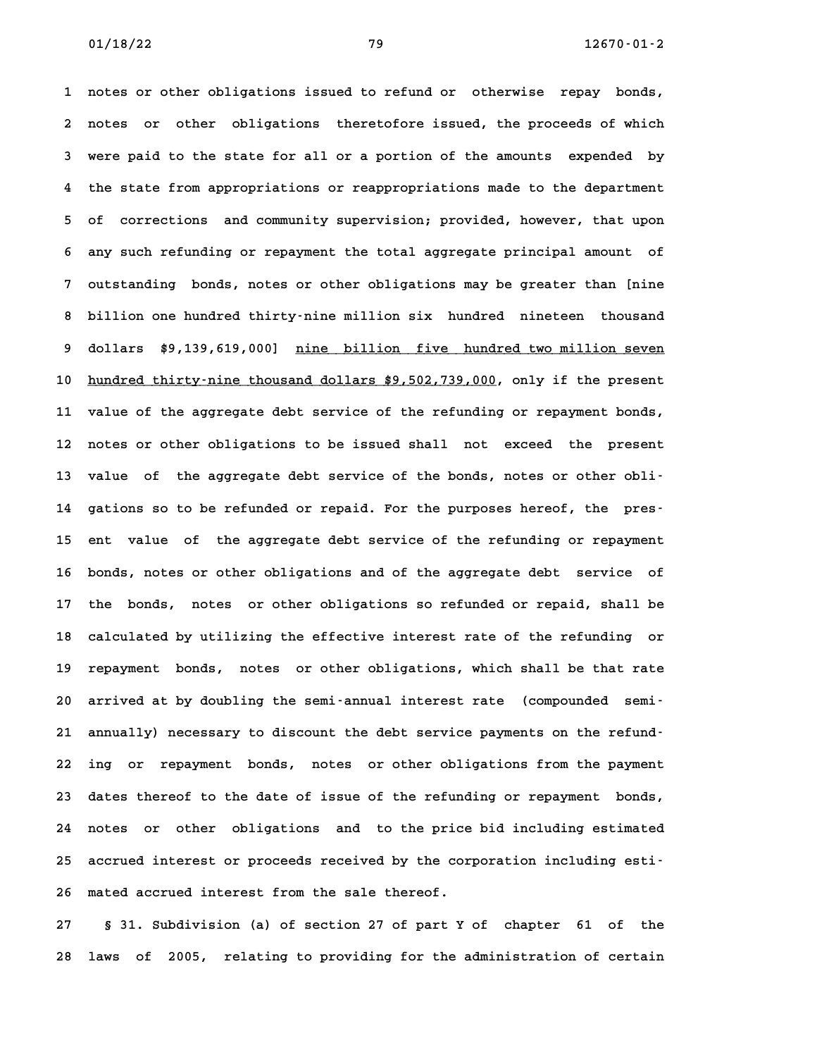notes or other obligations issued to refund or otherwise repay bonds, notes or other obligations theretofore issued, the proceeds of which were paid to the state for all or a portion of the amounts expended by the state from appropriations or reappropriations made to the department of corrections and community supervision; provided, however, that upon any such refunding or repayment the total aggregate principal amount of outstanding bonds, notes or other obligations may be greater than [nine billion one hundred thirty-nine million six hundred nineteen thousand dollars $9,139,619,000] <u>nine billion five hundred two million seven hundred thirty-nine thousand dollars $9,502,739,000</u>, only if the present value of the aggregate debt service of the refunding or repayment bonds, notes or other obligations to be issued shall not exceed the present value of the aggregate debt service of the bonds, notes or other obligations so to be refunded or repaid. For the purposes hereof, the present value of the aggregate debt service of the refunding or repayment bonds, notes or other obligations and of the aggregate debt service of the bonds, notes or other obligations so refunded or repaid, shall be calculated by utilizing the effective interest rate of the refunding or repayment bonds, notes or other obligations, which shall be that rate arrived at by doubling the semi-annual interest rate (compounded semi-annually) necessary to discount the debt service payments on the refunding or repayment bonds, notes or other obligations from the payment dates thereof to the date of issue of the refunding or repayment bonds, notes or other obligations and to the price bid including estimated accrued interest or proceeds received by the corporation including estimated accrued interest from the sale thereof.

§ 31. Subdivision (a) of section 27 of part Y of chapter 61 of the laws of 2005, relating to providing for the administration of certain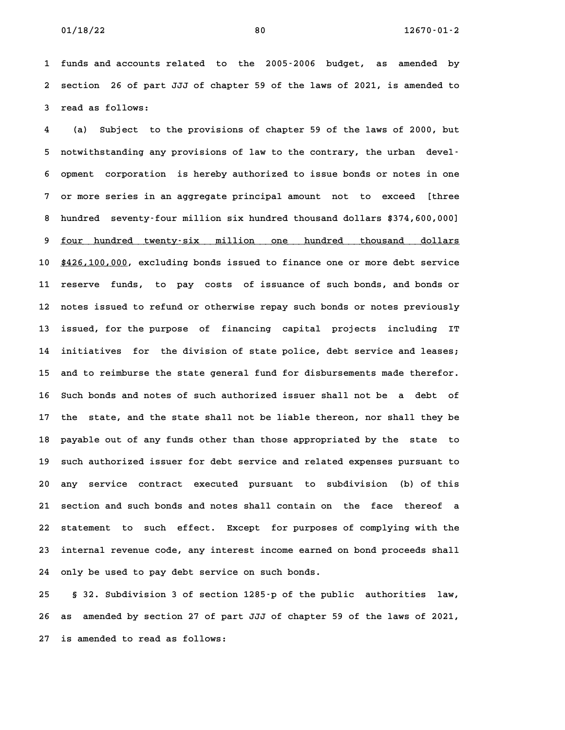funds and accounts related to the 2005-2006 budget, as amended by section 26 of part JJJ of chapter 59 of the laws of 2021, is amended to read as follows:

(a) Subject to the provisions of chapter 59 of the laws of 2000, but notwithstanding any provisions of law to the contrary, the urban development corporation is hereby authorized to issue bonds or notes in one or more series in an aggregate principal amount not to exceed [three hundred seventy-four million six hundred thousand dollars $374,600,000] <u>four hundred twenty-six million one hundred thousand dollars $426,100,000</u>, excluding bonds issued to finance one or more debt service reserve funds, to pay costs of issuance of such bonds, and bonds or notes issued to refund or otherwise repay such bonds or notes previously issued, for the purpose of financing capital projects including IT initiatives for the division of state police, debt service and leases; and to reimburse the state general fund for disbursements made therefor. Such bonds and notes of such authorized issuer shall not be a debt of the state, and the state shall not be liable thereon, nor shall they be payable out of any funds other than those appropriated by the state to such authorized issuer for debt service and related expenses pursuant to any service contract executed pursuant to subdivision (b) of this section and such bonds and notes shall contain on the face thereof a statement to such effect. Except for purposes of complying with the internal revenue code, any interest income earned on bond proceeds shall only be used to pay debt service on such bonds.

§ 32. Subdivision 3 of section 1285-p of the public authorities law, as amended by section 27 of part JJJ of chapter 59 of the laws of 2021, is amended to read as follows: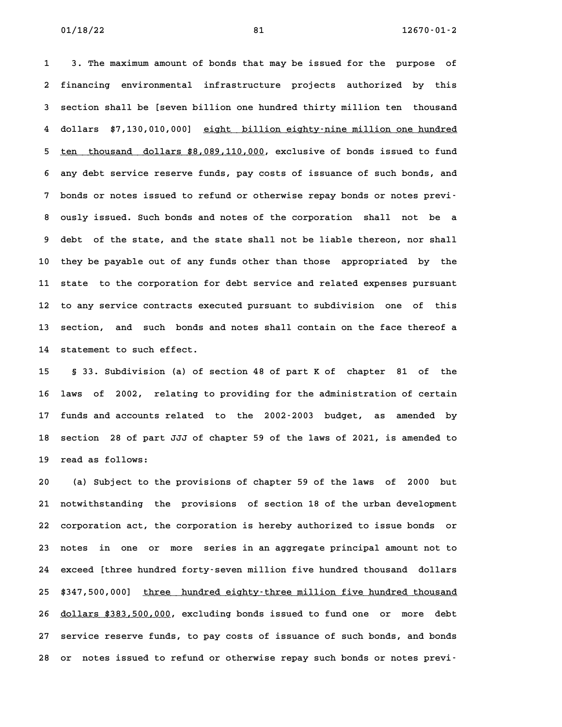3. The maximum amount of bonds that may be issued for the purpose of financing environmental infrastructure projects authorized by this section shall be [seven billion one hundred thirty million ten thousand dollars $7,130,010,000] eight billion eighty-nine million one hundred ten thousand dollars $8,089,110,000, exclusive of bonds issued to fund any debt service reserve funds, pay costs of issuance of such bonds, and bonds or notes issued to refund or otherwise repay bonds or notes previously issued. Such bonds and notes of the corporation shall not be a debt of the state, and the state shall not be liable thereon, nor shall they be payable out of any funds other than those appropriated by the state to the corporation for debt service and related expenses pursuant to any service contracts executed pursuant to subdivision one of this section, and such bonds and notes shall contain on the face thereof a statement to such effect.

§ 33. Subdivision (a) of section 48 of part K of chapter 81 of the laws of 2002, relating to providing for the administration of certain funds and accounts related to the 2002-2003 budget, as amended by section 28 of part JJJ of chapter 59 of the laws of 2021, is amended to read as follows:

(a) Subject to the provisions of chapter 59 of the laws of 2000 but notwithstanding the provisions of section 18 of the urban development corporation act, the corporation is hereby authorized to issue bonds or notes in one or more series in an aggregate principal amount not to exceed [three hundred forty-seven million five hundred thousand dollars $347,500,000] three hundred eighty-three million five hundred thousand dollars $383,500,000, excluding bonds issued to fund one or more debt service reserve funds, to pay costs of issuance of such bonds, and bonds or notes issued to refund or otherwise repay such bonds or notes previ-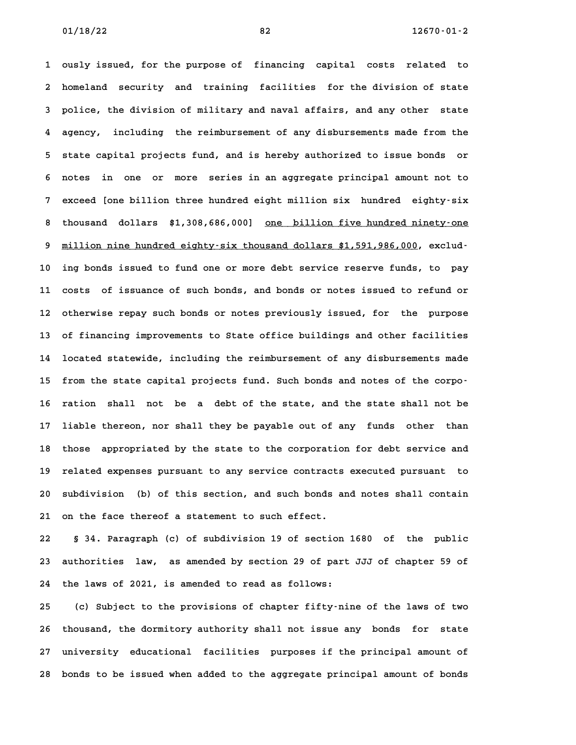ously issued, for the purpose of financing capital costs related to homeland security and training facilities for the division of state police, the division of military and naval affairs, and any other state agency, including the reimbursement of any disbursements made from the state capital projects fund, and is hereby authorized to issue bonds or notes in one or more series in an aggregate principal amount not to exceed [one billion three hundred eight million six hundred eighty-six thousand dollars $1,308,686,000] <u>one billion five hundred ninety-one million nine hundred eighty-six thousand dollars $1,591,986,000</u>, excluding bonds issued to fund one or more debt service reserve funds, to pay costs of issuance of such bonds, and bonds or notes issued to refund or otherwise repay such bonds or notes previously issued, for the purpose of financing improvements to State office buildings and other facilities located statewide, including the reimbursement of any disbursements made from the state capital projects fund. Such bonds and notes of the corporation shall not be a debt of the state, and the state shall not be liable thereon, nor shall they be payable out of any funds other than those appropriated by the state to the corporation for debt service and related expenses pursuant to any service contracts executed pursuant to subdivision (b) of this section, and such bonds and notes shall contain on the face thereof a statement to such effect.

§ 34. Paragraph (c) of subdivision 19 of section 1680 of the public authorities law, as amended by section 29 of part JJJ of chapter 59 of the laws of 2021, is amended to read as follows:

(c) Subject to the provisions of chapter fifty-nine of the laws of two thousand, the dormitory authority shall not issue any bonds for state university educational facilities purposes if the principal amount of bonds to be issued when added to the aggregate principal amount of bonds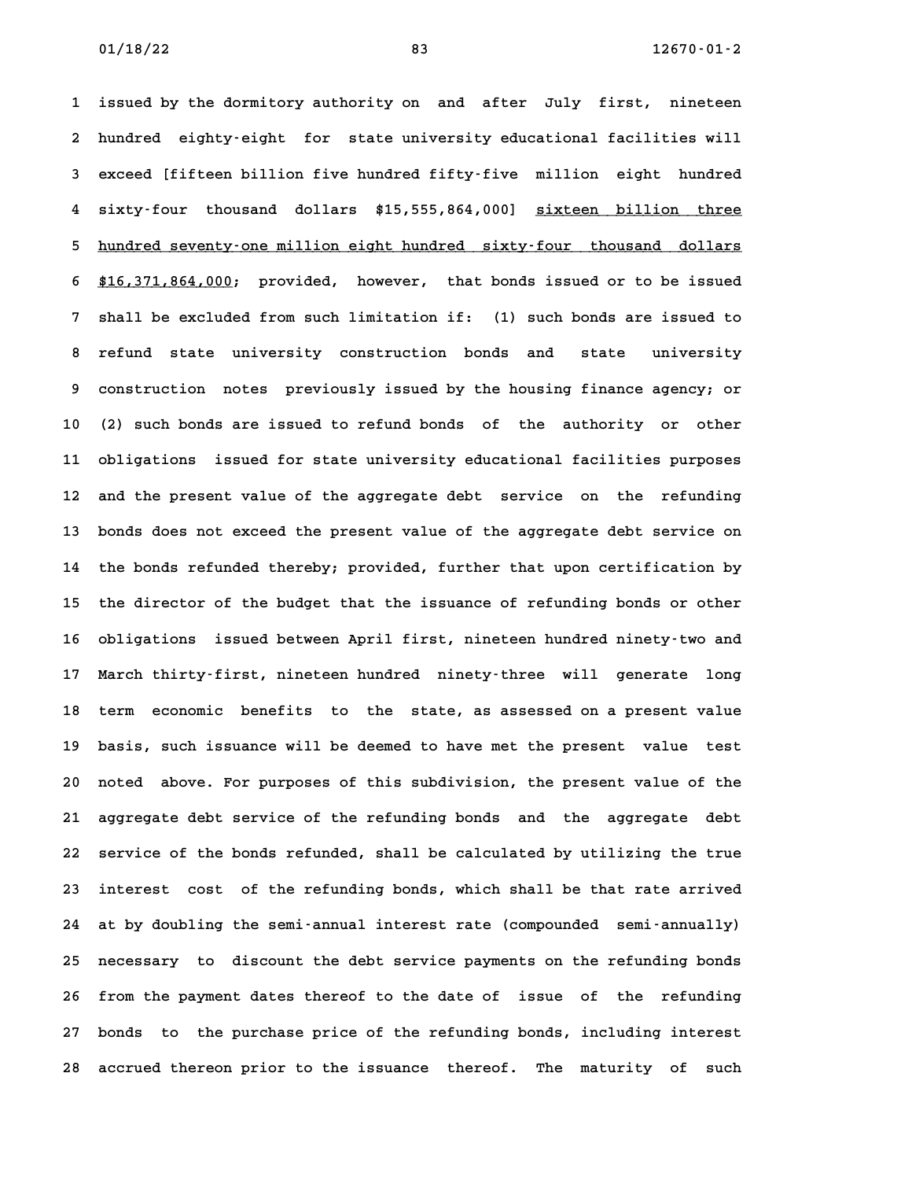issued by the dormitory authority on and after July first, nineteen hundred eighty-eight for state university educational facilities will exceed [fifteen billion five hundred fifty-five million eight hundred sixty-four thousand dollars $15,555,864,000] <u>sixteen billion three hundred seventy-one million eight hundred sixty-four thousand dollars $16,371,864,000</u>; provided, however, that bonds issued or to be issued shall be excluded from such limitation if: (1) such bonds are issued to refund state university construction bonds and state university construction notes previously issued by the housing finance agency; or (2) such bonds are issued to refund bonds of the authority or other obligations issued for state university educational facilities purposes and the present value of the aggregate debt service on the refunding bonds does not exceed the present value of the aggregate debt service on the bonds refunded thereby; provided, further that upon certification by the director of the budget that the issuance of refunding bonds or other obligations issued between April first, nineteen hundred ninety-two and March thirty-first, nineteen hundred ninety-three will generate long term economic benefits to the state, as assessed on a present value basis, such issuance will be deemed to have met the present value test noted above. For purposes of this subdivision, the present value of the aggregate debt service of the refunding bonds and the aggregate debt service of the bonds refunded, shall be calculated by utilizing the true interest cost of the refunding bonds, which shall be that rate arrived at by doubling the semi-annual interest rate (compounded semi-annually) necessary to discount the debt service payments on the refunding bonds from the payment dates thereof to the date of issue of the refunding bonds to the purchase price of the refunding bonds, including interest accrued thereon prior to the issuance thereof. The maturity of such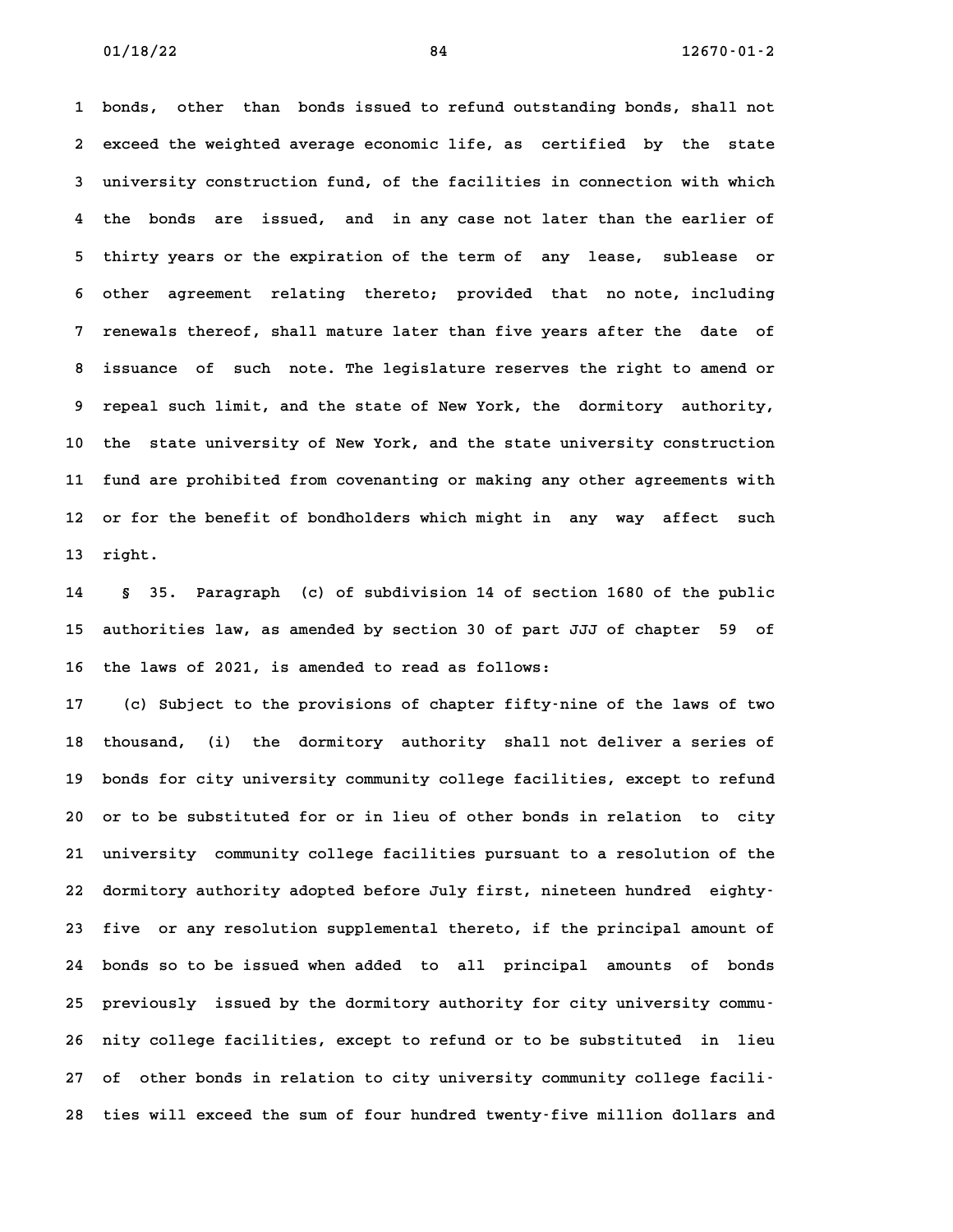bonds, other than bonds issued to refund outstanding bonds, shall not exceed the weighted average economic life, as certified by the state university construction fund, of the facilities in connection with which the bonds are issued, and in any case not later than the earlier of thirty years or the expiration of the term of any lease, sublease or other agreement relating thereto; provided that no note, including renewals thereof, shall mature later than five years after the date of issuance of such note. The legislature reserves the right to amend or repeal such limit, and the state of New York, the dormitory authority, the state university of New York, and the state university construction fund are prohibited from covenanting or making any other agreements with or for the benefit of bondholders which might in any way affect such right.

§ 35. Paragraph (c) of subdivision 14 of section 1680 of the public authorities law, as amended by section 30 of part JJJ of chapter 59 of the laws of 2021, is amended to read as follows:

(c) Subject to the provisions of chapter fifty-nine of the laws of two thousand, (i) the dormitory authority shall not deliver a series of bonds for city university community college facilities, except to refund or to be substituted for or in lieu of other bonds in relation to city university community college facilities pursuant to a resolution of the dormitory authority adopted before July first, nineteen hundred eighty-five or any resolution supplemental thereto, if the principal amount of bonds so to be issued when added to all principal amounts of bonds previously issued by the dormitory authority for city university community college facilities, except to refund or to be substituted in lieu of other bonds in relation to city university community college facilities will exceed the sum of four hundred twenty-five million dollars and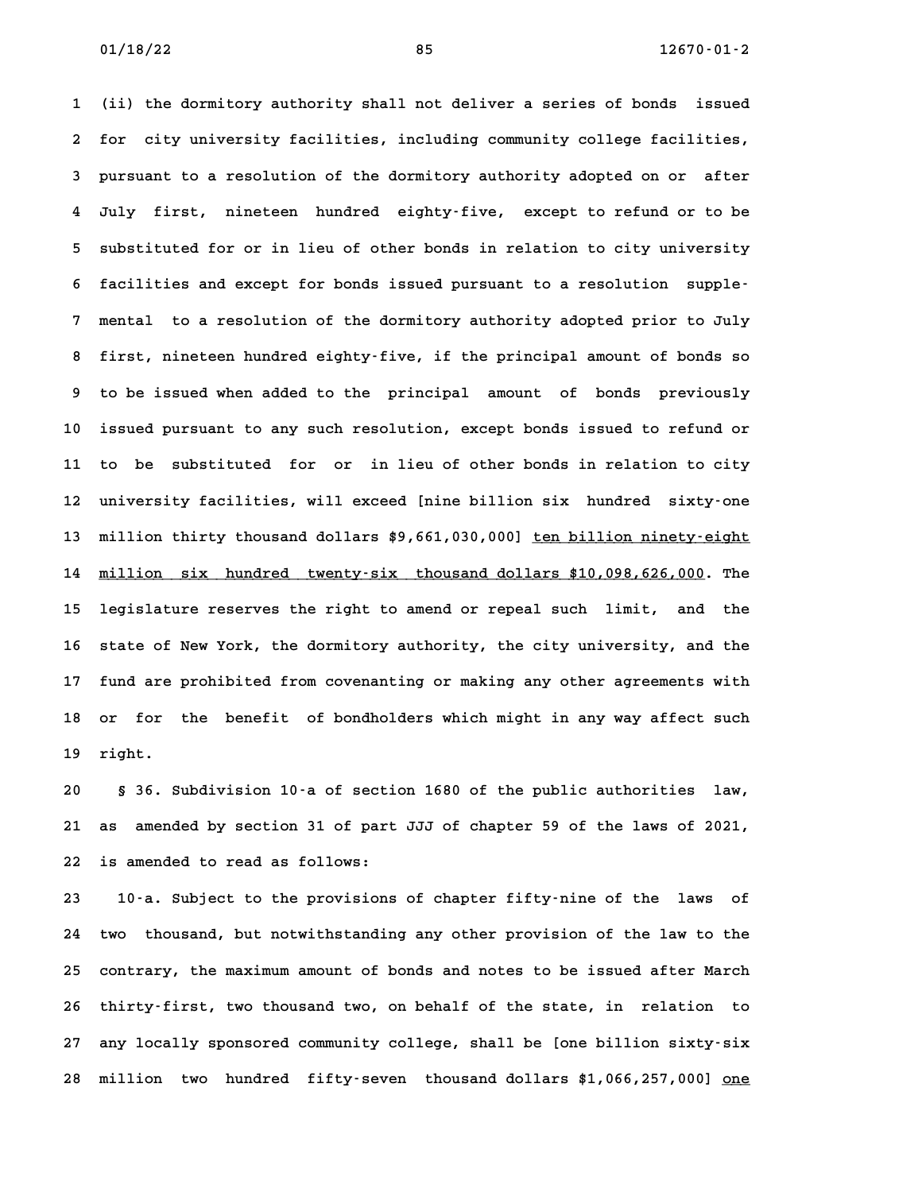(ii) the dormitory authority shall not deliver a series of bonds issued for city university facilities, including community college facilities, pursuant to a resolution of the dormitory authority adopted on or after July first, nineteen hundred eighty-five, except to refund or to be substituted for or in lieu of other bonds in relation to city university facilities and except for bonds issued pursuant to a resolution supplemental to a resolution of the dormitory authority adopted prior to July first, nineteen hundred eighty-five, if the principal amount of bonds so to be issued when added to the principal amount of bonds previously issued pursuant to any such resolution, except bonds issued to refund or to be substituted for or in lieu of other bonds in relation to city university facilities, will exceed [nine billion six hundred sixty-one million thirty thousand dollars $9,661,030,000] <u>ten billion ninety-eight million six hundred twenty-six thousand dollars $10,098,626,000</u>. The legislature reserves the right to amend or repeal such limit, and the state of New York, the dormitory authority, the city university, and the fund are prohibited from covenanting or making any other agreements with or for the benefit of bondholders which might in any way affect such right.

§ 36. Subdivision 10-a of section 1680 of the public authorities law, as amended by section 31 of part JJJ of chapter 59 of the laws of 2021, is amended to read as follows:

10-a. Subject to the provisions of chapter fifty-nine of the laws of two thousand, but notwithstanding any other provision of the law to the contrary, the maximum amount of bonds and notes to be issued after March thirty-first, two thousand two, on behalf of the state, in relation to any locally sponsored community college, shall be [one billion sixty-six million two hundred fifty-seven thousand dollars $1,066,257,000] <u>one</u>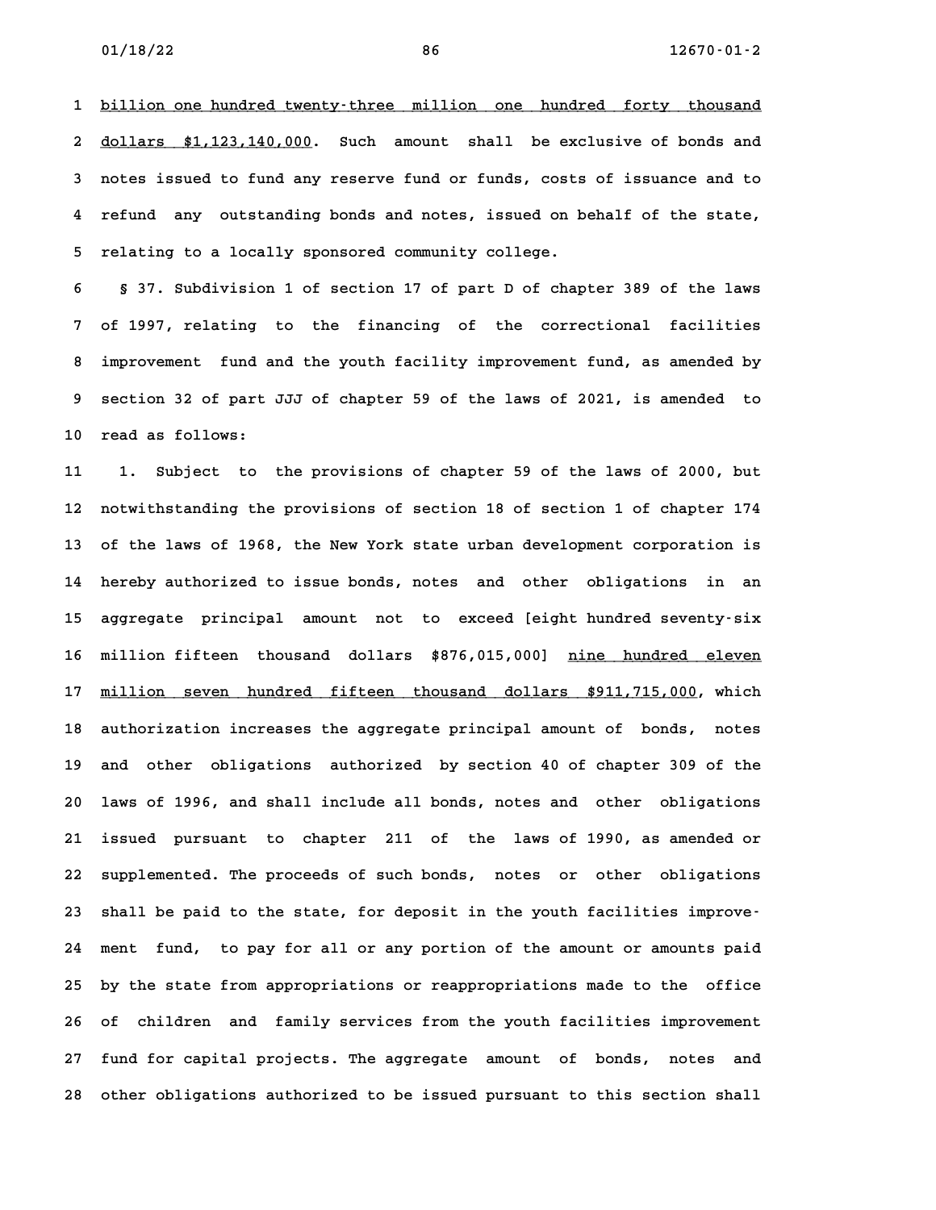billion one hundred twenty-three million one hundred forty thousand dollars $1,123,140,000. Such amount shall be exclusive of bonds and notes issued to fund any reserve fund or funds, costs of issuance and to refund any outstanding bonds and notes, issued on behalf of the state, relating to a locally sponsored community college.

§ 37. Subdivision 1 of section 17 of part D of chapter 389 of the laws of 1997, relating to the financing of the correctional facilities improvement fund and the youth facility improvement fund, as amended by section 32 of part JJJ of chapter 59 of the laws of 2021, is amended to read as follows:

1. Subject to the provisions of chapter 59 of the laws of 2000, but notwithstanding the provisions of section 18 of section 1 of chapter 174 of the laws of 1968, the New York state urban development corporation is hereby authorized to issue bonds, notes and other obligations in an aggregate principal amount not to exceed [eight hundred seventy-six million fifteen thousand dollars $876,015,000] nine hundred eleven million seven hundred fifteen thousand dollars $911,715,000, which authorization increases the aggregate principal amount of bonds, notes and other obligations authorized by section 40 of chapter 309 of the laws of 1996, and shall include all bonds, notes and other obligations issued pursuant to chapter 211 of the laws of 1990, as amended or supplemented. The proceeds of such bonds, notes or other obligations shall be paid to the state, for deposit in the youth facilities improvement fund, to pay for all or any portion of the amount or amounts paid by the state from appropriations or reappropriations made to the office of children and family services from the youth facilities improvement fund for capital projects. The aggregate amount of bonds, notes and other obligations authorized to be issued pursuant to this section shall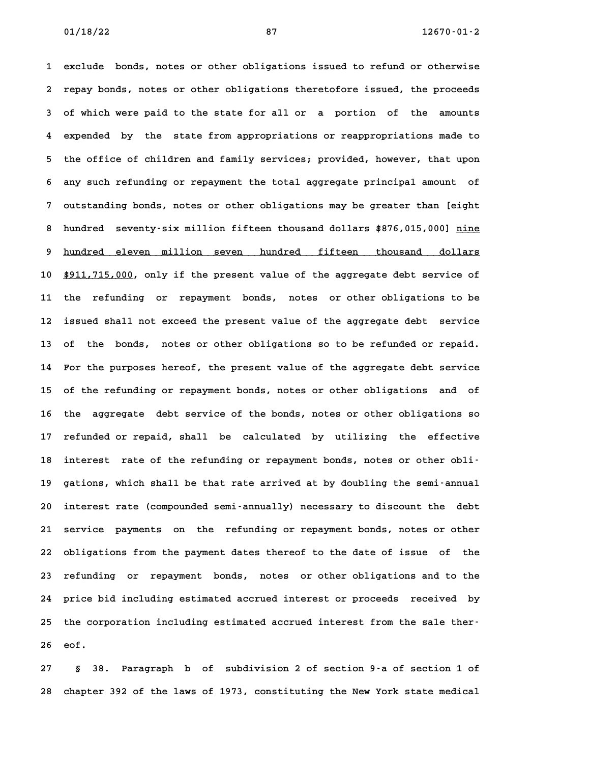exclude bonds, notes or other obligations issued to refund or otherwise repay bonds, notes or other obligations theretofore issued, the proceeds of which were paid to the state for all or a portion of the amounts expended by the state from appropriations or reappropriations made to the office of children and family services; provided, however, that upon any such refunding or repayment the total aggregate principal amount of outstanding bonds, notes or other obligations may be greater than [eight hundred seventy-six million fifteen thousand dollars $876,015,000] <u>nine hundred eleven million seven hundred fifteen thousand dollars $911,715,000</u>, only if the present value of the aggregate debt service of the refunding or repayment bonds, notes or other obligations to be issued shall not exceed the present value of the aggregate debt service of the bonds, notes or other obligations so to be refunded or repaid. For the purposes hereof, the present value of the aggregate debt service of the refunding or repayment bonds, notes or other obligations and of the aggregate debt service of the bonds, notes or other obligations so refunded or repaid, shall be calculated by utilizing the effective interest rate of the refunding or repayment bonds, notes or other obligations, which shall be that rate arrived at by doubling the semi-annual interest rate (compounded semi-annually) necessary to discount the debt service payments on the refunding or repayment bonds, notes or other obligations from the payment dates thereof to the date of issue of the refunding or repayment bonds, notes or other obligations and to the price bid including estimated accrued interest or proceeds received by the corporation including estimated accrued interest from the sale thereof.

§ 38. Paragraph b of subdivision 2 of section 9-a of section 1 of chapter 392 of the laws of 1973, constituting the New York state medical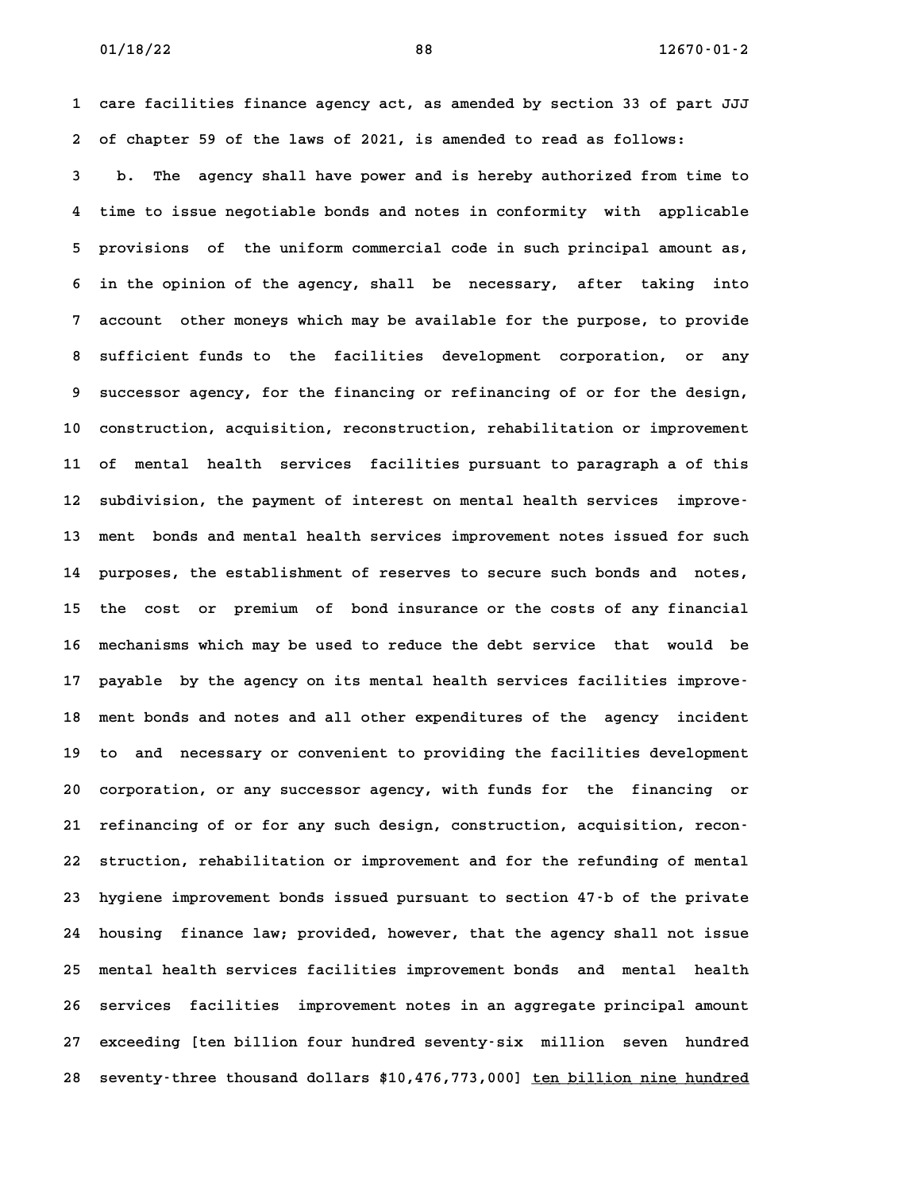care facilities finance agency act, as amended by section 33 of part JJJ of chapter 59 of the laws of 2021, is amended to read as follows:

b. The agency shall have power and is hereby authorized from time to time to issue negotiable bonds and notes in conformity with applicable provisions of the uniform commercial code in such principal amount as, in the opinion of the agency, shall be necessary, after taking into account other moneys which may be available for the purpose, to provide sufficient funds to the facilities development corporation, or any successor agency, for the financing or refinancing of or for the design, construction, acquisition, reconstruction, rehabilitation or improvement of mental health services facilities pursuant to paragraph a of this subdivision, the payment of interest on mental health services improvement bonds and mental health services improvement notes issued for such purposes, the establishment of reserves to secure such bonds and notes, the cost or premium of bond insurance or the costs of any financial mechanisms which may be used to reduce the debt service that would be payable by the agency on its mental health services facilities improvement bonds and notes and all other expenditures of the agency incident to and necessary or convenient to providing the facilities development corporation, or any successor agency, with funds for the financing or refinancing of or for any such design, construction, acquisition, reconstruction, rehabilitation or improvement and for the refunding of mental hygiene improvement bonds issued pursuant to section 47-b of the private housing finance law; provided, however, that the agency shall not issue mental health services facilities improvement bonds and mental health services facilities improvement notes in an aggregate principal amount exceeding [ten billion four hundred seventy-six million seven hundred seventy-three thousand dollars $10,476,773,000] <u>ten billion nine hundred</u>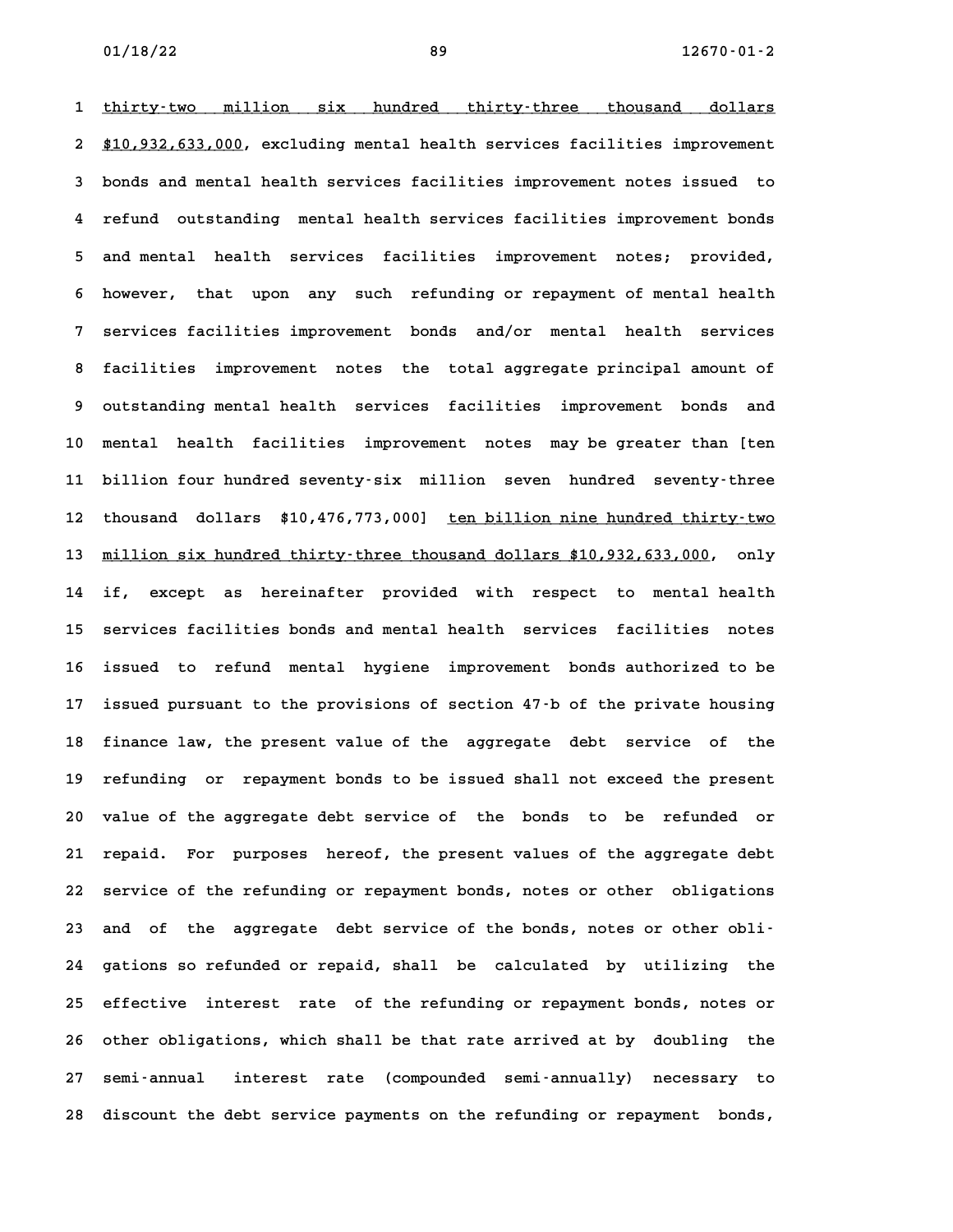thirty-two million six hundred thirty-three thousand dollars $10,932,633,000, excluding mental health services facilities improvement bonds and mental health services facilities improvement notes issued to refund outstanding mental health services facilities improvement bonds and mental health services facilities improvement notes; provided, however, that upon any such refunding or repayment of mental health services facilities improvement bonds and/or mental health services facilities improvement notes the total aggregate principal amount of outstanding mental health services facilities improvement bonds and mental health facilities improvement notes may be greater than [ten billion four hundred seventy-six million seven hundred seventy-three thousand dollars $10,476,773,000] ten billion nine hundred thirty-two million six hundred thirty-three thousand dollars $10,932,633,000, only if, except as hereinafter provided with respect to mental health services facilities bonds and mental health services facilities notes issued to refund mental hygiene improvement bonds authorized to be issued pursuant to the provisions of section 47-b of the private housing finance law, the present value of the aggregate debt service of the refunding or repayment bonds to be issued shall not exceed the present value of the aggregate debt service of the bonds to be refunded or repaid. For purposes hereof, the present values of the aggregate debt service of the refunding or repayment bonds, notes or other obligations and of the aggregate debt service of the bonds, notes or other obligations so refunded or repaid, shall be calculated by utilizing the effective interest rate of the refunding or repayment bonds, notes or other obligations, which shall be that rate arrived at by doubling the semi-annual interest rate (compounded semi-annually) necessary to discount the debt service payments on the refunding or repayment bonds,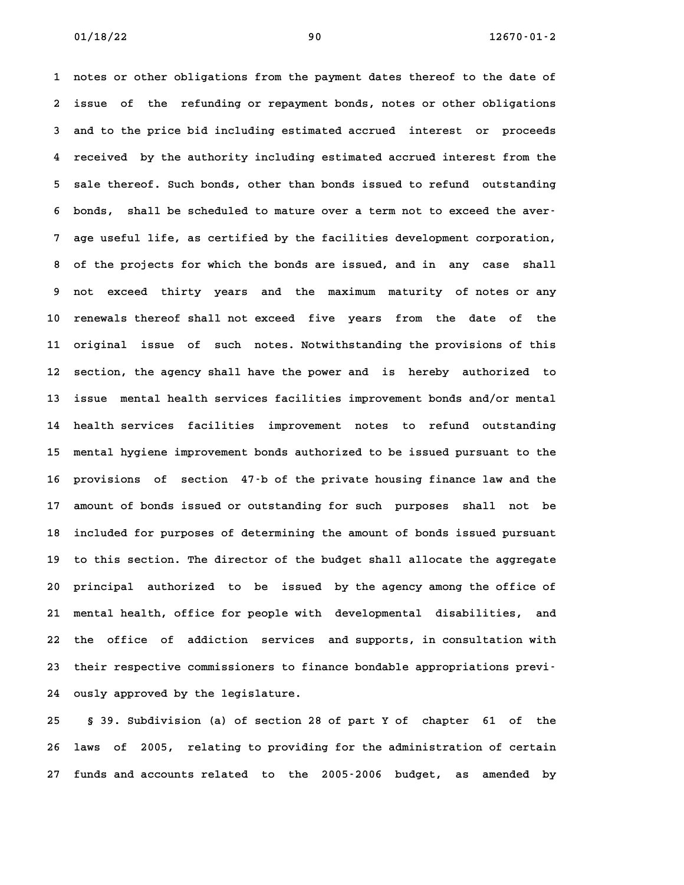notes or other obligations from the payment dates thereof to the date of issue of the refunding or repayment bonds, notes or other obligations and to the price bid including estimated accrued interest or proceeds received by the authority including estimated accrued interest from the sale thereof. Such bonds, other than bonds issued to refund outstanding bonds, shall be scheduled to mature over a term not to exceed the average useful life, as certified by the facilities development corporation, of the projects for which the bonds are issued, and in any case shall not exceed thirty years and the maximum maturity of notes or any renewals thereof shall not exceed five years from the date of the original issue of such notes. Notwithstanding the provisions of this section, the agency shall have the power and is hereby authorized to issue mental health services facilities improvement bonds and/or mental health services facilities improvement notes to refund outstanding mental hygiene improvement bonds authorized to be issued pursuant to the provisions of section 47-b of the private housing finance law and the amount of bonds issued or outstanding for such purposes shall not be included for purposes of determining the amount of bonds issued pursuant to this section. The director of the budget shall allocate the aggregate principal authorized to be issued by the agency among the office of mental health, office for people with developmental disabilities, and the office of addiction services and supports, in consultation with their respective commissioners to finance bondable appropriations previously approved by the legislature.

§ 39. Subdivision (a) of section 28 of part Y of chapter 61 of the laws of 2005, relating to providing for the administration of certain funds and accounts related to the 2005-2006 budget, as amended by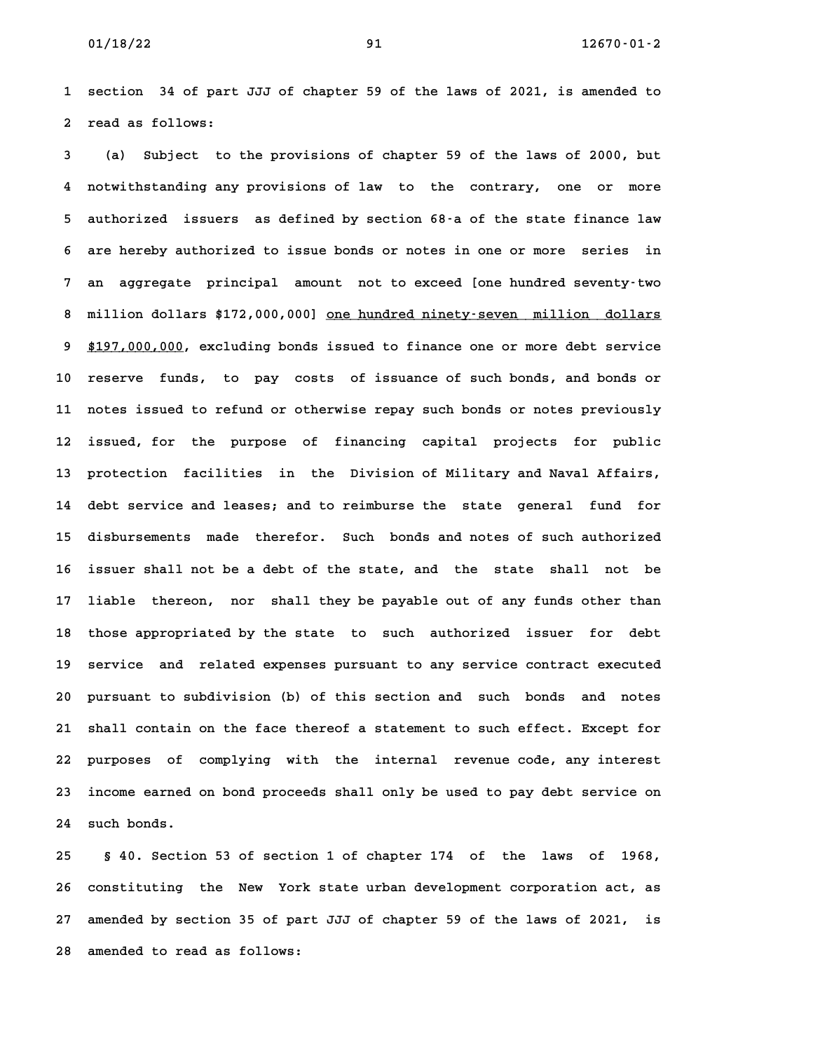section 34 of part JJJ of chapter 59 of the laws of 2021, is amended to read as follows:

(a) Subject to the provisions of chapter 59 of the laws of 2000, but notwithstanding any provisions of law to the contrary, one or more authorized issuers as defined by section 68-a of the state finance law are hereby authorized to issue bonds or notes in one or more series in an aggregate principal amount not to exceed [one hundred seventy-two million dollars $172,000,000] one hundred ninety-seven million dollars $197,000,000, excluding bonds issued to finance one or more debt service reserve funds, to pay costs of issuance of such bonds, and bonds or notes issued to refund or otherwise repay such bonds or notes previously issued, for the purpose of financing capital projects for public protection facilities in the Division of Military and Naval Affairs, debt service and leases; and to reimburse the state general fund for disbursements made therefor. Such bonds and notes of such authorized issuer shall not be a debt of the state, and the state shall not be liable thereon, nor shall they be payable out of any funds other than those appropriated by the state to such authorized issuer for debt service and related expenses pursuant to any service contract executed pursuant to subdivision (b) of this section and such bonds and notes shall contain on the face thereof a statement to such effect. Except for purposes of complying with the internal revenue code, any interest income earned on bond proceeds shall only be used to pay debt service on such bonds.

§ 40. Section 53 of section 1 of chapter 174 of the laws of 1968, constituting the New York state urban development corporation act, as amended by section 35 of part JJJ of chapter 59 of the laws of 2021, is amended to read as follows: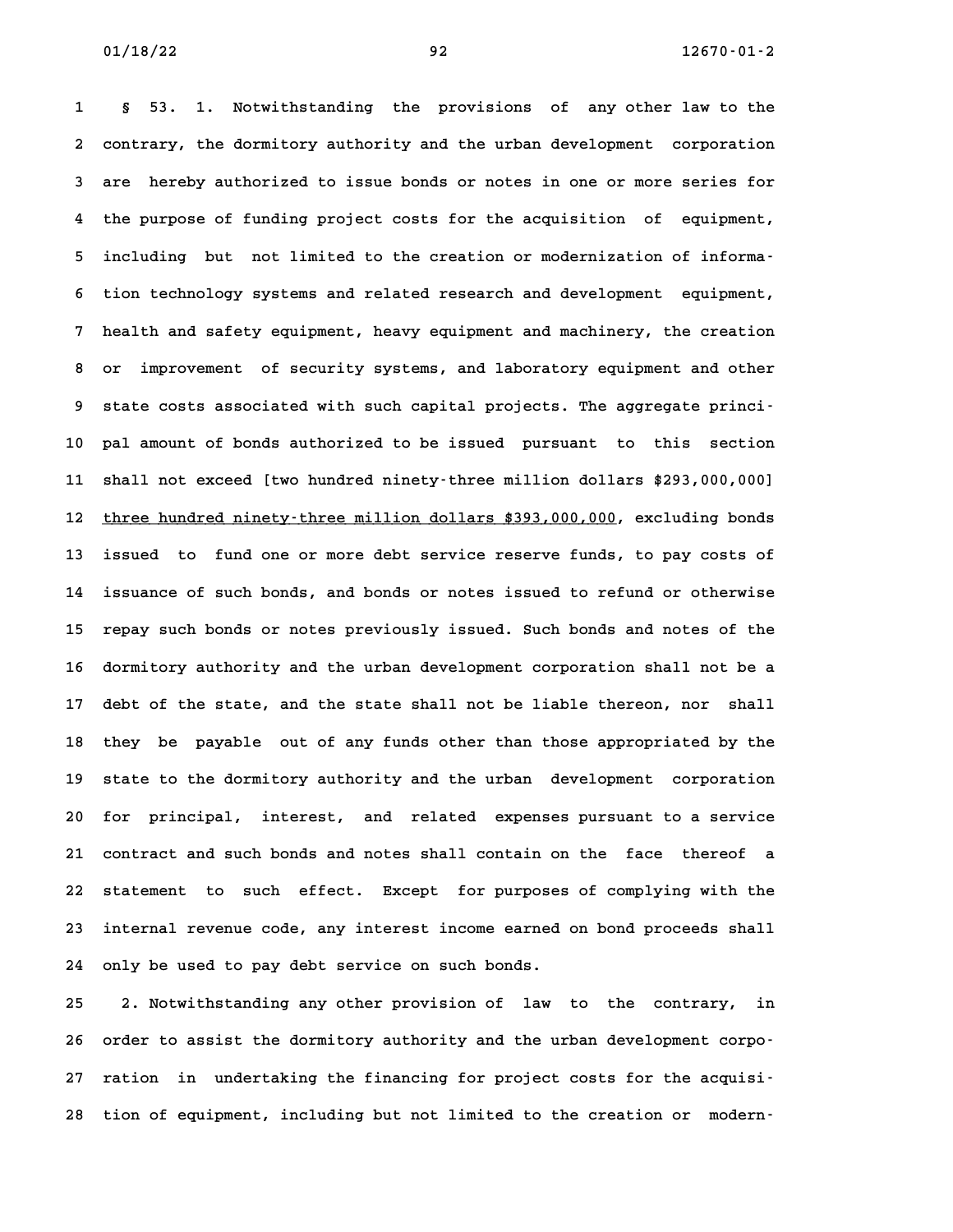§ 53. 1. Notwithstanding the provisions of any other law to the contrary, the dormitory authority and the urban development corporation are hereby authorized to issue bonds or notes in one or more series for the purpose of funding project costs for the acquisition of equipment, including but not limited to the creation or modernization of information technology systems and related research and development equipment, health and safety equipment, heavy equipment and machinery, the creation or improvement of security systems, and laboratory equipment and other state costs associated with such capital projects. The aggregate principal amount of bonds authorized to be issued pursuant to this section shall not exceed [two hundred ninety-three million dollars $293,000,000] <u>three hundred ninety-three million dollars $393,000,000</u>, excluding bonds issued to fund one or more debt service reserve funds, to pay costs of issuance of such bonds, and bonds or notes issued to refund or otherwise repay such bonds or notes previously issued. Such bonds and notes of the dormitory authority and the urban development corporation shall not be a debt of the state, and the state shall not be liable thereon, nor shall they be payable out of any funds other than those appropriated by the state to the dormitory authority and the urban development corporation for principal, interest, and related expenses pursuant to a service contract and such bonds and notes shall contain on the face thereof a statement to such effect. Except for purposes of complying with the internal revenue code, any interest income earned on bond proceeds shall only be used to pay debt service on such bonds.

2. Notwithstanding any other provision of law to the contrary, in order to assist the dormitory authority and the urban development corporation in undertaking the financing for project costs for the acquisition of equipment, including but not limited to the creation or modern-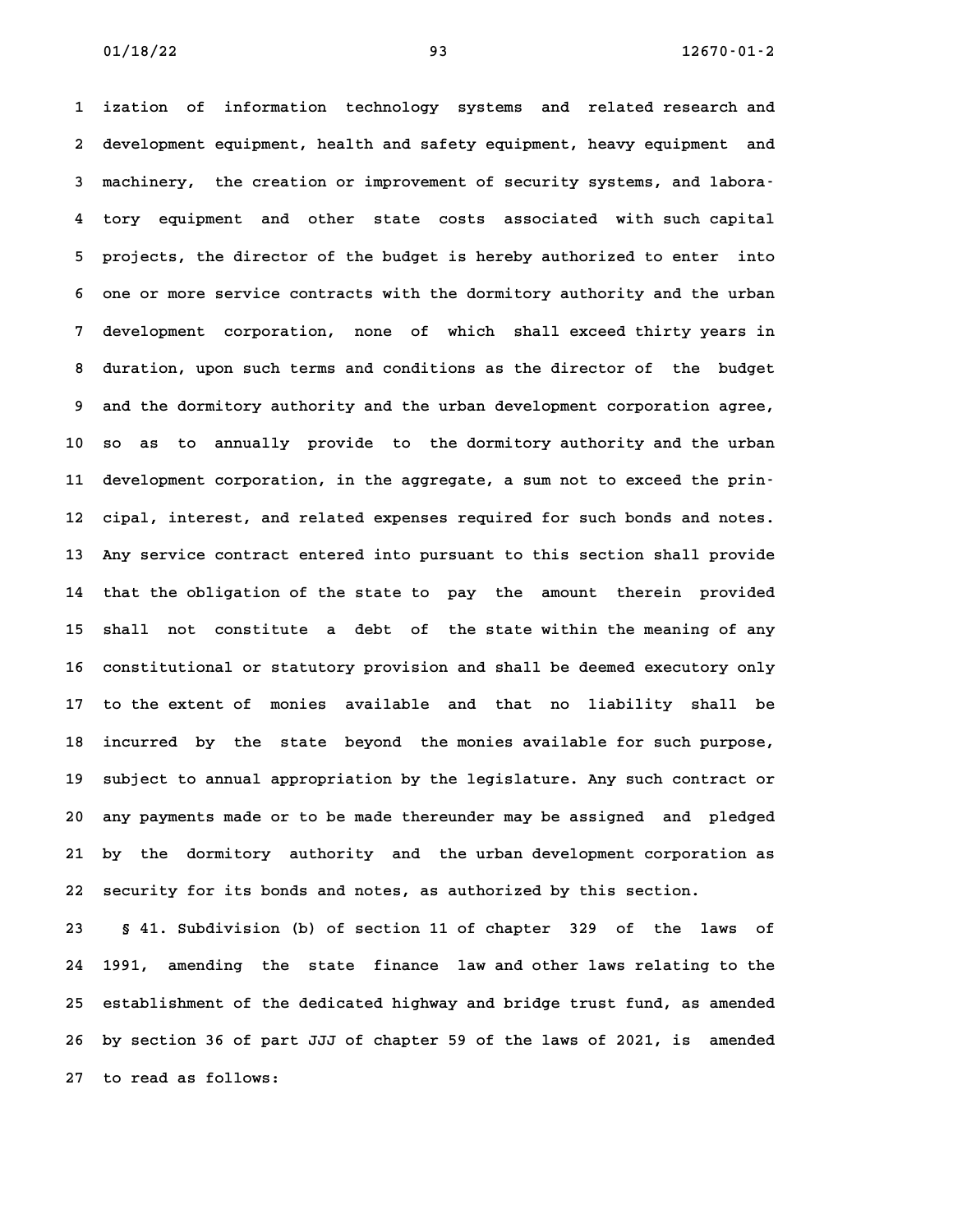ization of information technology systems and related research and development equipment, health and safety equipment, heavy equipment and machinery, the creation or improvement of security systems, and laboratory equipment and other state costs associated with such capital projects, the director of the budget is hereby authorized to enter into one or more service contracts with the dormitory authority and the urban development corporation, none of which shall exceed thirty years in duration, upon such terms and conditions as the director of the budget and the dormitory authority and the urban development corporation agree, so as to annually provide to the dormitory authority and the urban development corporation, in the aggregate, a sum not to exceed the principal, interest, and related expenses required for such bonds and notes. Any service contract entered into pursuant to this section shall provide that the obligation of the state to pay the amount therein provided shall not constitute a debt of the state within the meaning of any constitutional or statutory provision and shall be deemed executory only to the extent of monies available and that no liability shall be incurred by the state beyond the monies available for such purpose, subject to annual appropriation by the legislature. Any such contract or any payments made or to be made thereunder may be assigned and pledged by the dormitory authority and the urban development corporation as security for its bonds and notes, as authorized by this section.

§ 41. Subdivision (b) of section 11 of chapter 329 of the laws of 1991, amending the state finance law and other laws relating to the establishment of the dedicated highway and bridge trust fund, as amended by section 36 of part JJJ of chapter 59 of the laws of 2021, is amended to read as follows: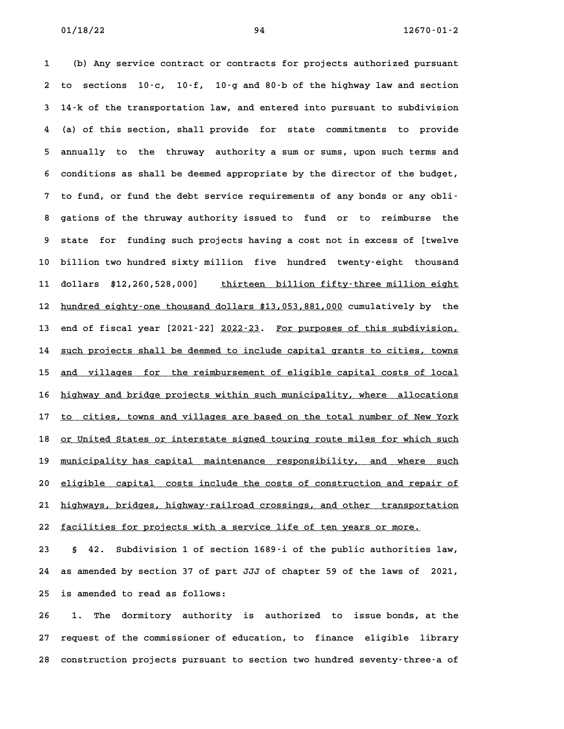(b) Any service contract or contracts for projects authorized pursuant to sections 10-c, 10-f, 10-g and 80-b of the highway law and section 14-k of the transportation law, and entered into pursuant to subdivision (a) of this section, shall provide for state commitments to provide annually to the thruway authority a sum or sums, upon such terms and conditions as shall be deemed appropriate by the director of the budget, to fund, or fund the debt service requirements of any bonds or any obligations of the thruway authority issued to fund or to reimburse the state for funding such projects having a cost not in excess of [twelve billion two hundred sixty million five hundred twenty-eight thousand dollars $12,260,528,000] <u>thirteen billion fifty-three million eight hundred eighty-one thousand dollars $13,053,881,000</u> cumulatively by the end of fiscal year [2021-22] <u>2022-23</u>. <u>For purposes of this subdivision, such projects shall be deemed to include capital grants to cities, towns and villages for the reimbursement of eligible capital costs of local highway and bridge projects within such municipality, where allocations to cities, towns and villages are based on the total number of New York or United States or interstate signed touring route miles for which such municipality has capital maintenance responsibility, and where such eligible capital costs include the costs of construction and repair of highways, bridges, highway-railroad crossings, and other transportation facilities for projects with a service life of ten years or more.</u>

§ 42. Subdivision 1 of section 1689-i of the public authorities law, as amended by section 37 of part JJJ of chapter 59 of the laws of 2021, is amended to read as follows:

1. The dormitory authority is authorized to issue bonds, at the request of the commissioner of education, to finance eligible library construction projects pursuant to section two hundred seventy-three-a of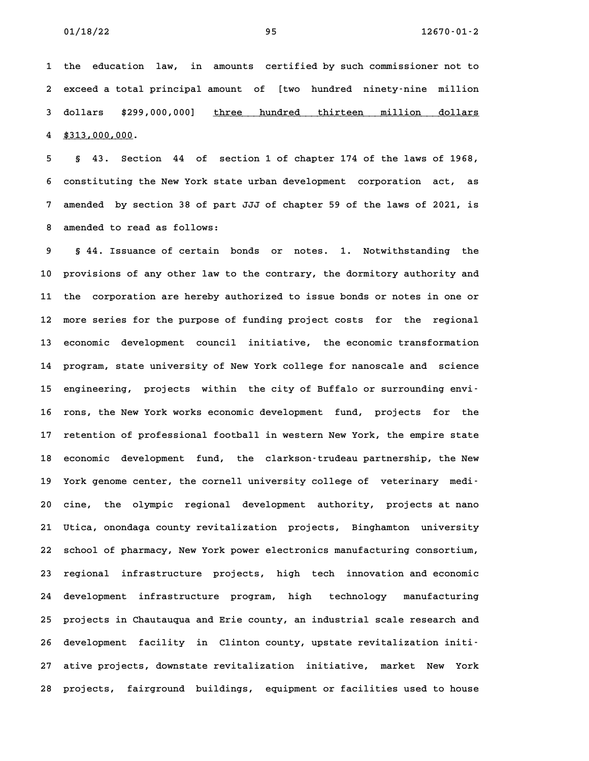the education law, in amounts certified by such commissioner not to exceed a total principal amount of [two hundred ninety-nine million dollars $299,000,000] three hundred thirteen million dollars $313,000,000.

§ 43. Section 44 of section 1 of chapter 174 of the laws of 1968, constituting the New York state urban development corporation act, as amended by section 38 of part JJJ of chapter 59 of the laws of 2021, is amended to read as follows:

§ 44. Issuance of certain bonds or notes. 1. Notwithstanding the provisions of any other law to the contrary, the dormitory authority and the corporation are hereby authorized to issue bonds or notes in one or more series for the purpose of funding project costs for the regional economic development council initiative, the economic transformation program, state university of New York college for nanoscale and science engineering, projects within the city of Buffalo or surrounding environs, the New York works economic development fund, projects for the retention of professional football in western New York, the empire state economic development fund, the clarkson-trudeau partnership, the New York genome center, the cornell university college of veterinary medicine, the olympic regional development authority, projects at nano Utica, onondaga county revitalization projects, Binghamton university school of pharmacy, New York power electronics manufacturing consortium, regional infrastructure projects, high tech innovation and economic development infrastructure program, high technology manufacturing projects in Chautauqua and Erie county, an industrial scale research and development facility in Clinton county, upstate revitalization initiative projects, downstate revitalization initiative, market New York projects, fairground buildings, equipment or facilities used to house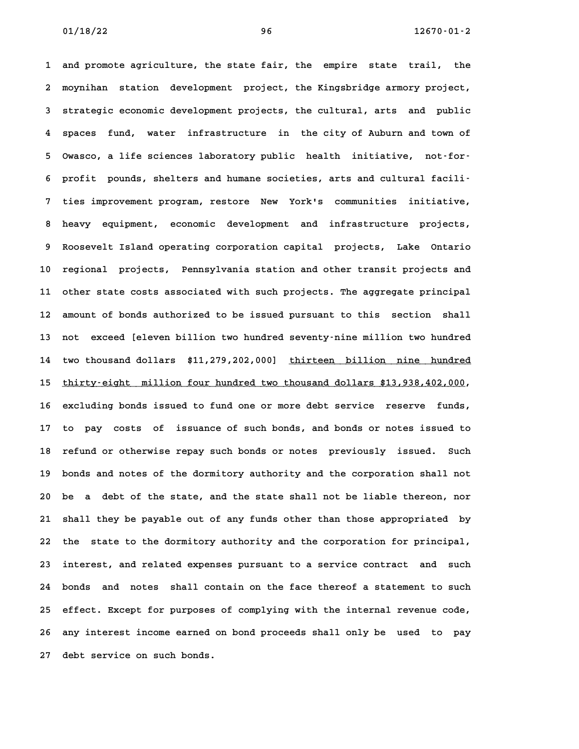and promote agriculture, the state fair, the empire state trail, the moynihan station development project, the Kingsbridge armory project, strategic economic development projects, the cultural, arts and public spaces fund, water infrastructure in the city of Auburn and town of Owasco, a life sciences laboratory public health initiative, not-for-profit pounds, shelters and humane societies, arts and cultural facilities improvement program, restore New York's communities initiative, heavy equipment, economic development and infrastructure projects, Roosevelt Island operating corporation capital projects, Lake Ontario regional projects, Pennsylvania station and other transit projects and other state costs associated with such projects. The aggregate principal amount of bonds authorized to be issued pursuant to this section shall not exceed [eleven billion two hundred seventy-nine million two hundred two thousand dollars $11,279,202,000] <u>thirteen billion nine hundred thirty-eight million four hundred two thousand dollars $13,938,402,000</u>, excluding bonds issued to fund one or more debt service reserve funds, to pay costs of issuance of such bonds, and bonds or notes issued to refund or otherwise repay such bonds or notes previously issued. Such bonds and notes of the dormitory authority and the corporation shall not be a debt of the state, and the state shall not be liable thereon, nor shall they be payable out of any funds other than those appropriated by the state to the dormitory authority and the corporation for principal, interest, and related expenses pursuant to a service contract and such bonds and notes shall contain on the face thereof a statement to such effect. Except for purposes of complying with the internal revenue code, any interest income earned on bond proceeds shall only be used to pay debt service on such bonds.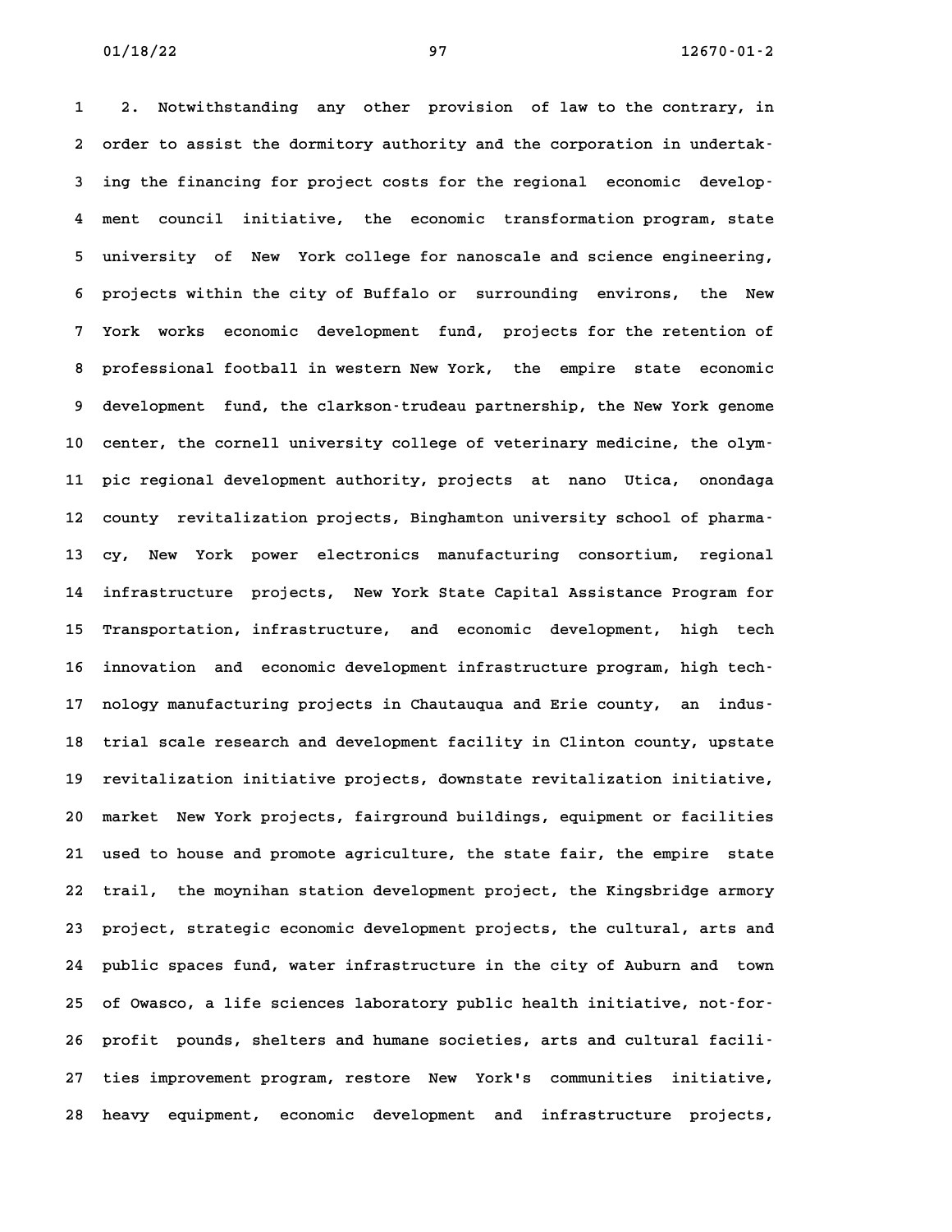2. Notwithstanding any other provision of law to the contrary, in order to assist the dormitory authority and the corporation in undertaking the financing for project costs for the regional economic development council initiative, the economic transformation program, state university of New York college for nanoscale and science engineering, projects within the city of Buffalo or surrounding environs, the New York works economic development fund, projects for the retention of professional football in western New York, the empire state economic development fund, the clarkson-trudeau partnership, the New York genome center, the cornell university college of veterinary medicine, the olympic regional development authority, projects at nano Utica, onondaga county revitalization projects, Binghamton university school of pharmacy, New York power electronics manufacturing consortium, regional infrastructure projects, New York State Capital Assistance Program for Transportation, infrastructure, and economic development, high tech innovation and economic development infrastructure program, high technology manufacturing projects in Chautauqua and Erie county, an industrial scale research and development facility in Clinton county, upstate revitalization initiative projects, downstate revitalization initiative, market New York projects, fairground buildings, equipment or facilities used to house and promote agriculture, the state fair, the empire state trail, the moynihan station development project, the Kingsbridge armory project, strategic economic development projects, the cultural, arts and public spaces fund, water infrastructure in the city of Auburn and town of Owasco, a life sciences laboratory public health initiative, not-for-profit pounds, shelters and humane societies, arts and cultural facilities improvement program, restore New York's communities initiative, heavy equipment, economic development and infrastructure projects,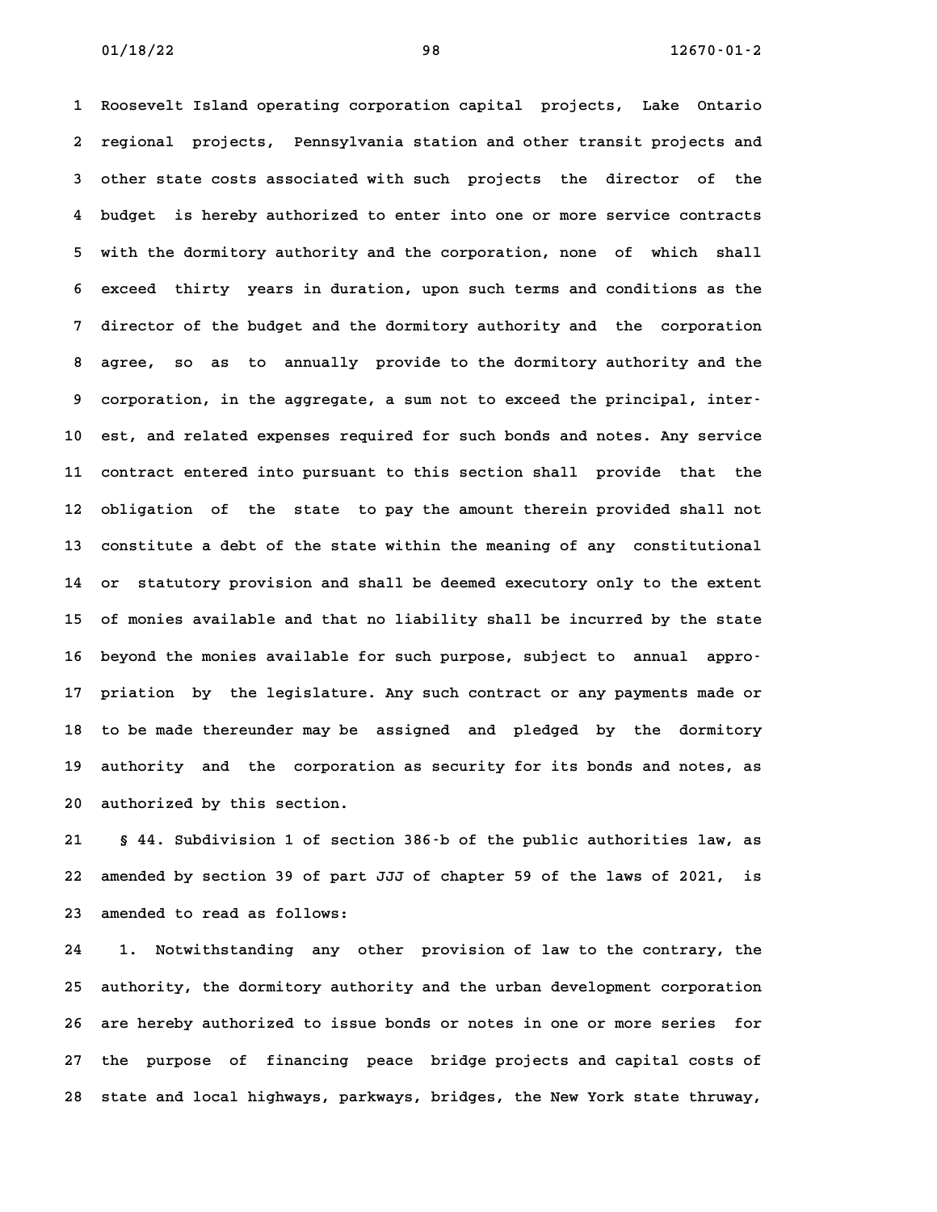Roosevelt Island operating corporation capital projects, Lake Ontario regional projects, Pennsylvania station and other transit projects and other state costs associated with such projects the director of the budget is hereby authorized to enter into one or more service contracts with the dormitory authority and the corporation, none of which shall exceed thirty years in duration, upon such terms and conditions as the director of the budget and the dormitory authority and the corporation agree, so as to annually provide to the dormitory authority and the corporation, in the aggregate, a sum not to exceed the principal, interest, and related expenses required for such bonds and notes. Any service contract entered into pursuant to this section shall provide that the obligation of the state to pay the amount therein provided shall not constitute a debt of the state within the meaning of any constitutional or statutory provision and shall be deemed executory only to the extent of monies available and that no liability shall be incurred by the state beyond the monies available for such purpose, subject to annual appropriation by the legislature. Any such contract or any payments made or to be made thereunder may be assigned and pledged by the dormitory authority and the corporation as security for its bonds and notes, as authorized by this section.

§ 44. Subdivision 1 of section 386-b of the public authorities law, as amended by section 39 of part JJJ of chapter 59 of the laws of 2021, is amended to read as follows:

1. Notwithstanding any other provision of law to the contrary, the authority, the dormitory authority and the urban development corporation are hereby authorized to issue bonds or notes in one or more series for the purpose of financing peace bridge projects and capital costs of state and local highways, parkways, bridges, the New York state thruway,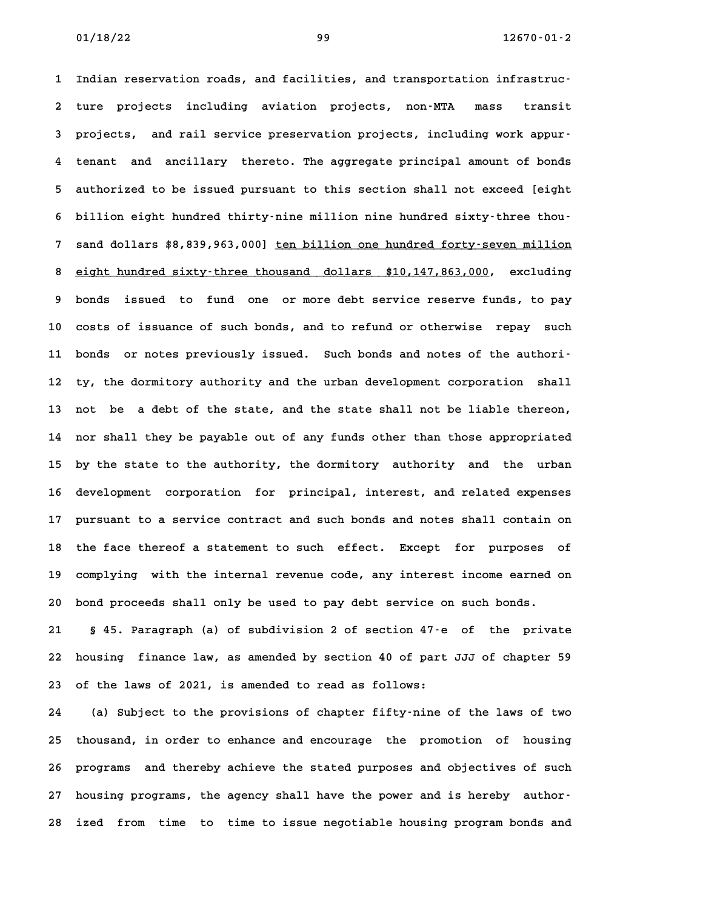Indian reservation roads, and facilities, and transportation infrastructure projects including aviation projects, non-MTA mass transit projects, and rail service preservation projects, including work appurtenant and ancillary thereto. The aggregate principal amount of bonds authorized to be issued pursuant to this section shall not exceed [eight billion eight hundred thirty-nine million nine hundred sixty-three thousand dollars $8,839,963,000] <u>ten billion one hundred forty-seven million eight hundred sixty-three thousand dollars $10,147,863,000</u>, excluding bonds issued to fund one or more debt service reserve funds, to pay costs of issuance of such bonds, and to refund or otherwise repay such bonds or notes previously issued. Such bonds and notes of the authority, the dormitory authority and the urban development corporation shall not be a debt of the state, and the state shall not be liable thereon, nor shall they be payable out of any funds other than those appropriated by the state to the authority, the dormitory authority and the urban development corporation for principal, interest, and related expenses pursuant to a service contract and such bonds and notes shall contain on the face thereof a statement to such effect. Except for purposes of complying with the internal revenue code, any interest income earned on bond proceeds shall only be used to pay debt service on such bonds.

§ 45. Paragraph (a) of subdivision 2 of section 47-e of the private housing finance law, as amended by section 40 of part JJJ of chapter 59 of the laws of 2021, is amended to read as follows:

(a) Subject to the provisions of chapter fifty-nine of the laws of two thousand, in order to enhance and encourage the promotion of housing programs and thereby achieve the stated purposes and objectives of such housing programs, the agency shall have the power and is hereby authorized from time to time to issue negotiable housing program bonds and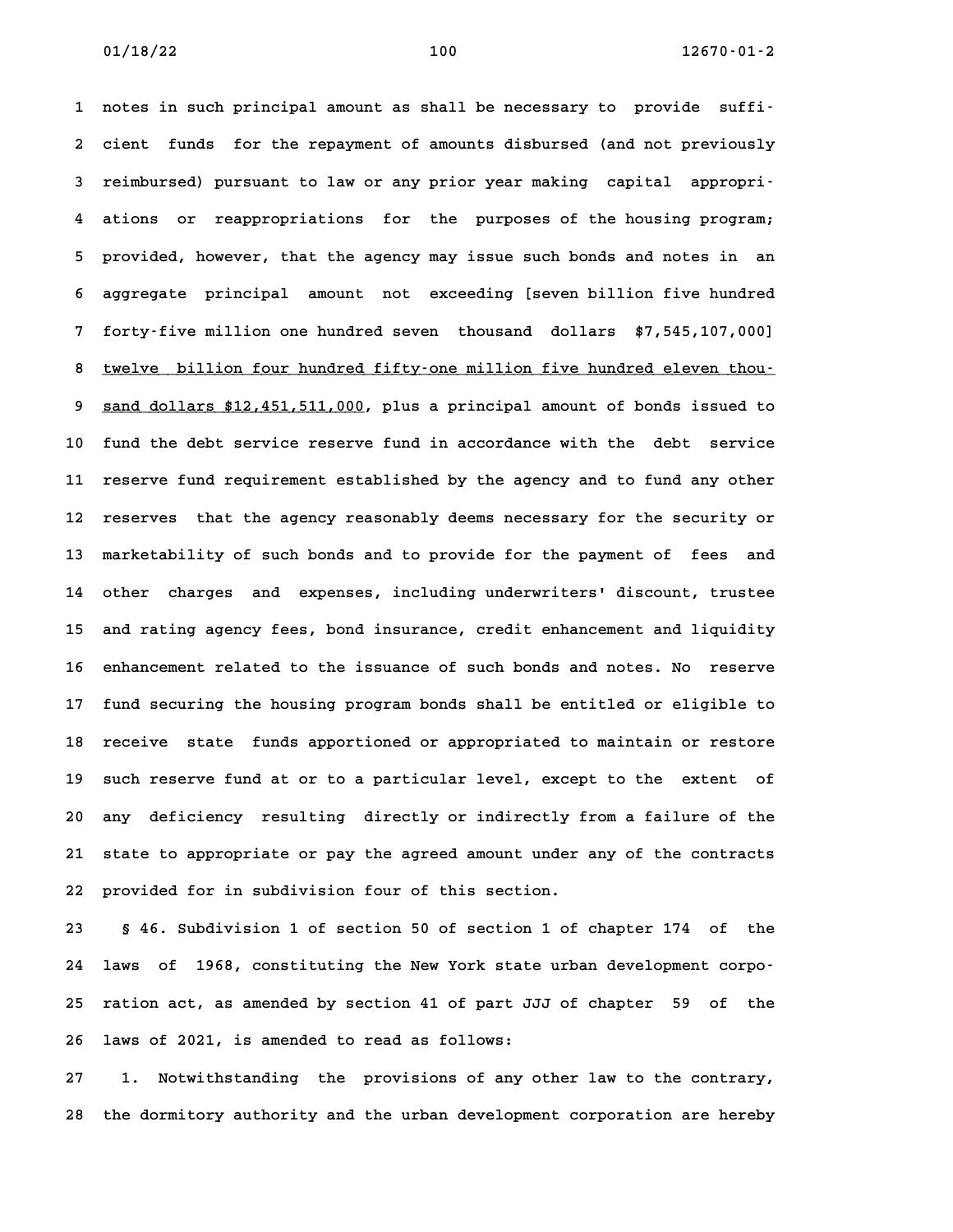notes in such principal amount as shall be necessary to provide sufficient funds for the repayment of amounts disbursed (and not previously reimbursed) pursuant to law or any prior year making capital appropriations or reappropriations for the purposes of the housing program; provided, however, that the agency may issue such bonds and notes in an aggregate principal amount not exceeding [seven billion five hundred forty-five million one hundred seven thousand dollars $7,545,107,000] <u>twelve billion four hundred fifty-one million five hundred eleven thousand dollars $12,451,511,000</u>, plus a principal amount of bonds issued to fund the debt service reserve fund in accordance with the debt service reserve fund requirement established by the agency and to fund any other reserves that the agency reasonably deems necessary for the security or marketability of such bonds and to provide for the payment of fees and other charges and expenses, including underwriters' discount, trustee and rating agency fees, bond insurance, credit enhancement and liquidity enhancement related to the issuance of such bonds and notes. No reserve fund securing the housing program bonds shall be entitled or eligible to receive state funds apportioned or appropriated to maintain or restore such reserve fund at or to a particular level, except to the extent of any deficiency resulting directly or indirectly from a failure of the state to appropriate or pay the agreed amount under any of the contracts provided for in subdivision four of this section.

§ 46. Subdivision 1 of section 50 of section 1 of chapter 174 of the laws of 1968, constituting the New York state urban development corporation act, as amended by section 41 of part JJJ of chapter 59 of the laws of 2021, is amended to read as follows:

1. Notwithstanding the provisions of any other law to the contrary, the dormitory authority and the urban development corporation are hereby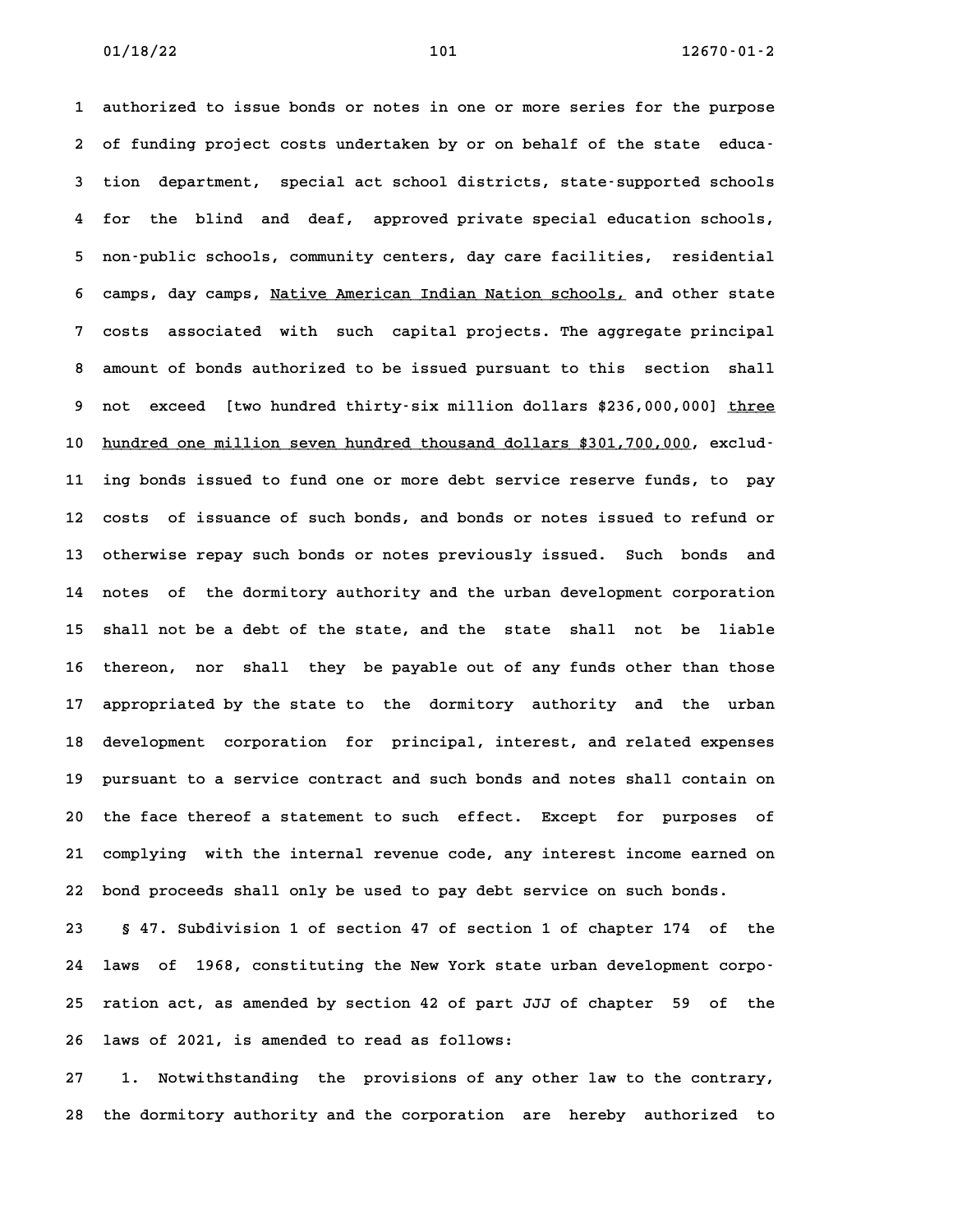1 authorized to issue bonds or notes in one or more series for the purpose
2 of funding project costs undertaken by or on behalf of the state educa-
3 tion department, special act school districts, state-supported schools
4 for the blind and deaf, approved private special education schools,
5 non-public schools, community centers, day care facilities, residential
6 camps, day camps, <u>Native American Indian Nation schools,</u> and other state
7 costs associated with such capital projects. The aggregate principal
8 amount of bonds authorized to be issued pursuant to this section shall
9 not exceed [two hundred thirty-six million dollars $236,000,000] <u>three</u>
10 <u>hundred one million seven hundred thousand dollars $301,700,000</u>, exclud-
11 ing bonds issued to fund one or more debt service reserve funds, to pay
12 costs of issuance of such bonds, and bonds or notes issued to refund or
13 otherwise repay such bonds or notes previously issued. Such bonds and
14 notes of the dormitory authority and the urban development corporation
15 shall not be a debt of the state, and the state shall not be liable
16 thereon, nor shall they be payable out of any funds other than those
17 appropriated by the state to the dormitory authority and the urban
18 development corporation for principal, interest, and related expenses
19 pursuant to a service contract and such bonds and notes shall contain on
20 the face thereof a statement to such effect. Except for purposes of
21 complying with the internal revenue code, any interest income earned on
22 bond proceeds shall only be used to pay debt service on such bonds.

23 § 47. Subdivision 1 of section 47 of section 1 of chapter 174 of the
24 laws of 1968, constituting the New York state urban development corpo-
25 ration act, as amended by section 42 of part JJJ of chapter 59 of the
26 laws of 2021, is amended to read as follows:

27 1. Notwithstanding the provisions of any other law to the contrary,
28 the dormitory authority and the corporation are hereby authorized to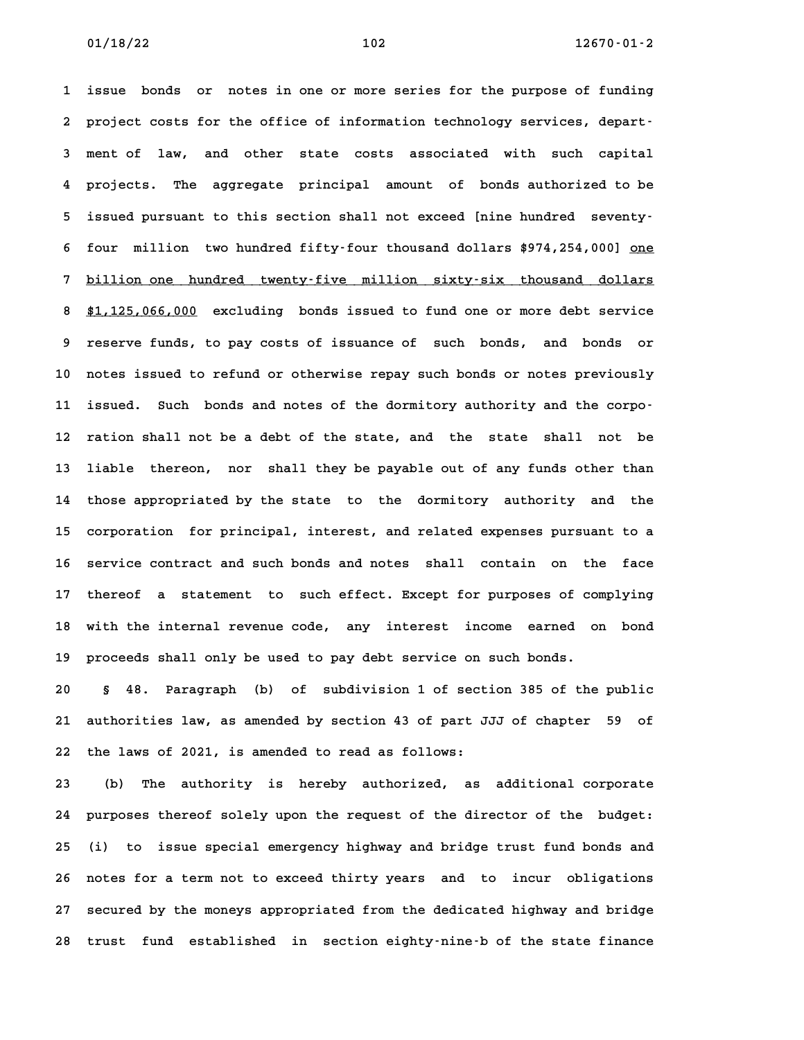issue bonds or notes in one or more series for the purpose of funding project costs for the office of information technology services, department of law, and other state costs associated with such capital projects. The aggregate principal amount of bonds authorized to be issued pursuant to this section shall not exceed [nine hundred seventy-four million two hundred fifty-four thousand dollars $974,254,000] one billion one hundred twenty-five million sixty-six thousand dollars $1,125,066,000 excluding bonds issued to fund one or more debt service reserve funds, to pay costs of issuance of such bonds, and bonds or notes issued to refund or otherwise repay such bonds or notes previously issued. Such bonds and notes of the dormitory authority and the corporation shall not be a debt of the state, and the state shall not be liable thereon, nor shall they be payable out of any funds other than those appropriated by the state to the dormitory authority and the corporation for principal, interest, and related expenses pursuant to a service contract and such bonds and notes shall contain on the face thereof a statement to such effect. Except for purposes of complying with the internal revenue code, any interest income earned on bond proceeds shall only be used to pay debt service on such bonds.

§ 48. Paragraph (b) of subdivision 1 of section 385 of the public authorities law, as amended by section 43 of part JJJ of chapter 59 of the laws of 2021, is amended to read as follows:

(b) The authority is hereby authorized, as additional corporate purposes thereof solely upon the request of the director of the budget: (i) to issue special emergency highway and bridge trust fund bonds and notes for a term not to exceed thirty years and to incur obligations secured by the moneys appropriated from the dedicated highway and bridge trust fund established in section eighty-nine-b of the state finance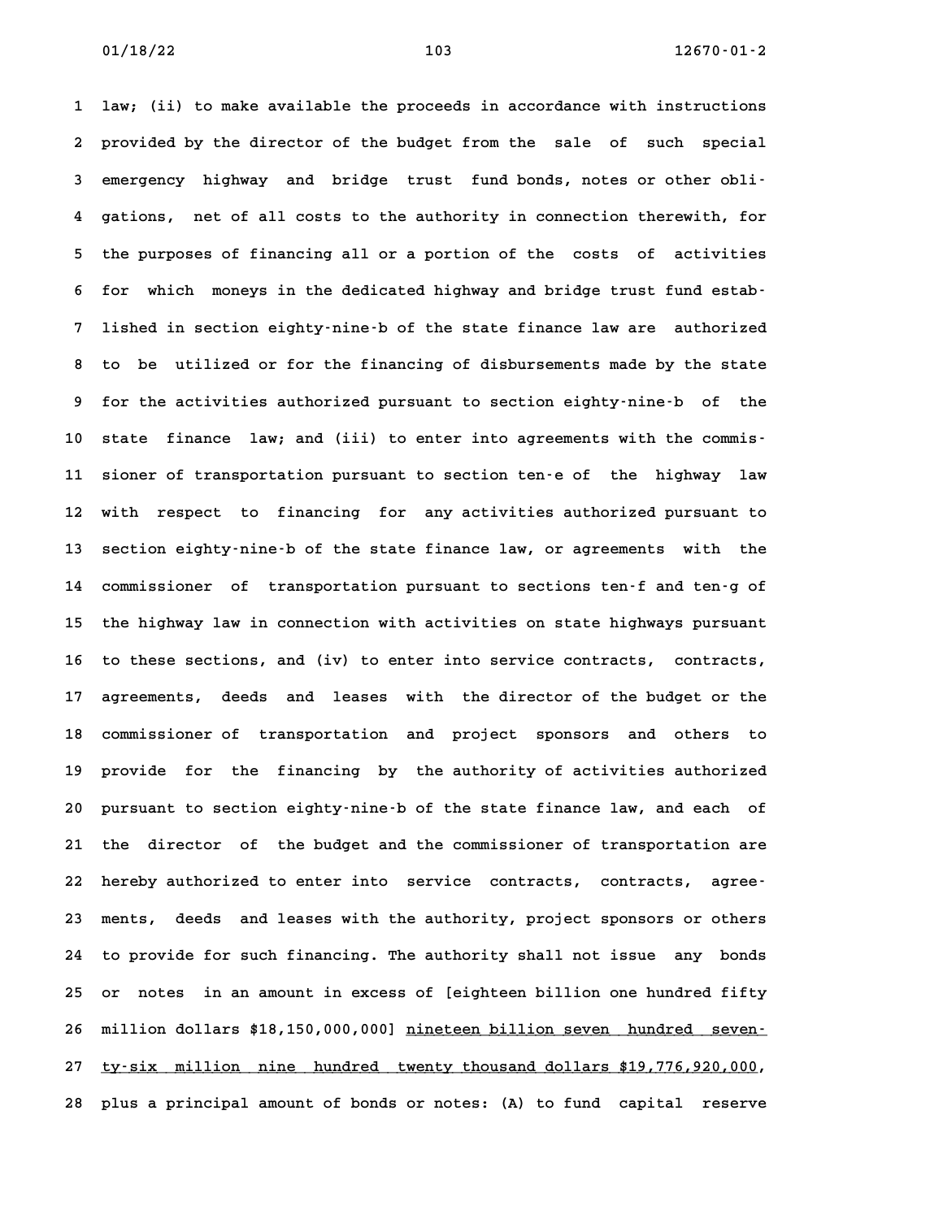law; (ii) to make available the proceeds in accordance with instructions provided by the director of the budget from the sale of such special emergency highway and bridge trust fund bonds, notes or other obligations, net of all costs to the authority in connection therewith, for the purposes of financing all or a portion of the costs of activities for which moneys in the dedicated highway and bridge trust fund established in section eighty-nine-b of the state finance law are authorized to be utilized or for the financing of disbursements made by the state for the activities authorized pursuant to section eighty-nine-b of the state finance law; and (iii) to enter into agreements with the commissioner of transportation pursuant to section ten-e of the highway law with respect to financing for any activities authorized pursuant to section eighty-nine-b of the state finance law, or agreements with the commissioner of transportation pursuant to sections ten-f and ten-g of the highway law in connection with activities on state highways pursuant to these sections, and (iv) to enter into service contracts, contracts, agreements, deeds and leases with the director of the budget or the commissioner of transportation and project sponsors and others to provide for the financing by the authority of activities authorized pursuant to section eighty-nine-b of the state finance law, and each of the director of the budget and the commissioner of transportation are hereby authorized to enter into service contracts, contracts, agreements, deeds and leases with the authority, project sponsors or others to provide for such financing. The authority shall not issue any bonds or notes in an amount in excess of [eighteen billion one hundred fifty million dollars $18,150,000,000] <u>nineteen billion seven hundred seventy-six million nine hundred twenty thousand dollars $19,776,920,000</u>, plus a principal amount of bonds or notes: (A) to fund capital reserve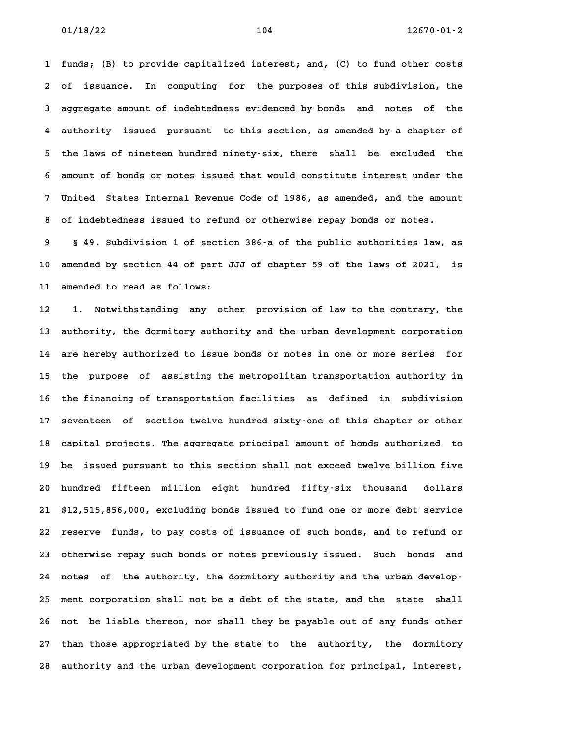funds; (B) to provide capitalized interest; and, (C) to fund other costs of issuance. In computing for the purposes of this subdivision, the aggregate amount of indebtedness evidenced by bonds and notes of the authority issued pursuant to this section, as amended by a chapter of the laws of nineteen hundred ninety-six, there shall be excluded the amount of bonds or notes issued that would constitute interest under the United States Internal Revenue Code of 1986, as amended, and the amount of indebtedness issued to refund or otherwise repay bonds or notes.

§ 49. Subdivision 1 of section 386-a of the public authorities law, as amended by section 44 of part JJJ of chapter 59 of the laws of 2021, is amended to read as follows:

1. Notwithstanding any other provision of law to the contrary, the authority, the dormitory authority and the urban development corporation are hereby authorized to issue bonds or notes in one or more series for the purpose of assisting the metropolitan transportation authority in the financing of transportation facilities as defined in subdivision seventeen of section twelve hundred sixty-one of this chapter or other capital projects. The aggregate principal amount of bonds authorized to be issued pursuant to this section shall not exceed twelve billion five hundred fifteen million eight hundred fifty-six thousand dollars $12,515,856,000, excluding bonds issued to fund one or more debt service reserve funds, to pay costs of issuance of such bonds, and to refund or otherwise repay such bonds or notes previously issued. Such bonds and notes of the authority, the dormitory authority and the urban development corporation shall not be a debt of the state, and the state shall not be liable thereon, nor shall they be payable out of any funds other than those appropriated by the state to the authority, the dormitory authority and the urban development corporation for principal, interest,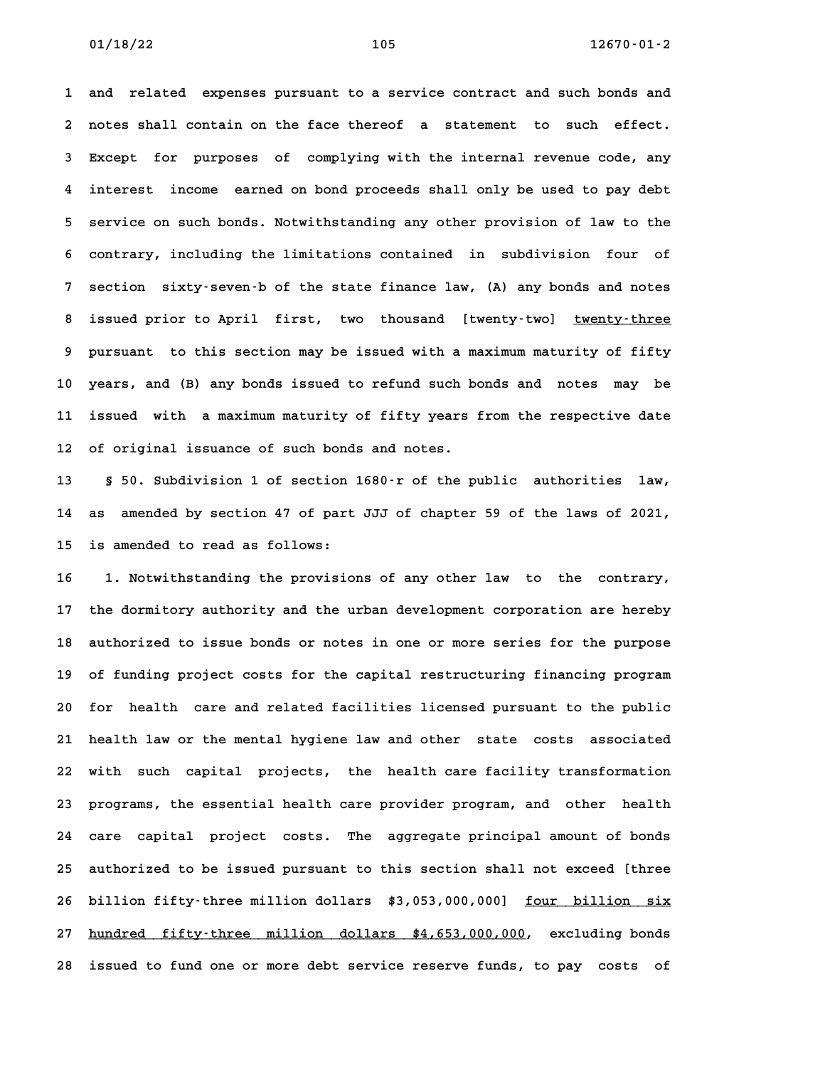and related expenses pursuant to a service contract and such bonds and notes shall contain on the face thereof a statement to such effect. Except for purposes of complying with the internal revenue code, any interest income earned on bond proceeds shall only be used to pay debt service on such bonds. Notwithstanding any other provision of law to the contrary, including the limitations contained in subdivision four of section sixty-seven-b of the state finance law, (A) any bonds and notes issued prior to April first, two thousand [twenty-two] <u>twenty-three</u> pursuant to this section may be issued with a maximum maturity of fifty years, and (B) any bonds issued to refund such bonds and notes may be issued with a maximum maturity of fifty years from the respective date of original issuance of such bonds and notes.

§ 50. Subdivision 1 of section 1680-r of the public authorities law, as amended by section 47 of part JJJ of chapter 59 of the laws of 2021, is amended to read as follows:

1. Notwithstanding the provisions of any other law to the contrary, the dormitory authority and the urban development corporation are hereby authorized to issue bonds or notes in one or more series for the purpose of funding project costs for the capital restructuring financing program for health care and related facilities licensed pursuant to the public health law or the mental hygiene law and other state costs associated with such capital projects, the health care facility transformation programs, the essential health care provider program, and other health care capital project costs. The aggregate principal amount of bonds authorized to be issued pursuant to this section shall not exceed [three billion fifty-three million dollars $3,053,000,000] <u>four billion six hundred fifty-three million dollars $4,653,000,000</u>, excluding bonds issued to fund one or more debt service reserve funds, to pay costs of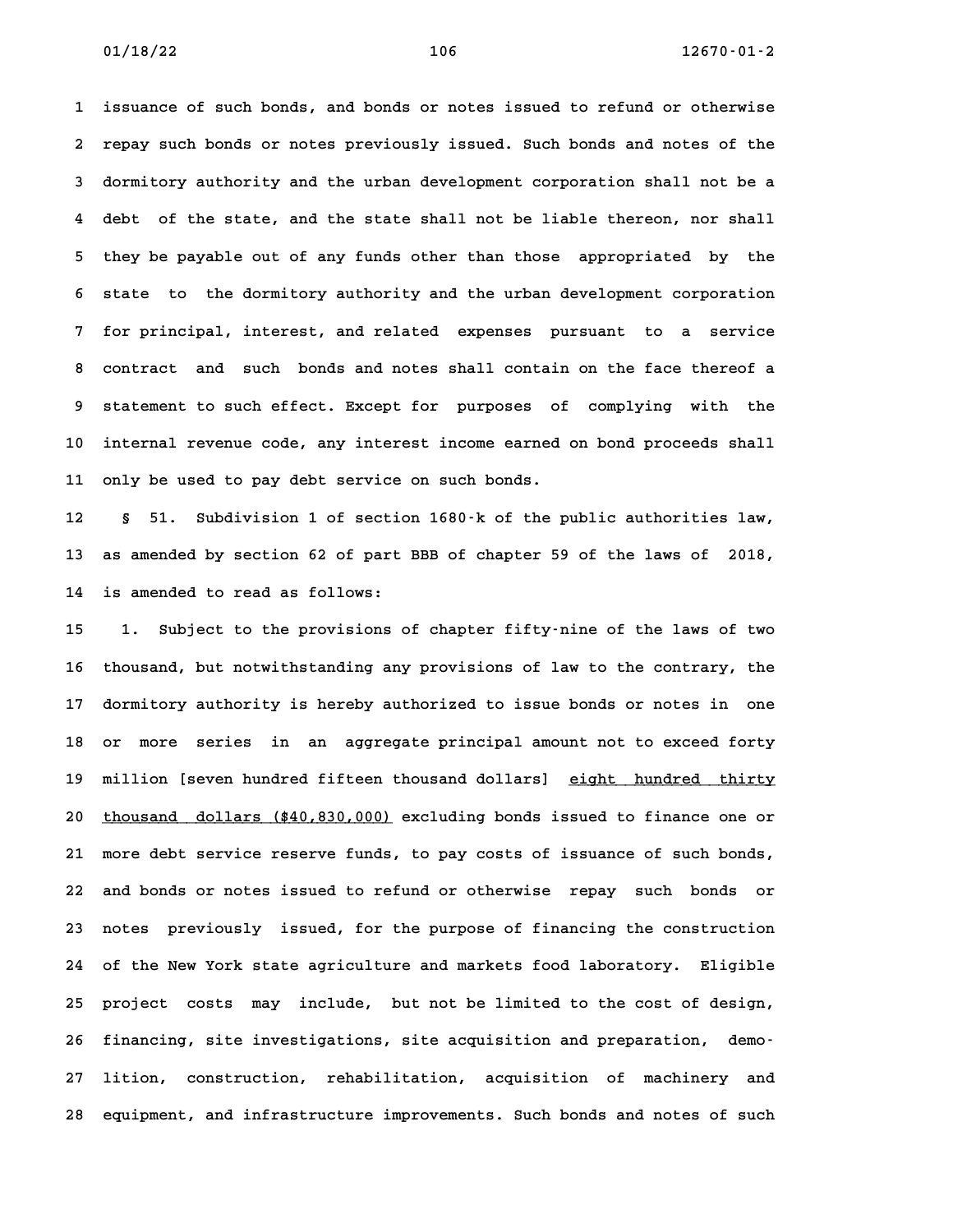issuance of such bonds, and bonds or notes issued to refund or otherwise repay such bonds or notes previously issued. Such bonds and notes of the dormitory authority and the urban development corporation shall not be a debt of the state, and the state shall not be liable thereon, nor shall they be payable out of any funds other than those appropriated by the state to the dormitory authority and the urban development corporation for principal, interest, and related expenses pursuant to a service contract and such bonds and notes shall contain on the face thereof a statement to such effect. Except for purposes of complying with the internal revenue code, any interest income earned on bond proceeds shall only be used to pay debt service on such bonds.

§ 51. Subdivision 1 of section 1680-k of the public authorities law, as amended by section 62 of part BBB of chapter 59 of the laws of 2018, is amended to read as follows:

1. Subject to the provisions of chapter fifty-nine of the laws of two thousand, but notwithstanding any provisions of law to the contrary, the dormitory authority is hereby authorized to issue bonds or notes in one or more series in an aggregate principal amount not to exceed forty million [seven hundred fifteen thousand dollars] <u>eight hundred thirty thousand dollars ($40,830,000)</u> excluding bonds issued to finance one or more debt service reserve funds, to pay costs of issuance of such bonds, and bonds or notes issued to refund or otherwise repay such bonds or notes previously issued, for the purpose of financing the construction of the New York state agriculture and markets food laboratory. Eligible project costs may include, but not be limited to the cost of design, financing, site investigations, site acquisition and preparation, demolition, construction, rehabilitation, acquisition of machinery and equipment, and infrastructure improvements. Such bonds and notes of such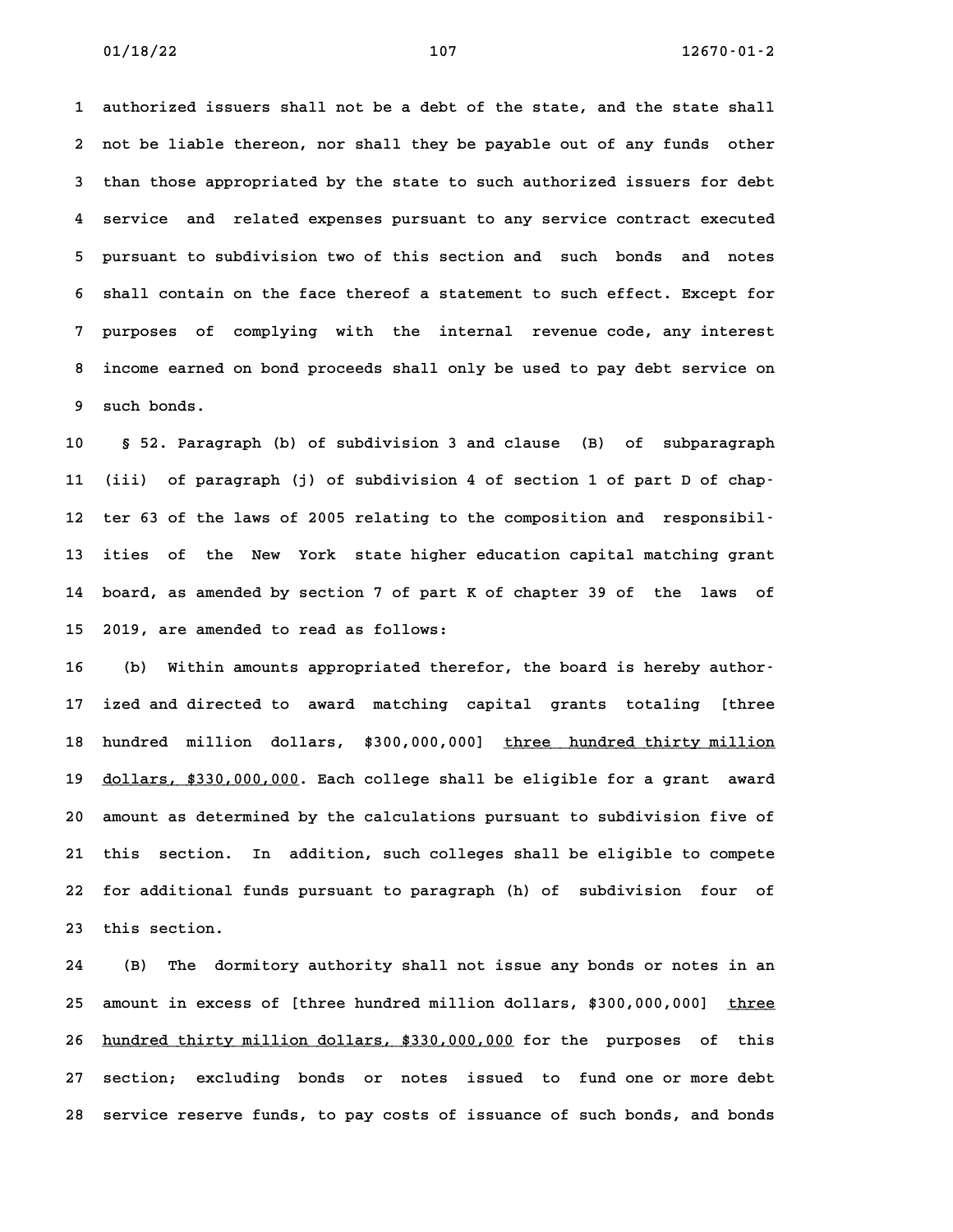authorized issuers shall not be a debt of the state, and the state shall not be liable thereon, nor shall they be payable out of any funds other than those appropriated by the state to such authorized issuers for debt service and related expenses pursuant to any service contract executed pursuant to subdivision two of this section and such bonds and notes shall contain on the face thereof a statement to such effect. Except for purposes of complying with the internal revenue code, any interest income earned on bond proceeds shall only be used to pay debt service on such bonds.

§ 52. Paragraph (b) of subdivision 3 and clause (B) of subparagraph (iii) of paragraph (j) of subdivision 4 of section 1 of part D of chapter 63 of the laws of 2005 relating to the composition and responsibilities of the New York state higher education capital matching grant board, as amended by section 7 of part K of chapter 39 of the laws of 2019, are amended to read as follows:

(b) Within amounts appropriated therefor, the board is hereby authorized and directed to award matching capital grants totaling [three hundred million dollars, $300,000,000] <u>three hundred thirty million dollars, $330,000,000</u>. Each college shall be eligible for a grant award amount as determined by the calculations pursuant to subdivision five of this section. In addition, such colleges shall be eligible to compete for additional funds pursuant to paragraph (h) of subdivision four of this section.

(B) The dormitory authority shall not issue any bonds or notes in an amount in excess of [three hundred million dollars, $300,000,000] <u>three hundred thirty million dollars, $330,000,000</u> for the purposes of this section; excluding bonds or notes issued to fund one or more debt service reserve funds, to pay costs of issuance of such bonds, and bonds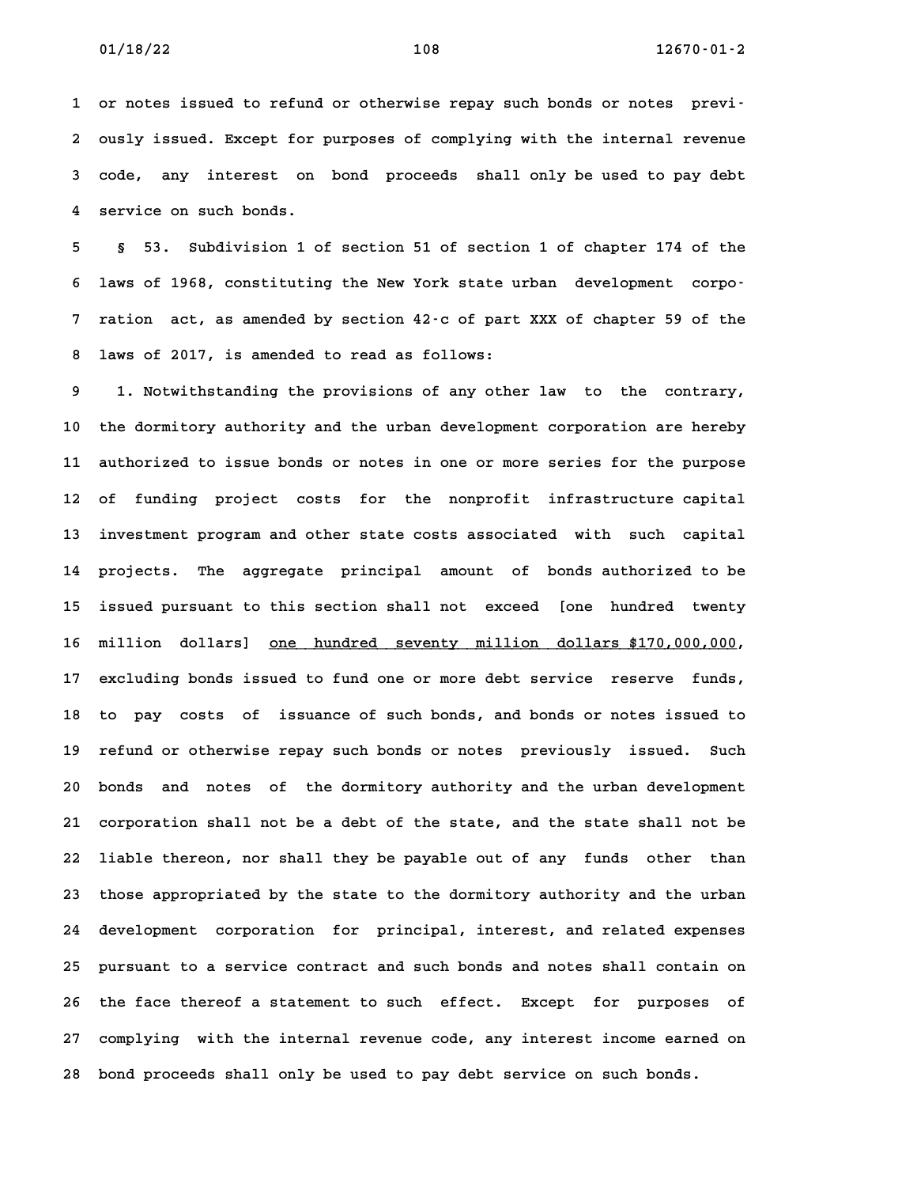or notes issued to refund or otherwise repay such bonds or notes previously issued. Except for purposes of complying with the internal revenue code, any interest on bond proceeds shall only be used to pay debt service on such bonds.

§ 53. Subdivision 1 of section 51 of section 1 of chapter 174 of the laws of 1968, constituting the New York state urban development corporation act, as amended by section 42-c of part XXX of chapter 59 of the laws of 2017, is amended to read as follows:

1. Notwithstanding the provisions of any other law to the contrary, the dormitory authority and the urban development corporation are hereby authorized to issue bonds or notes in one or more series for the purpose of funding project costs for the nonprofit infrastructure capital investment program and other state costs associated with such capital projects. The aggregate principal amount of bonds authorized to be issued pursuant to this section shall not exceed [one hundred twenty million dollars] one hundred seventy million dollars $170,000,000, excluding bonds issued to fund one or more debt service reserve funds, to pay costs of issuance of such bonds, and bonds or notes issued to refund or otherwise repay such bonds or notes previously issued. Such bonds and notes of the dormitory authority and the urban development corporation shall not be a debt of the state, and the state shall not be liable thereon, nor shall they be payable out of any funds other than those appropriated by the state to the dormitory authority and the urban development corporation for principal, interest, and related expenses pursuant to a service contract and such bonds and notes shall contain on the face thereof a statement to such effect. Except for purposes of complying with the internal revenue code, any interest income earned on bond proceeds shall only be used to pay debt service on such bonds.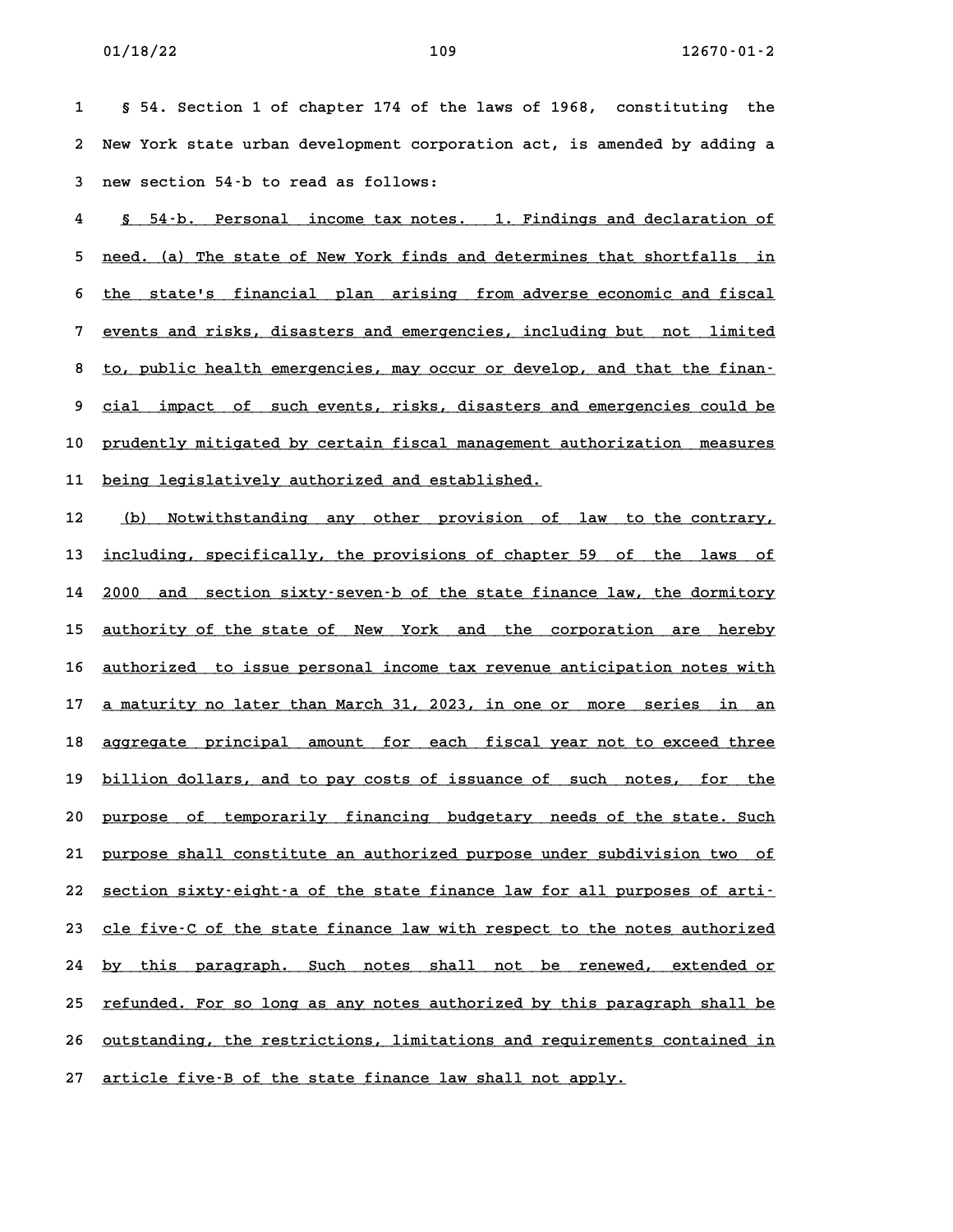§ 54. Section 1 of chapter 174 of the laws of 1968, constituting the New York state urban development corporation act, is amended by adding a new section 54-b to read as follows:

§ 54-b. Personal income tax notes. 1. Findings and declaration of need. (a) The state of New York finds and determines that shortfalls in the state's financial plan arising from adverse economic and fiscal events and risks, disasters and emergencies, including but not limited to, public health emergencies, may occur or develop, and that the financial impact of such events, risks, disasters and emergencies could be prudently mitigated by certain fiscal management authorization measures being legislatively authorized and established.

(b) Notwithstanding any other provision of law to the contrary, including, specifically, the provisions of chapter 59 of the laws of 2000 and section sixty-seven-b of the state finance law, the dormitory authority of the state of New York and the corporation are hereby authorized to issue personal income tax revenue anticipation notes with a maturity no later than March 31, 2023, in one or more series in an aggregate principal amount for each fiscal year not to exceed three billion dollars, and to pay costs of issuance of such notes, for the purpose of temporarily financing budgetary needs of the state. Such purpose shall constitute an authorized purpose under subdivision two of section sixty-eight-a of the state finance law for all purposes of article five-C of the state finance law with respect to the notes authorized by this paragraph. Such notes shall not be renewed, extended or refunded. For so long as any notes authorized by this paragraph shall be outstanding, the restrictions, limitations and requirements contained in article five-B of the state finance law shall not apply.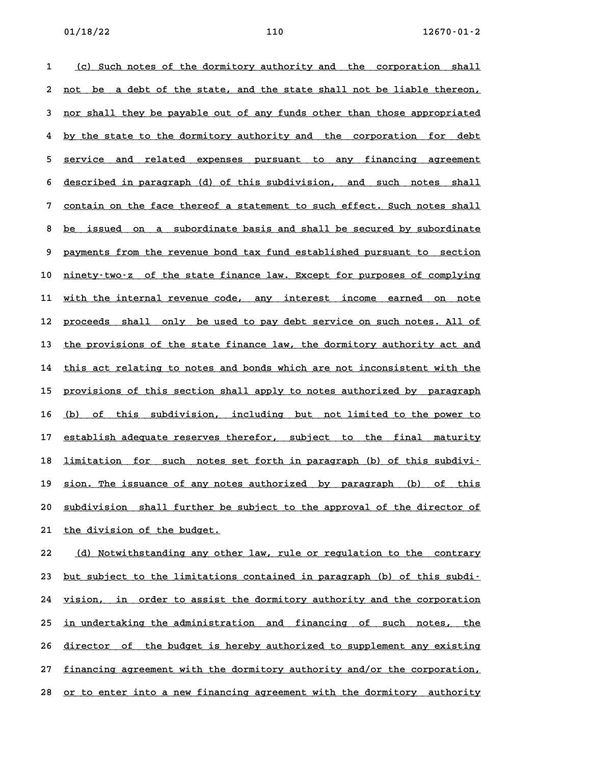(c) Such notes of the dormitory authority and the corporation shall not be a debt of the state, and the state shall not be liable thereon, nor shall they be payable out of any funds other than those appropriated by the state to the dormitory authority and the corporation for debt service and related expenses pursuant to any financing agreement described in paragraph (d) of this subdivision, and such notes shall contain on the face thereof a statement to such effect. Such notes shall be issued on a subordinate basis and shall be secured by subordinate payments from the revenue bond tax fund established pursuant to section ninety-two-z of the state finance law. Except for purposes of complying with the internal revenue code, any interest income earned on note proceeds shall only be used to pay debt service on such notes. All of the provisions of the state finance law, the dormitory authority act and this act relating to notes and bonds which are not inconsistent with the provisions of this section shall apply to notes authorized by paragraph (b) of this subdivision, including but not limited to the power to establish adequate reserves therefor, subject to the final maturity limitation for such notes set forth in paragraph (b) of this subdivision. The issuance of any notes authorized by paragraph (b) of this subdivision shall further be subject to the approval of the director of the division of the budget.

(d) Notwithstanding any other law, rule or regulation to the contrary but subject to the limitations contained in paragraph (b) of this subdivision, in order to assist the dormitory authority and the corporation in undertaking the administration and financing of such notes, the director of the budget is hereby authorized to supplement any existing financing agreement with the dormitory authority and/or the corporation, or to enter into a new financing agreement with the dormitory authority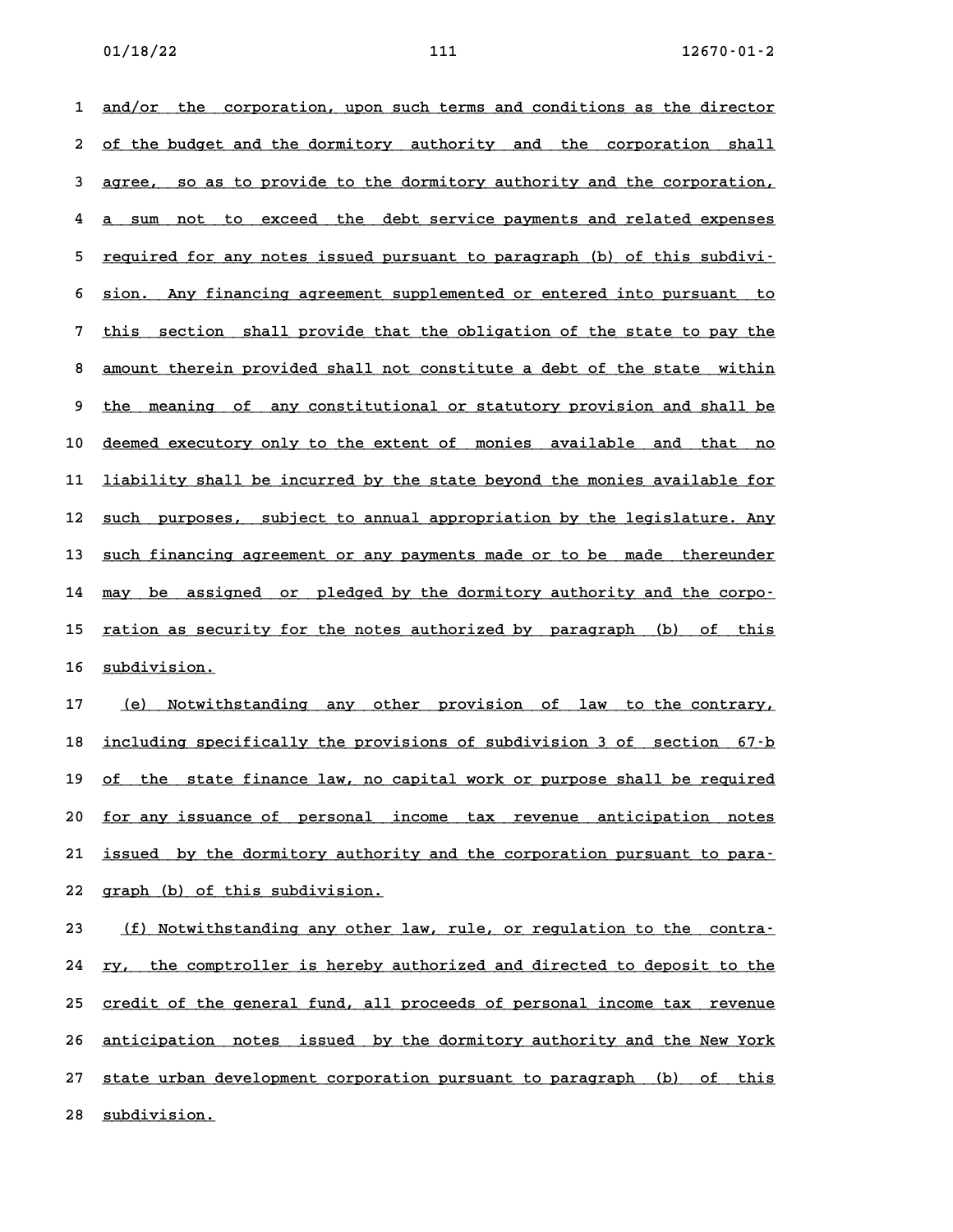and/or the corporation, upon such terms and conditions as the director of the budget and the dormitory authority and the corporation shall agree, so as to provide to the dormitory authority and the corporation, a sum not to exceed the debt service payments and related expenses required for any notes issued pursuant to paragraph (b) of this subdivision. Any financing agreement supplemented or entered into pursuant to this section shall provide that the obligation of the state to pay the amount therein provided shall not constitute a debt of the state within the meaning of any constitutional or statutory provision and shall be deemed executory only to the extent of monies available and that no liability shall be incurred by the state beyond the monies available for such purposes, subject to annual appropriation by the legislature. Any such financing agreement or any payments made or to be made thereunder may be assigned or pledged by the dormitory authority and the corporation as security for the notes authorized by paragraph (b) of this subdivision.

(e) Notwithstanding any other provision of law to the contrary, including specifically the provisions of subdivision 3 of section 67-b of the state finance law, no capital work or purpose shall be required for any issuance of personal income tax revenue anticipation notes issued by the dormitory authority and the corporation pursuant to paragraph (b) of this subdivision.

(f) Notwithstanding any other law, rule, or regulation to the contrary, the comptroller is hereby authorized and directed to deposit to the credit of the general fund, all proceeds of personal income tax revenue anticipation notes issued by the dormitory authority and the New York state urban development corporation pursuant to paragraph (b) of this subdivision.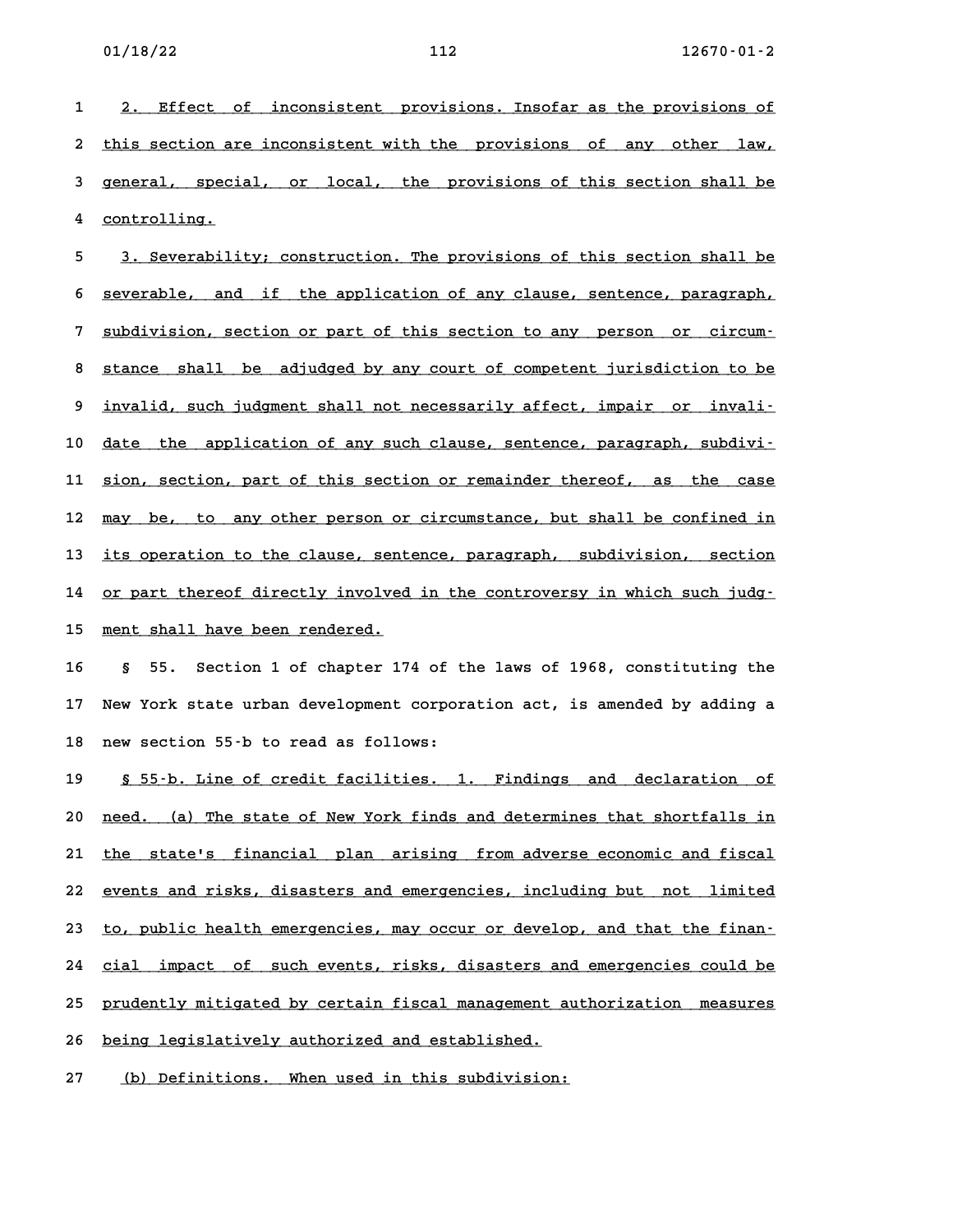2. Effect of inconsistent provisions. Insofar as the provisions of this section are inconsistent with the provisions of any other law, general, special, or local, the provisions of this section shall be controlling.

3. Severability; construction. The provisions of this section shall be severable, and if the application of any clause, sentence, paragraph, subdivision, section or part of this section to any person or circumstance shall be adjudged by any court of competent jurisdiction to be invalid, such judgment shall not necessarily affect, impair or invalidate the application of any such clause, sentence, paragraph, subdivision, section, part of this section or remainder thereof, as the case may be, to any other person or circumstance, but shall be confined in its operation to the clause, sentence, paragraph, subdivision, section or part thereof directly involved in the controversy in which such judgment shall have been rendered.

§ 55. Section 1 of chapter 174 of the laws of 1968, constituting the New York state urban development corporation act, is amended by adding a new section 55-b to read as follows:

§ 55-b. Line of credit facilities. 1. Findings and declaration of need. (a) The state of New York finds and determines that shortfalls in the state's financial plan arising from adverse economic and fiscal events and risks, disasters and emergencies, including but not limited to, public health emergencies, may occur or develop, and that the financial impact of such events, risks, disasters and emergencies could be prudently mitigated by certain fiscal management authorization measures being legislatively authorized and established.

(b) Definitions. When used in this subdivision: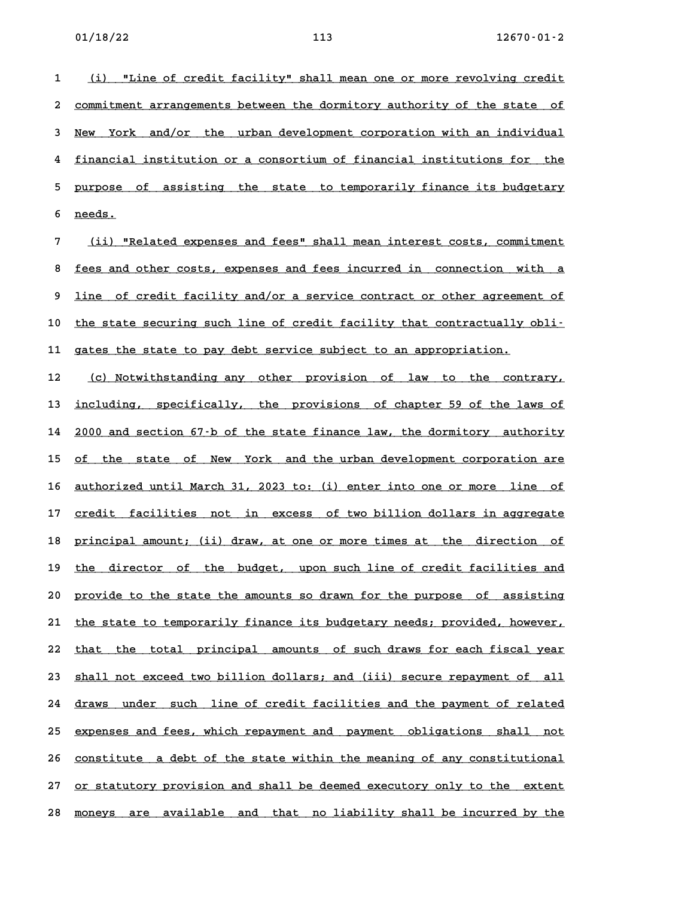(i) "Line of credit facility" shall mean one or more revolving credit commitment arrangements between the dormitory authority of the state of New York and/or the urban development corporation with an individual financial institution or a consortium of financial institutions for the purpose of assisting the state to temporarily finance its budgetary needs.

(ii) "Related expenses and fees" shall mean interest costs, commitment fees and other costs, expenses and fees incurred in connection with a line of credit facility and/or a service contract or other agreement of the state securing such line of credit facility that contractually obligates the state to pay debt service subject to an appropriation.

(c) Notwithstanding any other provision of law to the contrary, including, specifically, the provisions of chapter 59 of the laws of 2000 and section 67-b of the state finance law, the dormitory authority of the state of New York and the urban development corporation are authorized until March 31, 2023 to: (i) enter into one or more line of credit facilities not in excess of two billion dollars in aggregate principal amount; (ii) draw, at one or more times at the direction of the director of the budget, upon such line of credit facilities and provide to the state the amounts so drawn for the purpose of assisting the state to temporarily finance its budgetary needs; provided, however, that the total principal amounts of such draws for each fiscal year shall not exceed two billion dollars; and (iii) secure repayment of all draws under such line of credit facilities and the payment of related expenses and fees, which repayment and payment obligations shall not constitute a debt of the state within the meaning of any constitutional or statutory provision and shall be deemed executory only to the extent moneys are available and that no liability shall be incurred by the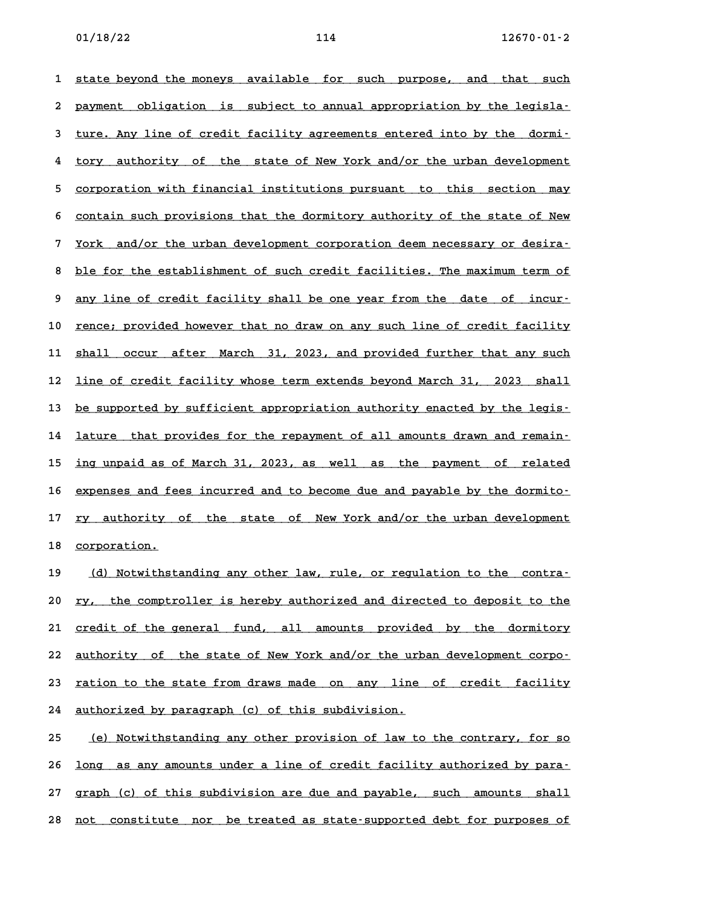state beyond the moneys available for such purpose, and that such payment obligation is subject to annual appropriation by the legislature. Any line of credit facility agreements entered into by the dormitory authority of the state of New York and/or the urban development corporation with financial institutions pursuant to this section may contain such provisions that the dormitory authority of the state of New York and/or the urban development corporation deem necessary or desirable for the establishment of such credit facilities. The maximum term of any line of credit facility shall be one year from the date of incurrence; provided however that no draw on any such line of credit facility shall occur after March 31, 2023, and provided further that any such line of credit facility whose term extends beyond March 31, 2023 shall be supported by sufficient appropriation authority enacted by the legislature that provides for the repayment of all amounts drawn and remaining unpaid as of March 31, 2023, as well as the payment of related expenses and fees incurred and to become due and payable by the dormitory authority of the state of New York and/or the urban development corporation.

(d) Notwithstanding any other law, rule, or regulation to the contrary, the comptroller is hereby authorized and directed to deposit to the credit of the general fund, all amounts provided by the dormitory authority of the state of New York and/or the urban development corporation to the state from draws made on any line of credit facility authorized by paragraph (c) of this subdivision.

(e) Notwithstanding any other provision of law to the contrary, for so long as any amounts under a line of credit facility authorized by paragraph (c) of this subdivision are due and payable, such amounts shall not constitute nor be treated as state-supported debt for purposes of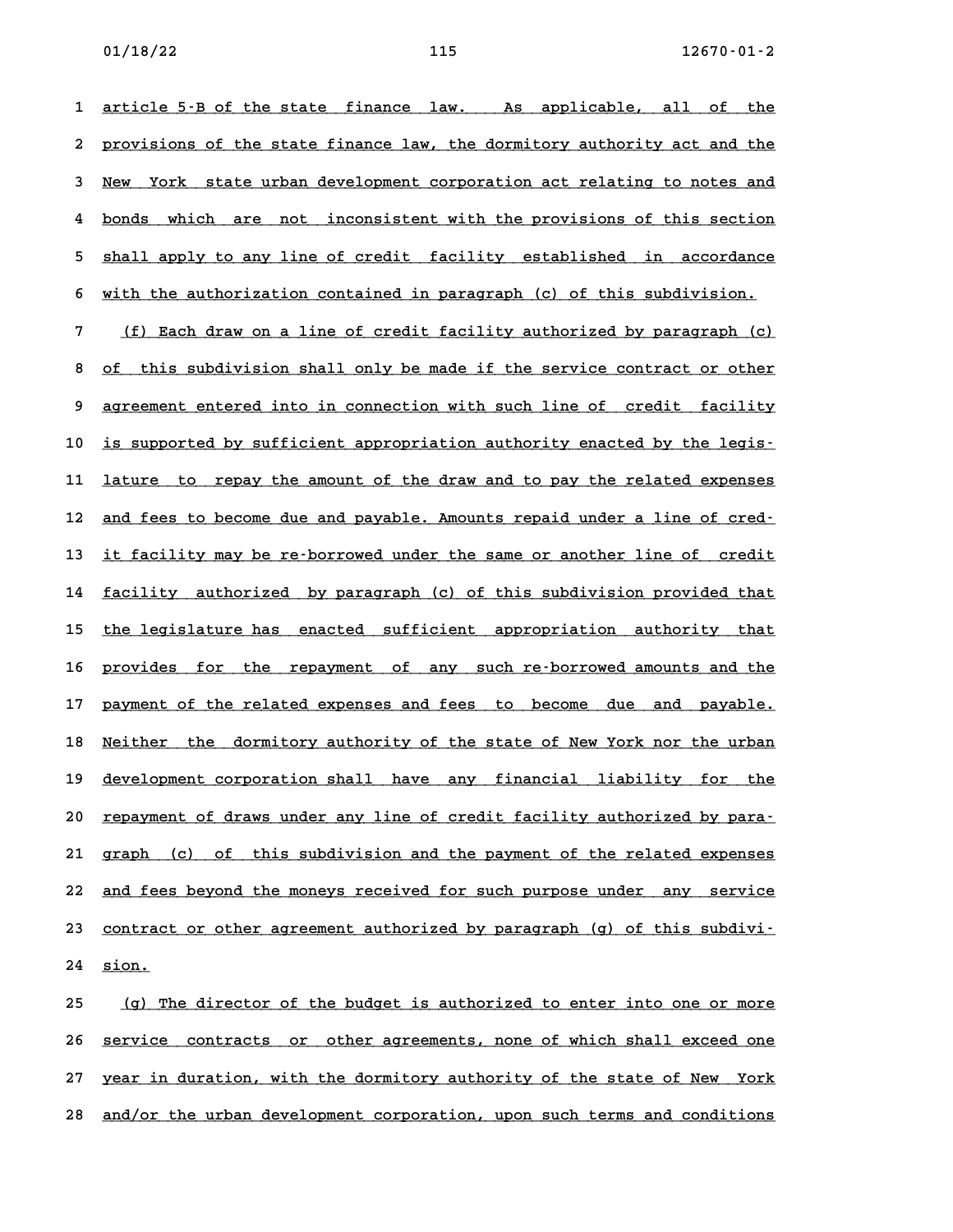article 5-B of the state finance law. As applicable, all of the provisions of the state finance law, the dormitory authority act and the New York state urban development corporation act relating to notes and bonds which are not inconsistent with the provisions of this section shall apply to any line of credit facility established in accordance with the authorization contained in paragraph (c) of this subdivision.

(f) Each draw on a line of credit facility authorized by paragraph (c) of this subdivision shall only be made if the service contract or other agreement entered into in connection with such line of credit facility is supported by sufficient appropriation authority enacted by the legislature to repay the amount of the draw and to pay the related expenses and fees to become due and payable. Amounts repaid under a line of credit facility may be re-borrowed under the same or another line of credit facility authorized by paragraph (c) of this subdivision provided that the legislature has enacted sufficient appropriation authority that provides for the repayment of any such re-borrowed amounts and the payment of the related expenses and fees to become due and payable. Neither the dormitory authority of the state of New York nor the urban development corporation shall have any financial liability for the repayment of draws under any line of credit facility authorized by paragraph (c) of this subdivision and the payment of the related expenses and fees beyond the moneys received for such purpose under any service contract or other agreement authorized by paragraph (g) of this subdivision.

(g) The director of the budget is authorized to enter into one or more service contracts or other agreements, none of which shall exceed one year in duration, with the dormitory authority of the state of New York and/or the urban development corporation, upon such terms and conditions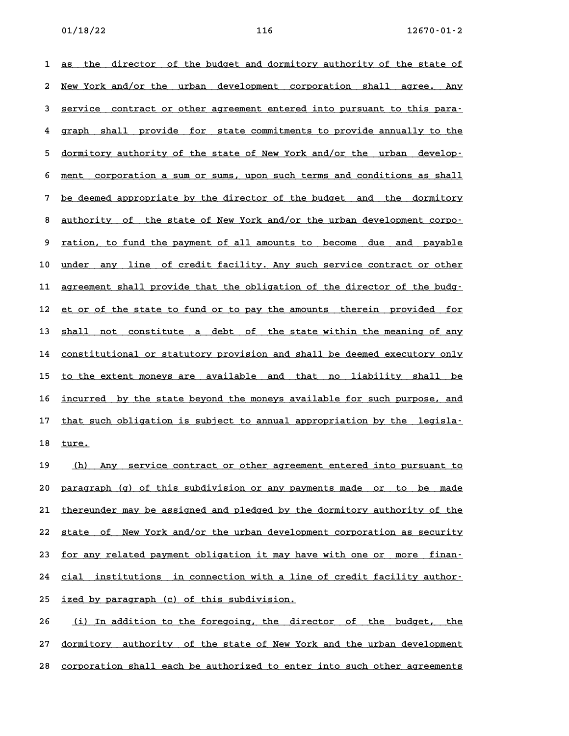as the director of the budget and dormitory authority of the state of New York and/or the urban development corporation shall agree. Any service contract or other agreement entered into pursuant to this paragraph shall provide for state commitments to provide annually to the dormitory authority of the state of New York and/or the urban development corporation a sum or sums, upon such terms and conditions as shall be deemed appropriate by the director of the budget and the dormitory authority of the state of New York and/or the urban development corporation, to fund the payment of all amounts to become due and payable under any line of credit facility. Any such service contract or other agreement shall provide that the obligation of the director of the budget or of the state to fund or to pay the amounts therein provided for shall not constitute a debt of the state within the meaning of any constitutional or statutory provision and shall be deemed executory only to the extent moneys are available and that no liability shall be incurred by the state beyond the moneys available for such purpose, and that such obligation is subject to annual appropriation by the legislature.

(h) Any service contract or other agreement entered into pursuant to paragraph (g) of this subdivision or any payments made or to be made thereunder may be assigned and pledged by the dormitory authority of the state of New York and/or the urban development corporation as security for any related payment obligation it may have with one or more financial institutions in connection with a line of credit facility authorized by paragraph (c) of this subdivision.

(i) In addition to the foregoing, the director of the budget, the dormitory authority of the state of New York and the urban development corporation shall each be authorized to enter into such other agreements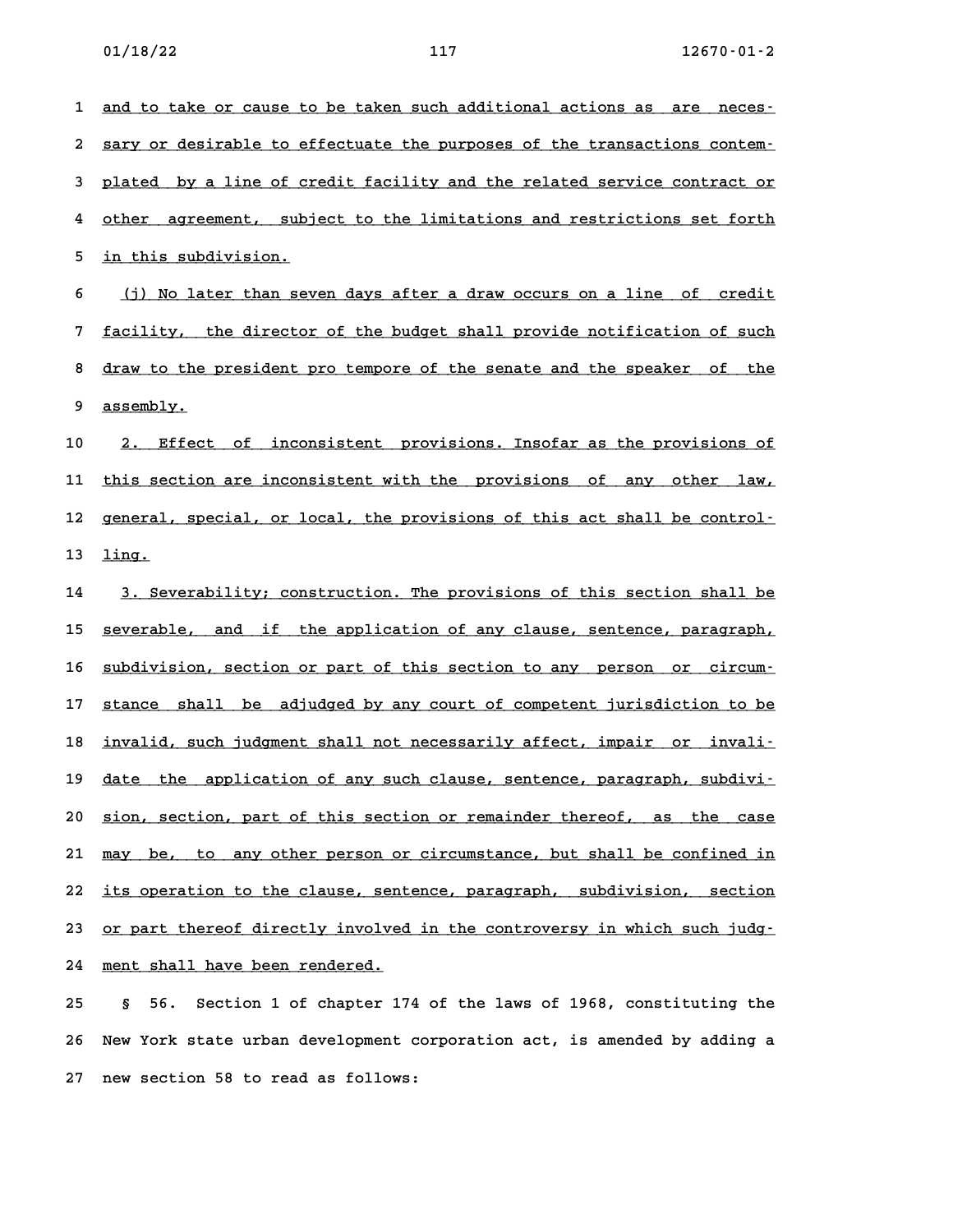and to take or cause to be taken such additional actions as are necessary or desirable to effectuate the purposes of the transactions contemplated by a line of credit facility and the related service contract or other agreement, subject to the limitations and restrictions set forth in this subdivision.

(j) No later than seven days after a draw occurs on a line of credit facility, the director of the budget shall provide notification of such draw to the president pro tempore of the senate and the speaker of the assembly.

2. Effect of inconsistent provisions. Insofar as the provisions of this section are inconsistent with the provisions of any other law, general, special, or local, the provisions of this act shall be controlling.

3. Severability; construction. The provisions of this section shall be severable, and if the application of any clause, sentence, paragraph, subdivision, section or part of this section to any person or circumstance shall be adjudged by any court of competent jurisdiction to be invalid, such judgment shall not necessarily affect, impair or invalidate the application of any such clause, sentence, paragraph, subdivision, section, part of this section or remainder thereof, as the case may be, to any other person or circumstance, but shall be confined in its operation to the clause, sentence, paragraph, subdivision, section or part thereof directly involved in the controversy in which such judgment shall have been rendered.

§ 56. Section 1 of chapter 174 of the laws of 1968, constituting the New York state urban development corporation act, is amended by adding a new section 58 to read as follows: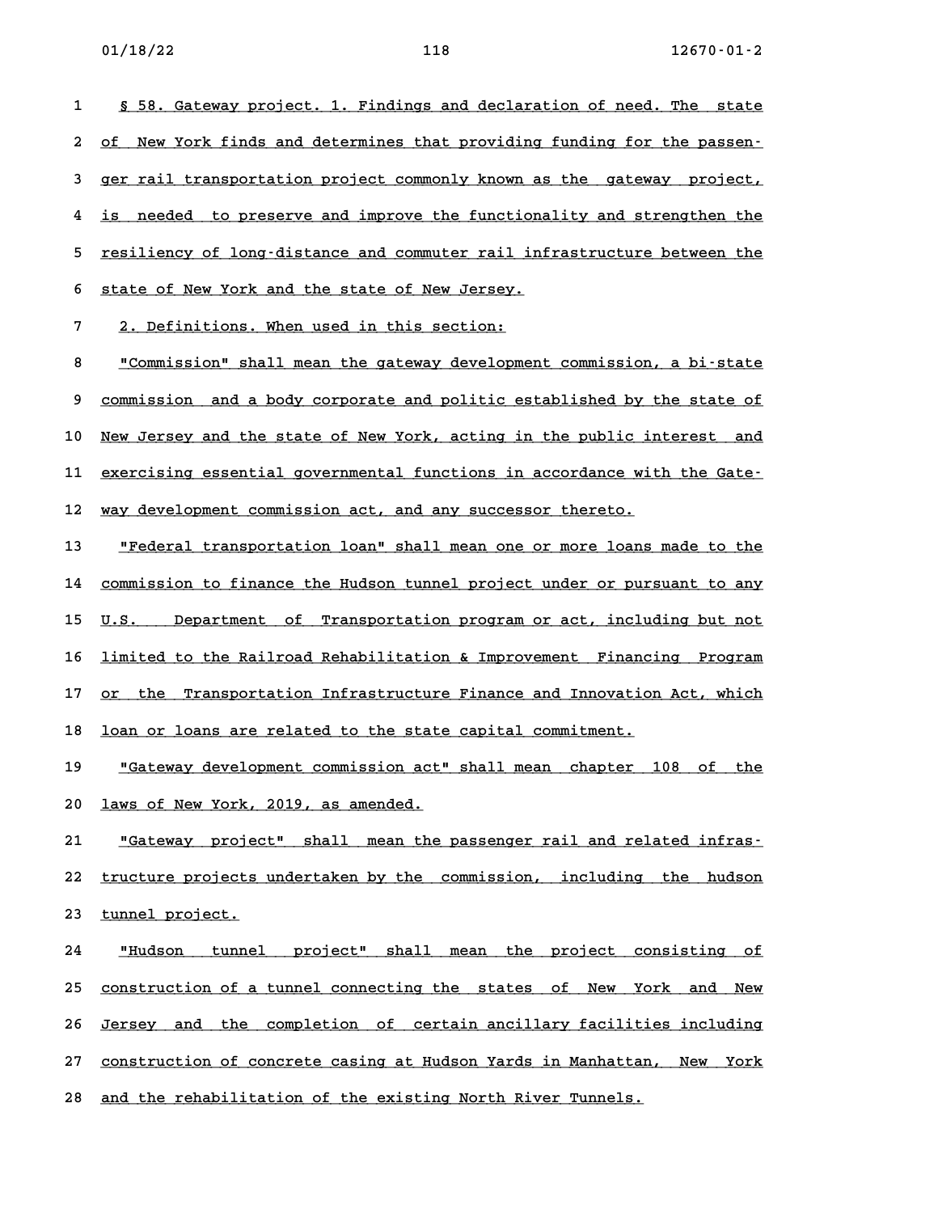§ 58. Gateway project. 1. Findings and declaration of need. The state of New York finds and determines that providing funding for the passenger rail transportation project commonly known as the gateway project, is needed to preserve and improve the functionality and strengthen the resiliency of long-distance and commuter rail infrastructure between the state of New York and the state of New Jersey.

2. Definitions. When used in this section:

"Commission" shall mean the gateway development commission, a bi-state commission and a body corporate and politic established by the state of New Jersey and the state of New York, acting in the public interest and exercising essential governmental functions in accordance with the Gateway development commission act, and any successor thereto.

"Federal transportation loan" shall mean one or more loans made to the commission to finance the Hudson tunnel project under or pursuant to any U.S. Department of Transportation program or act, including but not limited to the Railroad Rehabilitation & Improvement Financing Program or the Transportation Infrastructure Finance and Innovation Act, which loan or loans are related to the state capital commitment.

"Gateway development commission act" shall mean chapter 108 of the laws of New York, 2019, as amended.

"Gateway project" shall mean the passenger rail and related infrastructure projects undertaken by the commission, including the hudson tunnel project.

"Hudson tunnel project" shall mean the project consisting of construction of a tunnel connecting the states of New York and New Jersey and the completion of certain ancillary facilities including construction of concrete casing at Hudson Yards in Manhattan, New York and the rehabilitation of the existing North River Tunnels.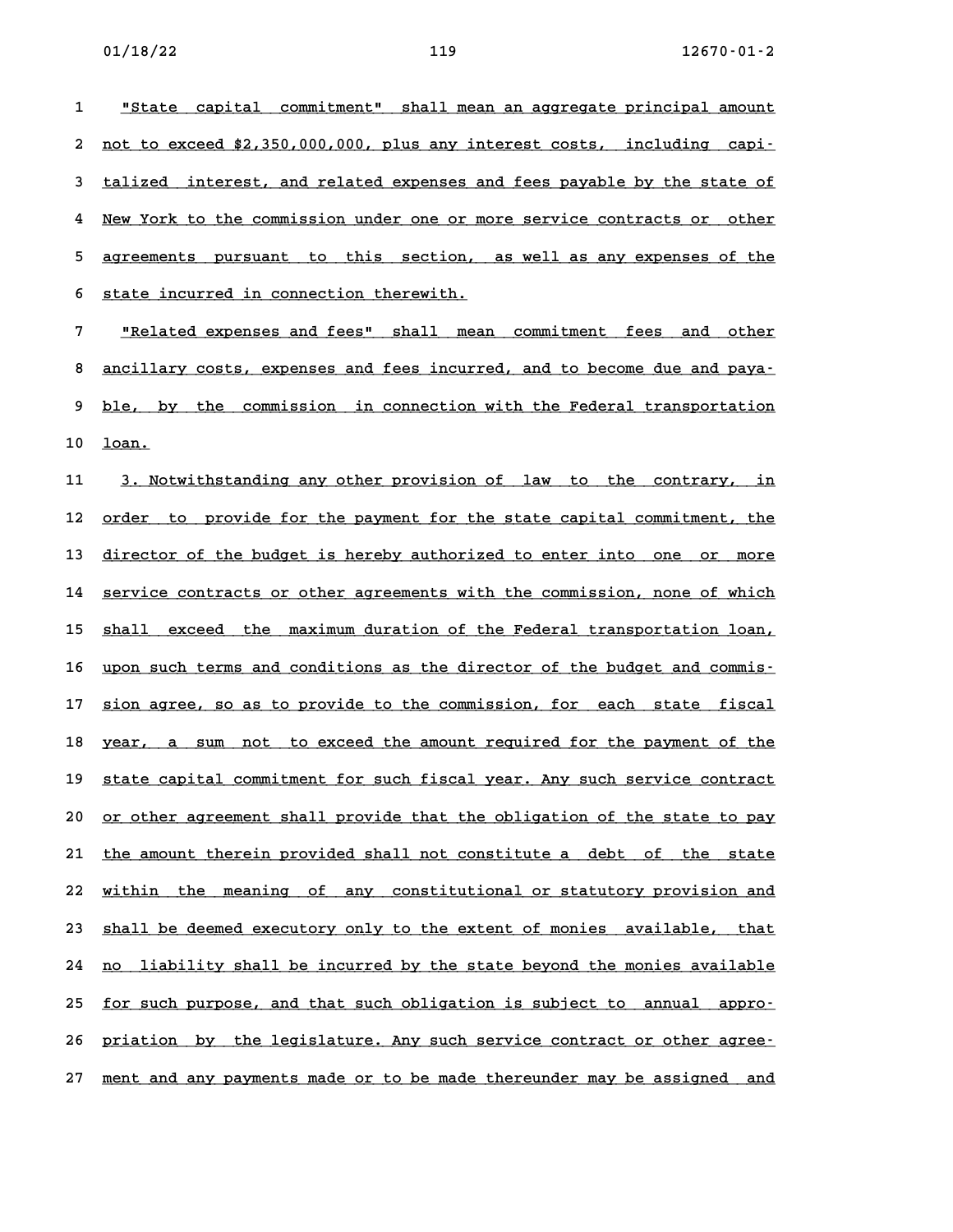"State capital commitment" shall mean an aggregate principal amount not to exceed $2,350,000,000, plus any interest costs, including capitalized interest, and related expenses and fees payable by the state of New York to the commission under one or more service contracts or other agreements pursuant to this section, as well as any expenses of the state incurred in connection therewith.

"Related expenses and fees" shall mean commitment fees and other ancillary costs, expenses and fees incurred, and to become due and payable, by the commission in connection with the Federal transportation loan.

3. Notwithstanding any other provision of law to the contrary, in order to provide for the payment for the state capital commitment, the director of the budget is hereby authorized to enter into one or more service contracts or other agreements with the commission, none of which shall exceed the maximum duration of the Federal transportation loan, upon such terms and conditions as the director of the budget and commission agree, so as to provide to the commission, for each state fiscal year, a sum not to exceed the amount required for the payment of the state capital commitment for such fiscal year. Any such service contract or other agreement shall provide that the obligation of the state to pay the amount therein provided shall not constitute a debt of the state within the meaning of any constitutional or statutory provision and shall be deemed executory only to the extent of monies available, that no liability shall be incurred by the state beyond the monies available for such purpose, and that such obligation is subject to annual appropriation by the legislature. Any such service contract or other agreement and any payments made or to be made thereunder may be assigned and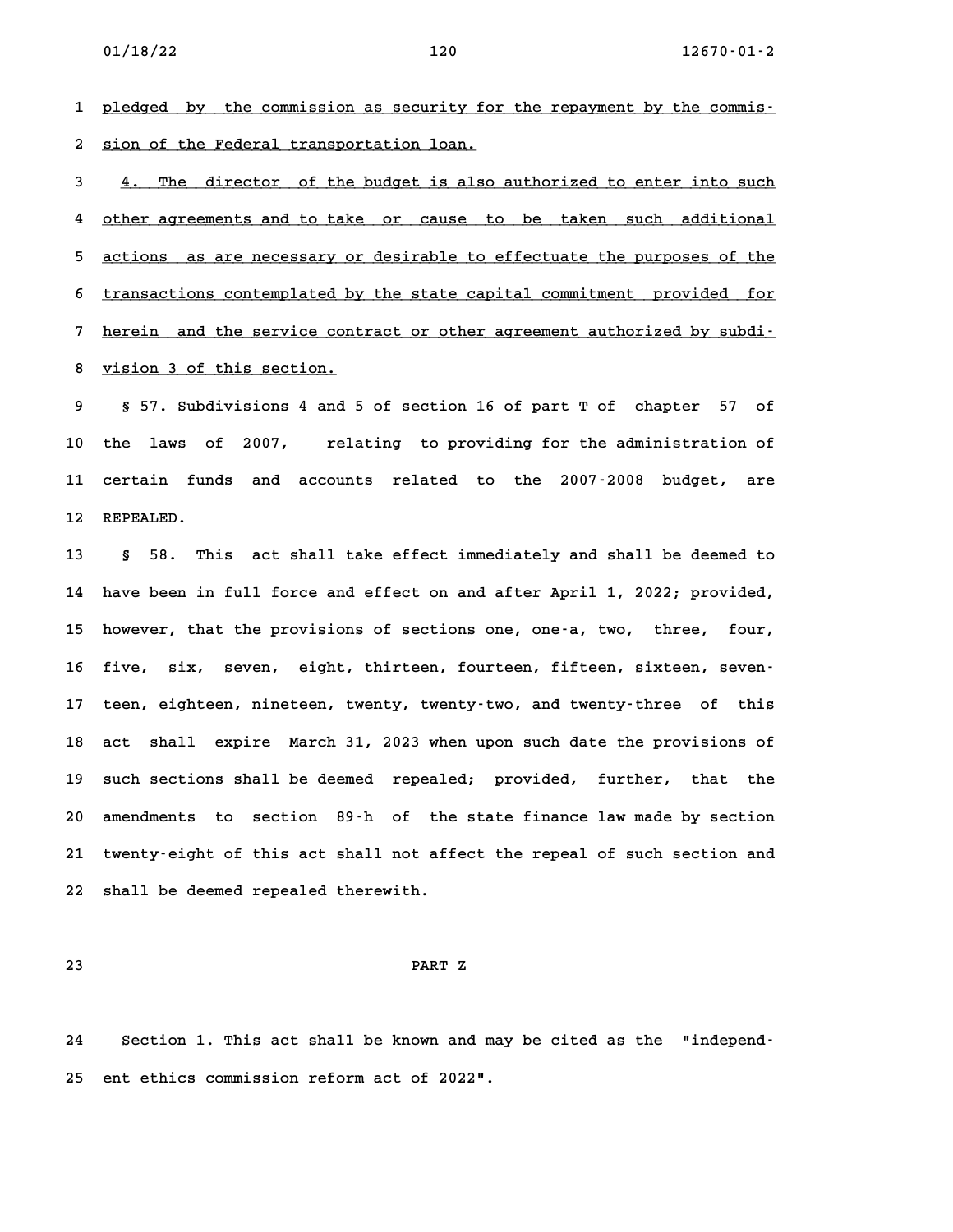pledged by the commission as security for the repayment by the commission of the Federal transportation loan.

4. The director of the budget is also authorized to enter into such other agreements and to take or cause to be taken such additional actions as are necessary or desirable to effectuate the purposes of the transactions contemplated by the state capital commitment provided for herein and the service contract or other agreement authorized by subdivision 3 of this section.

§ 57. Subdivisions 4 and 5 of section 16 of part T of chapter 57 of the laws of 2007, relating to providing for the administration of certain funds and accounts related to the 2007-2008 budget, are REPEALED.

§ 58. This act shall take effect immediately and shall be deemed to have been in full force and effect on and after April 1, 2022; provided, however, that the provisions of sections one, one-a, two, three, four, five, six, seven, eight, thirteen, fourteen, fifteen, sixteen, seventeen, eighteen, nineteen, twenty, twenty-two, and twenty-three of this act shall expire March 31, 2023 when upon such date the provisions of such sections shall be deemed repealed; provided, further, that the amendments to section 89-h of the state finance law made by section twenty-eight of this act shall not affect the repeal of such section and shall be deemed repealed therewith.

## PART Z

Section 1. This act shall be known and may be cited as the "independent ethics commission reform act of 2022".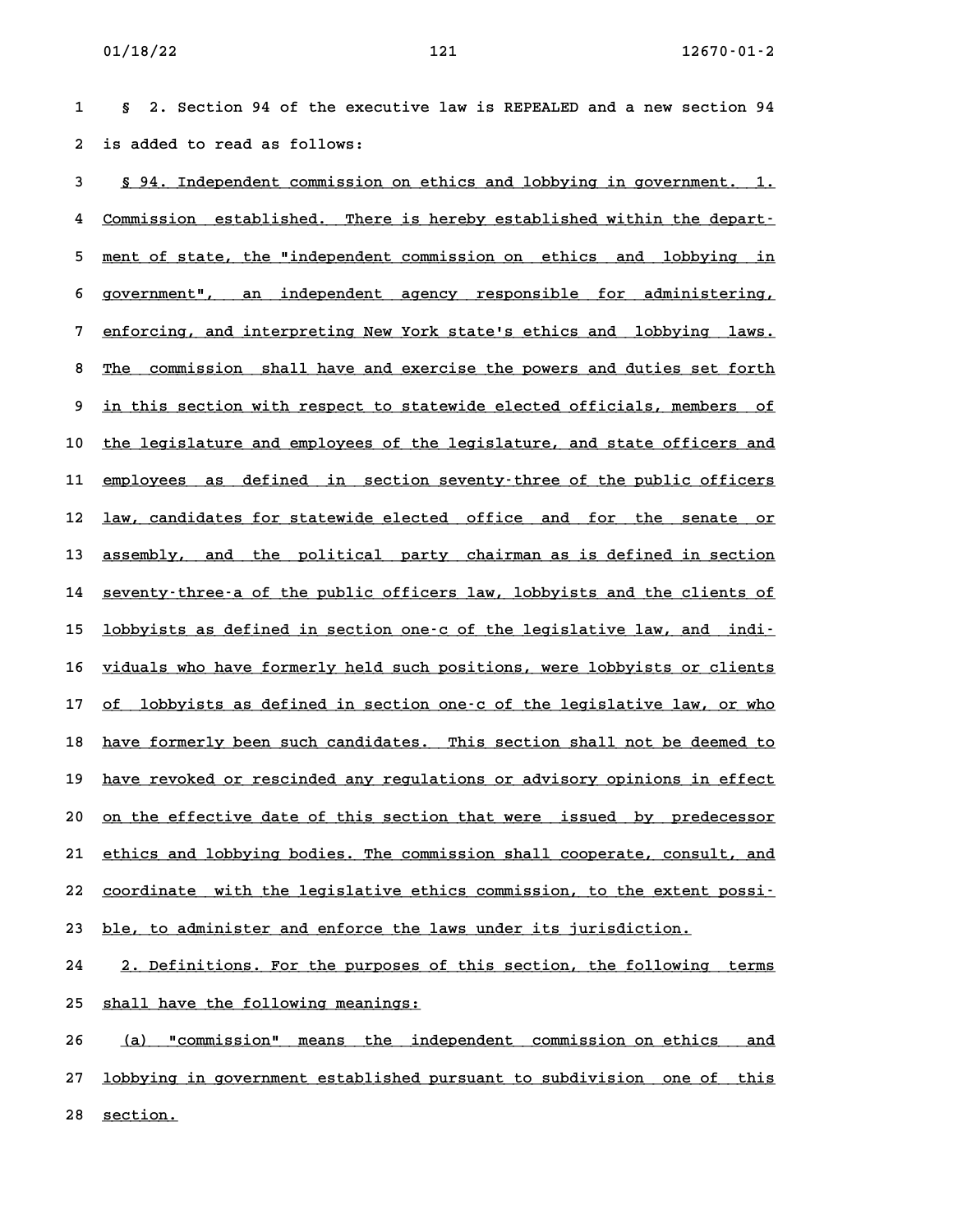§ 2. Section 94 of the executive law is REPEALED and a new section 94 is added to read as follows:

§ 94. Independent commission on ethics and lobbying in government. 1. Commission established. There is hereby established within the department of state, the "independent commission on ethics and lobbying in government", an independent agency responsible for administering, enforcing, and interpreting New York state's ethics and lobbying laws. The commission shall have and exercise the powers and duties set forth in this section with respect to statewide elected officials, members of the legislature and employees of the legislature, and state officers and employees as defined in section seventy-three of the public officers law, candidates for statewide elected office and for the senate or assembly, and the political party chairman as is defined in section seventy-three-a of the public officers law, lobbyists and the clients of lobbyists as defined in section one-c of the legislative law, and individuals who have formerly held such positions, were lobbyists or clients of lobbyists as defined in section one-c of the legislative law, or who have formerly been such candidates. This section shall not be deemed to have revoked or rescinded any regulations or advisory opinions in effect on the effective date of this section that were issued by predecessor ethics and lobbying bodies. The commission shall cooperate, consult, and coordinate with the legislative ethics commission, to the extent possible, to administer and enforce the laws under its jurisdiction.

2. Definitions. For the purposes of this section, the following terms shall have the following meanings:

(a) "commission" means the independent commission on ethics and lobbying in government established pursuant to subdivision one of this section.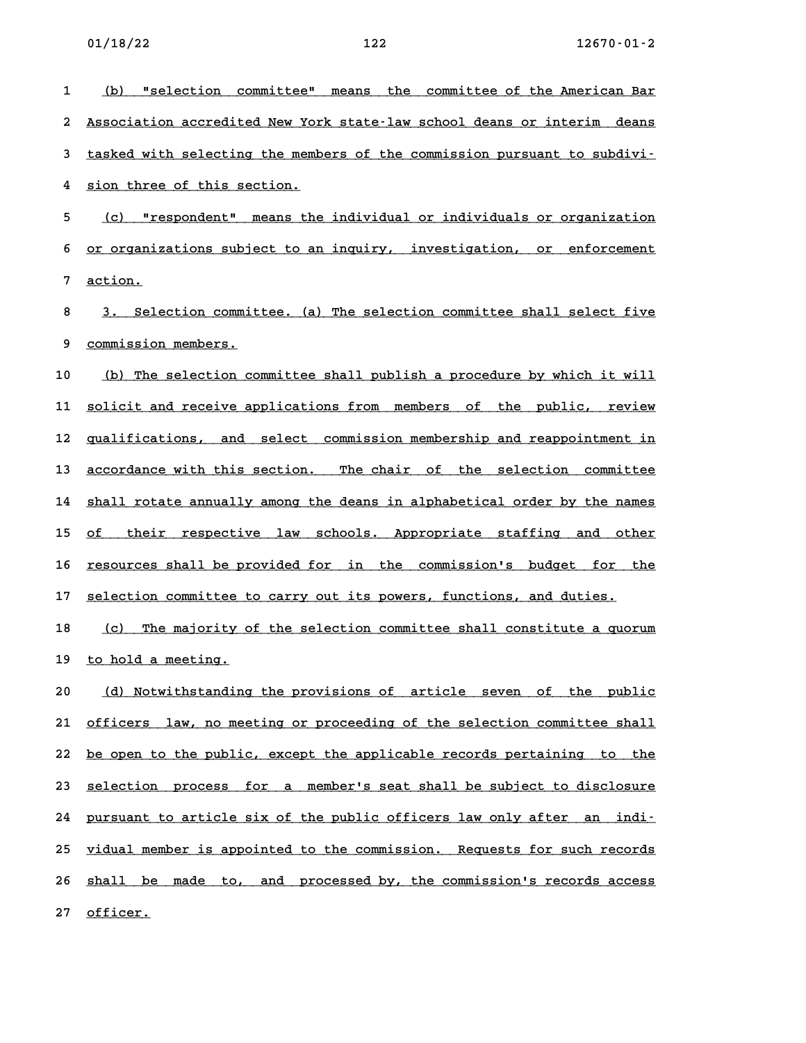(b) "selection committee" means the committee of the American Bar Association accredited New York state-law school deans or interim deans tasked with selecting the members of the commission pursuant to subdivision three of this section.

(c) "respondent" means the individual or individuals or organization or organizations subject to an inquiry, investigation, or enforcement action.

3. Selection committee. (a) The selection committee shall select five commission members.

(b) The selection committee shall publish a procedure by which it will solicit and receive applications from members of the public, review qualifications, and select commission membership and reappointment in accordance with this section. The chair of the selection committee shall rotate annually among the deans in alphabetical order by the names of their respective law schools. Appropriate staffing and other resources shall be provided for in the commission's budget for the selection committee to carry out its powers, functions, and duties.

(c) The majority of the selection committee shall constitute a quorum to hold a meeting.

(d) Notwithstanding the provisions of article seven of the public officers law, no meeting or proceeding of the selection committee shall be open to the public, except the applicable records pertaining to the selection process for a member's seat shall be subject to disclosure pursuant to article six of the public officers law only after an individual member is appointed to the commission. Requests for such records shall be made to, and processed by, the commission's records access officer.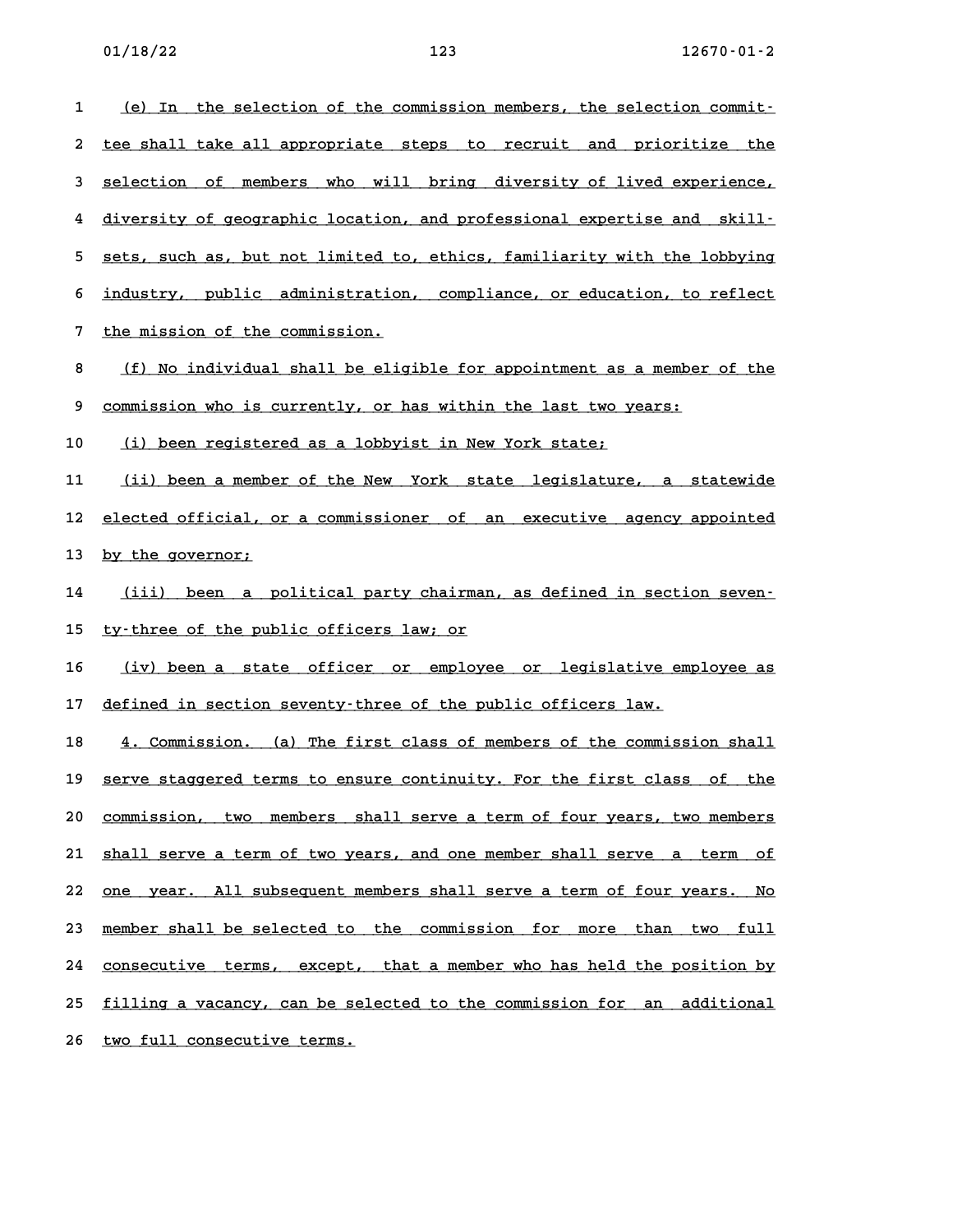(e) In the selection of the commission members, the selection committee shall take all appropriate steps to recruit and prioritize the selection of members who will bring diversity of lived experience, diversity of geographic location, and professional expertise and skill-sets, such as, but not limited to, ethics, familiarity with the lobbying industry, public administration, compliance, or education, to reflect the mission of the commission.

(f) No individual shall be eligible for appointment as a member of the commission who is currently, or has within the last two years:

(i) been registered as a lobbyist in New York state;

(ii) been a member of the New York state legislature, a statewide elected official, or a commissioner of an executive agency appointed by the governor;

(iii) been a political party chairman, as defined in section seventy-three of the public officers law; or

(iv) been a state officer or employee or legislative employee as defined in section seventy-three of the public officers law.

4. Commission. (a) The first class of members of the commission shall serve staggered terms to ensure continuity. For the first class of the commission, two members shall serve a term of four years, two members shall serve a term of two years, and one member shall serve a term of one year. All subsequent members shall serve a term of four years. No member shall be selected to the commission for more than two full consecutive terms, except, that a member who has held the position by filling a vacancy, can be selected to the commission for an additional two full consecutive terms.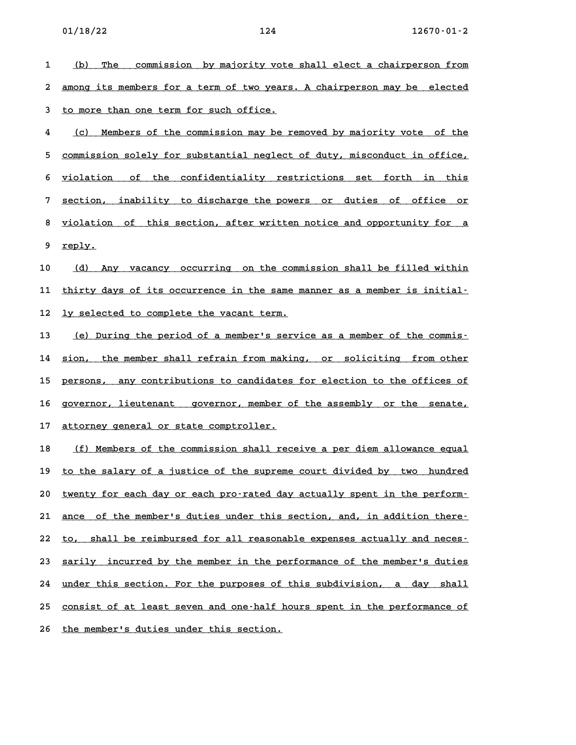(b) The commission by majority vote shall elect a chairperson from among its members for a term of two years. A chairperson may be elected to more than one term for such office.

(c) Members of the commission may be removed by majority vote of the commission solely for substantial neglect of duty, misconduct in office, violation of the confidentiality restrictions set forth in this section, inability to discharge the powers or duties of office or violation of this section, after written notice and opportunity for a reply.

(d) Any vacancy occurring on the commission shall be filled within thirty days of its occurrence in the same manner as a member is initially selected to complete the vacant term.

(e) During the period of a member's service as a member of the commission, the member shall refrain from making, or soliciting from other persons, any contributions to candidates for election to the offices of governor, lieutenant governor, member of the assembly or the senate, attorney general or state comptroller.

(f) Members of the commission shall receive a per diem allowance equal to the salary of a justice of the supreme court divided by two hundred twenty for each day or each pro-rated day actually spent in the performance of the member's duties under this section, and, in addition thereto, shall be reimbursed for all reasonable expenses actually and necessarily incurred by the member in the performance of the member's duties under this section. For the purposes of this subdivision, a day shall consist of at least seven and one-half hours spent in the performance of the member's duties under this section.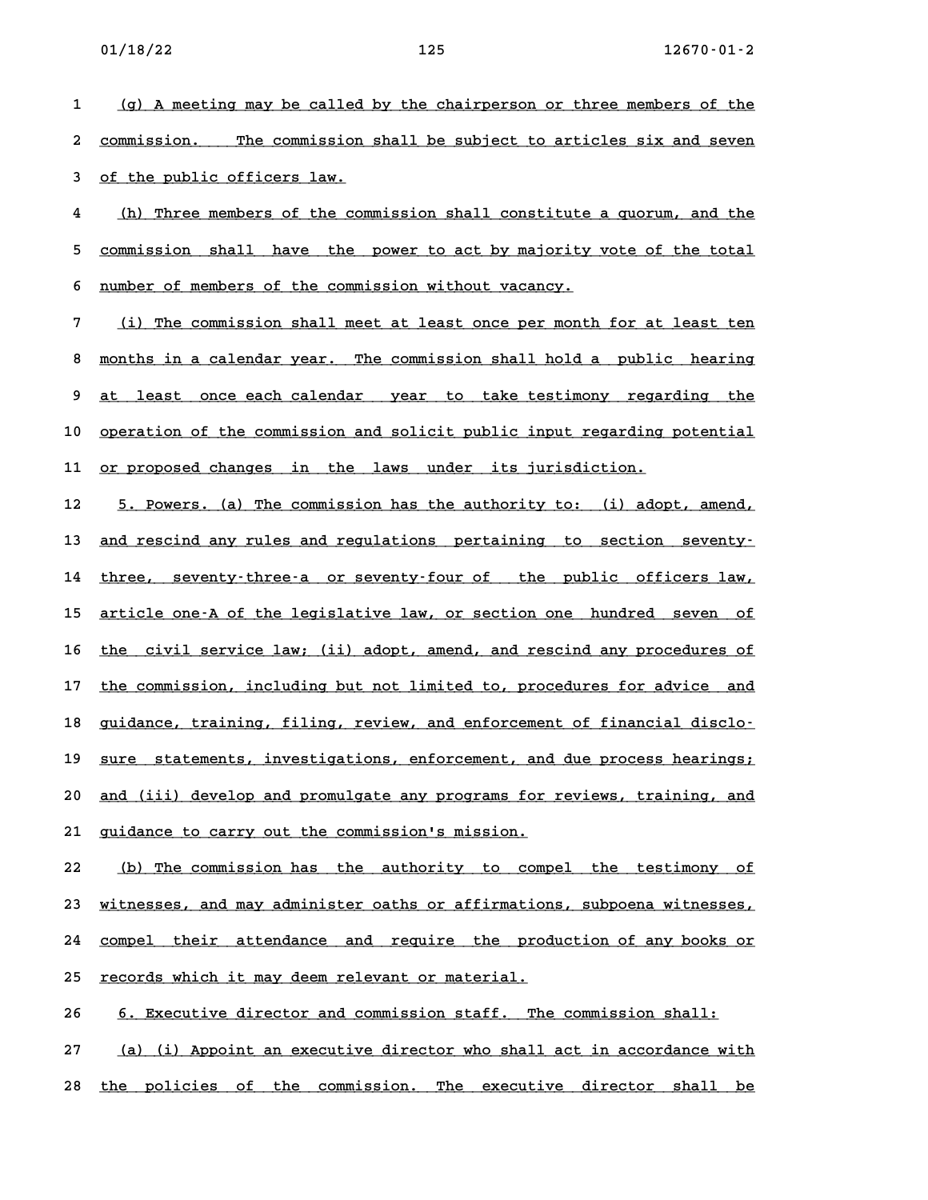(g) A meeting may be called by the chairperson or three members of the commission. The commission shall be subject to articles six and seven of the public officers law.

(h) Three members of the commission shall constitute a quorum, and the commission shall have the power to act by majority vote of the total number of members of the commission without vacancy.

(i) The commission shall meet at least once per month for at least ten months in a calendar year. The commission shall hold a public hearing at least once each calendar year to take testimony regarding the operation of the commission and solicit public input regarding potential or proposed changes in the laws under its jurisdiction.

5. Powers. (a) The commission has the authority to: (i) adopt, amend, and rescind any rules and regulations pertaining to section seventy-three, seventy-three-a or seventy-four of the public officers law, article one-A of the legislative law, or section one hundred seven of the civil service law; (ii) adopt, amend, and rescind any procedures of the commission, including but not limited to, procedures for advice and guidance, training, filing, review, and enforcement of financial disclosure statements, investigations, enforcement, and due process hearings; and (iii) develop and promulgate any programs for reviews, training, and guidance to carry out the commission's mission.

(b) The commission has the authority to compel the testimony of witnesses, and may administer oaths or affirmations, subpoena witnesses, compel their attendance and require the production of any books or records which it may deem relevant or material.

6. Executive director and commission staff. The commission shall:

(a) (i) Appoint an executive director who shall act in accordance with the policies of the commission. The executive director shall be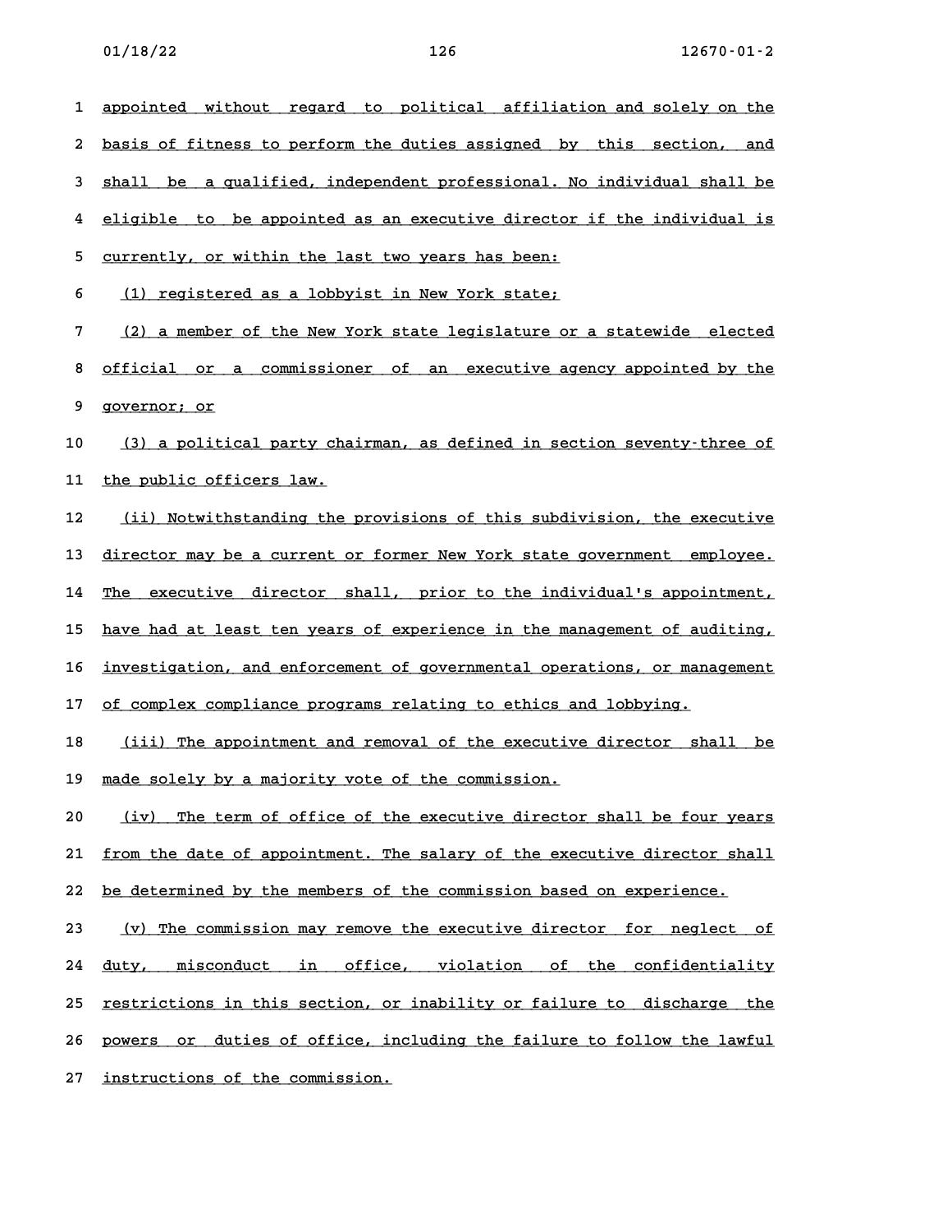appointed without regard to political affiliation and solely on the basis of fitness to perform the duties assigned by this section, and shall be a qualified, independent professional. No individual shall be eligible to be appointed as an executive director if the individual is currently, or within the last two years has been:

(1) registered as a lobbyist in New York state;

(2) a member of the New York state legislature or a statewide elected official or a commissioner of an executive agency appointed by the governor; or

(3) a political party chairman, as defined in section seventy-three of the public officers law.

(ii) Notwithstanding the provisions of this subdivision, the executive director may be a current or former New York state government employee. The executive director shall, prior to the individual's appointment, have had at least ten years of experience in the management of auditing, investigation, and enforcement of governmental operations, or management of complex compliance programs relating to ethics and lobbying.

(iii) The appointment and removal of the executive director shall be made solely by a majority vote of the commission.

(iv) The term of office of the executive director shall be four years from the date of appointment. The salary of the executive director shall be determined by the members of the commission based on experience.

(v) The commission may remove the executive director for neglect of duty, misconduct in office, violation of the confidentiality restrictions in this section, or inability or failure to discharge the powers or duties of office, including the failure to follow the lawful instructions of the commission.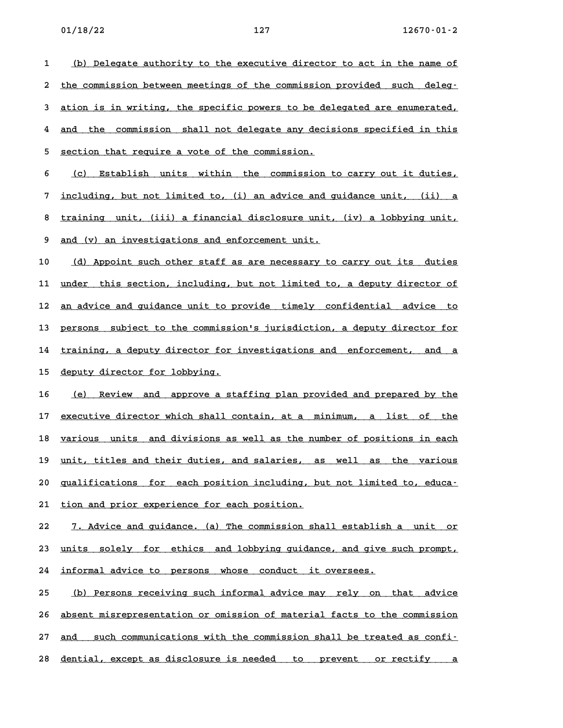(b) Delegate authority to the executive director to act in the name of the commission between meetings of the commission provided such delegation is in writing, the specific powers to be delegated are enumerated, and the commission shall not delegate any decisions specified in this section that require a vote of the commission.

(c) Establish units within the commission to carry out it duties, including, but not limited to, (i) an advice and guidance unit, (ii) a training unit, (iii) a financial disclosure unit, (iv) a lobbying unit, and (v) an investigations and enforcement unit.

(d) Appoint such other staff as are necessary to carry out its duties under this section, including, but not limited to, a deputy director of an advice and guidance unit to provide timely confidential advice to persons subject to the commission's jurisdiction, a deputy director for training, a deputy director for investigations and enforcement, and a deputy director for lobbying.

(e) Review and approve a staffing plan provided and prepared by the executive director which shall contain, at a minimum, a list of the various units and divisions as well as the number of positions in each unit, titles and their duties, and salaries, as well as the various qualifications for each position including, but not limited to, education and prior experience for each position.

7. Advice and guidance. (a) The commission shall establish a unit or units solely for ethics and lobbying guidance, and give such prompt, informal advice to persons whose conduct it oversees.

(b) Persons receiving such informal advice may rely on that advice absent misrepresentation or omission of material facts to the commission and such communications with the commission shall be treated as confidential, except as disclosure is needed to prevent or rectify a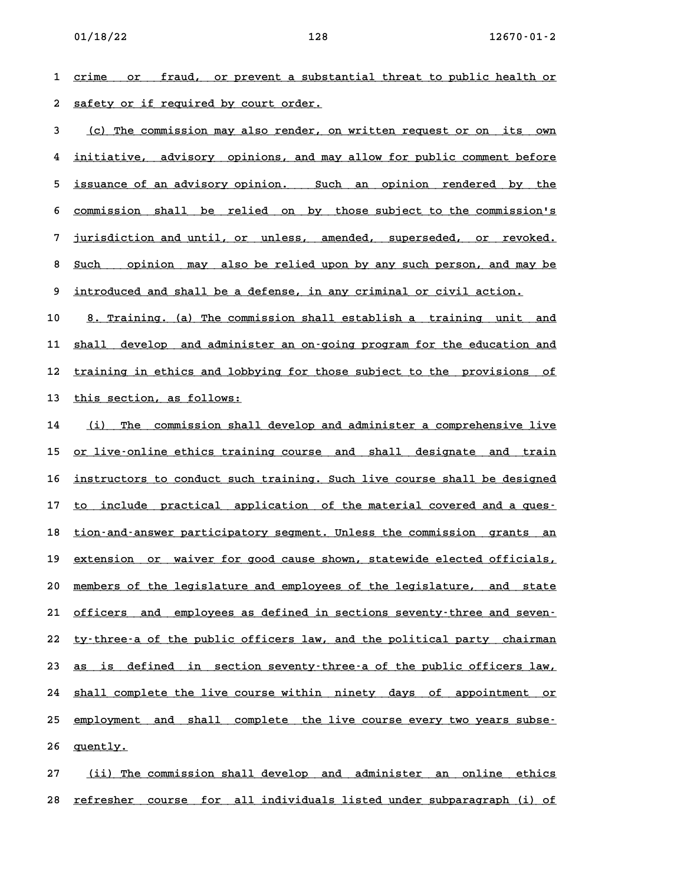crime or fraud, or prevent a substantial threat to public health or safety or if required by court order.

(c) The commission may also render, on written request or on its own initiative, advisory opinions, and may allow for public comment before issuance of an advisory opinion. Such an opinion rendered by the commission shall be relied on by those subject to the commission's jurisdiction and until, or unless, amended, superseded, or revoked. Such opinion may also be relied upon by any such person, and may be introduced and shall be a defense, in any criminal or civil action.

8. Training. (a) The commission shall establish a training unit and shall develop and administer an on-going program for the education and training in ethics and lobbying for those subject to the provisions of this section, as follows:

(i) The commission shall develop and administer a comprehensive live or live-online ethics training course and shall designate and train instructors to conduct such training. Such live course shall be designed to include practical application of the material covered and a question-and-answer participatory segment. Unless the commission grants an extension or waiver for good cause shown, statewide elected officials, members of the legislature and employees of the legislature, and state officers and employees as defined in sections seventy-three and seventy-three-a of the public officers law, and the political party chairman as is defined in section seventy-three-a of the public officers law, shall complete the live course within ninety days of appointment or employment and shall complete the live course every two years subsequently.

(ii) The commission shall develop and administer an online ethics refresher course for all individuals listed under subparagraph (i) of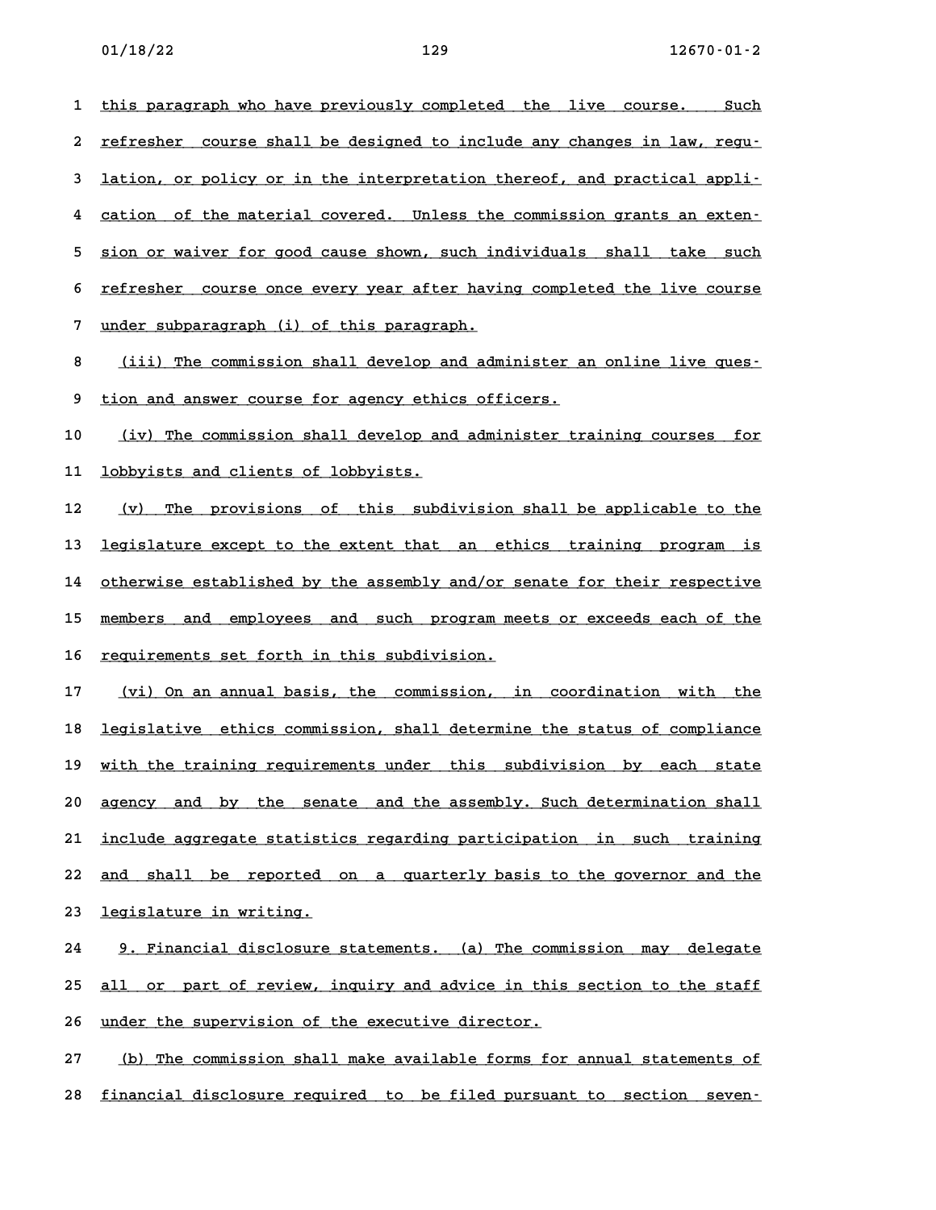this paragraph who have previously completed the live course. Such refresher course shall be designed to include any changes in law, regulation, or policy or in the interpretation thereof, and practical application of the material covered. Unless the commission grants an extension or waiver for good cause shown, such individuals shall take such refresher course once every year after having completed the live course under subparagraph (i) of this paragraph.

(iii) The commission shall develop and administer an online live question and answer course for agency ethics officers.

(iv) The commission shall develop and administer training courses for lobbyists and clients of lobbyists.

(v) The provisions of this subdivision shall be applicable to the legislature except to the extent that an ethics training program is otherwise established by the assembly and/or senate for their respective members and employees and such program meets or exceeds each of the requirements set forth in this subdivision.

(vi) On an annual basis, the commission, in coordination with the legislative ethics commission, shall determine the status of compliance with the training requirements under this subdivision by each state agency and by the senate and the assembly. Such determination shall include aggregate statistics regarding participation in such training and shall be reported on a quarterly basis to the governor and the legislature in writing.

9. Financial disclosure statements. (a) The commission may delegate all or part of review, inquiry and advice in this section to the staff under the supervision of the executive director.

(b) The commission shall make available forms for annual statements of financial disclosure required to be filed pursuant to section seven-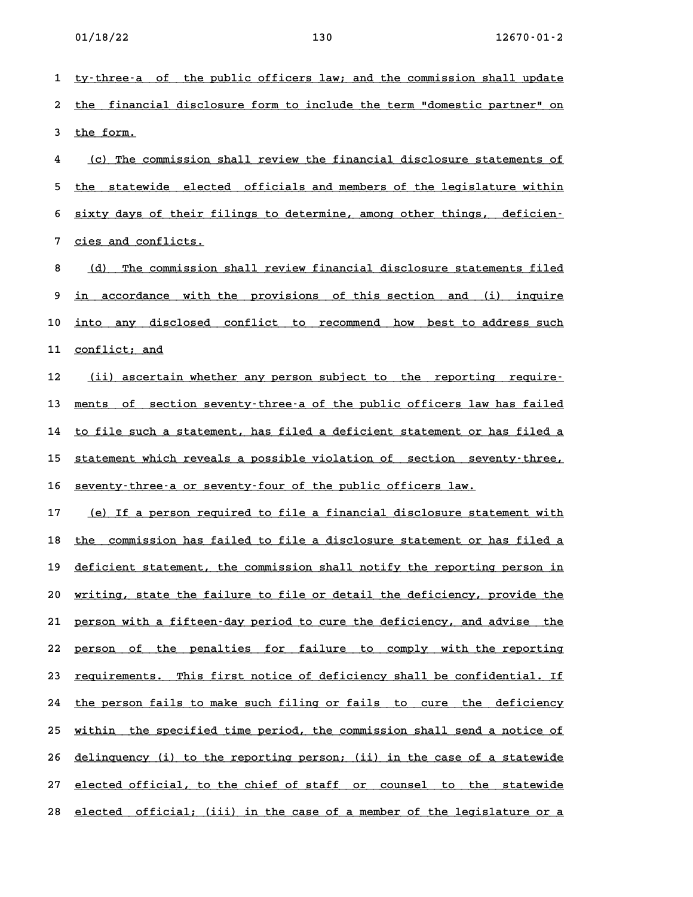ty-three-a of the public officers law; and the commission shall update the financial disclosure form to include the term "domestic partner" on the form.

(c) The commission shall review the financial disclosure statements of the statewide elected officials and members of the legislature within sixty days of their filings to determine, among other things, deficiencies and conflicts.

(d) The commission shall review financial disclosure statements filed in accordance with the provisions of this section and (i) inquire into any disclosed conflict to recommend how best to address such conflict; and

(ii) ascertain whether any person subject to the reporting requirements of section seventy-three-a of the public officers law has failed to file such a statement, has filed a deficient statement or has filed a statement which reveals a possible violation of section seventy-three, seventy-three-a or seventy-four of the public officers law.

(e) If a person required to file a financial disclosure statement with the commission has failed to file a disclosure statement or has filed a deficient statement, the commission shall notify the reporting person in writing, state the failure to file or detail the deficiency, provide the person with a fifteen-day period to cure the deficiency, and advise the person of the penalties for failure to comply with the reporting requirements. This first notice of deficiency shall be confidential. If the person fails to make such filing or fails to cure the deficiency within the specified time period, the commission shall send a notice of delinquency (i) to the reporting person; (ii) in the case of a statewide elected official, to the chief of staff or counsel to the statewide elected official; (iii) in the case of a member of the legislature or a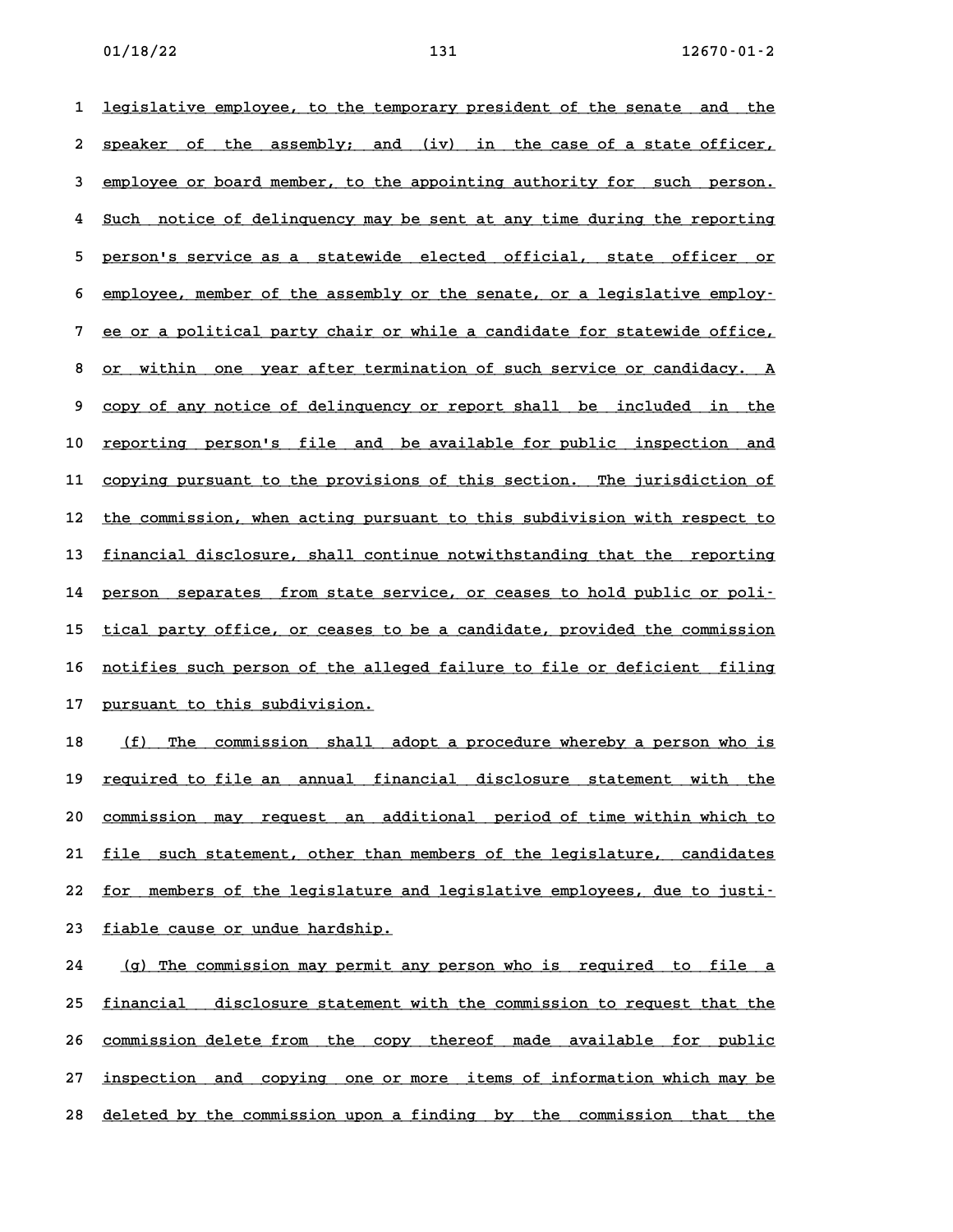legislative employee, to the temporary president of the senate and the speaker of the assembly; and (iv) in the case of a state officer, employee or board member, to the appointing authority for such person. Such notice of delinquency may be sent at any time during the reporting person's service as a statewide elected official, state officer or employee, member of the assembly or the senate, or a legislative employee or a political party chair or while a candidate for statewide office, or within one year after termination of such service or candidacy. A copy of any notice of delinquency or report shall be included in the reporting person's file and be available for public inspection and copying pursuant to the provisions of this section. The jurisdiction of the commission, when acting pursuant to this subdivision with respect to financial disclosure, shall continue notwithstanding that the reporting person separates from state service, or ceases to hold public or political party office, or ceases to be a candidate, provided the commission notifies such person of the alleged failure to file or deficient filing pursuant to this subdivision.

(f) The commission shall adopt a procedure whereby a person who is required to file an annual financial disclosure statement with the commission may request an additional period of time within which to file such statement, other than members of the legislature, candidates for members of the legislature and legislative employees, due to justifiable cause or undue hardship.

(g) The commission may permit any person who is required to file a financial disclosure statement with the commission to request that the commission delete from the copy thereof made available for public inspection and copying one or more items of information which may be deleted by the commission upon a finding by the commission that the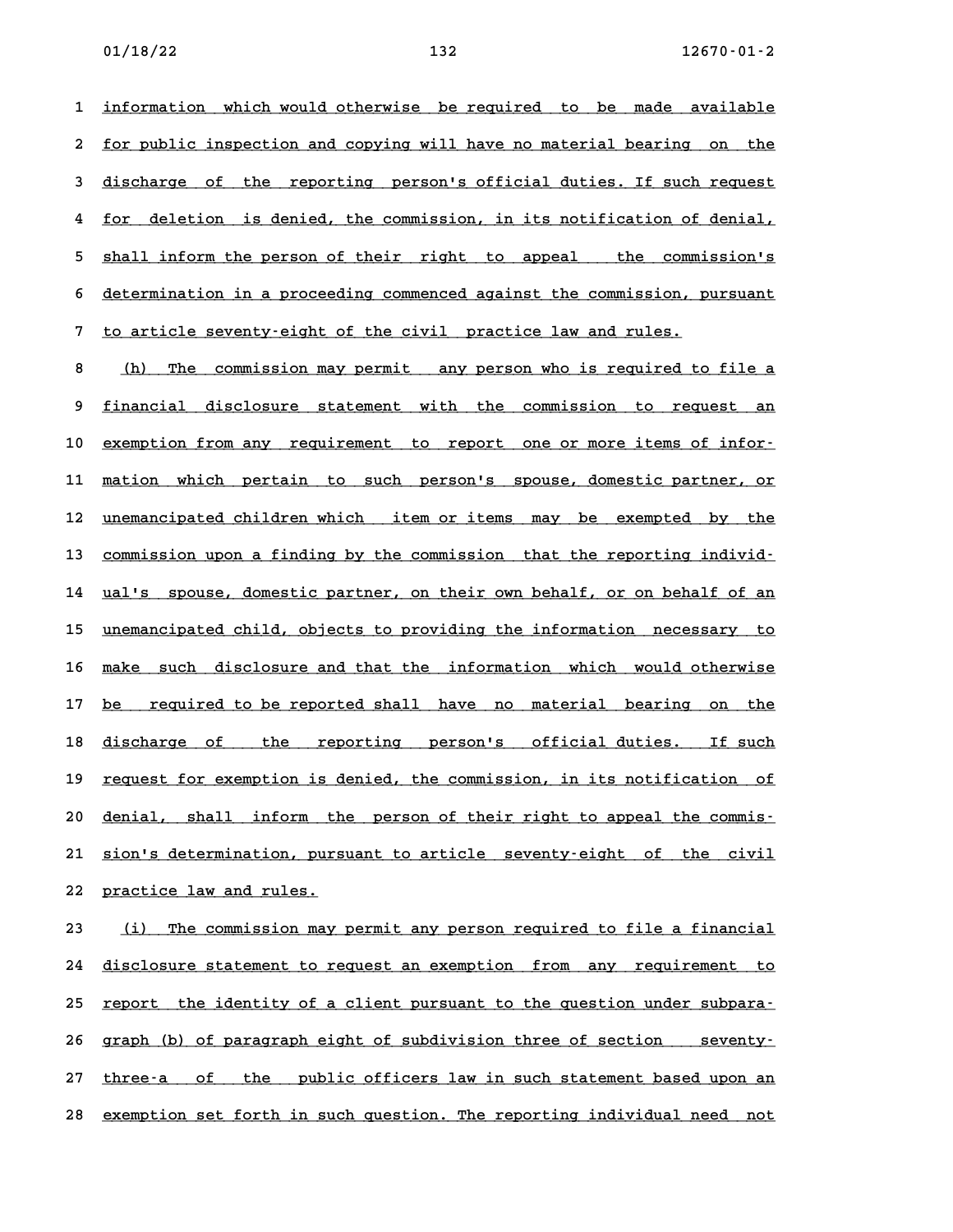information which would otherwise be required to be made available for public inspection and copying will have no material bearing on the discharge of the reporting person's official duties. If such request for deletion is denied, the commission, in its notification of denial, shall inform the person of their right to appeal the commission's determination in a proceeding commenced against the commission, pursuant to article seventy-eight of the civil practice law and rules.

(h) The commission may permit any person who is required to file a financial disclosure statement with the commission to request an exemption from any requirement to report one or more items of information which pertain to such person's spouse, domestic partner, or unemancipated children which item or items may be exempted by the commission upon a finding by the commission that the reporting individual's spouse, domestic partner, on their own behalf, or on behalf of an unemancipated child, objects to providing the information necessary to make such disclosure and that the information which would otherwise be required to be reported shall have no material bearing on the discharge of the reporting person's official duties. If such request for exemption is denied, the commission, in its notification of denial, shall inform the person of their right to appeal the commission's determination, pursuant to article seventy-eight of the civil practice law and rules.

(i) The commission may permit any person required to file a financial disclosure statement to request an exemption from any requirement to report the identity of a client pursuant to the question under subparagraph (b) of paragraph eight of subdivision three of section seventy-three-a of the public officers law in such statement based upon an exemption set forth in such question. The reporting individual need not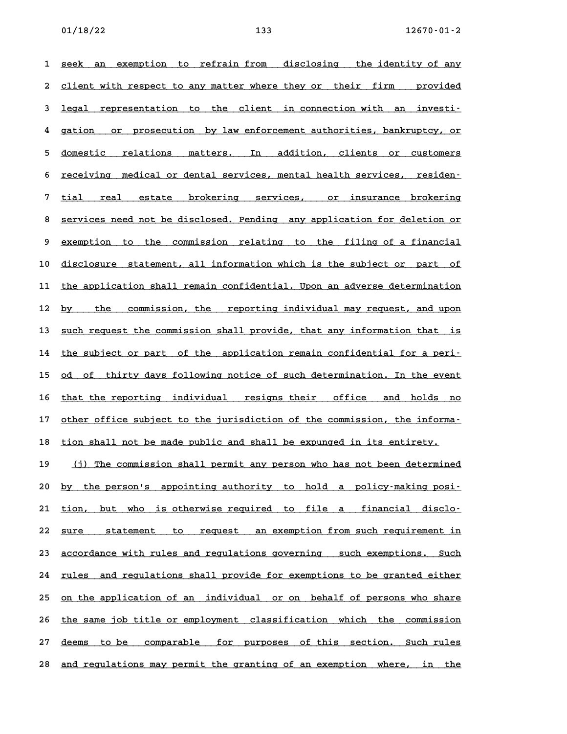seek an exemption to refrain from disclosing the identity of any client with respect to any matter where they or their firm provided legal representation to the client in connection with an investigation or prosecution by law enforcement authorities, bankruptcy, or domestic relations matters. In addition, clients or customers receiving medical or dental services, mental health services, residential real estate brokering services, or insurance brokering services need not be disclosed. Pending any application for deletion or exemption to the commission relating to the filing of a financial disclosure statement, all information which is the subject or part of the application shall remain confidential. Upon an adverse determination by the commission, the reporting individual may request, and upon such request the commission shall provide, that any information that is the subject or part of the application remain confidential for a period of thirty days following notice of such determination. In the event that the reporting individual resigns their office and holds no other office subject to the jurisdiction of the commission, the information shall not be made public and shall be expunged in its entirety.

(j) The commission shall permit any person who has not been determined by the person's appointing authority to hold a policy-making position, but who is otherwise required to file a financial disclosure statement to request an exemption from such requirement in accordance with rules and regulations governing such exemptions. Such rules and regulations shall provide for exemptions to be granted either on the application of an individual or on behalf of persons who share the same job title or employment classification which the commission deems to be comparable for purposes of this section. Such rules and regulations may permit the granting of an exemption where, in the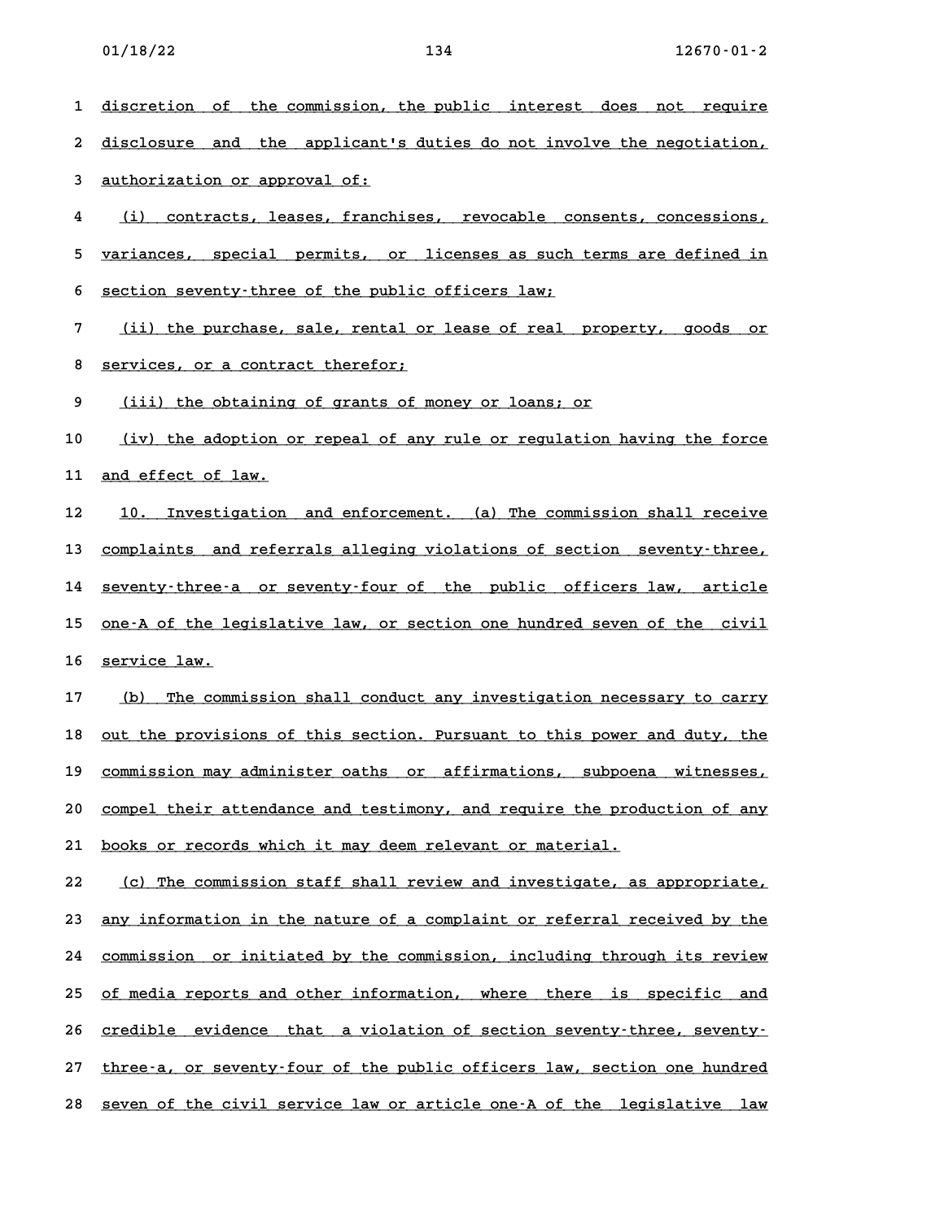discretion of the commission, the public interest does not require disclosure and the applicant's duties do not involve the negotiation, authorization or approval of:

(i) contracts, leases, franchises, revocable consents, concessions, variances, special permits, or licenses as such terms are defined in section seventy-three of the public officers law;

(ii) the purchase, sale, rental or lease of real property, goods or services, or a contract therefor;

(iii) the obtaining of grants of money or loans; or

(iv) the adoption or repeal of any rule or regulation having the force and effect of law.

10. Investigation and enforcement. (a) The commission shall receive complaints and referrals alleging violations of section seventy-three, seventy-three-a or seventy-four of the public officers law, article one-A of the legislative law, or section one hundred seven of the civil service law.

(b) The commission shall conduct any investigation necessary to carry out the provisions of this section. Pursuant to this power and duty, the commission may administer oaths or affirmations, subpoena witnesses, compel their attendance and testimony, and require the production of any books or records which it may deem relevant or material.

(c) The commission staff shall review and investigate, as appropriate, any information in the nature of a complaint or referral received by the commission or initiated by the commission, including through its review of media reports and other information, where there is specific and credible evidence that a violation of section seventy-three, seventy-three-a, or seventy-four of the public officers law, section one hundred seven of the civil service law or article one-A of the legislative law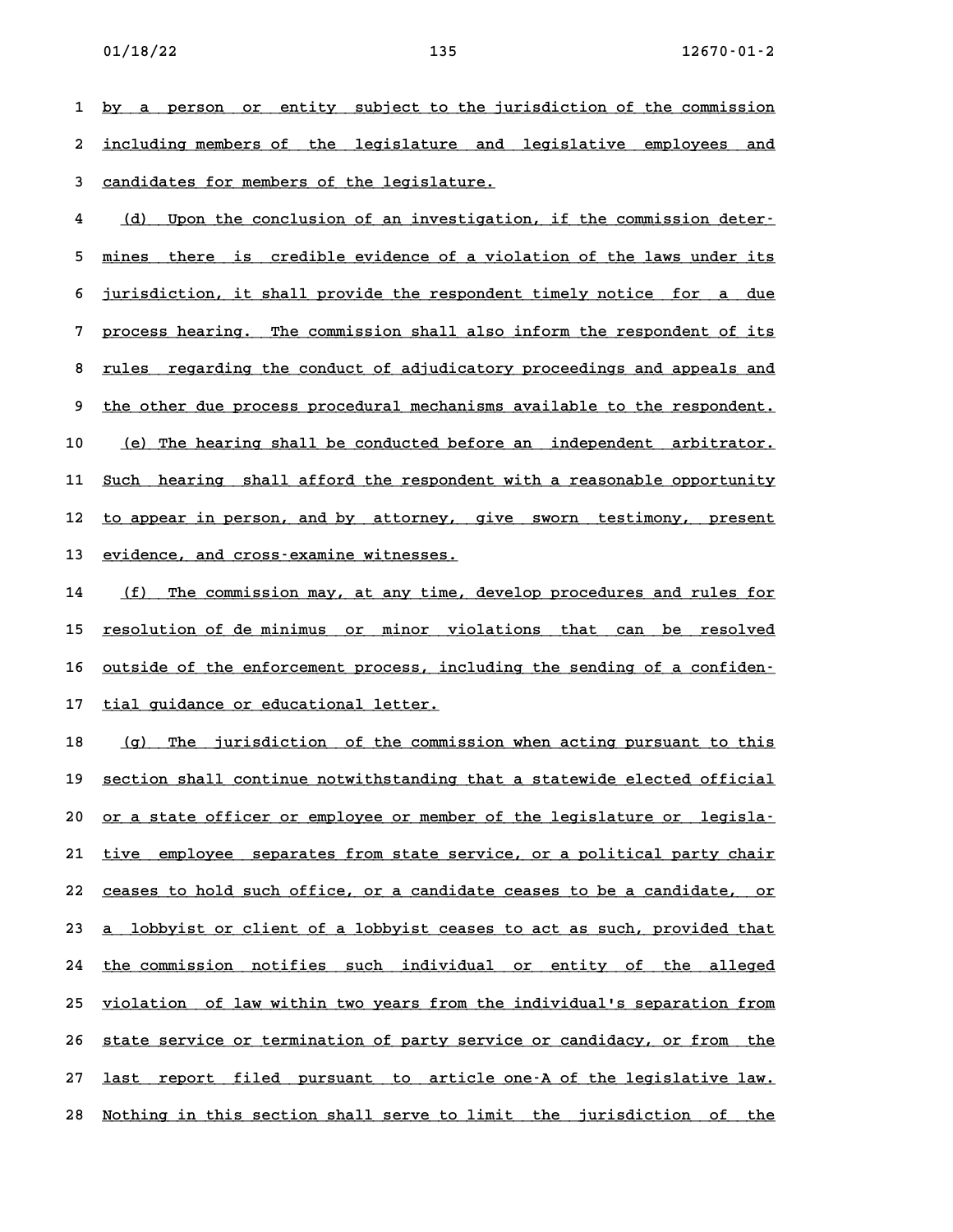by a person or entity subject to the jurisdiction of the commission including members of the legislature and legislative employees and candidates for members of the legislature.

(d) Upon the conclusion of an investigation, if the commission determines there is credible evidence of a violation of the laws under its jurisdiction, it shall provide the respondent timely notice for a due process hearing. The commission shall also inform the respondent of its rules regarding the conduct of adjudicatory proceedings and appeals and the other due process procedural mechanisms available to the respondent.

(e) The hearing shall be conducted before an independent arbitrator. Such hearing shall afford the respondent with a reasonable opportunity to appear in person, and by attorney, give sworn testimony, present evidence, and cross-examine witnesses.

(f) The commission may, at any time, develop procedures and rules for resolution of de minimus or minor violations that can be resolved outside of the enforcement process, including the sending of a confidential guidance or educational letter.

(g) The jurisdiction of the commission when acting pursuant to this section shall continue notwithstanding that a statewide elected official or a state officer or employee or member of the legislature or legislative employee separates from state service, or a political party chair ceases to hold such office, or a candidate ceases to be a candidate, or a lobbyist or client of a lobbyist ceases to act as such, provided that the commission notifies such individual or entity of the alleged violation of law within two years from the individual's separation from state service or termination of party service or candidacy, or from the last report filed pursuant to article one-A of the legislative law. Nothing in this section shall serve to limit the jurisdiction of the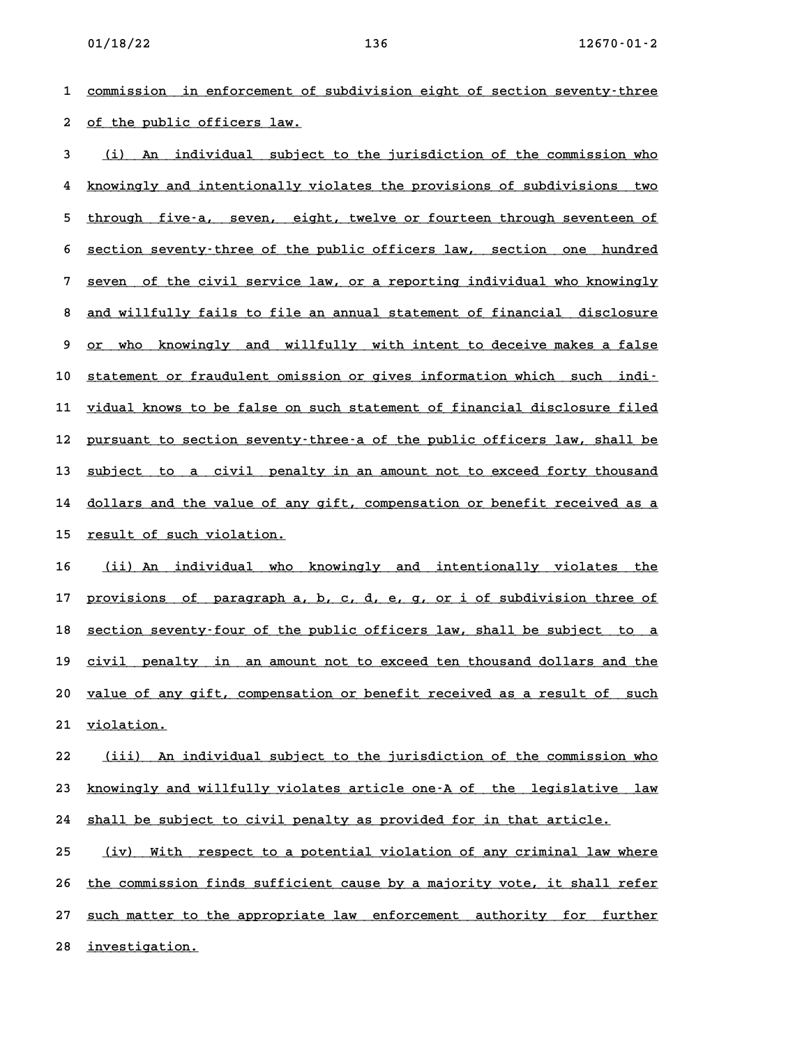commission in enforcement of subdivision eight of section seventy-three of the public officers law.

(i) An individual subject to the jurisdiction of the commission who knowingly and intentionally violates the provisions of subdivisions two through five-a, seven, eight, twelve or fourteen through seventeen of section seventy-three of the public officers law, section one hundred seven of the civil service law, or a reporting individual who knowingly and willfully fails to file an annual statement of financial disclosure or who knowingly and willfully with intent to deceive makes a false statement or fraudulent omission or gives information which such individual knows to be false on such statement of financial disclosure filed pursuant to section seventy-three-a of the public officers law, shall be subject to a civil penalty in an amount not to exceed forty thousand dollars and the value of any gift, compensation or benefit received as a result of such violation.

(ii) An individual who knowingly and intentionally violates the provisions of paragraph a, b, c, d, e, g, or i of subdivision three of section seventy-four of the public officers law, shall be subject to a civil penalty in an amount not to exceed ten thousand dollars and the value of any gift, compensation or benefit received as a result of such violation.

(iii) An individual subject to the jurisdiction of the commission who knowingly and willfully violates article one-A of the legislative law shall be subject to civil penalty as provided for in that article.

(iv) With respect to a potential violation of any criminal law where the commission finds sufficient cause by a majority vote, it shall refer such matter to the appropriate law enforcement authority for further investigation.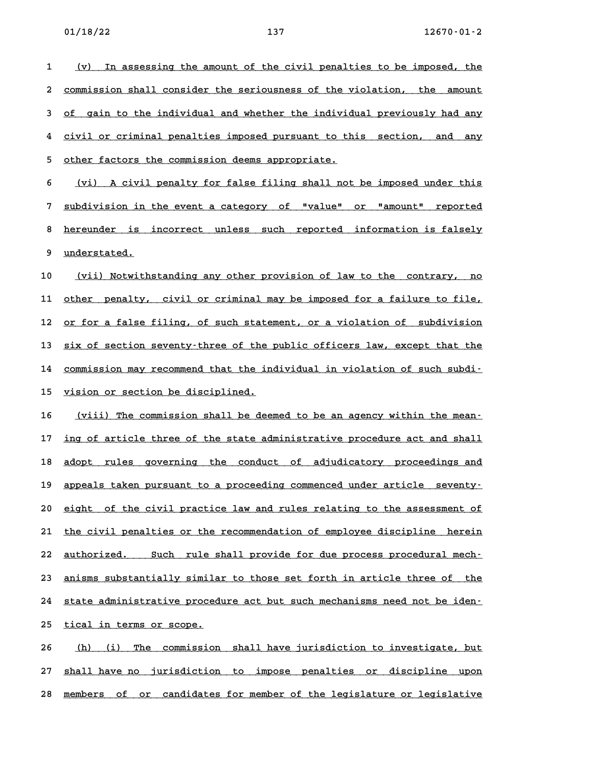(v) In assessing the amount of the civil penalties to be imposed, the commission shall consider the seriousness of the violation, the amount of gain to the individual and whether the individual previously had any civil or criminal penalties imposed pursuant to this section, and any other factors the commission deems appropriate.

(vi) A civil penalty for false filing shall not be imposed under this subdivision in the event a category of "value" or "amount" reported hereunder is incorrect unless such reported information is falsely understated.

(vii) Notwithstanding any other provision of law to the contrary, no other penalty, civil or criminal may be imposed for a failure to file, or for a false filing, of such statement, or a violation of subdivision six of section seventy-three of the public officers law, except that the commission may recommend that the individual in violation of such subdivision or section be disciplined.

(viii) The commission shall be deemed to be an agency within the meaning of article three of the state administrative procedure act and shall adopt rules governing the conduct of adjudicatory proceedings and appeals taken pursuant to a proceeding commenced under article seventy-eight of the civil practice law and rules relating to the assessment of the civil penalties or the recommendation of employee discipline herein authorized. Such rule shall provide for due process procedural mechanisms substantially similar to those set forth in article three of the state administrative procedure act but such mechanisms need not be identical in terms or scope.

(h) (i) The commission shall have jurisdiction to investigate, but shall have no jurisdiction to impose penalties or discipline upon members of or candidates for member of the legislature or legislative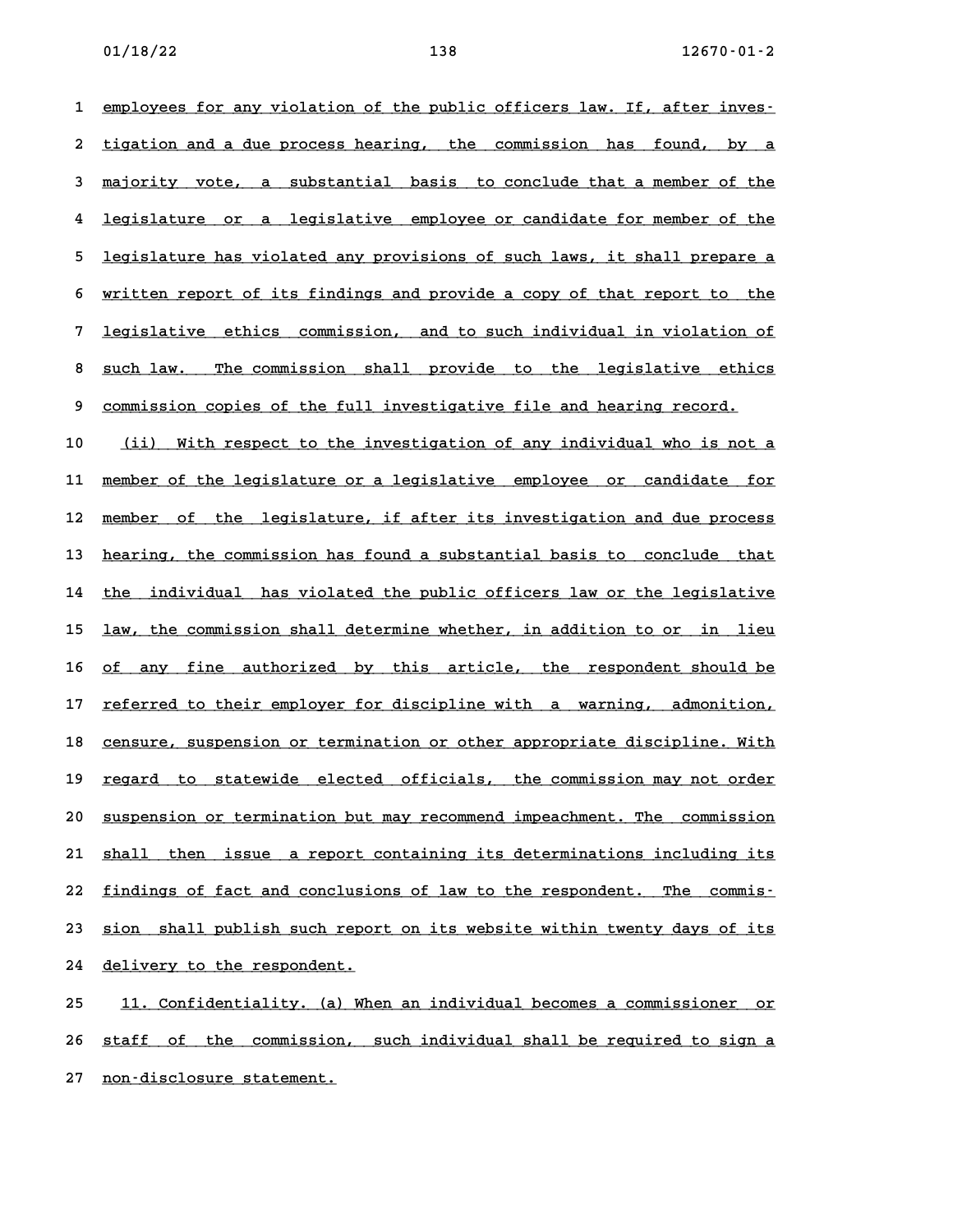employees for any violation of the public officers law. If, after investigation and a due process hearing, the commission has found, by a majority vote, a substantial basis to conclude that a member of the legislature or a legislative employee or candidate for member of the legislature has violated any provisions of such laws, it shall prepare a written report of its findings and provide a copy of that report to the legislative ethics commission, and to such individual in violation of such law. The commission shall provide to the legislative ethics commission copies of the full investigative file and hearing record.

(ii) With respect to the investigation of any individual who is not a member of the legislature or a legislative employee or candidate for member of the legislature, if after its investigation and due process hearing, the commission has found a substantial basis to conclude that the individual has violated the public officers law or the legislative law, the commission shall determine whether, in addition to or in lieu of any fine authorized by this article, the respondent should be referred to their employer for discipline with a warning, admonition, censure, suspension or termination or other appropriate discipline. With regard to statewide elected officials, the commission may not order suspension or termination but may recommend impeachment. The commission shall then issue a report containing its determinations including its findings of fact and conclusions of law to the respondent. The commission shall publish such report on its website within twenty days of its delivery to the respondent.

11. Confidentiality. (a) When an individual becomes a commissioner or staff of the commission, such individual shall be required to sign a non-disclosure statement.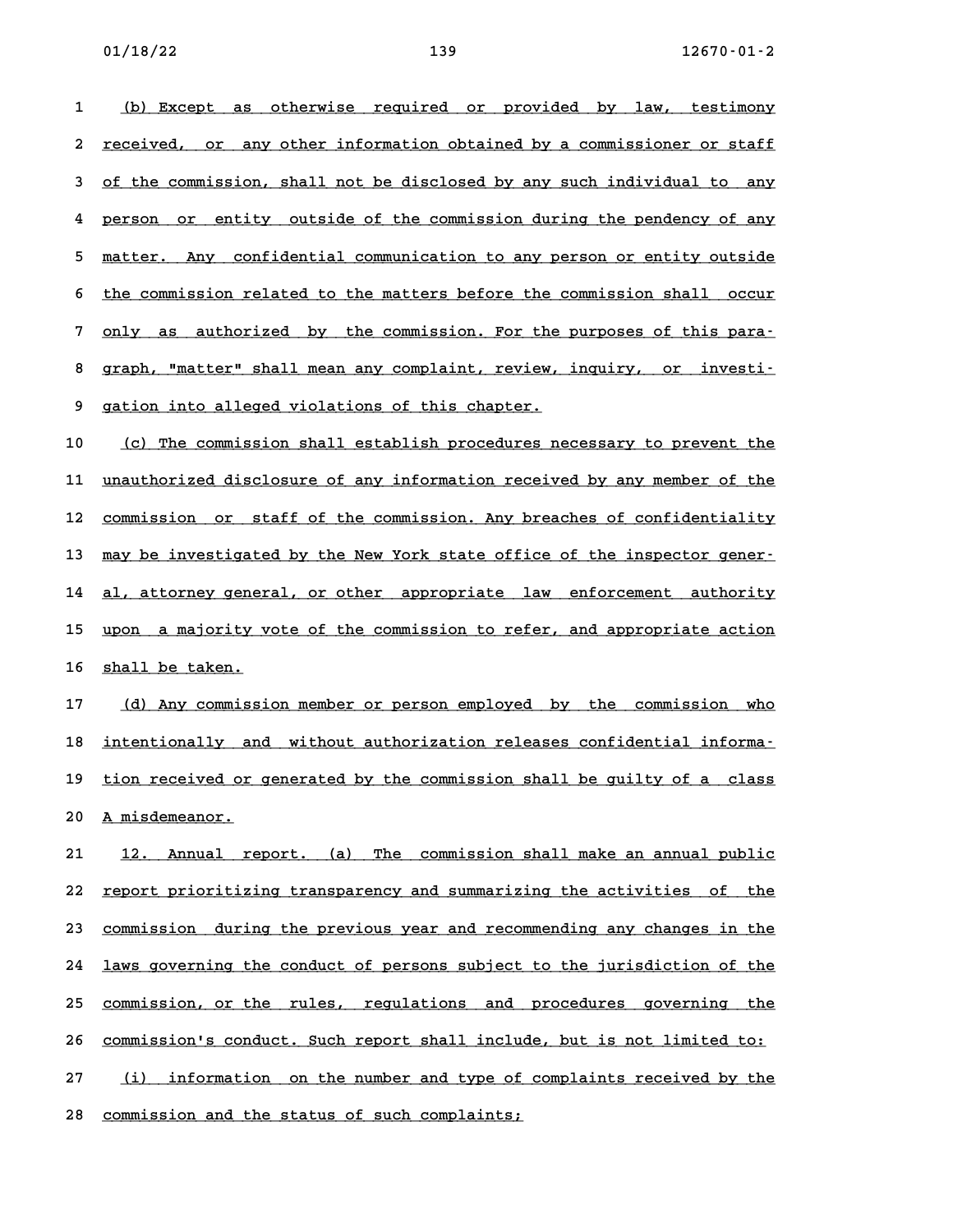(b) Except as otherwise required or provided by law, testimony received, or any other information obtained by a commissioner or staff of the commission, shall not be disclosed by any such individual to any person or entity outside of the commission during the pendency of any matter. Any confidential communication to any person or entity outside the commission related to the matters before the commission shall occur only as authorized by the commission. For the purposes of this paragraph, "matter" shall mean any complaint, review, inquiry, or investigation into alleged violations of this chapter.

(c) The commission shall establish procedures necessary to prevent the unauthorized disclosure of any information received by any member of the commission or staff of the commission. Any breaches of confidentiality may be investigated by the New York state office of the inspector general, attorney general, or other appropriate law enforcement authority upon a majority vote of the commission to refer, and appropriate action shall be taken.

(d) Any commission member or person employed by the commission who intentionally and without authorization releases confidential information received or generated by the commission shall be guilty of a class A misdemeanor.

12. Annual report. (a) The commission shall make an annual public report prioritizing transparency and summarizing the activities of the commission during the previous year and recommending any changes in the laws governing the conduct of persons subject to the jurisdiction of the commission, or the rules, regulations and procedures governing the commission's conduct. Such report shall include, but is not limited to:

(i) information on the number and type of complaints received by the commission and the status of such complaints;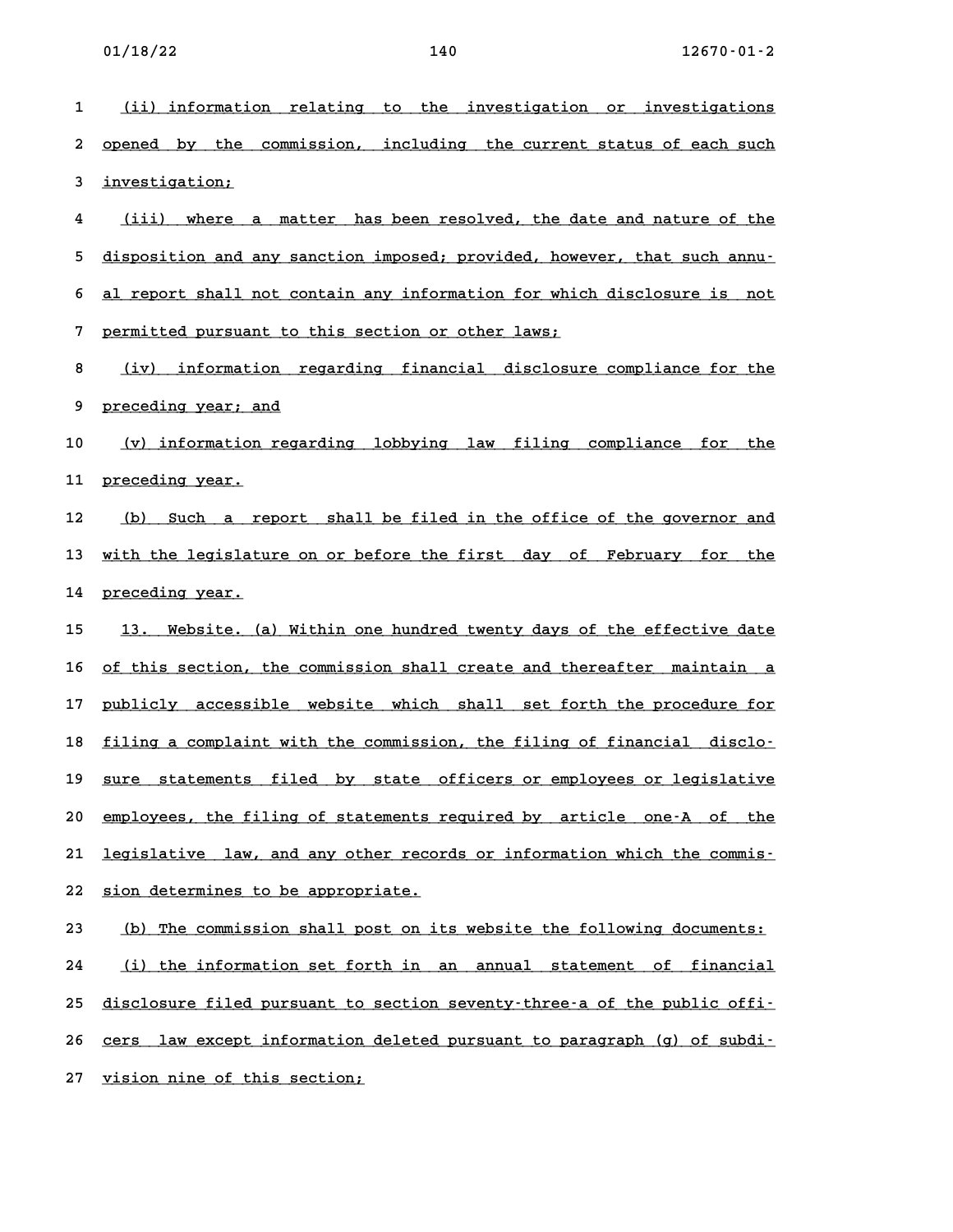(ii) information relating to the investigation or investigations opened by the commission, including the current status of each such investigation;

(iii) where a matter has been resolved, the date and nature of the disposition and any sanction imposed; provided, however, that such annual report shall not contain any information for which disclosure is not permitted pursuant to this section or other laws;

(iv) information regarding financial disclosure compliance for the preceding year; and

(v) information regarding lobbying law filing compliance for the preceding year.

(b) Such a report shall be filed in the office of the governor and with the legislature on or before the first day of February for the preceding year.

13. Website. (a) Within one hundred twenty days of the effective date of this section, the commission shall create and thereafter maintain a publicly accessible website which shall set forth the procedure for filing a complaint with the commission, the filing of financial disclosure statements filed by state officers or employees or legislative employees, the filing of statements required by article one-A of the legislative law, and any other records or information which the commission determines to be appropriate.

(b) The commission shall post on its website the following documents:

(i) the information set forth in an annual statement of financial disclosure filed pursuant to section seventy-three-a of the public officers law except information deleted pursuant to paragraph (g) of subdivision nine of this section;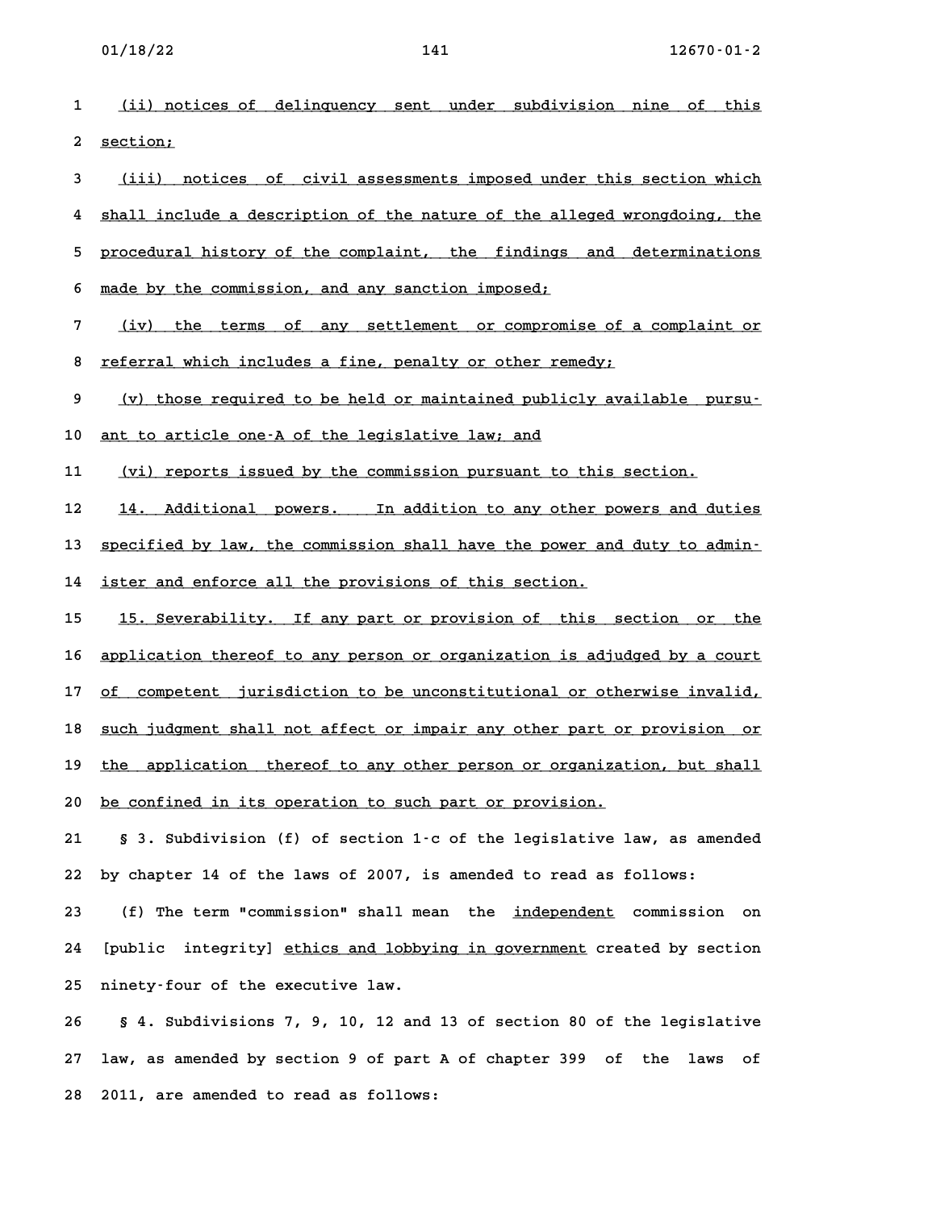(ii) notices of delinquency sent under subdivision nine of this section;

(iii) notices of civil assessments imposed under this section which shall include a description of the nature of the alleged wrongdoing, the procedural history of the complaint, the findings and determinations made by the commission, and any sanction imposed;

(iv) the terms of any settlement or compromise of a complaint or referral which includes a fine, penalty or other remedy;

(v) those required to be held or maintained publicly available pursuant to article one-A of the legislative law; and

(vi) reports issued by the commission pursuant to this section.

14. Additional powers. In addition to any other powers and duties specified by law, the commission shall have the power and duty to administer and enforce all the provisions of this section.

15. Severability. If any part or provision of this section or the application thereof to any person or organization is adjudged by a court of competent jurisdiction to be unconstitutional or otherwise invalid, such judgment shall not affect or impair any other part or provision or the application thereof to any other person or organization, but shall be confined in its operation to such part or provision.

§ 3. Subdivision (f) of section 1-c of the legislative law, as amended by chapter 14 of the laws of 2007, is amended to read as follows:

(f) The term "commission" shall mean the independent commission on [public integrity] ethics and lobbying in government created by section ninety-four of the executive law.

§ 4. Subdivisions 7, 9, 10, 12 and 13 of section 80 of the legislative law, as amended by section 9 of part A of chapter 399 of the laws of 2011, are amended to read as follows: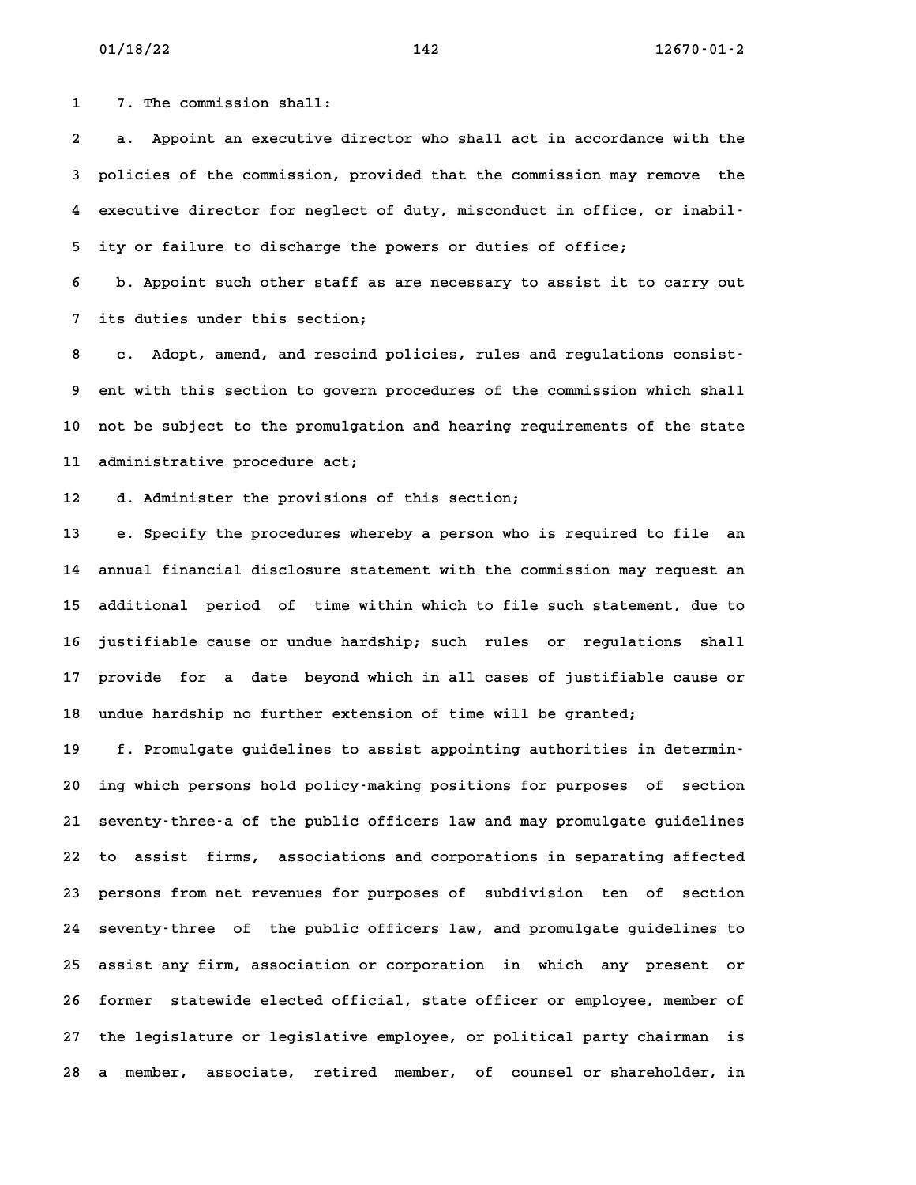7. The commission shall:

a. Appoint an executive director who shall act in accordance with the policies of the commission, provided that the commission may remove the executive director for neglect of duty, misconduct in office, or inability or failure to discharge the powers or duties of office;

b. Appoint such other staff as are necessary to assist it to carry out its duties under this section;

c. Adopt, amend, and rescind policies, rules and regulations consistent with this section to govern procedures of the commission which shall not be subject to the promulgation and hearing requirements of the state administrative procedure act;

d. Administer the provisions of this section;

e. Specify the procedures whereby a person who is required to file an annual financial disclosure statement with the commission may request an additional period of time within which to file such statement, due to justifiable cause or undue hardship; such rules or regulations shall provide for a date beyond which in all cases of justifiable cause or undue hardship no further extension of time will be granted;

f. Promulgate guidelines to assist appointing authorities in determining which persons hold policy-making positions for purposes of section seventy-three-a of the public officers law and may promulgate guidelines to assist firms, associations and corporations in separating affected persons from net revenues for purposes of subdivision ten of section seventy-three of the public officers law, and promulgate guidelines to assist any firm, association or corporation in which any present or former statewide elected official, state officer or employee, member of the legislature or legislative employee, or political party chairman is a member, associate, retired member, of counsel or shareholder, in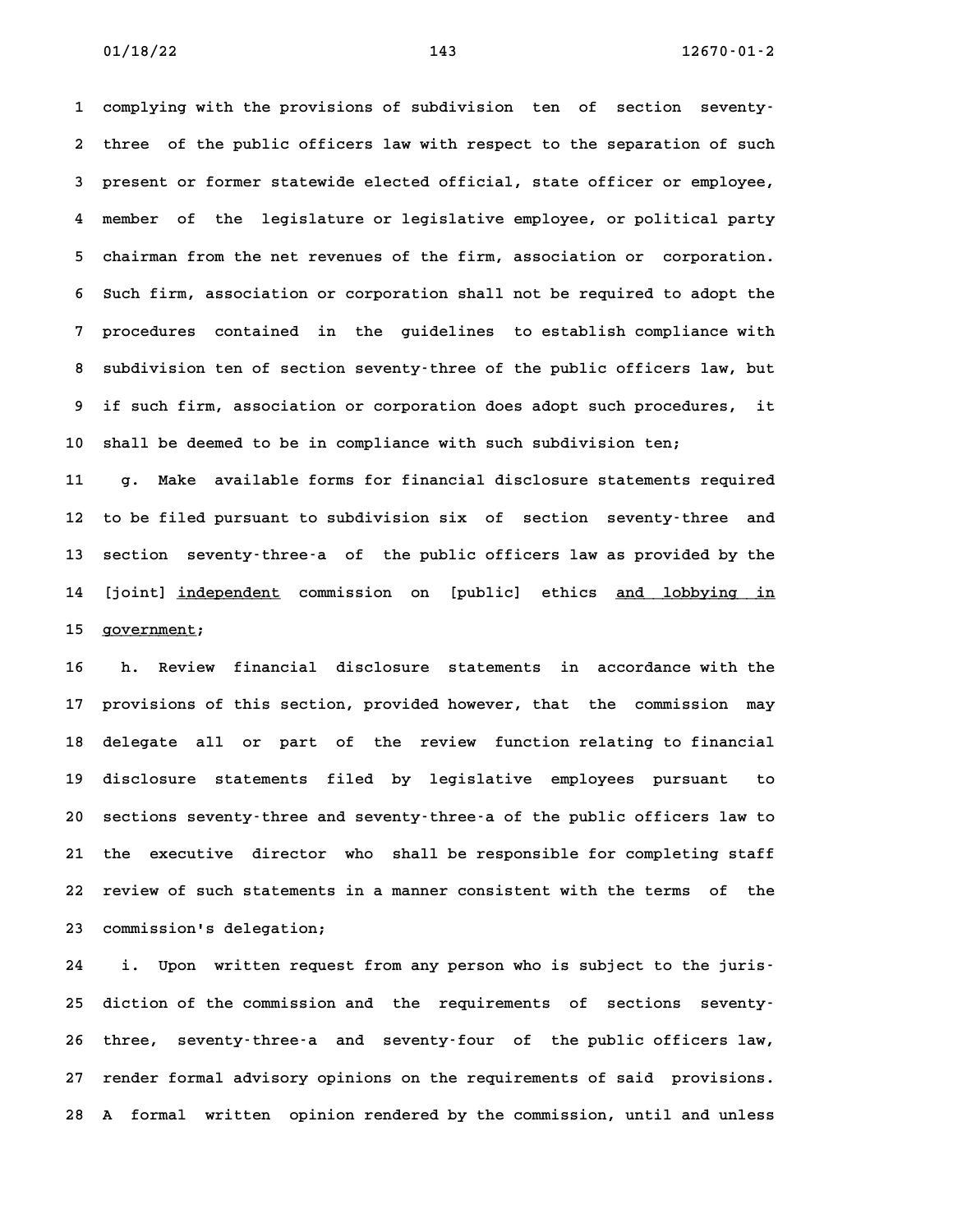complying with the provisions of subdivision ten of section seventy-three of the public officers law with respect to the separation of such present or former statewide elected official, state officer or employee, member of the legislature or legislative employee, or political party chairman from the net revenues of the firm, association or corporation. Such firm, association or corporation shall not be required to adopt the procedures contained in the guidelines to establish compliance with subdivision ten of section seventy-three of the public officers law, but if such firm, association or corporation does adopt such procedures, it shall be deemed to be in compliance with such subdivision ten;

g. Make available forms for financial disclosure statements required to be filed pursuant to subdivision six of section seventy-three and section seventy-three-a of the public officers law as provided by the [joint] <u>independent</u> commission on [public] ethics <u>and lobbying in government</u>;

h. Review financial disclosure statements in accordance with the provisions of this section, provided however, that the commission may delegate all or part of the review function relating to financial disclosure statements filed by legislative employees pursuant to sections seventy-three and seventy-three-a of the public officers law to the executive director who shall be responsible for completing staff review of such statements in a manner consistent with the terms of the commission's delegation;

i. Upon written request from any person who is subject to the jurisdiction of the commission and the requirements of sections seventy-three, seventy-three-a and seventy-four of the public officers law, render formal advisory opinions on the requirements of said provisions. A formal written opinion rendered by the commission, until and unless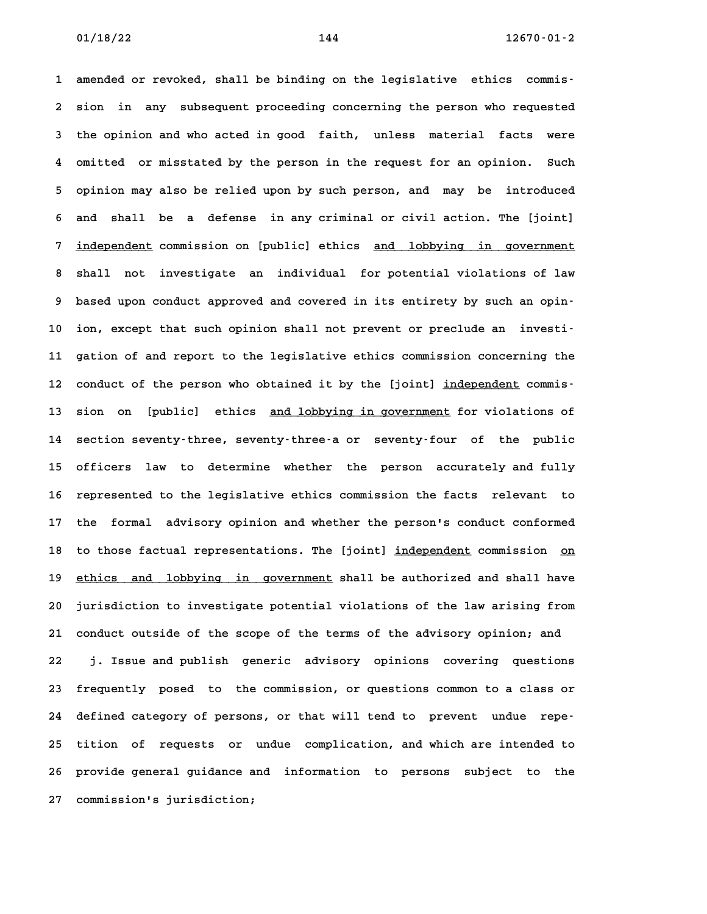amended or revoked, shall be binding on the legislative ethics commission in any subsequent proceeding concerning the person who requested the opinion and who acted in good faith, unless material facts were omitted or misstated by the person in the request for an opinion. Such opinion may also be relied upon by such person, and may be introduced and shall be a defense in any criminal or civil action. The [joint] independent commission on [public] ethics and lobbying in government shall not investigate an individual for potential violations of law based upon conduct approved and covered in its entirety by such an opinion, except that such opinion shall not prevent or preclude an investigation of and report to the legislative ethics commission concerning the conduct of the person who obtained it by the [joint] independent commission on [public] ethics and lobbying in government for violations of section seventy-three, seventy-three-a or seventy-four of the public officers law to determine whether the person accurately and fully represented to the legislative ethics commission the facts relevant to the formal advisory opinion and whether the person's conduct conformed to those factual representations. The [joint] independent commission on ethics and lobbying in government shall be authorized and shall have jurisdiction to investigate potential violations of the law arising from conduct outside of the scope of the terms of the advisory opinion; and

j. Issue and publish generic advisory opinions covering questions frequently posed to the commission, or questions common to a class or defined category of persons, or that will tend to prevent undue repetition of requests or undue complication, and which are intended to provide general guidance and information to persons subject to the commission's jurisdiction;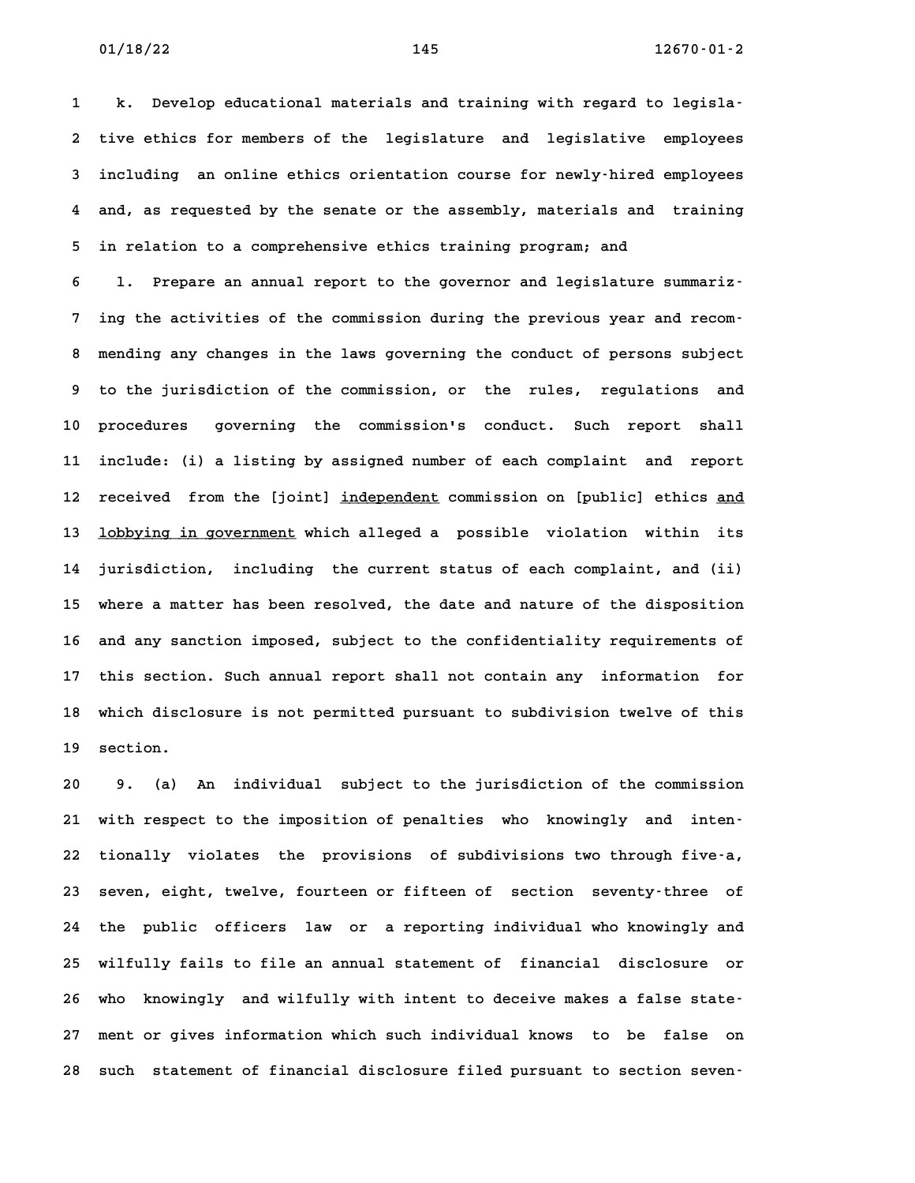k. Develop educational materials and training with regard to legislative ethics for members of the legislature and legislative employees including an online ethics orientation course for newly-hired employees and, as requested by the senate or the assembly, materials and training in relation to a comprehensive ethics training program; and

l. Prepare an annual report to the governor and legislature summarizing the activities of the commission during the previous year and recommending any changes in the laws governing the conduct of persons subject to the jurisdiction of the commission, or the rules, regulations and procedures governing the commission's conduct. Such report shall include: (i) a listing by assigned number of each complaint and report received from the [joint] <u>independent</u> commission on [public] ethics <u>and lobbying in government</u> which alleged a possible violation within its jurisdiction, including the current status of each complaint, and (ii) where a matter has been resolved, the date and nature of the disposition and any sanction imposed, subject to the confidentiality requirements of this section. Such annual report shall not contain any information for which disclosure is not permitted pursuant to subdivision twelve of this section.

9. (a) An individual subject to the jurisdiction of the commission with respect to the imposition of penalties who knowingly and intentionally violates the provisions of subdivisions two through five-a, seven, eight, twelve, fourteen or fifteen of section seventy-three of the public officers law or a reporting individual who knowingly and wilfully fails to file an annual statement of financial disclosure or who knowingly and wilfully with intent to deceive makes a false statement or gives information which such individual knows to be false on such statement of financial disclosure filed pursuant to section seven-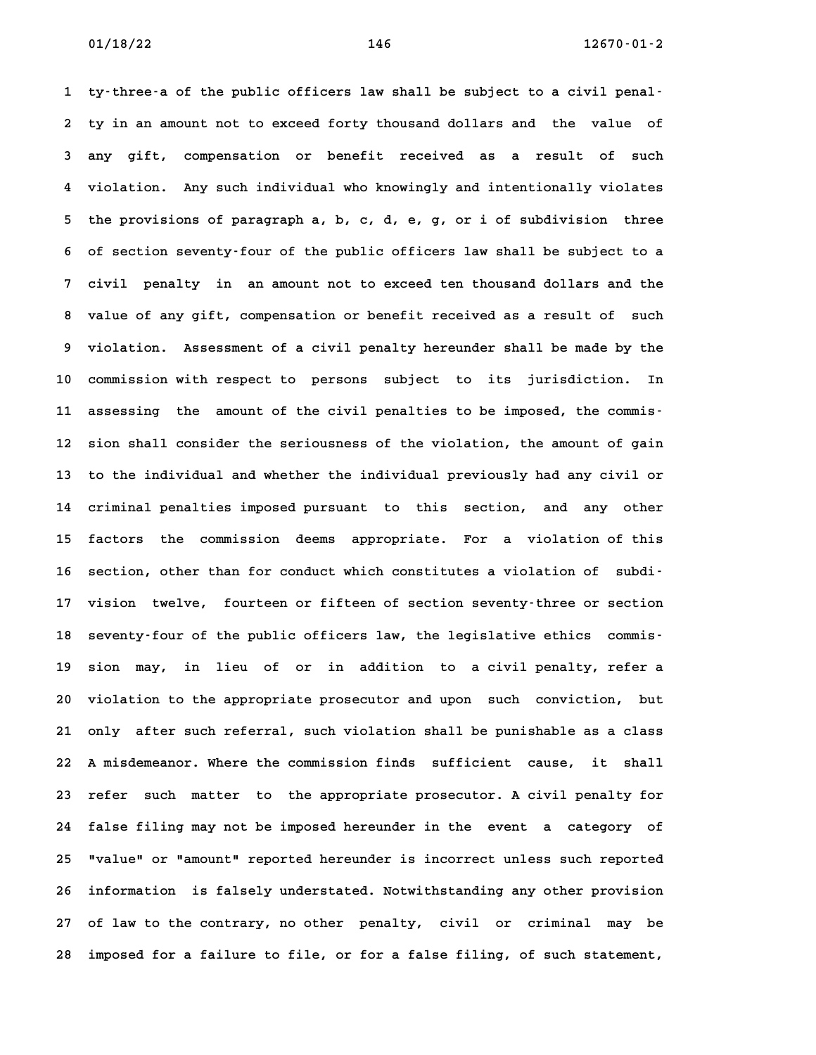ty-three-a of the public officers law shall be subject to a civil penalty in an amount not to exceed forty thousand dollars and the value of any gift, compensation or benefit received as a result of such violation. Any such individual who knowingly and intentionally violates the provisions of paragraph a, b, c, d, e, g, or i of subdivision three of section seventy-four of the public officers law shall be subject to a civil penalty in an amount not to exceed ten thousand dollars and the value of any gift, compensation or benefit received as a result of such violation. Assessment of a civil penalty hereunder shall be made by the commission with respect to persons subject to its jurisdiction. In assessing the amount of the civil penalties to be imposed, the commission shall consider the seriousness of the violation, the amount of gain to the individual and whether the individual previously had any civil or criminal penalties imposed pursuant to this section, and any other factors the commission deems appropriate. For a violation of this section, other than for conduct which constitutes a violation of subdivision twelve, fourteen or fifteen of section seventy-three or section seventy-four of the public officers law, the legislative ethics commission may, in lieu of or in addition to a civil penalty, refer a violation to the appropriate prosecutor and upon such conviction, but only after such referral, such violation shall be punishable as a class A misdemeanor. Where the commission finds sufficient cause, it shall refer such matter to the appropriate prosecutor. A civil penalty for false filing may not be imposed hereunder in the event a category of "value" or "amount" reported hereunder is incorrect unless such reported information is falsely understated. Notwithstanding any other provision of law to the contrary, no other penalty, civil or criminal may be imposed for a failure to file, or for a false filing, of such statement,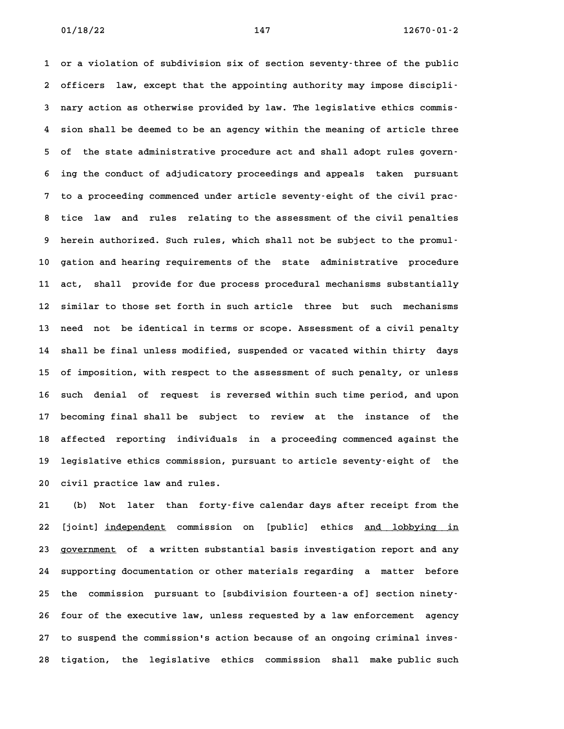or a violation of subdivision six of section seventy-three of the public officers law, except that the appointing authority may impose disciplinary action as otherwise provided by law. The legislative ethics commission shall be deemed to be an agency within the meaning of article three of the state administrative procedure act and shall adopt rules governing the conduct of adjudicatory proceedings and appeals taken pursuant to a proceeding commenced under article seventy-eight of the civil practice law and rules relating to the assessment of the civil penalties herein authorized. Such rules, which shall not be subject to the promulgation and hearing requirements of the state administrative procedure act, shall provide for due process procedural mechanisms substantially similar to those set forth in such article three but such mechanisms need not be identical in terms or scope. Assessment of a civil penalty shall be final unless modified, suspended or vacated within thirty days of imposition, with respect to the assessment of such penalty, or unless such denial of request is reversed within such time period, and upon becoming final shall be subject to review at the instance of the affected reporting individuals in a proceeding commenced against the legislative ethics commission, pursuant to article seventy-eight of the civil practice law and rules.

(b) Not later than forty-five calendar days after receipt from the [joint] <u>independent</u> commission on [public] ethics <u>and lobbying in government</u> of a written substantial basis investigation report and any supporting documentation or other materials regarding a matter before the commission pursuant to [subdivision fourteen-a of] section ninety-four of the executive law, unless requested by a law enforcement agency to suspend the commission's action because of an ongoing criminal investigation, the legislative ethics commission shall make public such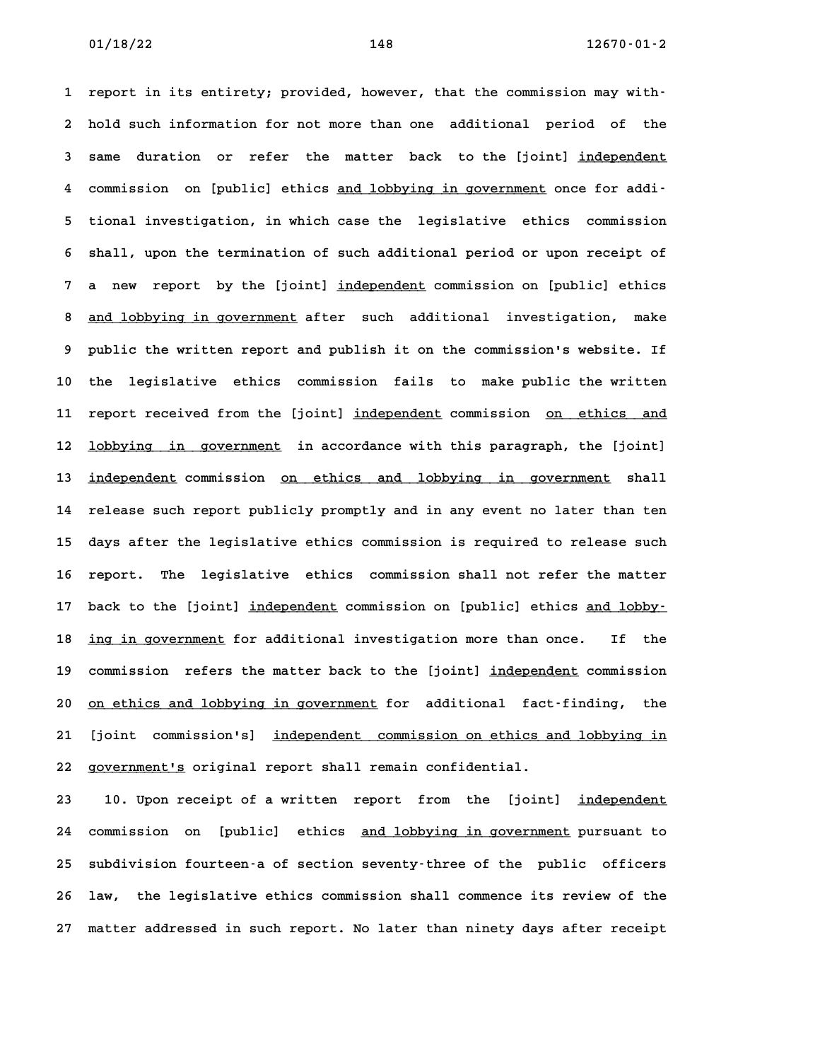report in its entirety; provided, however, that the commission may withhold such information for not more than one additional period of the same duration or refer the matter back to the [joint] independent commission on [public] ethics and lobbying in government once for additional investigation, in which case the legislative ethics commission shall, upon the termination of such additional period or upon receipt of a new report by the [joint] independent commission on [public] ethics and lobbying in government after such additional investigation, make public the written report and publish it on the commission's website. If the legislative ethics commission fails to make public the written report received from the [joint] independent commission on ethics and lobbying in government in accordance with this paragraph, the [joint] independent commission on ethics and lobbying in government shall release such report publicly promptly and in any event no later than ten days after the legislative ethics commission is required to release such report. The legislative ethics commission shall not refer the matter back to the [joint] independent commission on [public] ethics and lobbying in government for additional investigation more than once. If the commission refers the matter back to the [joint] independent commission on ethics and lobbying in government for additional fact-finding, the [joint commission's] independent commission on ethics and lobbying in government's original report shall remain confidential.

10. Upon receipt of a written report from the [joint] independent commission on [public] ethics and lobbying in government pursuant to subdivision fourteen-a of section seventy-three of the public officers law, the legislative ethics commission shall commence its review of the matter addressed in such report. No later than ninety days after receipt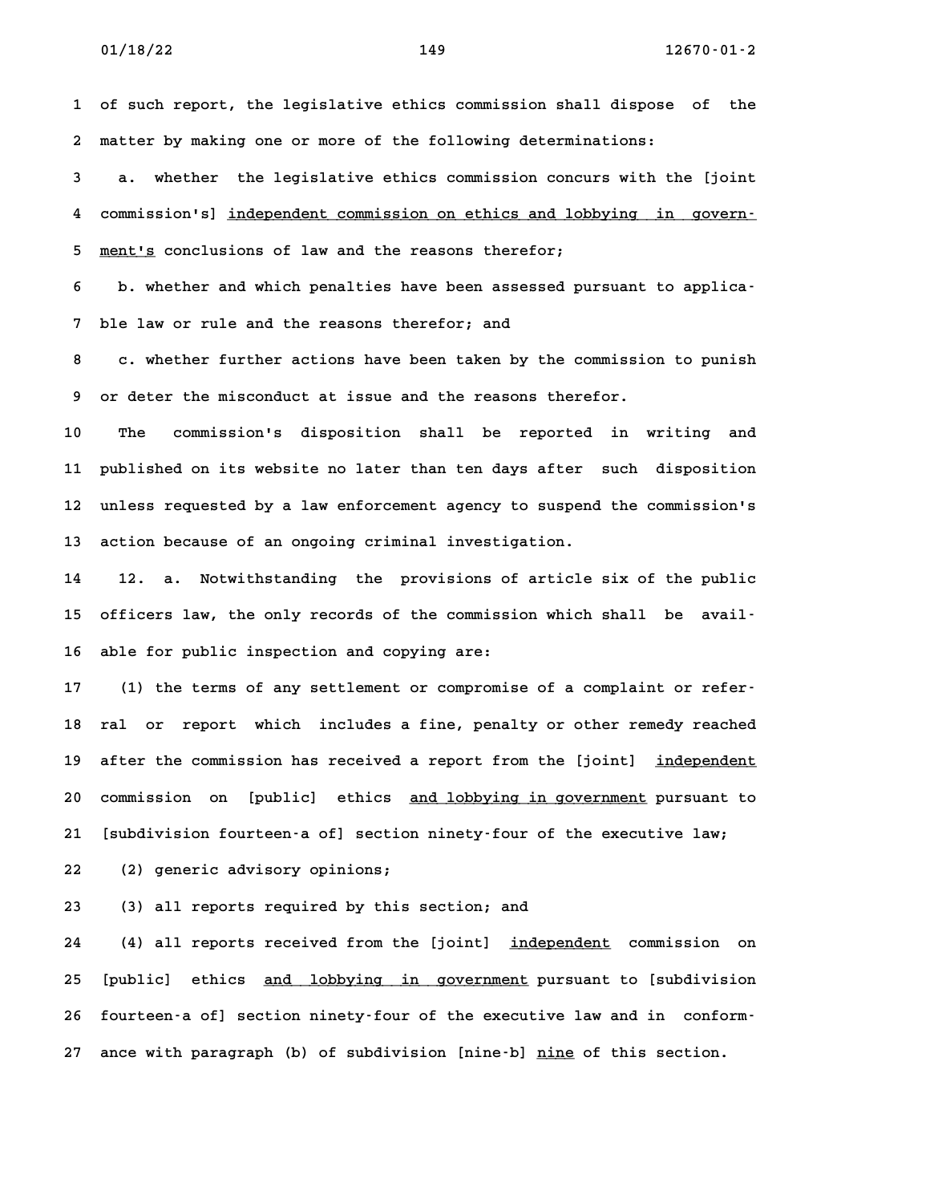of such report, the legislative ethics commission shall dispose of the matter by making one or more of the following determinations:

a. whether the legislative ethics commission concurs with the [joint commission's] <u>independent commission on ethics and lobbying in government's</u> conclusions of law and the reasons therefor;

b. whether and which penalties have been assessed pursuant to applicable law or rule and the reasons therefor; and

c. whether further actions have been taken by the commission to punish or deter the misconduct at issue and the reasons therefor.

The commission's disposition shall be reported in writing and published on its website no later than ten days after such disposition unless requested by a law enforcement agency to suspend the commission's action because of an ongoing criminal investigation.

12. a. Notwithstanding the provisions of article six of the public officers law, the only records of the commission which shall be available for public inspection and copying are:

(1) the terms of any settlement or compromise of a complaint or referral or report which includes a fine, penalty or other remedy reached after the commission has received a report from the [joint] <u>independent</u> commission on [public] ethics <u>and lobbying in government</u> pursuant to [subdivision fourteen-a of] section ninety-four of the executive law;

(2) generic advisory opinions;

(3) all reports required by this section; and

(4) all reports received from the [joint] <u>independent</u> commission on [public] ethics <u>and lobbying in government</u> pursuant to [subdivision fourteen-a of] section ninety-four of the executive law and in conformance with paragraph (b) of subdivision [nine-b] <u>nine</u> of this section.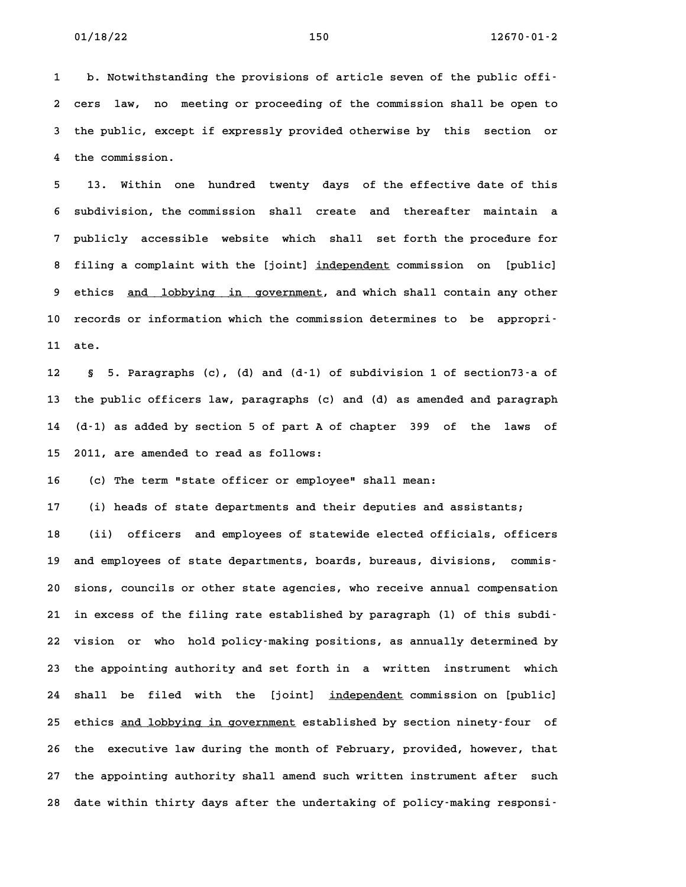b. Notwithstanding the provisions of article seven of the public officers law, no meeting or proceeding of the commission shall be open to the public, except if expressly provided otherwise by this section or the commission.

13. Within one hundred twenty days of the effective date of this subdivision, the commission shall create and thereafter maintain a publicly accessible website which shall set forth the procedure for filing a complaint with the [joint] <u>independent</u> commission on [public] ethics <u>and lobbying in government</u>, and which shall contain any other records or information which the commission determines to be appropriate.

§ 5. Paragraphs (c), (d) and (d-1) of subdivision 1 of section73-a of the public officers law, paragraphs (c) and (d) as amended and paragraph (d-1) as added by section 5 of part A of chapter 399 of the laws of 2011, are amended to read as follows:

(c) The term "state officer or employee" shall mean:

(i) heads of state departments and their deputies and assistants;

(ii) officers and employees of statewide elected officials, officers and employees of state departments, boards, bureaus, divisions, commissions, councils or other state agencies, who receive annual compensation in excess of the filing rate established by paragraph (l) of this subdivision or who hold policy-making positions, as annually determined by the appointing authority and set forth in a written instrument which shall be filed with the [joint] <u>independent</u> commission on [public] ethics <u>and lobbying in government</u> established by section ninety-four of the executive law during the month of February, provided, however, that the appointing authority shall amend such written instrument after such date within thirty days after the undertaking of policy-making responsi-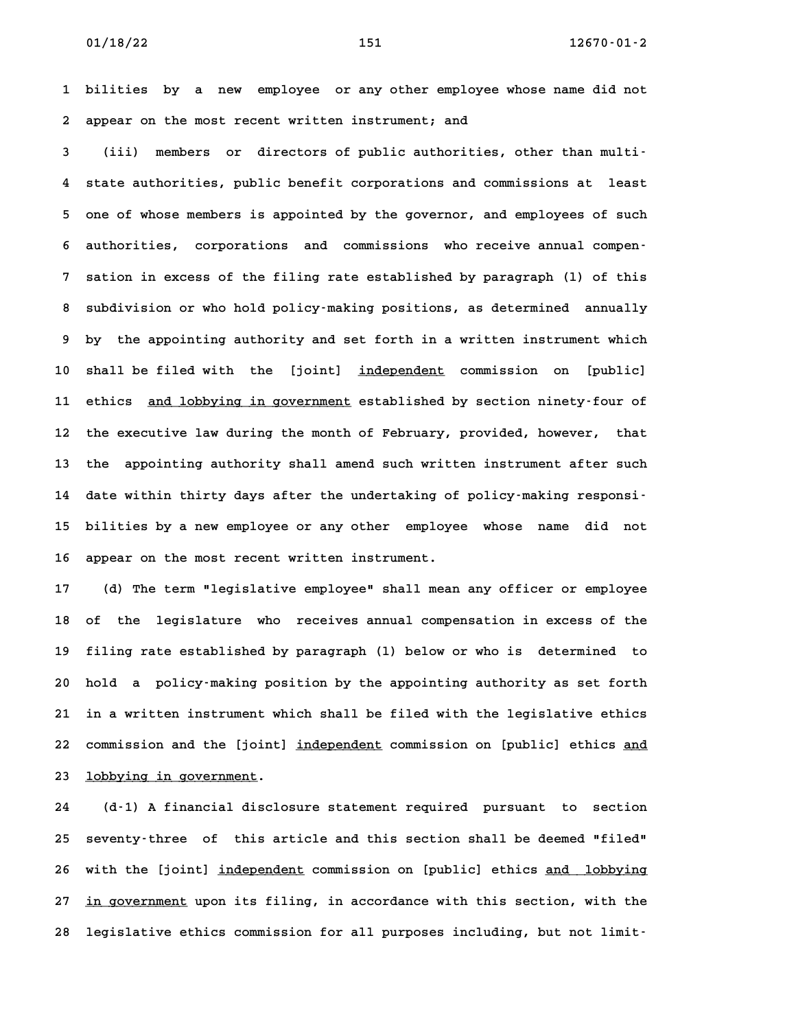bilities by a new employee or any other employee whose name did not appear on the most recent written instrument; and

(iii) members or directors of public authorities, other than multi-state authorities, public benefit corporations and commissions at least one of whose members is appointed by the governor, and employees of such authorities, corporations and commissions who receive annual compensation in excess of the filing rate established by paragraph (l) of this subdivision or who hold policy-making positions, as determined annually by the appointing authority and set forth in a written instrument which shall be filed with the [joint] <u>independent</u> commission on [public] ethics <u>and lobbying in government</u> established by section ninety-four of the executive law during the month of February, provided, however, that the appointing authority shall amend such written instrument after such date within thirty days after the undertaking of policy-making responsibilities by a new employee or any other employee whose name did not appear on the most recent written instrument.

(d) The term "legislative employee" shall mean any officer or employee of the legislature who receives annual compensation in excess of the filing rate established by paragraph (l) below or who is determined to hold a policy-making position by the appointing authority as set forth in a written instrument which shall be filed with the legislative ethics commission and the [joint] <u>independent</u> commission on [public] ethics <u>and lobbying in government</u>.

(d-1) A financial disclosure statement required pursuant to section seventy-three of this article and this section shall be deemed "filed" with the [joint] <u>independent</u> commission on [public] ethics <u>and lobbying in government</u> upon its filing, in accordance with this section, with the legislative ethics commission for all purposes including, but not limit-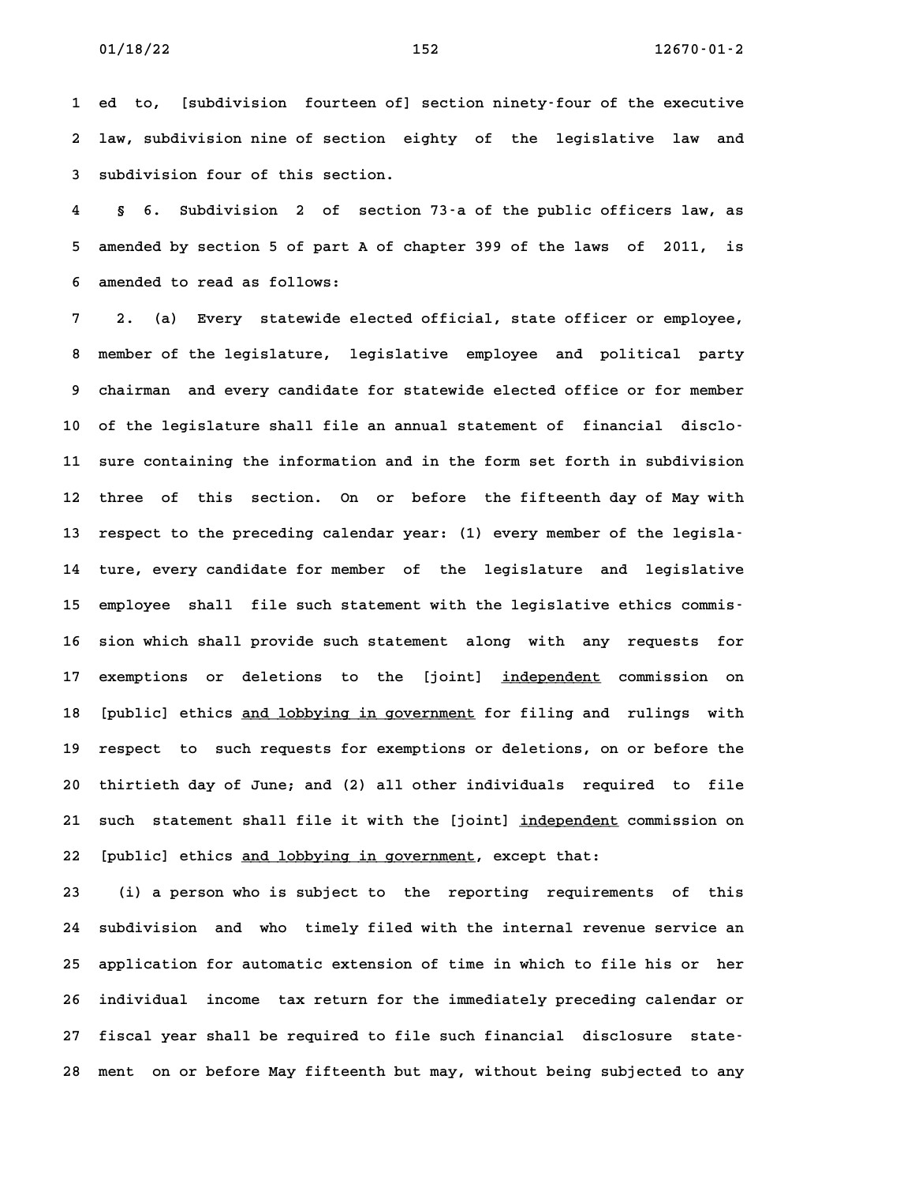ed to, [subdivision fourteen of] section ninety-four of the executive law, subdivision nine of section eighty of the legislative law and subdivision four of this section.

§ 6. Subdivision 2 of section 73-a of the public officers law, as amended by section 5 of part A of chapter 399 of the laws of 2011, is amended to read as follows:

2. (a) Every statewide elected official, state officer or employee, member of the legislature, legislative employee and political party chairman and every candidate for statewide elected office or for member of the legislature shall file an annual statement of financial disclosure containing the information and in the form set forth in subdivision three of this section. On or before the fifteenth day of May with respect to the preceding calendar year: (1) every member of the legislature, every candidate for member of the legislature and legislative employee shall file such statement with the legislative ethics commission which shall provide such statement along with any requests for exemptions or deletions to the [joint] <u>independent</u> commission on [public] ethics <u>and lobbying in government</u> for filing and rulings with respect to such requests for exemptions or deletions, on or before the thirtieth day of June; and (2) all other individuals required to file such statement shall file it with the [joint] <u>independent</u> commission on [public] ethics <u>and lobbying in government</u>, except that:

(i) a person who is subject to the reporting requirements of this subdivision and who timely filed with the internal revenue service an application for automatic extension of time in which to file his or her individual income tax return for the immediately preceding calendar or fiscal year shall be required to file such financial disclosure statement on or before May fifteenth but may, without being subjected to any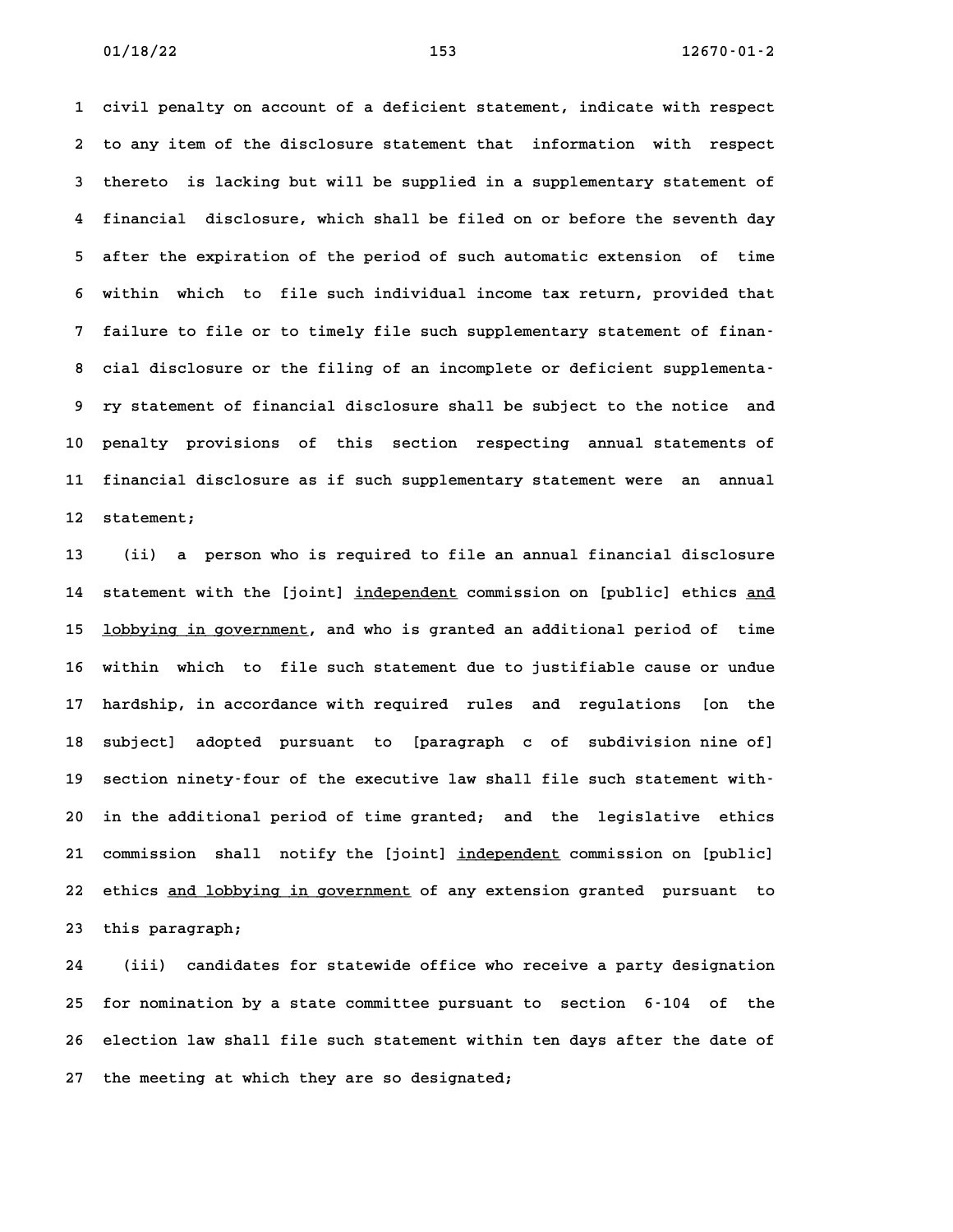civil penalty on account of a deficient statement, indicate with respect to any item of the disclosure statement that information with respect thereto is lacking but will be supplied in a supplementary statement of financial disclosure, which shall be filed on or before the seventh day after the expiration of the period of such automatic extension of time within which to file such individual income tax return, provided that failure to file or to timely file such supplementary statement of financial disclosure or the filing of an incomplete or deficient supplementary statement of financial disclosure shall be subject to the notice and penalty provisions of this section respecting annual statements of financial disclosure as if such supplementary statement were an annual statement;

(ii) a person who is required to file an annual financial disclosure statement with the [joint] <u>independent</u> commission on [public] ethics <u>and lobbying in government</u>, and who is granted an additional period of time within which to file such statement due to justifiable cause or undue hardship, in accordance with required rules and regulations [on the subject] adopted pursuant to [paragraph c of subdivision nine of] section ninety-four of the executive law shall file such statement within the additional period of time granted; and the legislative ethics commission shall notify the [joint] <u>independent</u> commission on [public] ethics <u>and lobbying in government</u> of any extension granted pursuant to this paragraph;

(iii) candidates for statewide office who receive a party designation for nomination by a state committee pursuant to section 6-104 of the election law shall file such statement within ten days after the date of the meeting at which they are so designated;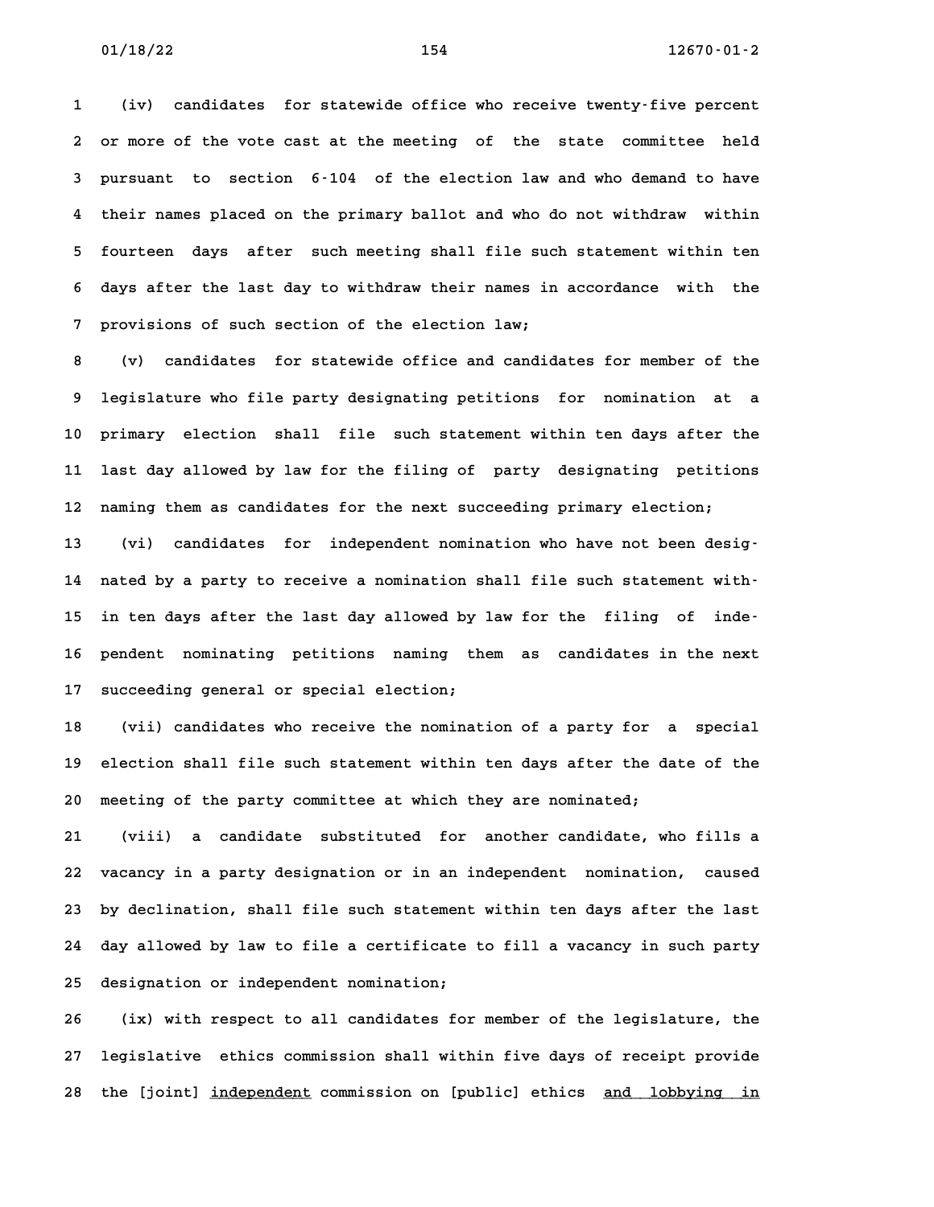(iv) candidates for statewide office who receive twenty-five percent or more of the vote cast at the meeting of the state committee held pursuant to section 6-104 of the election law and who demand to have their names placed on the primary ballot and who do not withdraw within fourteen days after such meeting shall file such statement within ten days after the last day to withdraw their names in accordance with the provisions of such section of the election law;

(v) candidates for statewide office and candidates for member of the legislature who file party designating petitions for nomination at a primary election shall file such statement within ten days after the last day allowed by law for the filing of party designating petitions naming them as candidates for the next succeeding primary election;

(vi) candidates for independent nomination who have not been designated by a party to receive a nomination shall file such statement within ten days after the last day allowed by law for the filing of independent nominating petitions naming them as candidates in the next succeeding general or special election;

(vii) candidates who receive the nomination of a party for a special election shall file such statement within ten days after the date of the meeting of the party committee at which they are nominated;

(viii) a candidate substituted for another candidate, who fills a vacancy in a party designation or in an independent nomination, caused by declination, shall file such statement within ten days after the last day allowed by law to file a certificate to fill a vacancy in such party designation or independent nomination;

(ix) with respect to all candidates for member of the legislature, the legislative ethics commission shall within five days of receipt provide the [joint] <u>independent</u> commission on [public] ethics <u>and lobbying in</u>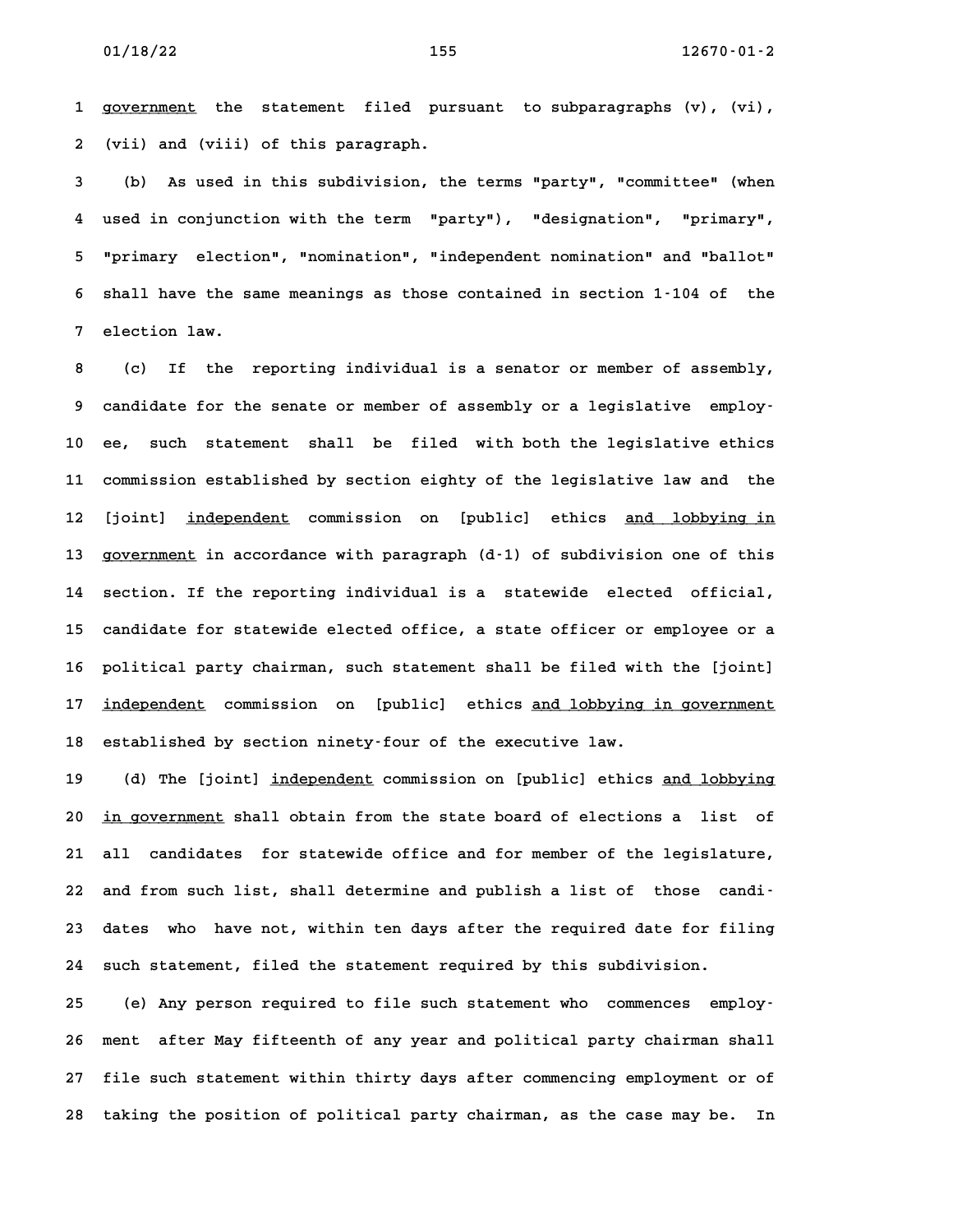government the statement filed pursuant to subparagraphs (v), (vi), (vii) and (viii) of this paragraph.

(b) As used in this subdivision, the terms "party", "committee" (when used in conjunction with the term "party"), "designation", "primary", "primary election", "nomination", "independent nomination" and "ballot" shall have the same meanings as those contained in section 1-104 of the election law.

(c) If the reporting individual is a senator or member of assembly, candidate for the senate or member of assembly or a legislative employee, such statement shall be filed with both the legislative ethics commission established by section eighty of the legislative law and the [joint] independent commission on [public] ethics and lobbying in government in accordance with paragraph (d-1) of subdivision one of this section. If the reporting individual is a statewide elected official, candidate for statewide elected office, a state officer or employee or a political party chairman, such statement shall be filed with the [joint] independent commission on [public] ethics and lobbying in government established by section ninety-four of the executive law.

(d) The [joint] independent commission on [public] ethics and lobbying in government shall obtain from the state board of elections a list of all candidates for statewide office and for member of the legislature, and from such list, shall determine and publish a list of those candidates who have not, within ten days after the required date for filing such statement, filed the statement required by this subdivision.

(e) Any person required to file such statement who commences employment after May fifteenth of any year and political party chairman shall file such statement within thirty days after commencing employment or of taking the position of political party chairman, as the case may be. In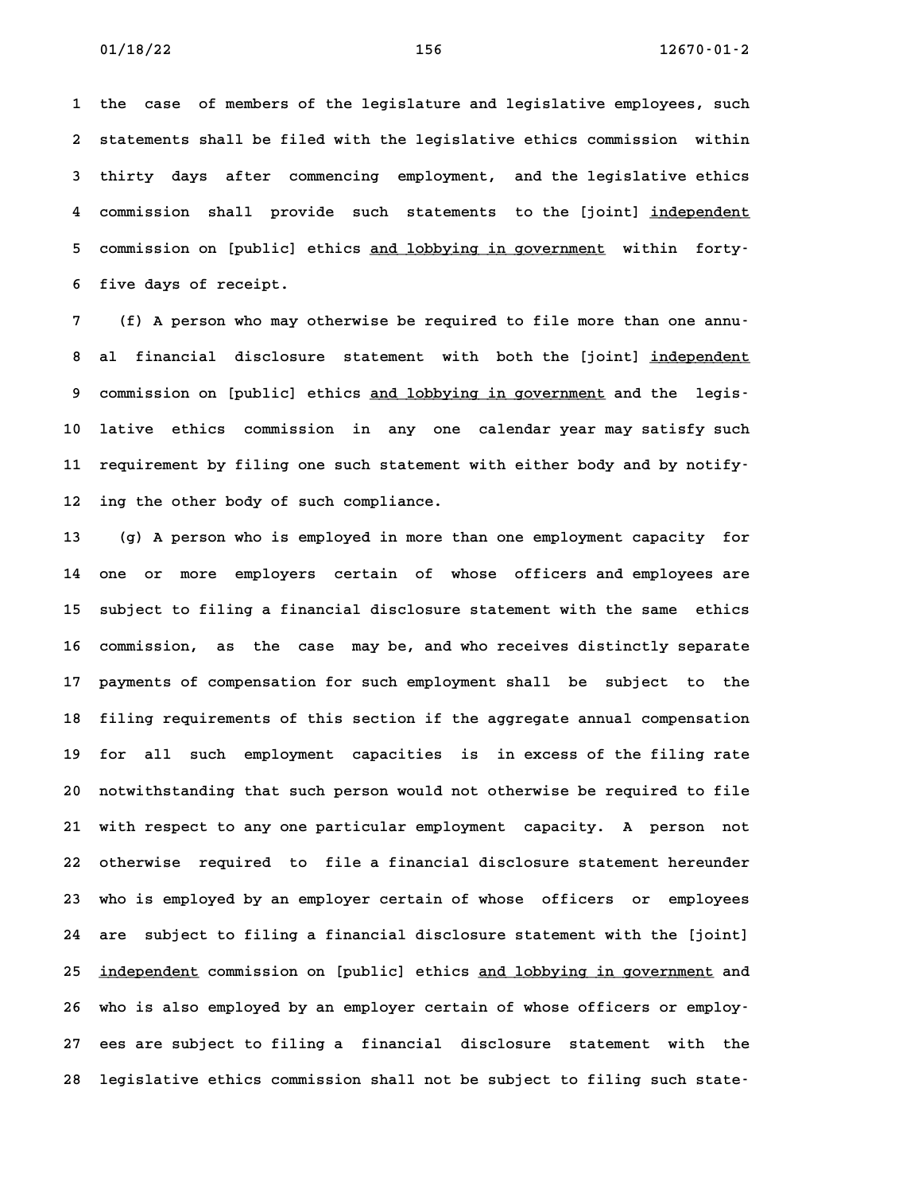the case of members of the legislature and legislative employees, such statements shall be filed with the legislative ethics commission within thirty days after commencing employment, and the legislative ethics commission shall provide such statements to the [joint] <u>independent</u> commission on [public] ethics <u>and lobbying in government</u> within forty-five days of receipt.

(f) A person who may otherwise be required to file more than one annual financial disclosure statement with both the [joint] <u>independent</u> commission on [public] ethics <u>and lobbying in government</u> and the legislative ethics commission in any one calendar year may satisfy such requirement by filing one such statement with either body and by notifying the other body of such compliance.

(g) A person who is employed in more than one employment capacity for one or more employers certain of whose officers and employees are subject to filing a financial disclosure statement with the same ethics commission, as the case may be, and who receives distinctly separate payments of compensation for such employment shall be subject to the filing requirements of this section if the aggregate annual compensation for all such employment capacities is in excess of the filing rate notwithstanding that such person would not otherwise be required to file with respect to any one particular employment capacity. A person not otherwise required to file a financial disclosure statement hereunder who is employed by an employer certain of whose officers or employees are subject to filing a financial disclosure statement with the [joint] <u>independent</u> commission on [public] ethics <u>and lobbying in government</u> and who is also employed by an employer certain of whose officers or employees are subject to filing a financial disclosure statement with the legislative ethics commission shall not be subject to filing such state-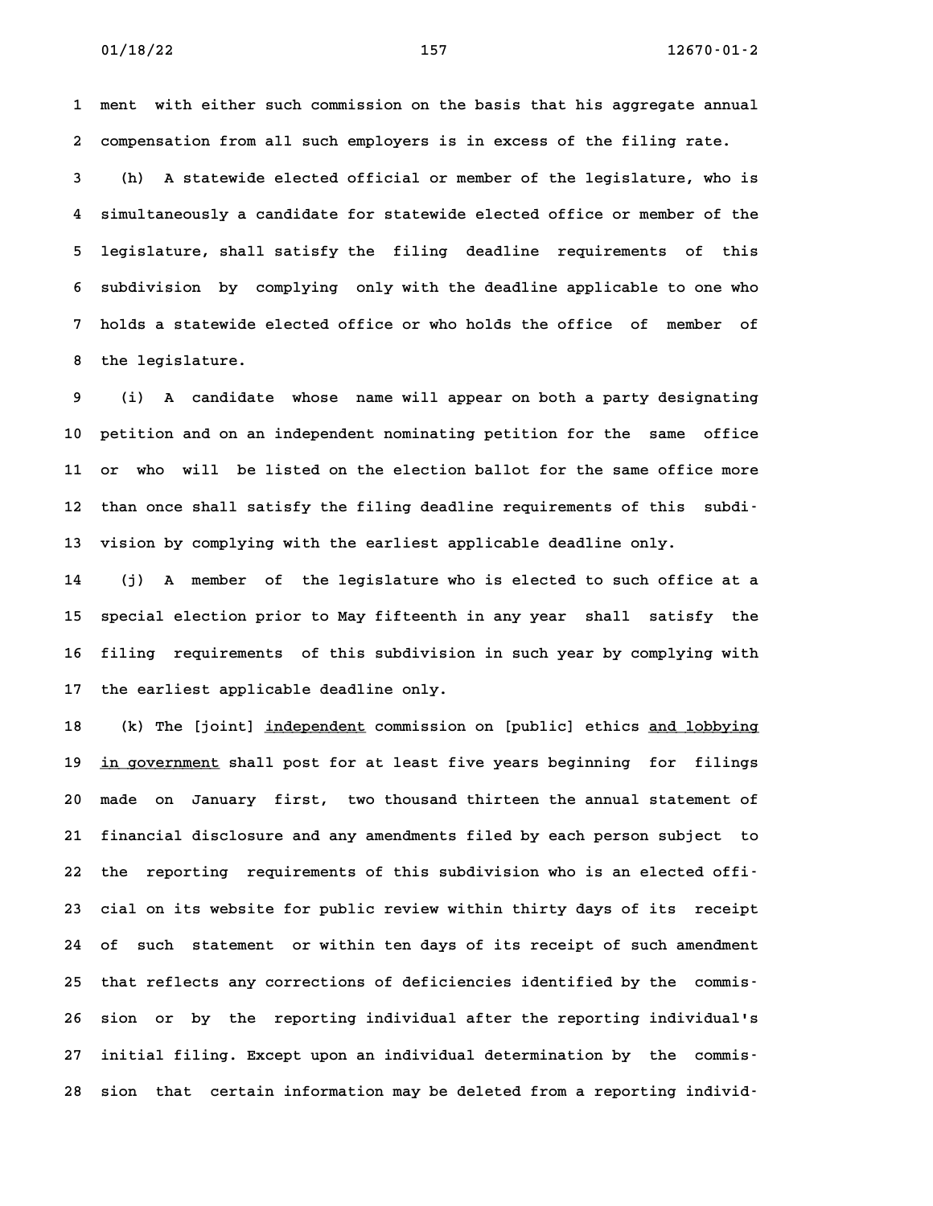ment with either such commission on the basis that his aggregate annual compensation from all such employers is in excess of the filing rate.

(h) A statewide elected official or member of the legislature, who is simultaneously a candidate for statewide elected office or member of the legislature, shall satisfy the filing deadline requirements of this subdivision by complying only with the deadline applicable to one who holds a statewide elected office or who holds the office of member of the legislature.

(i) A candidate whose name will appear on both a party designating petition and on an independent nominating petition for the same office or who will be listed on the election ballot for the same office more than once shall satisfy the filing deadline requirements of this subdivision by complying with the earliest applicable deadline only.

(j) A member of the legislature who is elected to such office at a special election prior to May fifteenth in any year shall satisfy the filing requirements of this subdivision in such year by complying with the earliest applicable deadline only.

(k) The [joint] <u>independent</u> commission on [public] ethics <u>and lobbying in government</u> shall post for at least five years beginning for filings made on January first, two thousand thirteen the annual statement of financial disclosure and any amendments filed by each person subject to the reporting requirements of this subdivision who is an elected official on its website for public review within thirty days of its receipt of such statement or within ten days of its receipt of such amendment that reflects any corrections of deficiencies identified by the commission or by the reporting individual after the reporting individual's initial filing. Except upon an individual determination by the commission that certain information may be deleted from a reporting individ-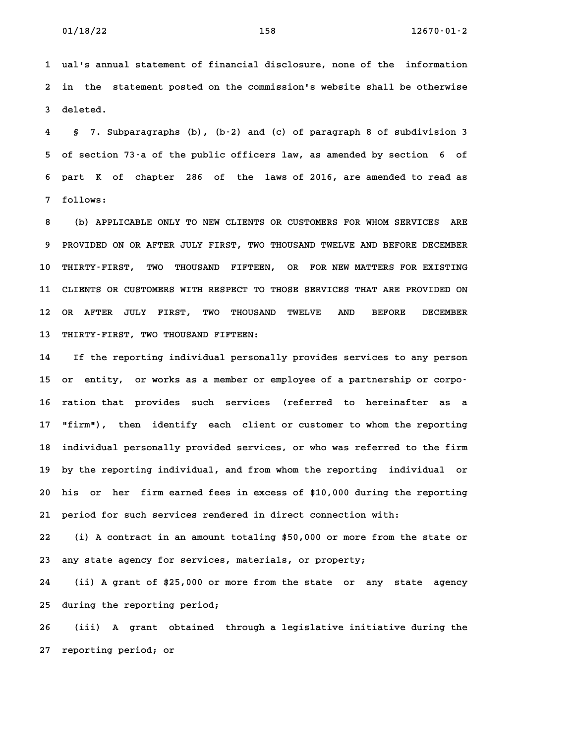ual's annual statement of financial disclosure, none of the information in the statement posted on the commission's website shall be otherwise deleted.

§ 7. Subparagraphs (b), (b-2) and (c) of paragraph 8 of subdivision 3 of section 73-a of the public officers law, as amended by section 6 of part K of chapter 286 of the laws of 2016, are amended to read as follows:

(b) APPLICABLE ONLY TO NEW CLIENTS OR CUSTOMERS FOR WHOM SERVICES ARE PROVIDED ON OR AFTER JULY FIRST, TWO THOUSAND TWELVE AND BEFORE DECEMBER THIRTY-FIRST, TWO THOUSAND FIFTEEN, OR FOR NEW MATTERS FOR EXISTING CLIENTS OR CUSTOMERS WITH RESPECT TO THOSE SERVICES THAT ARE PROVIDED ON OR AFTER JULY FIRST, TWO THOUSAND TWELVE AND BEFORE DECEMBER THIRTY-FIRST, TWO THOUSAND FIFTEEN:

If the reporting individual personally provides services to any person or entity, or works as a member or employee of a partnership or corporation that provides such services (referred to hereinafter as a "firm"), then identify each client or customer to whom the reporting individual personally provided services, or who was referred to the firm by the reporting individual, and from whom the reporting individual or his or her firm earned fees in excess of $10,000 during the reporting period for such services rendered in direct connection with:

(i) A contract in an amount totaling $50,000 or more from the state or any state agency for services, materials, or property;

(ii) A grant of $25,000 or more from the state or any state agency during the reporting period;

(iii) A grant obtained through a legislative initiative during the reporting period; or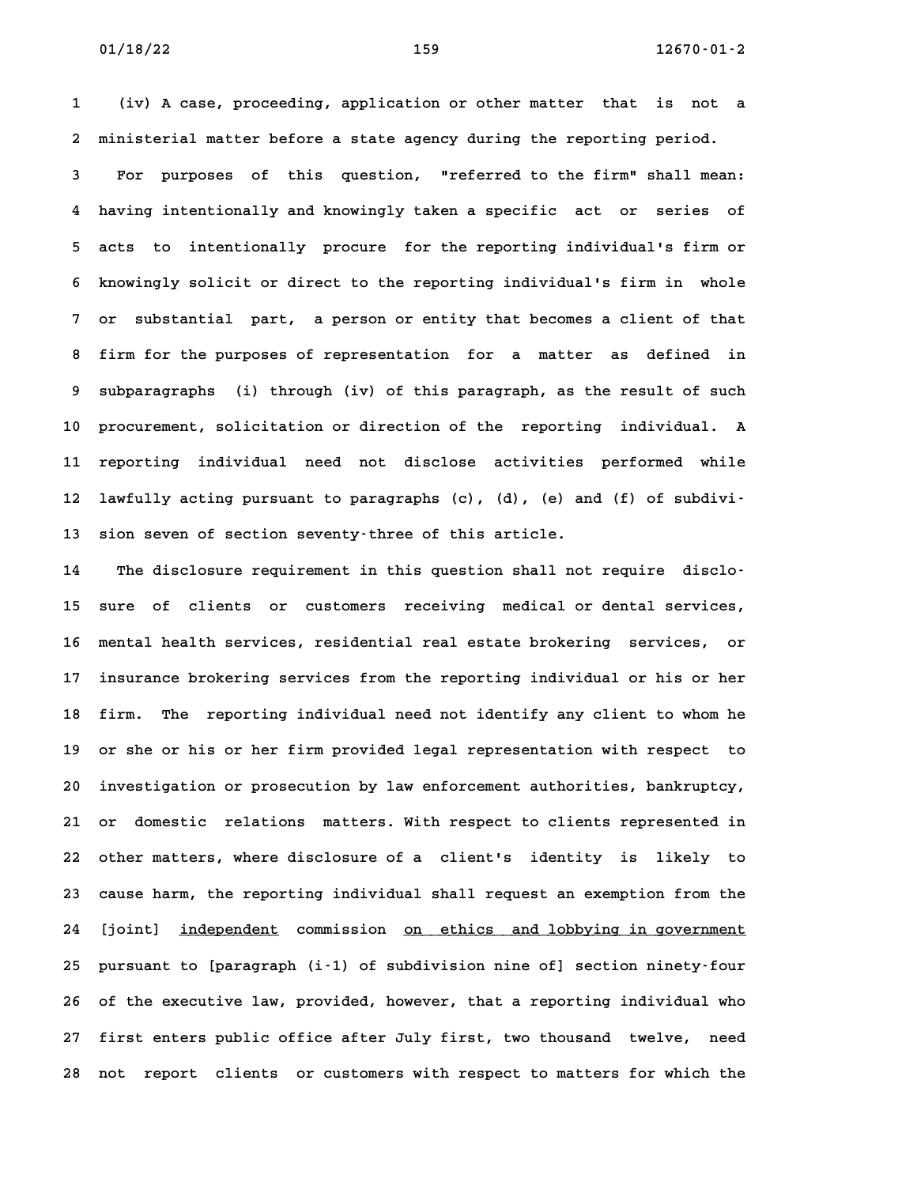(iv) A case, proceeding, application or other matter that is not a ministerial matter before a state agency during the reporting period.

For purposes of this question, "referred to the firm" shall mean: having intentionally and knowingly taken a specific act or series of acts to intentionally procure for the reporting individual's firm or knowingly solicit or direct to the reporting individual's firm in whole or substantial part, a person or entity that becomes a client of that firm for the purposes of representation for a matter as defined in subparagraphs (i) through (iv) of this paragraph, as the result of such procurement, solicitation or direction of the reporting individual. A reporting individual need not disclose activities performed while lawfully acting pursuant to paragraphs (c), (d), (e) and (f) of subdivision seven of section seventy-three of this article.

The disclosure requirement in this question shall not require disclosure of clients or customers receiving medical or dental services, mental health services, residential real estate brokering services, or insurance brokering services from the reporting individual or his or her firm. The reporting individual need not identify any client to whom he or she or his or her firm provided legal representation with respect to investigation or prosecution by law enforcement authorities, bankruptcy, or domestic relations matters. With respect to clients represented in other matters, where disclosure of a client's identity is likely to cause harm, the reporting individual shall request an exemption from the [joint] <u>independent</u> commission <u>on ethics and lobbying in government</u> pursuant to [paragraph (i-1) of subdivision nine of] section ninety-four of the executive law, provided, however, that a reporting individual who first enters public office after July first, two thousand twelve, need not report clients or customers with respect to matters for which the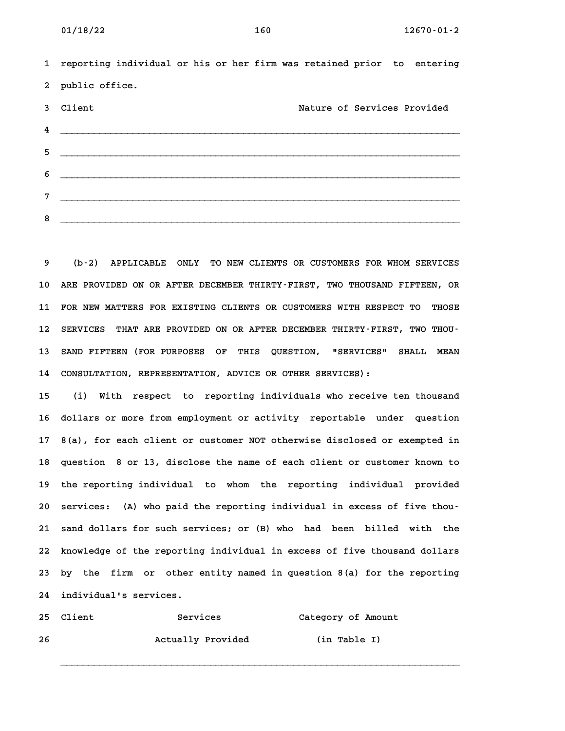reporting individual or his or her firm was retained prior to entering public office.

| Client | Nature of Services Provided |
| --- | --- |
| | |
| | |
| | |
| | |
| | |

(b-2) APPLICABLE ONLY TO NEW CLIENTS OR CUSTOMERS FOR WHOM SERVICES ARE PROVIDED ON OR AFTER DECEMBER THIRTY-FIRST, TWO THOUSAND FIFTEEN, OR FOR NEW MATTERS FOR EXISTING CLIENTS OR CUSTOMERS WITH RESPECT TO THOSE SERVICES THAT ARE PROVIDED ON OR AFTER DECEMBER THIRTY-FIRST, TWO THOUSAND FIFTEEN (FOR PURPOSES OF THIS QUESTION, "SERVICES" SHALL MEAN CONSULTATION, REPRESENTATION, ADVICE OR OTHER SERVICES):

(i) With respect to reporting individuals who receive ten thousand dollars or more from employment or activity reportable under question 8(a), for each client or customer NOT otherwise disclosed or exempted in question 8 or 13, disclose the name of each client or customer known to the reporting individual to whom the reporting individual provided services: (A) who paid the reporting individual in excess of five thousand dollars for such services; or (B) who had been billed with the knowledge of the reporting individual in excess of five thousand dollars by the firm or other entity named in question 8(a) for the reporting individual's services.

| Client | Services Actually Provided | Category of Amount (in Table I) |
| --- | --- | --- |
| | | |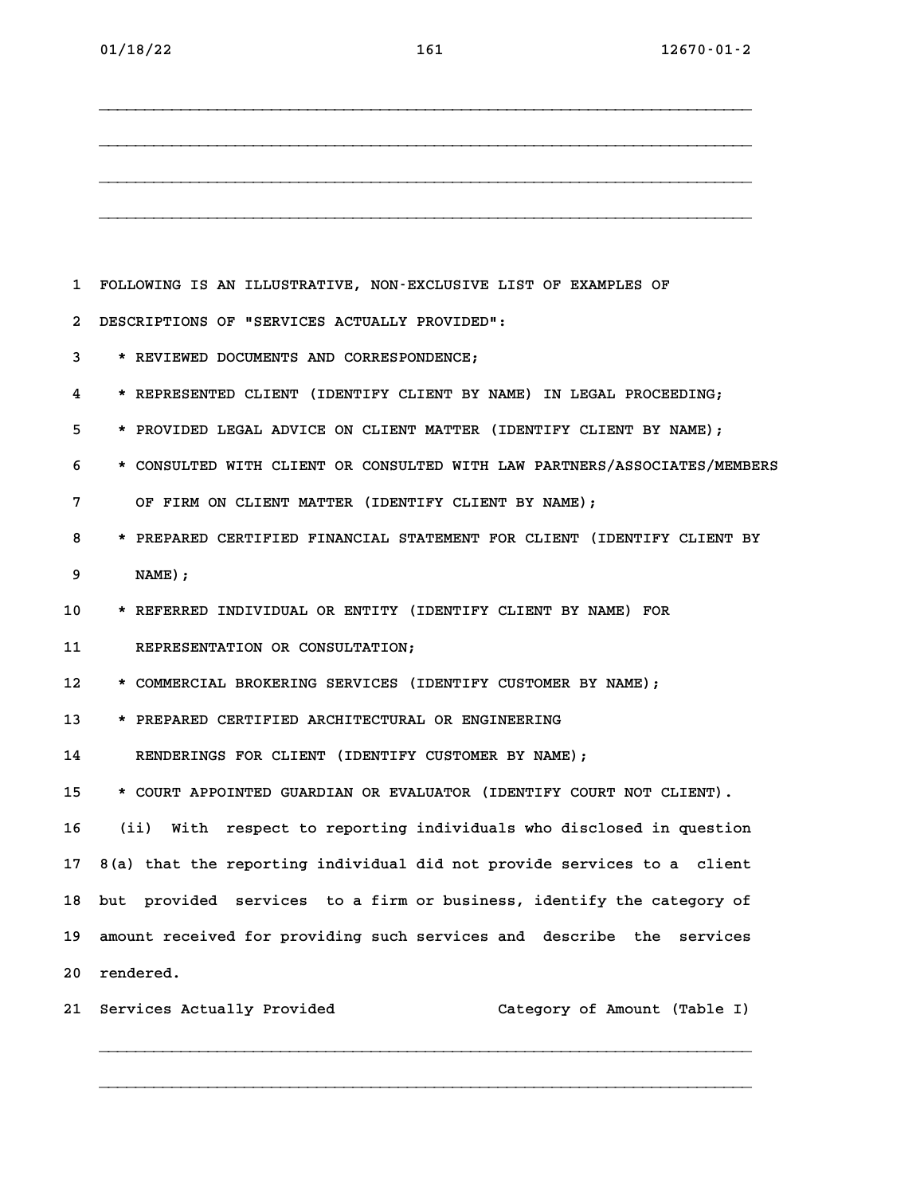\_\_\_\_\_\_\_\_\_\_\_\_\_\_\_\_\_\_\_\_\_\_\_\_\_\_\_\_\_\_\_\_\_\_\_\_\_\_\_\_\_\_\_\_\_\_\_\_\_\_\_\_\_\_\_\_\_\_\_\_\_\_\_\_\_\_\_\_\_\_\_\_

\_\_\_\_\_\_\_\_\_\_\_\_\_\_\_\_\_\_\_\_\_\_\_\_\_\_\_\_\_\_\_\_\_\_\_\_\_\_\_\_\_\_\_\_\_\_\_\_\_\_\_\_\_\_\_\_\_\_\_\_\_\_\_\_\_\_\_\_\_\_\_\_

\_\_\_\_\_\_\_\_\_\_\_\_\_\_\_\_\_\_\_\_\_\_\_\_\_\_\_\_\_\_\_\_\_\_\_\_\_\_\_\_\_\_\_\_\_\_\_\_\_\_\_\_\_\_\_\_\_\_\_\_\_\_\_\_\_\_\_\_\_\_\_\_

\_\_\_\_\_\_\_\_\_\_\_\_\_\_\_\_\_\_\_\_\_\_\_\_\_\_\_\_\_\_\_\_\_\_\_\_\_\_\_\_\_\_\_\_\_\_\_\_\_\_\_\_\_\_\_\_\_\_\_\_\_\_\_\_\_\_\_\_\_\_\_\_

FOLLOWING IS AN ILLUSTRATIVE, NON-EXCLUSIVE LIST OF EXAMPLES OF DESCRIPTIONS OF "SERVICES ACTUALLY PROVIDED":

- REVIEWED DOCUMENTS AND CORRESPONDENCE;
- REPRESENTED CLIENT (IDENTIFY CLIENT BY NAME) IN LEGAL PROCEEDING;
- PROVIDED LEGAL ADVICE ON CLIENT MATTER (IDENTIFY CLIENT BY NAME);
- CONSULTED WITH CLIENT OR CONSULTED WITH LAW PARTNERS/ASSOCIATES/MEMBERS OF FIRM ON CLIENT MATTER (IDENTIFY CLIENT BY NAME);
- PREPARED CERTIFIED FINANCIAL STATEMENT FOR CLIENT (IDENTIFY CLIENT BY NAME);
- REFERRED INDIVIDUAL OR ENTITY (IDENTIFY CLIENT BY NAME) FOR REPRESENTATION OR CONSULTATION;
- COMMERCIAL BROKERING SERVICES (IDENTIFY CUSTOMER BY NAME);
- PREPARED CERTIFIED ARCHITECTURAL OR ENGINEERING RENDERINGS FOR CLIENT (IDENTIFY CUSTOMER BY NAME);
- COURT APPOINTED GUARDIAN OR EVALUATOR (IDENTIFY COURT NOT CLIENT).

(ii) With respect to reporting individuals who disclosed in question 8(a) that the reporting individual did not provide services to a client but provided services to a firm or business, identify the category of amount received for providing such services and describe the services rendered.

| Services Actually Provided | Category of Amount (Table I) |
| --- | --- |
| | |
| | |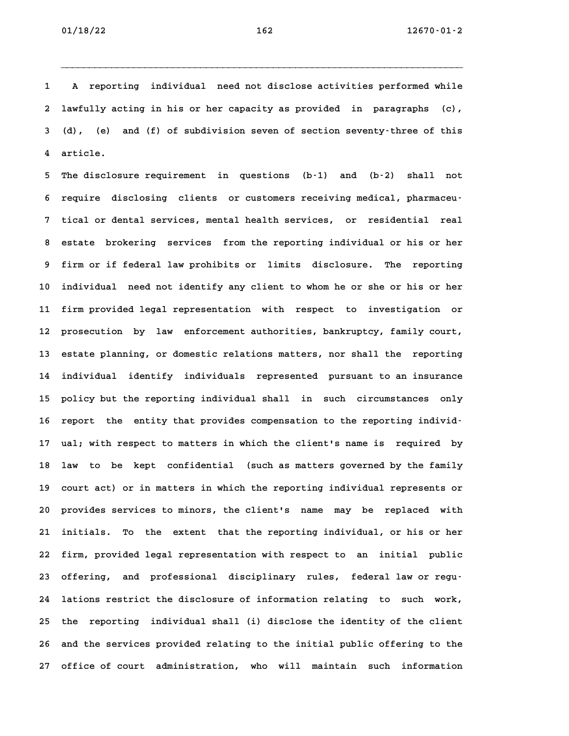A reporting individual need not disclose activities performed while lawfully acting in his or her capacity as provided in paragraphs (c), (d), (e) and (f) of subdivision seven of section seventy-three of this article.

The disclosure requirement in questions (b-1) and (b-2) shall not require disclosing clients or customers receiving medical, pharmaceutical or dental services, mental health services, or residential real estate brokering services from the reporting individual or his or her firm or if federal law prohibits or limits disclosure. The reporting individual need not identify any client to whom he or she or his or her firm provided legal representation with respect to investigation or prosecution by law enforcement authorities, bankruptcy, family court, estate planning, or domestic relations matters, nor shall the reporting individual identify individuals represented pursuant to an insurance policy but the reporting individual shall in such circumstances only report the entity that provides compensation to the reporting individual; with respect to matters in which the client's name is required by law to be kept confidential (such as matters governed by the family court act) or in matters in which the reporting individual represents or provides services to minors, the client's name may be replaced with initials. To the extent that the reporting individual, or his or her firm, provided legal representation with respect to an initial public offering, and professional disciplinary rules, federal law or regulations restrict the disclosure of information relating to such work, the reporting individual shall (i) disclose the identity of the client and the services provided relating to the initial public offering to the office of court administration, who will maintain such information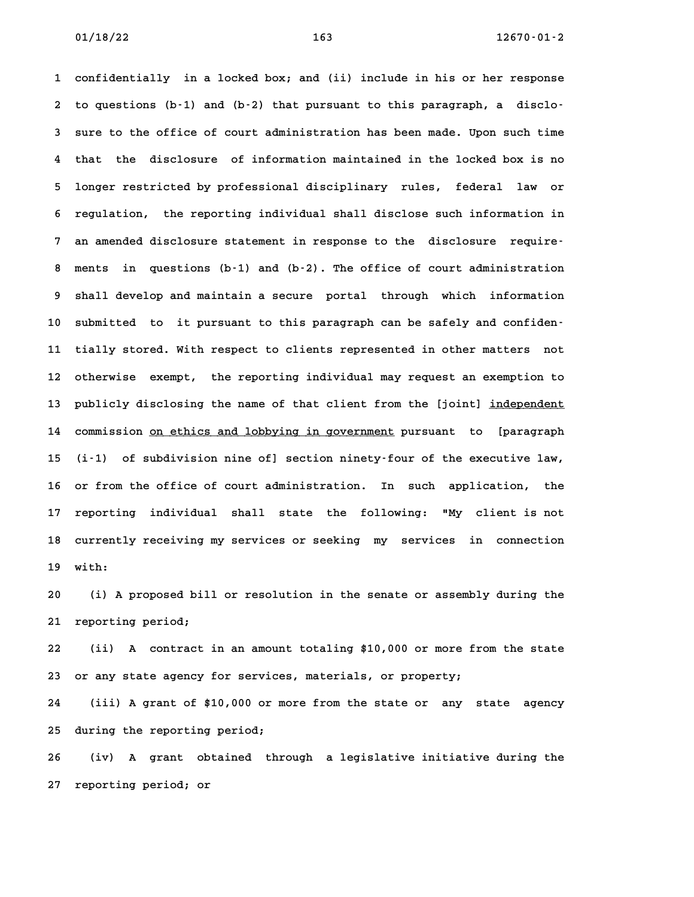confidentially in a locked box; and (ii) include in his or her response to questions (b-1) and (b-2) that pursuant to this paragraph, a disclosure to the office of court administration has been made. Upon such time that the disclosure of information maintained in the locked box is no longer restricted by professional disciplinary rules, federal law or regulation, the reporting individual shall disclose such information in an amended disclosure statement in response to the disclosure requirements in questions (b-1) and (b-2). The office of court administration shall develop and maintain a secure portal through which information submitted to it pursuant to this paragraph can be safely and confidentially stored. With respect to clients represented in other matters not otherwise exempt, the reporting individual may request an exemption to publicly disclosing the name of that client from the [joint] <u>independent</u> commission <u>on ethics and lobbying in government</u> pursuant to [paragraph (i-1) of subdivision nine of] section ninety-four of the executive law, or from the office of court administration. In such application, the reporting individual shall state the following: "My client is not currently receiving my services or seeking my services in connection with:

(i) A proposed bill or resolution in the senate or assembly during the reporting period;

(ii) A contract in an amount totaling $10,000 or more from the state or any state agency for services, materials, or property;

(iii) A grant of $10,000 or more from the state or any state agency during the reporting period;

(iv) A grant obtained through a legislative initiative during the reporting period; or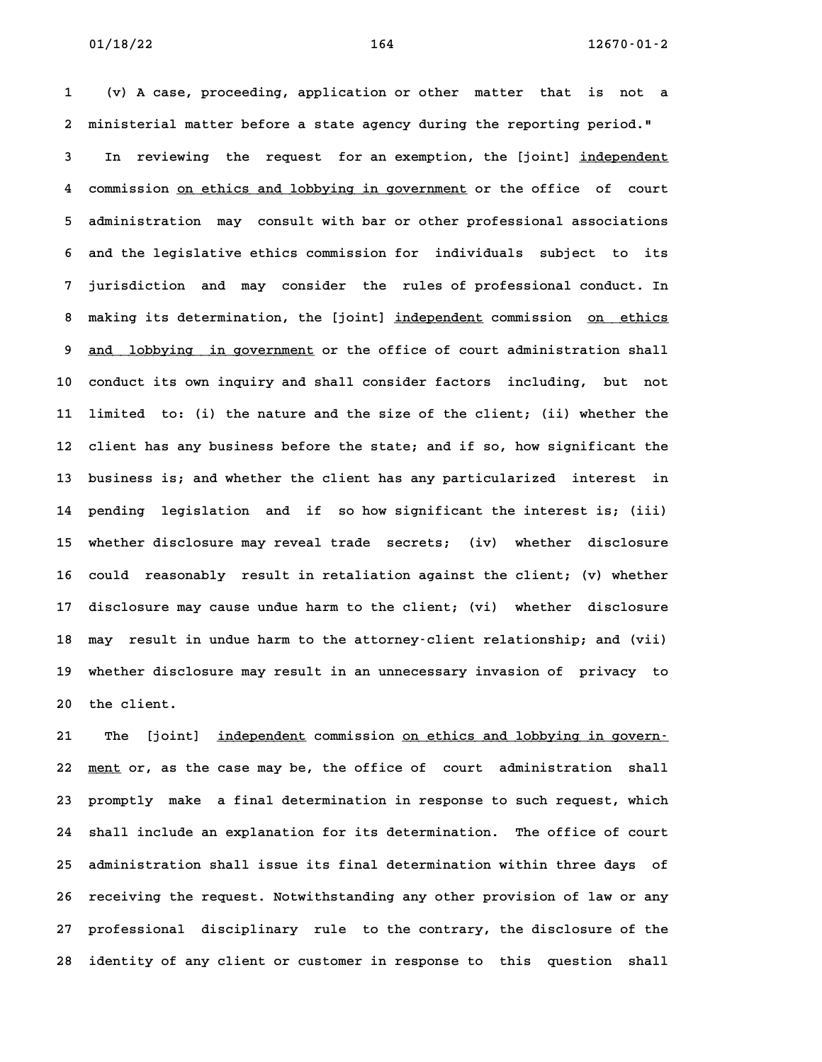(v) A case, proceeding, application or other matter that is not a ministerial matter before a state agency during the reporting period."

In reviewing the request for an exemption, the [joint] <u>independent</u> commission <u>on ethics and lobbying in government</u> or the office of court administration may consult with bar or other professional associations and the legislative ethics commission for individuals subject to its jurisdiction and may consider the rules of professional conduct. In making its determination, the [joint] <u>independent</u> commission <u>on ethics and lobbying in government</u> or the office of court administration shall conduct its own inquiry and shall consider factors including, but not limited to: (i) the nature and the size of the client; (ii) whether the client has any business before the state; and if so, how significant the business is; and whether the client has any particularized interest in pending legislation and if so how significant the interest is; (iii) whether disclosure may reveal trade secrets; (iv) whether disclosure could reasonably result in retaliation against the client; (v) whether disclosure may cause undue harm to the client; (vi) whether disclosure may result in undue harm to the attorney-client relationship; and (vii) whether disclosure may result in an unnecessary invasion of privacy to the client.

The [joint] <u>independent</u> commission <u>on ethics and lobbying in government</u> or, as the case may be, the office of court administration shall promptly make a final determination in response to such request, which shall include an explanation for its determination. The office of court administration shall issue its final determination within three days of receiving the request. Notwithstanding any other provision of law or any professional disciplinary rule to the contrary, the disclosure of the identity of any client or customer in response to this question shall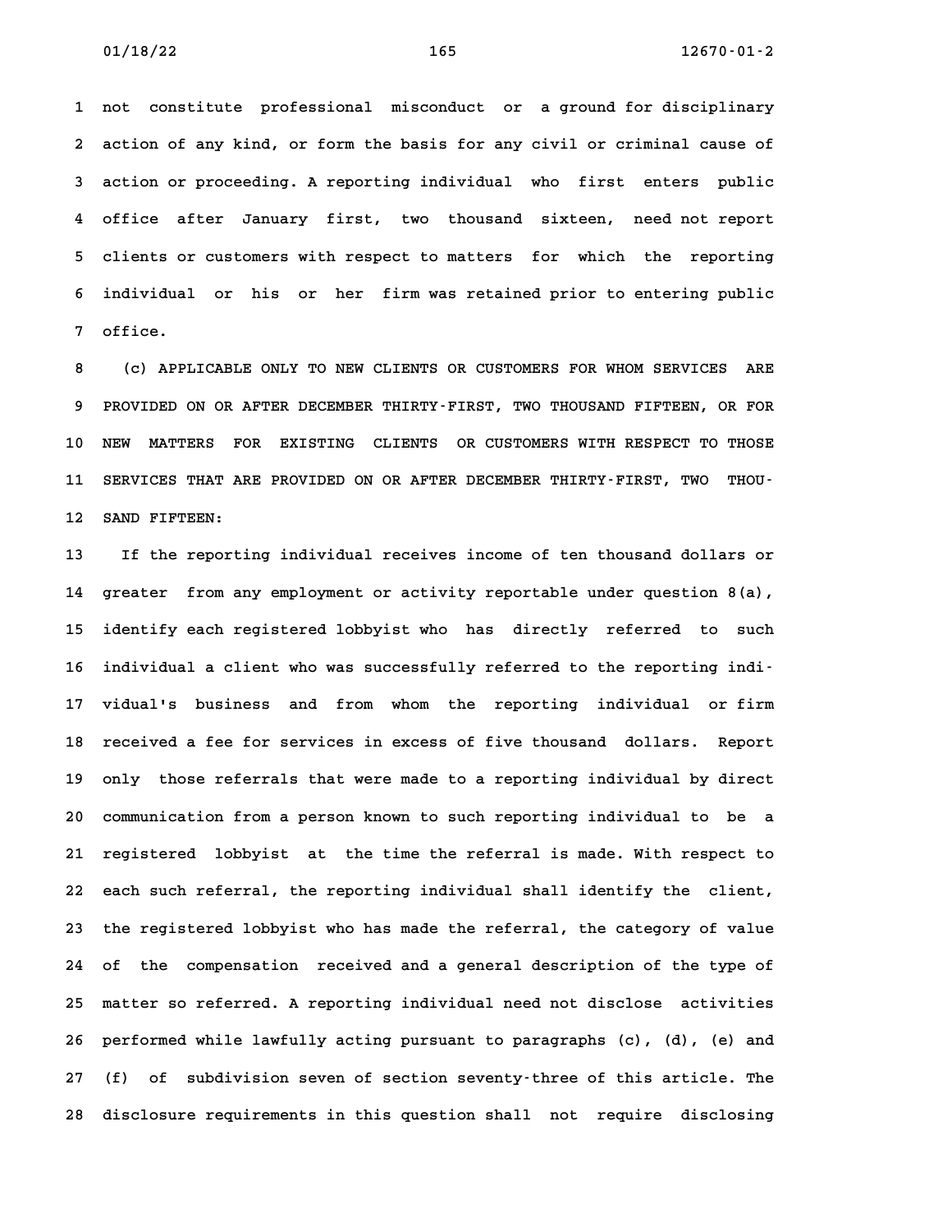not constitute professional misconduct or a ground for disciplinary action of any kind, or form the basis for any civil or criminal cause of action or proceeding. A reporting individual who first enters public office after January first, two thousand sixteen, need not report clients or customers with respect to matters for which the reporting individual or his or her firm was retained prior to entering public office.

(c) APPLICABLE ONLY TO NEW CLIENTS OR CUSTOMERS FOR WHOM SERVICES ARE PROVIDED ON OR AFTER DECEMBER THIRTY-FIRST, TWO THOUSAND FIFTEEN, OR FOR NEW MATTERS FOR EXISTING CLIENTS OR CUSTOMERS WITH RESPECT TO THOSE SERVICES THAT ARE PROVIDED ON OR AFTER DECEMBER THIRTY-FIRST, TWO THOUSAND FIFTEEN:

If the reporting individual receives income of ten thousand dollars or greater from any employment or activity reportable under question 8(a), identify each registered lobbyist who has directly referred to such individual a client who was successfully referred to the reporting individual's business and from whom the reporting individual or firm received a fee for services in excess of five thousand dollars. Report only those referrals that were made to a reporting individual by direct communication from a person known to such reporting individual to be a registered lobbyist at the time the referral is made. With respect to each such referral, the reporting individual shall identify the client, the registered lobbyist who has made the referral, the category of value of the compensation received and a general description of the type of matter so referred. A reporting individual need not disclose activities performed while lawfully acting pursuant to paragraphs (c), (d), (e) and (f) of subdivision seven of section seventy-three of this article. The disclosure requirements in this question shall not require disclosing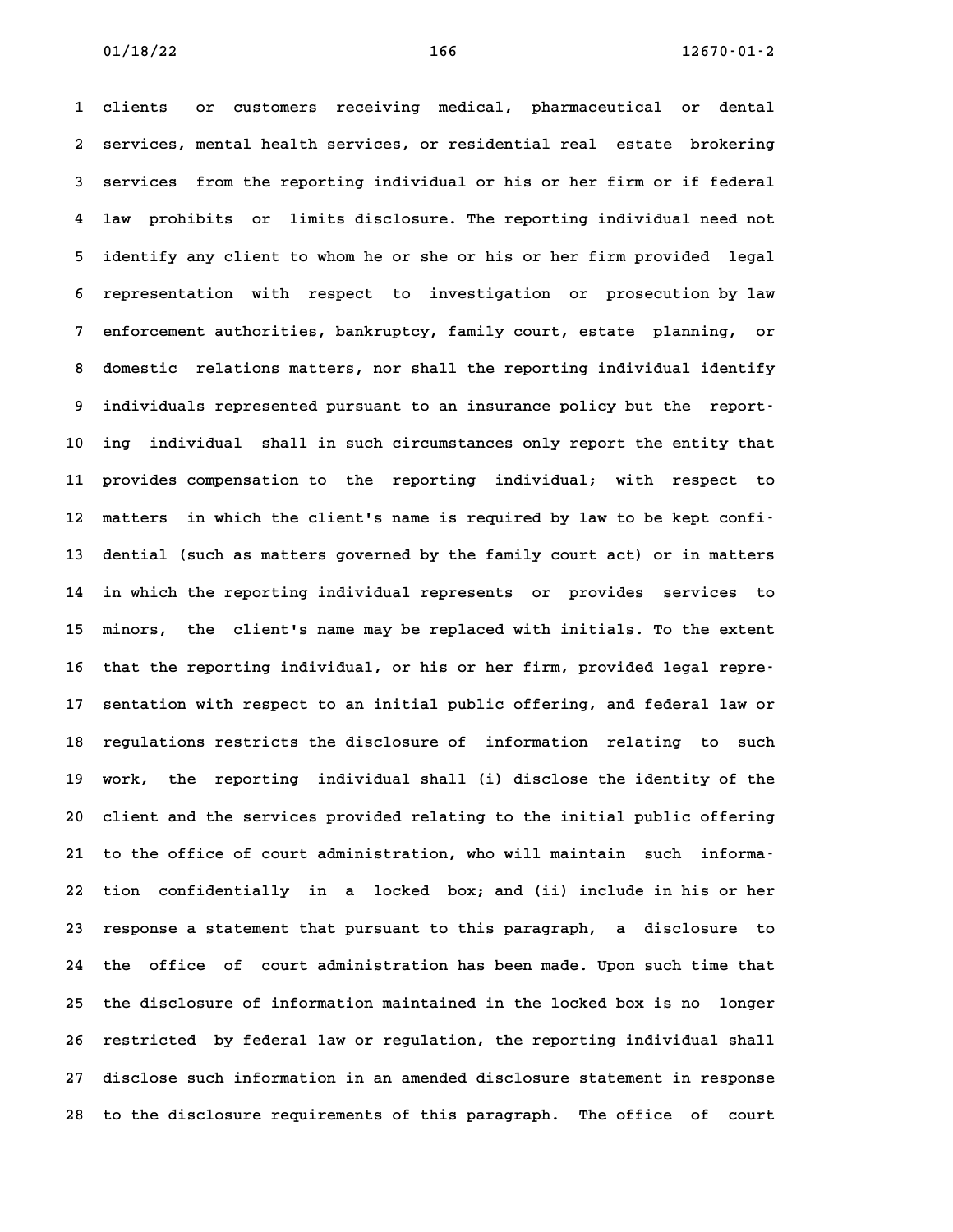clients or customers receiving medical, pharmaceutical or dental services, mental health services, or residential real estate brokering services from the reporting individual or his or her firm or if federal law prohibits or limits disclosure. The reporting individual need not identify any client to whom he or she or his or her firm provided legal representation with respect to investigation or prosecution by law enforcement authorities, bankruptcy, family court, estate planning, or domestic relations matters, nor shall the reporting individual identify individuals represented pursuant to an insurance policy but the reporting individual shall in such circumstances only report the entity that provides compensation to the reporting individual; with respect to matters in which the client's name is required by law to be kept confidential (such as matters governed by the family court act) or in matters in which the reporting individual represents or provides services to minors, the client's name may be replaced with initials. To the extent that the reporting individual, or his or her firm, provided legal representation with respect to an initial public offering, and federal law or regulations restricts the disclosure of information relating to such work, the reporting individual shall (i) disclose the identity of the client and the services provided relating to the initial public offering to the office of court administration, who will maintain such information confidentially in a locked box; and (ii) include in his or her response a statement that pursuant to this paragraph, a disclosure to the office of court administration has been made. Upon such time that the disclosure of information maintained in the locked box is no longer restricted by federal law or regulation, the reporting individual shall disclose such information in an amended disclosure statement in response to the disclosure requirements of this paragraph. The office of court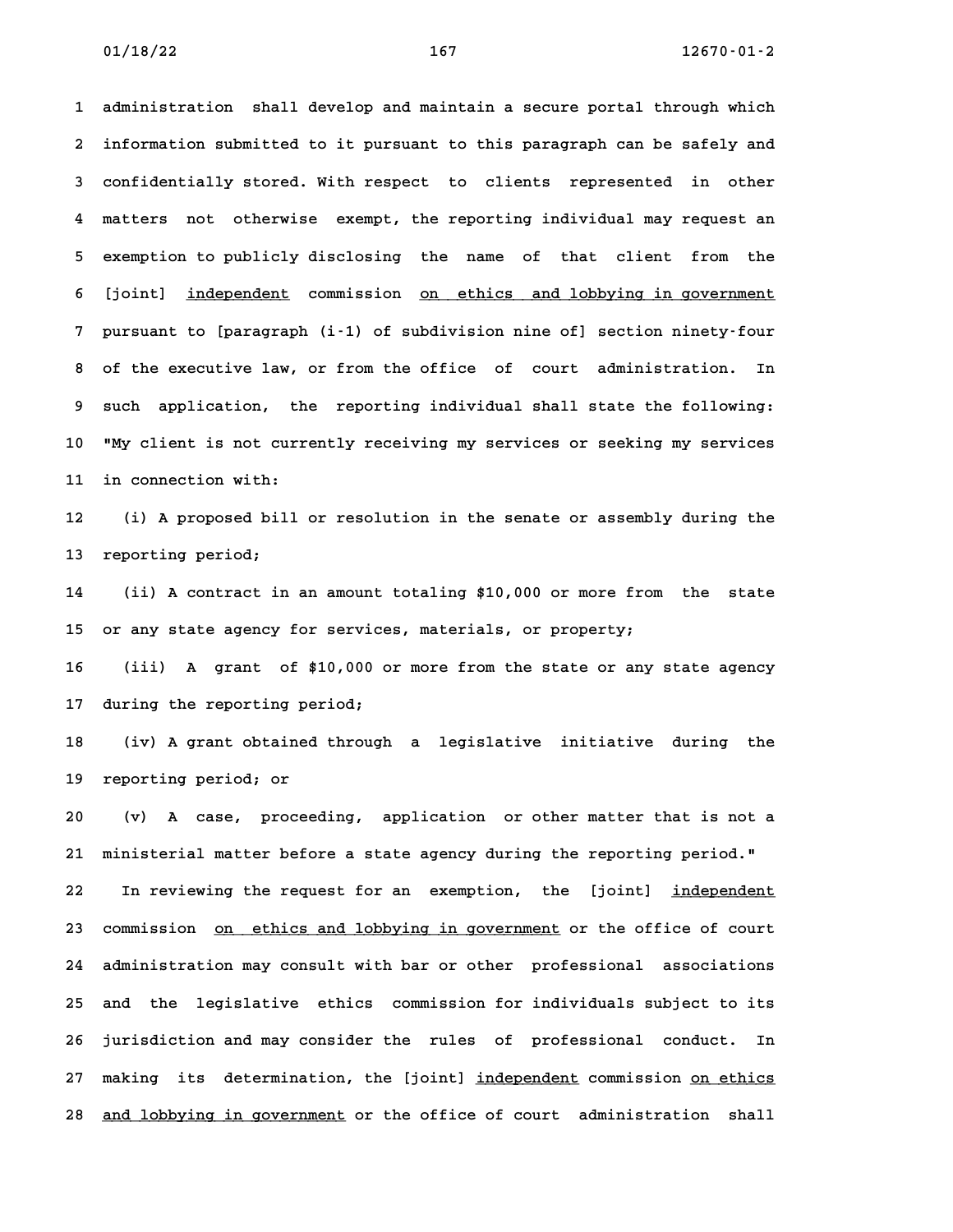administration shall develop and maintain a secure portal through which information submitted to it pursuant to this paragraph can be safely and confidentially stored. With respect to clients represented in other matters not otherwise exempt, the reporting individual may request an exemption to publicly disclosing the name of that client from the [joint] <u>independent</u> commission <u>on ethics and lobbying in government</u> pursuant to [paragraph (i-1) of subdivision nine of] section ninety-four of the executive law, or from the office of court administration. In such application, the reporting individual shall state the following: "My client is not currently receiving my services or seeking my services in connection with:

(i) A proposed bill or resolution in the senate or assembly during the reporting period;

(ii) A contract in an amount totaling $10,000 or more from the state or any state agency for services, materials, or property;

(iii) A grant of $10,000 or more from the state or any state agency during the reporting period;

(iv) A grant obtained through a legislative initiative during the reporting period; or

(v) A case, proceeding, application or other matter that is not a ministerial matter before a state agency during the reporting period."

In reviewing the request for an exemption, the [joint] <u>independent</u> commission <u>on ethics and lobbying in government</u> or the office of court administration may consult with bar or other professional associations and the legislative ethics commission for individuals subject to its jurisdiction and may consider the rules of professional conduct. In making its determination, the [joint] <u>independent</u> commission <u>on ethics and lobbying in government</u> or the office of court administration shall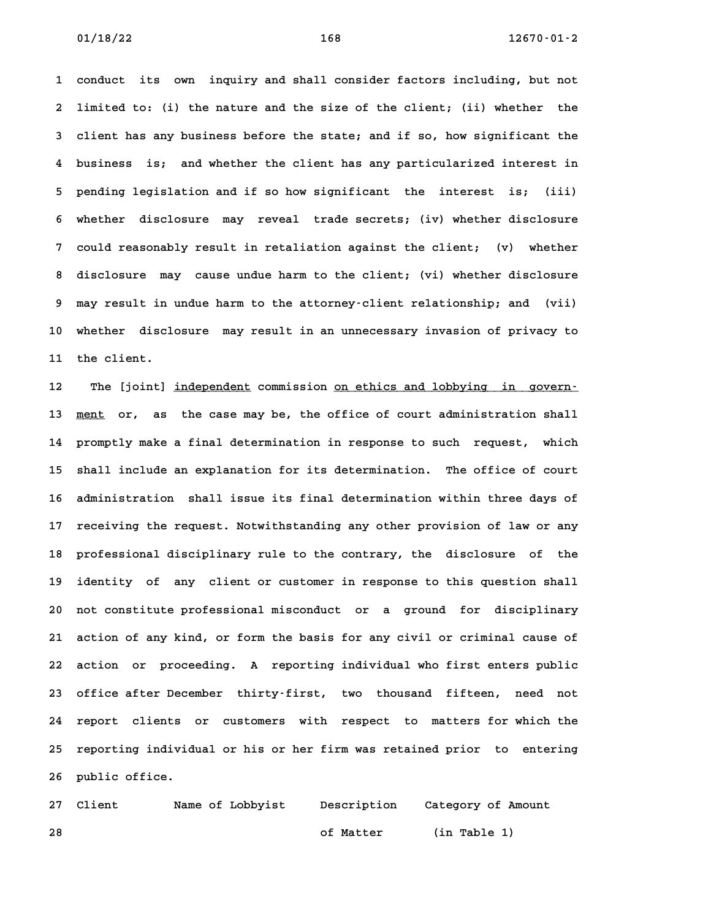conduct its own inquiry and shall consider factors including, but not limited to: (i) the nature and the size of the client; (ii) whether the client has any business before the state; and if so, how significant the business is; and whether the client has any particularized interest in pending legislation and if so how significant the interest is; (iii) whether disclosure may reveal trade secrets; (iv) whether disclosure could reasonably result in retaliation against the client; (v) whether disclosure may cause undue harm to the client; (vi) whether disclosure may result in undue harm to the attorney-client relationship; and (vii) whether disclosure may result in an unnecessary invasion of privacy to the client.

The [joint] <u>independent</u> commission <u>on ethics and lobbying in government</u> or, as the case may be, the office of court administration shall promptly make a final determination in response to such request, which shall include an explanation for its determination. The office of court administration shall issue its final determination within three days of receiving the request. Notwithstanding any other provision of law or any professional disciplinary rule to the contrary, the disclosure of the identity of any client or customer in response to this question shall not constitute professional misconduct or a ground for disciplinary action of any kind, or form the basis for any civil or criminal cause of action or proceeding. A reporting individual who first enters public office after December thirty-first, two thousand fifteen, need not report clients or customers with respect to matters for which the reporting individual or his or her firm was retained prior to entering public office.

| Client | Name of Lobbyist | Description of Matter | Category of Amount (in Table 1) |
|---|---|---|---|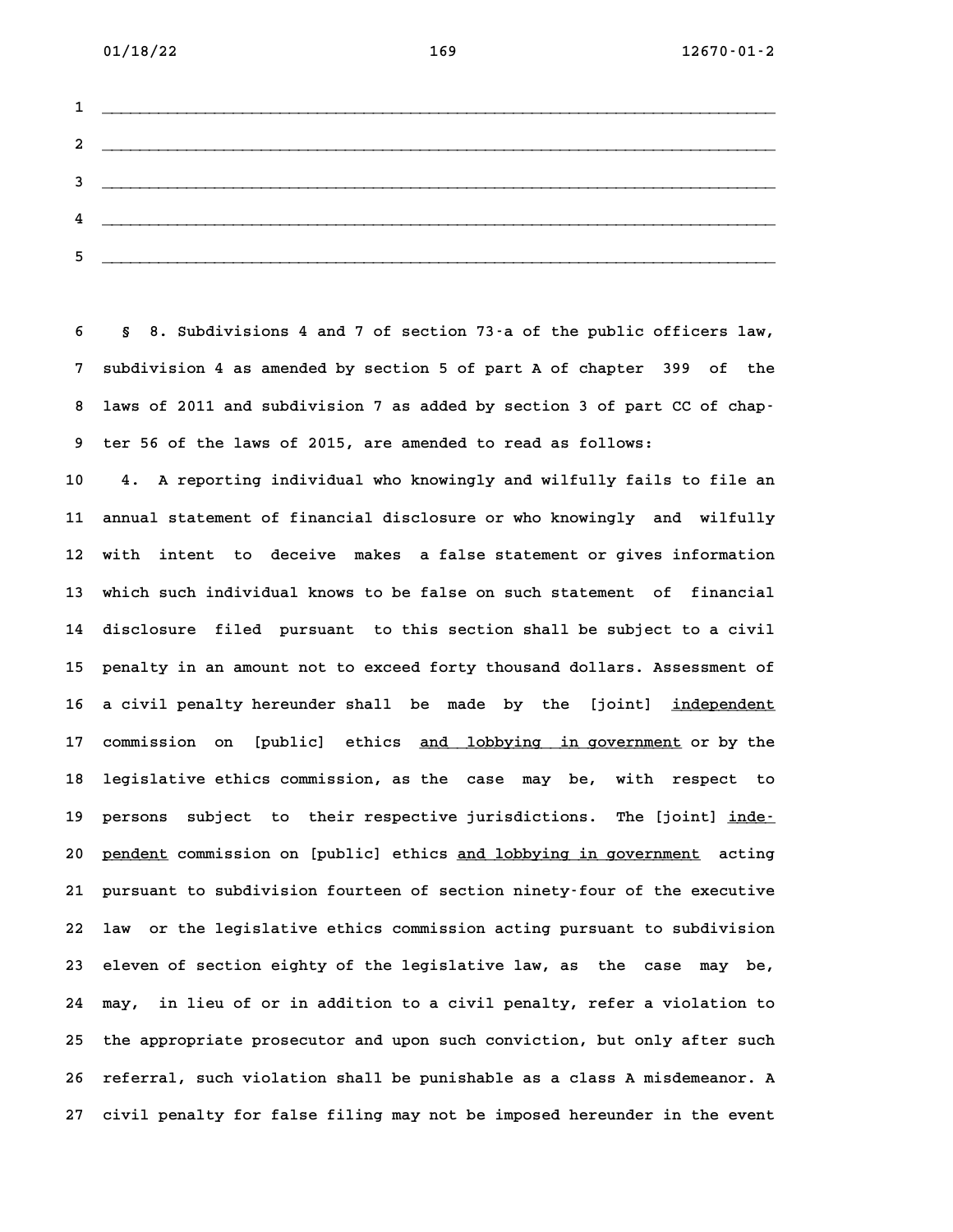§ 8. Subdivisions 4 and 7 of section 73-a of the public officers law, subdivision 4 as amended by section 5 of part A of chapter 399 of the laws of 2011 and subdivision 7 as added by section 3 of part CC of chapter 56 of the laws of 2015, are amended to read as follows:

4. A reporting individual who knowingly and wilfully fails to file an annual statement of financial disclosure or who knowingly and wilfully with intent to deceive makes a false statement or gives information which such individual knows to be false on such statement of financial disclosure filed pursuant to this section shall be subject to a civil penalty in an amount not to exceed forty thousand dollars. Assessment of a civil penalty hereunder shall be made by the [joint] <u>independent</u> commission on [public] ethics <u>and lobbying in government</u> or by the legislative ethics commission, as the case may be, with respect to persons subject to their respective jurisdictions. The [joint] <u>independent</u> commission on [public] ethics <u>and lobbying in government</u> acting pursuant to subdivision fourteen of section ninety-four of the executive law or the legislative ethics commission acting pursuant to subdivision eleven of section eighty of the legislative law, as the case may be, may, in lieu of or in addition to a civil penalty, refer a violation to the appropriate prosecutor and upon such conviction, but only after such referral, such violation shall be punishable as a class A misdemeanor. A civil penalty for false filing may not be imposed hereunder in the event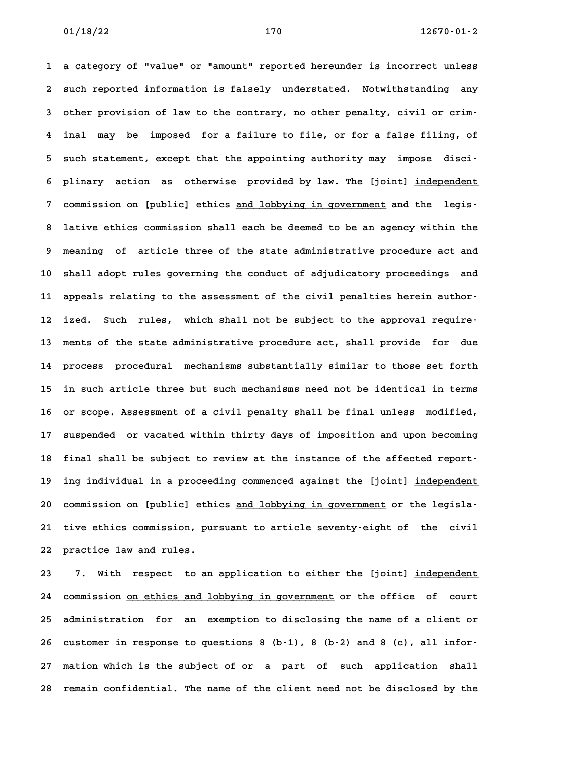a category of "value" or "amount" reported hereunder is incorrect unless such reported information is falsely understated. Notwithstanding any other provision of law to the contrary, no other penalty, civil or criminal may be imposed for a failure to file, or for a false filing, of such statement, except that the appointing authority may impose disciplinary action as otherwise provided by law. The [joint] <u>independent</u> commission on [public] ethics <u>and lobbying in government</u> and the legislative ethics commission shall each be deemed to be an agency within the meaning of article three of the state administrative procedure act and shall adopt rules governing the conduct of adjudicatory proceedings and appeals relating to the assessment of the civil penalties herein authorized. Such rules, which shall not be subject to the approval requirements of the state administrative procedure act, shall provide for due process procedural mechanisms substantially similar to those set forth in such article three but such mechanisms need not be identical in terms or scope. Assessment of a civil penalty shall be final unless modified, suspended or vacated within thirty days of imposition and upon becoming final shall be subject to review at the instance of the affected reporting individual in a proceeding commenced against the [joint] <u>independent</u> commission on [public] ethics <u>and lobbying in government</u> or the legislative ethics commission, pursuant to article seventy-eight of the civil practice law and rules.

7. With respect to an application to either the [joint] <u>independent</u> commission <u>on ethics and lobbying in government</u> or the office of court administration for an exemption to disclosing the name of a client or customer in response to questions 8 (b-1), 8 (b-2) and 8 (c), all information which is the subject of or a part of such application shall remain confidential. The name of the client need not be disclosed by the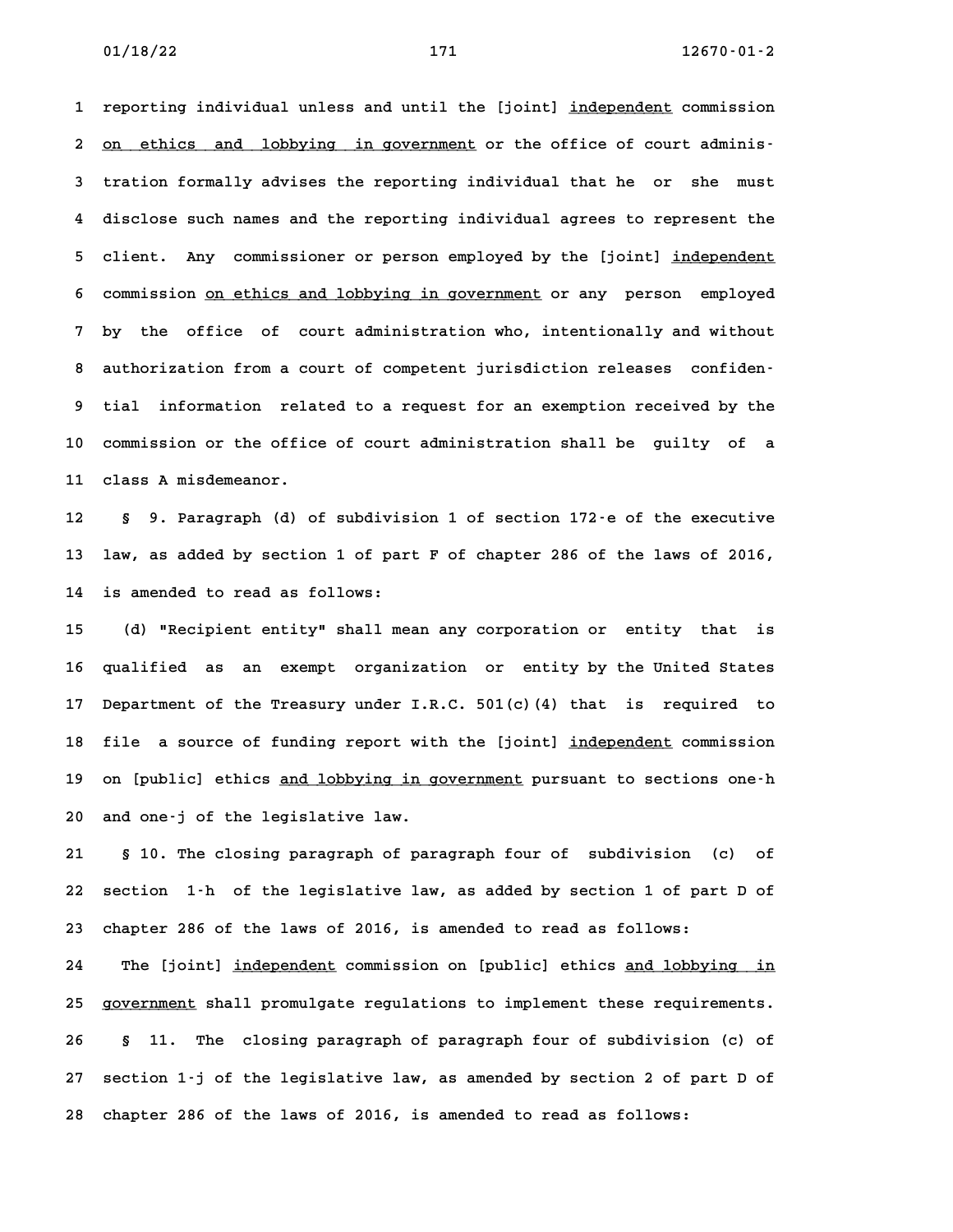reporting individual unless and until the [joint] independent commission on ethics and lobbying in government or the office of court administration formally advises the reporting individual that he or she must disclose such names and the reporting individual agrees to represent the client. Any commissioner or person employed by the [joint] independent commission on ethics and lobbying in government or any person employed by the office of court administration who, intentionally and without authorization from a court of competent jurisdiction releases confidential information related to a request for an exemption received by the commission or the office of court administration shall be guilty of a class A misdemeanor.

§ 9. Paragraph (d) of subdivision 1 of section 172-e of the executive law, as added by section 1 of part F of chapter 286 of the laws of 2016, is amended to read as follows:

(d) "Recipient entity" shall mean any corporation or entity that is qualified as an exempt organization or entity by the United States Department of the Treasury under I.R.C. 501(c)(4) that is required to file a source of funding report with the [joint] independent commission on [public] ethics and lobbying in government pursuant to sections one-h and one-j of the legislative law.

§ 10. The closing paragraph of paragraph four of subdivision (c) of section 1-h of the legislative law, as added by section 1 of part D of chapter 286 of the laws of 2016, is amended to read as follows:

The [joint] independent commission on [public] ethics and lobbying in government shall promulgate regulations to implement these requirements.

§ 11. The closing paragraph of paragraph four of subdivision (c) of section 1-j of the legislative law, as amended by section 2 of part D of chapter 286 of the laws of 2016, is amended to read as follows: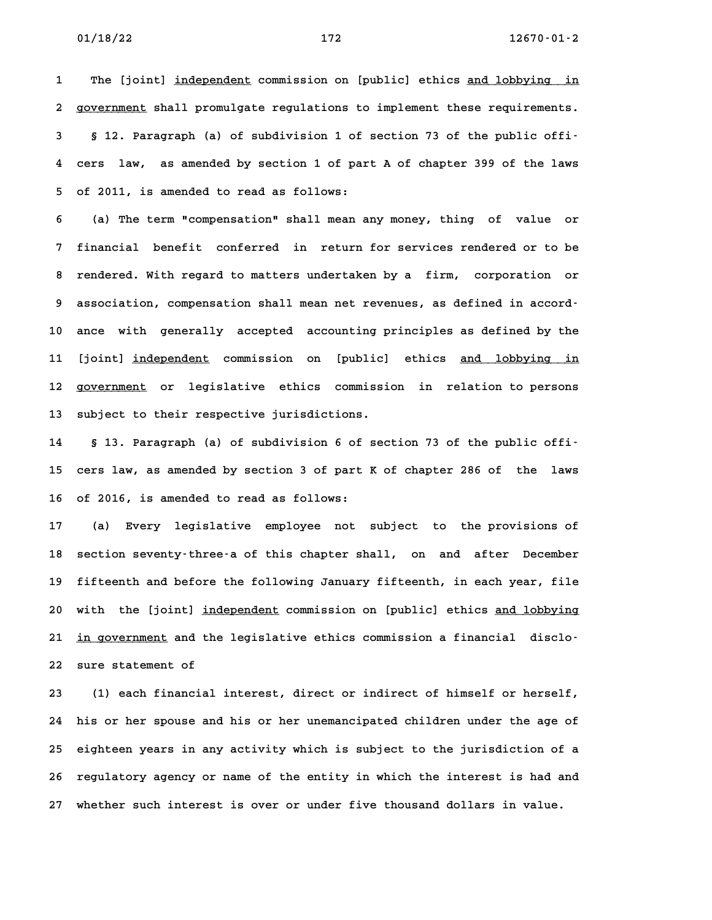The [joint] <u>independent</u> commission on [public] ethics <u>and lobbying in government</u> shall promulgate regulations to implement these requirements.

§ 12. Paragraph (a) of subdivision 1 of section 73 of the public officers law, as amended by section 1 of part A of chapter 399 of the laws of 2011, is amended to read as follows:

(a) The term "compensation" shall mean any money, thing of value or financial benefit conferred in return for services rendered or to be rendered. With regard to matters undertaken by a firm, corporation or association, compensation shall mean net revenues, as defined in accordance with generally accepted accounting principles as defined by the [joint] <u>independent</u> commission on [public] ethics <u>and lobbying in government</u> or legislative ethics commission in relation to persons subject to their respective jurisdictions.

§ 13. Paragraph (a) of subdivision 6 of section 73 of the public officers law, as amended by section 3 of part K of chapter 286 of the laws of 2016, is amended to read as follows:

(a) Every legislative employee not subject to the provisions of section seventy-three-a of this chapter shall, on and after December fifteenth and before the following January fifteenth, in each year, file with the [joint] <u>independent</u> commission on [public] ethics <u>and lobbying in government</u> and the legislative ethics commission a financial disclosure statement of

(1) each financial interest, direct or indirect of himself or herself, his or her spouse and his or her unemancipated children under the age of eighteen years in any activity which is subject to the jurisdiction of a regulatory agency or name of the entity in which the interest is had and whether such interest is over or under five thousand dollars in value.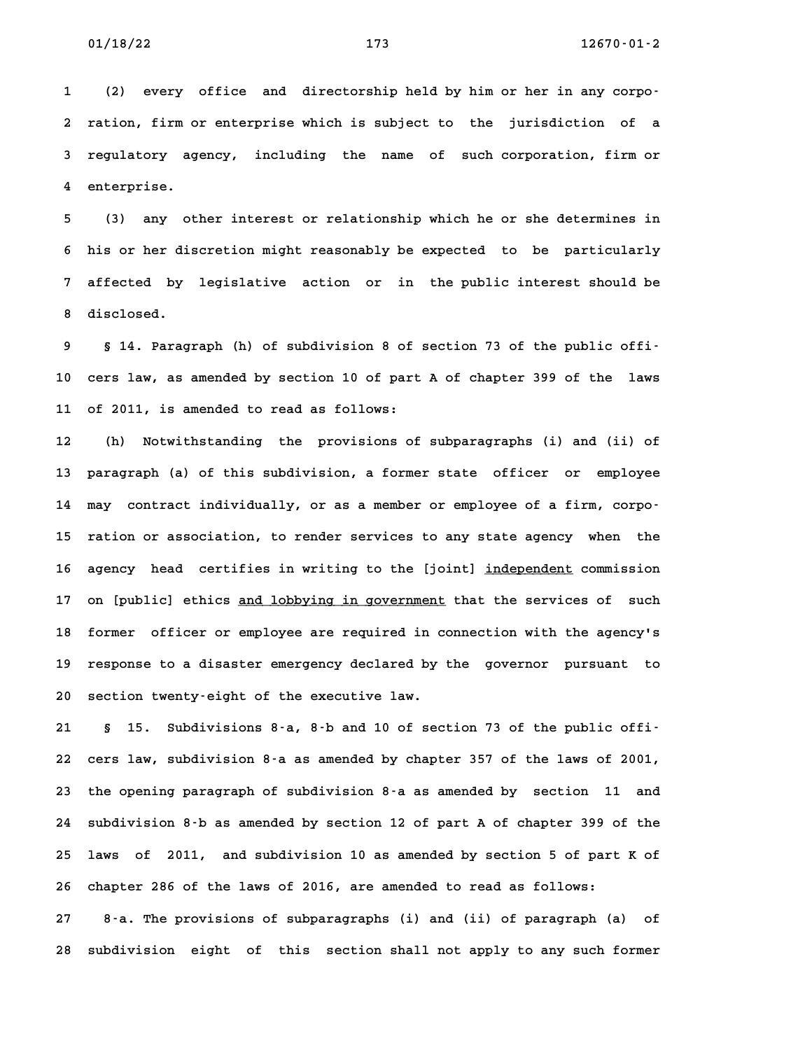(2) every office and directorship held by him or her in any corporation, firm or enterprise which is subject to the jurisdiction of a regulatory agency, including the name of such corporation, firm or enterprise.

(3) any other interest or relationship which he or she determines in his or her discretion might reasonably be expected to be particularly affected by legislative action or in the public interest should be disclosed.

§ 14. Paragraph (h) of subdivision 8 of section 73 of the public officers law, as amended by section 10 of part A of chapter 399 of the laws of 2011, is amended to read as follows:

(h) Notwithstanding the provisions of subparagraphs (i) and (ii) of paragraph (a) of this subdivision, a former state officer or employee may contract individually, or as a member or employee of a firm, corporation or association, to render services to any state agency when the agency head certifies in writing to the [joint] <u>independent</u> commission on [public] ethics <u>and lobbying in government</u> that the services of such former officer or employee are required in connection with the agency's response to a disaster emergency declared by the governor pursuant to section twenty-eight of the executive law.

§ 15. Subdivisions 8-a, 8-b and 10 of section 73 of the public officers law, subdivision 8-a as amended by chapter 357 of the laws of 2001, the opening paragraph of subdivision 8-a as amended by section 11 and subdivision 8-b as amended by section 12 of part A of chapter 399 of the laws of 2011, and subdivision 10 as amended by section 5 of part K of chapter 286 of the laws of 2016, are amended to read as follows:

8-a. The provisions of subparagraphs (i) and (ii) of paragraph (a) of subdivision eight of this section shall not apply to any such former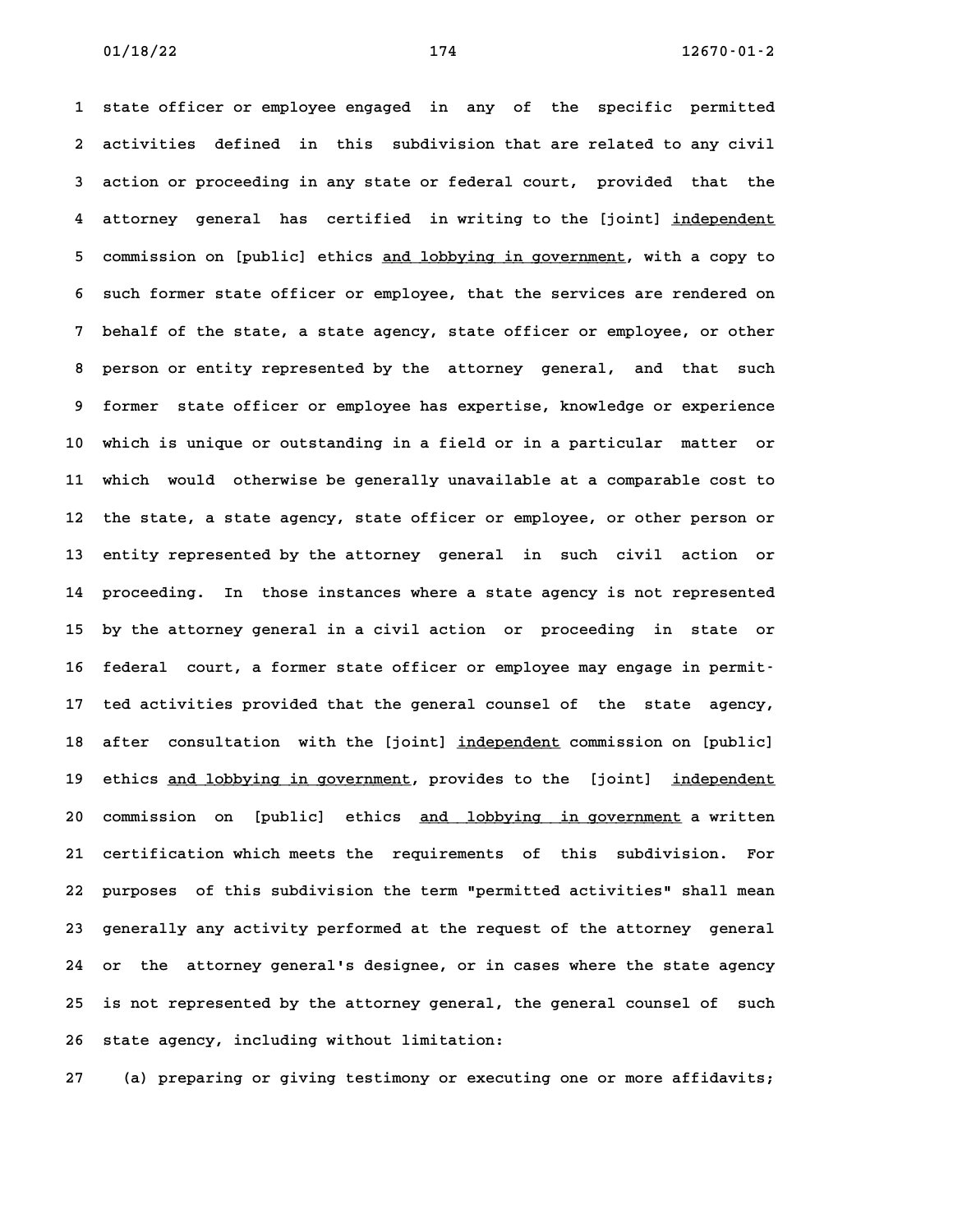1 state officer or employee engaged in any of the specific permitted
2 activities defined in this subdivision that are related to any civil
3 action or proceeding in any state or federal court, provided that the
4 attorney general has certified in writing to the [joint] <u>independent</u>
5 commission on [public] ethics <u>and lobbying in government</u>, with a copy to
6 such former state officer or employee, that the services are rendered on
7 behalf of the state, a state agency, state officer or employee, or other
8 person or entity represented by the attorney general, and that such
9 former state officer or employee has expertise, knowledge or experience
10 which is unique or outstanding in a field or in a particular matter or
11 which would otherwise be generally unavailable at a comparable cost to
12 the state, a state agency, state officer or employee, or other person or
13 entity represented by the attorney general in such civil action or
14 proceeding. In those instances where a state agency is not represented
15 by the attorney general in a civil action or proceeding in state or
16 federal court, a former state officer or employee may engage in permit-
17 ted activities provided that the general counsel of the state agency,
18 after consultation with the [joint] <u>independent</u> commission on [public]
19 ethics <u>and lobbying in government</u>, provides to the [joint] <u>independent</u>
20 commission on [public] ethics <u>and lobbying in government</u> a written
21 certification which meets the requirements of this subdivision. For
22 purposes of this subdivision the term "permitted activities" shall mean
23 generally any activity performed at the request of the attorney general
24 or the attorney general's designee, or in cases where the state agency
25 is not represented by the attorney general, the general counsel of such
26 state agency, including without limitation:
27 (a) preparing or giving testimony or executing one or more affidavits;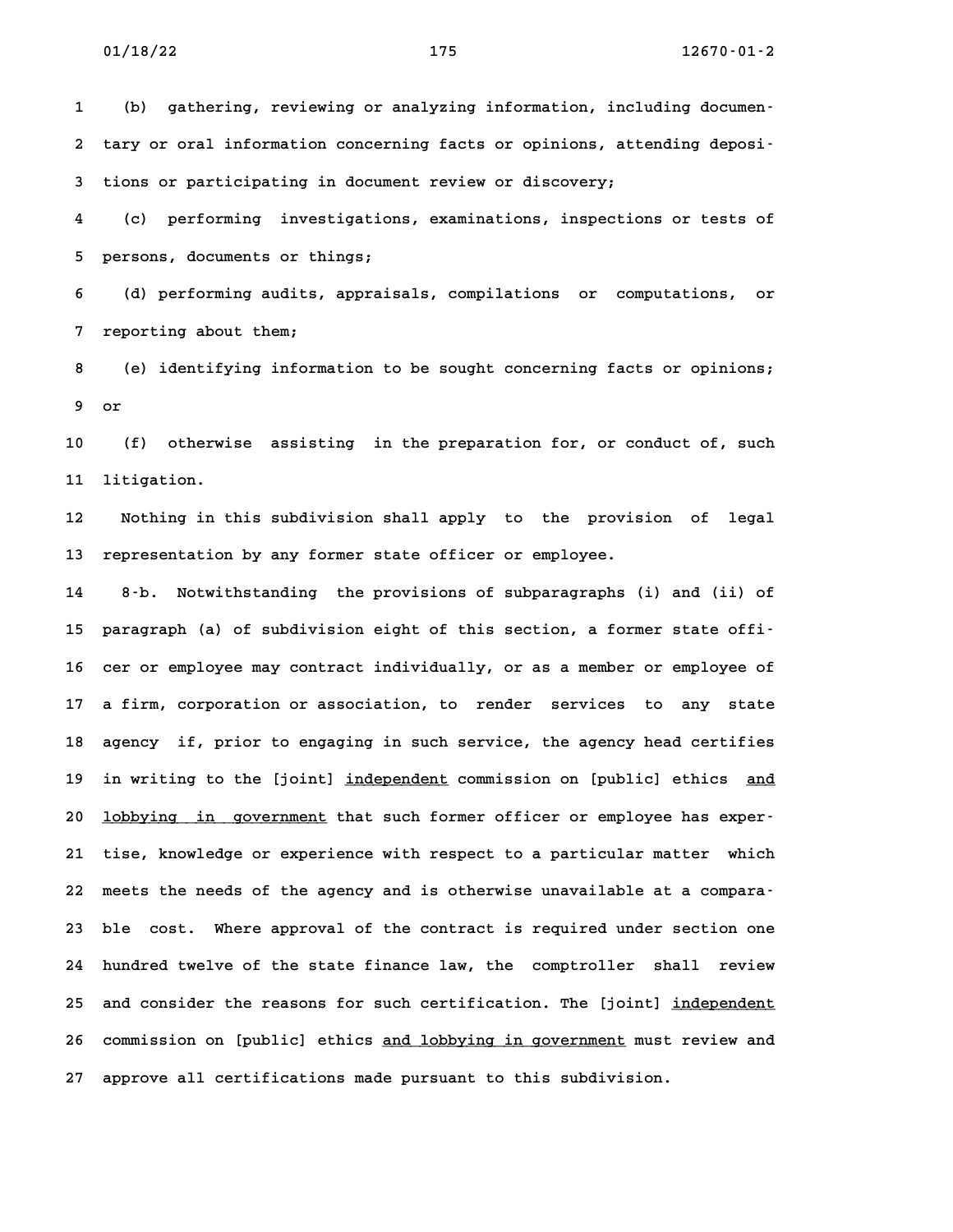(b) gathering, reviewing or analyzing information, including documentary or oral information concerning facts or opinions, attending depositions or participating in document review or discovery;

(c) performing investigations, examinations, inspections or tests of persons, documents or things;

(d) performing audits, appraisals, compilations or computations, or reporting about them;

(e) identifying information to be sought concerning facts or opinions; or

(f) otherwise assisting in the preparation for, or conduct of, such litigation.

Nothing in this subdivision shall apply to the provision of legal representation by any former state officer or employee.

8-b. Notwithstanding the provisions of subparagraphs (i) and (ii) of paragraph (a) of subdivision eight of this section, a former state officer or employee may contract individually, or as a member or employee of a firm, corporation or association, to render services to any state agency if, prior to engaging in such service, the agency head certifies in writing to the [joint] <u>independent</u> commission on [public] ethics <u>and lobbying in government</u> that such former officer or employee has expertise, knowledge or experience with respect to a particular matter which meets the needs of the agency and is otherwise unavailable at a comparable cost. Where approval of the contract is required under section one hundred twelve of the state finance law, the comptroller shall review and consider the reasons for such certification. The [joint] <u>independent</u> commission on [public] ethics <u>and lobbying in government</u> must review and approve all certifications made pursuant to this subdivision.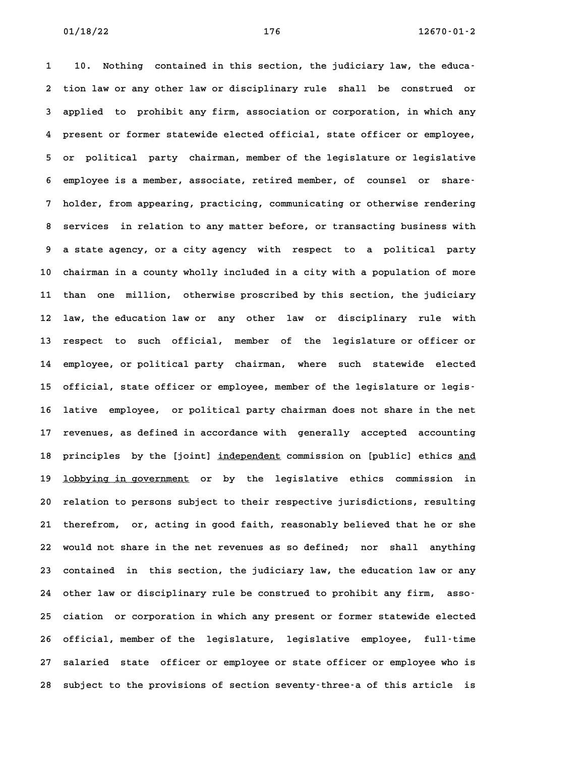10. Nothing contained in this section, the judiciary law, the education law or any other law or disciplinary rule shall be construed or applied to prohibit any firm, association or corporation, in which any present or former statewide elected official, state officer or employee, or political party chairman, member of the legislature or legislative employee is a member, associate, retired member, of counsel or shareholder, from appearing, practicing, communicating or otherwise rendering services in relation to any matter before, or transacting business with a state agency, or a city agency with respect to a political party chairman in a county wholly included in a city with a population of more than one million, otherwise proscribed by this section, the judiciary law, the education law or any other law or disciplinary rule with respect to such official, member of the legislature or officer or employee, or political party chairman, where such statewide elected official, state officer or employee, member of the legislature or legislative employee, or political party chairman does not share in the net revenues, as defined in accordance with generally accepted accounting principles by the [joint] <u>independent</u> commission on [public] ethics <u>and lobbying in government</u> or by the legislative ethics commission in relation to persons subject to their respective jurisdictions, resulting therefrom, or, acting in good faith, reasonably believed that he or she would not share in the net revenues as so defined; nor shall anything contained in this section, the judiciary law, the education law or any other law or disciplinary rule be construed to prohibit any firm, association or corporation in which any present or former statewide elected official, member of the legislature, legislative employee, full-time salaried state officer or employee or state officer or employee who is subject to the provisions of section seventy-three-a of this article is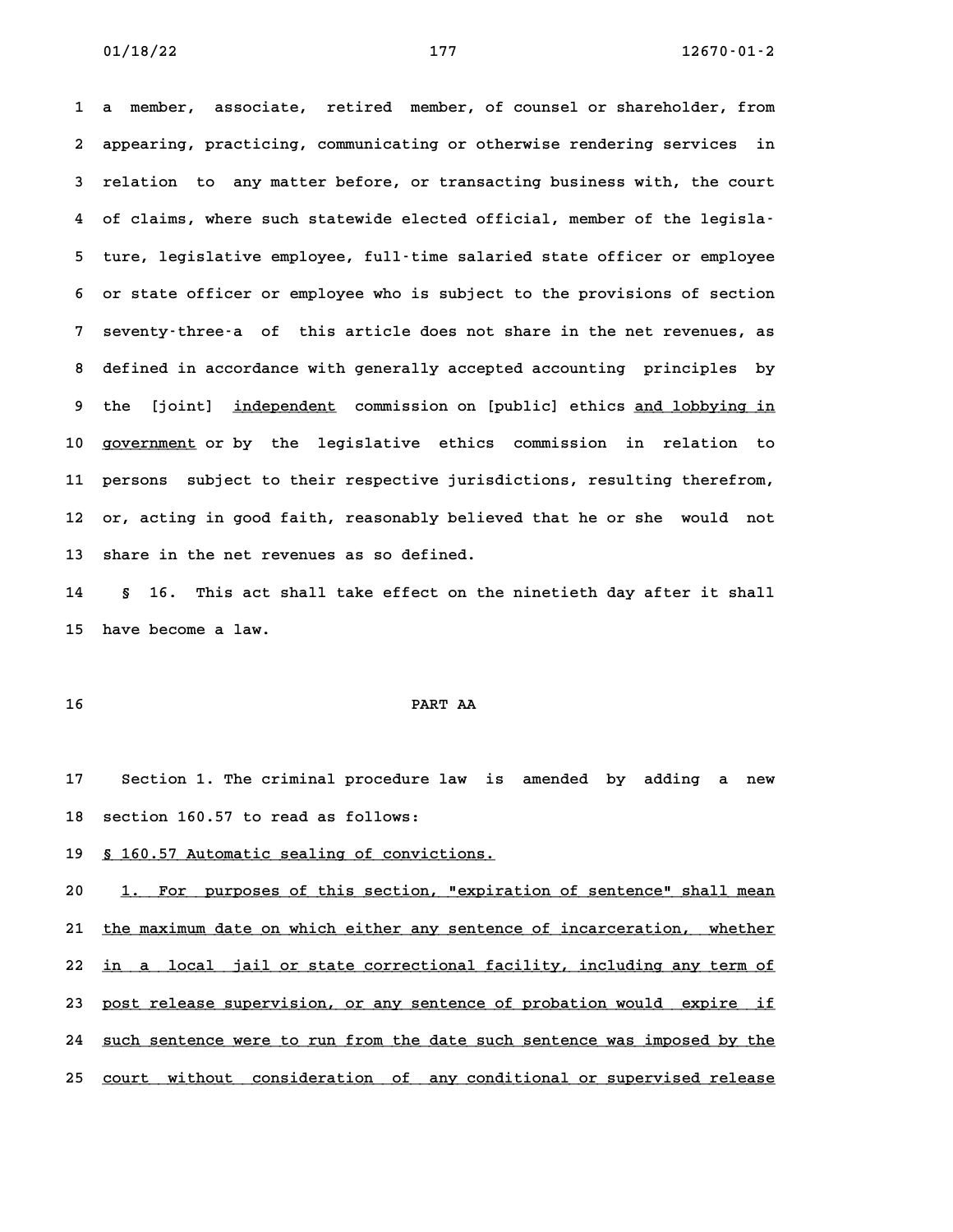a member, associate, retired member, of counsel or shareholder, from appearing, practicing, communicating or otherwise rendering services in relation to any matter before, or transacting business with, the court of claims, where such statewide elected official, member of the legislature, legislative employee, full-time salaried state officer or employee or state officer or employee who is subject to the provisions of section seventy-three-a of this article does not share in the net revenues, as defined in accordance with generally accepted accounting principles by the [joint] <u>independent</u> commission on [public] ethics <u>and lobbying in government</u> or by the legislative ethics commission in relation to persons subject to their respective jurisdictions, resulting therefrom, or, acting in good faith, reasonably believed that he or she would not share in the net revenues as so defined.

§ 16. This act shall take effect on the ninetieth day after it shall have become a law.

PART AA

Section 1. The criminal procedure law is amended by adding a new section 160.57 to read as follows:

<u>§ 160.57 Automatic sealing of convictions.</u>

<u>1. For purposes of this section, "expiration of sentence" shall mean the maximum date on which either any sentence of incarceration, whether in a local jail or state correctional facility, including any term of post release supervision, or any sentence of probation would expire if such sentence were to run from the date such sentence was imposed by the court without consideration of any conditional or supervised release</u>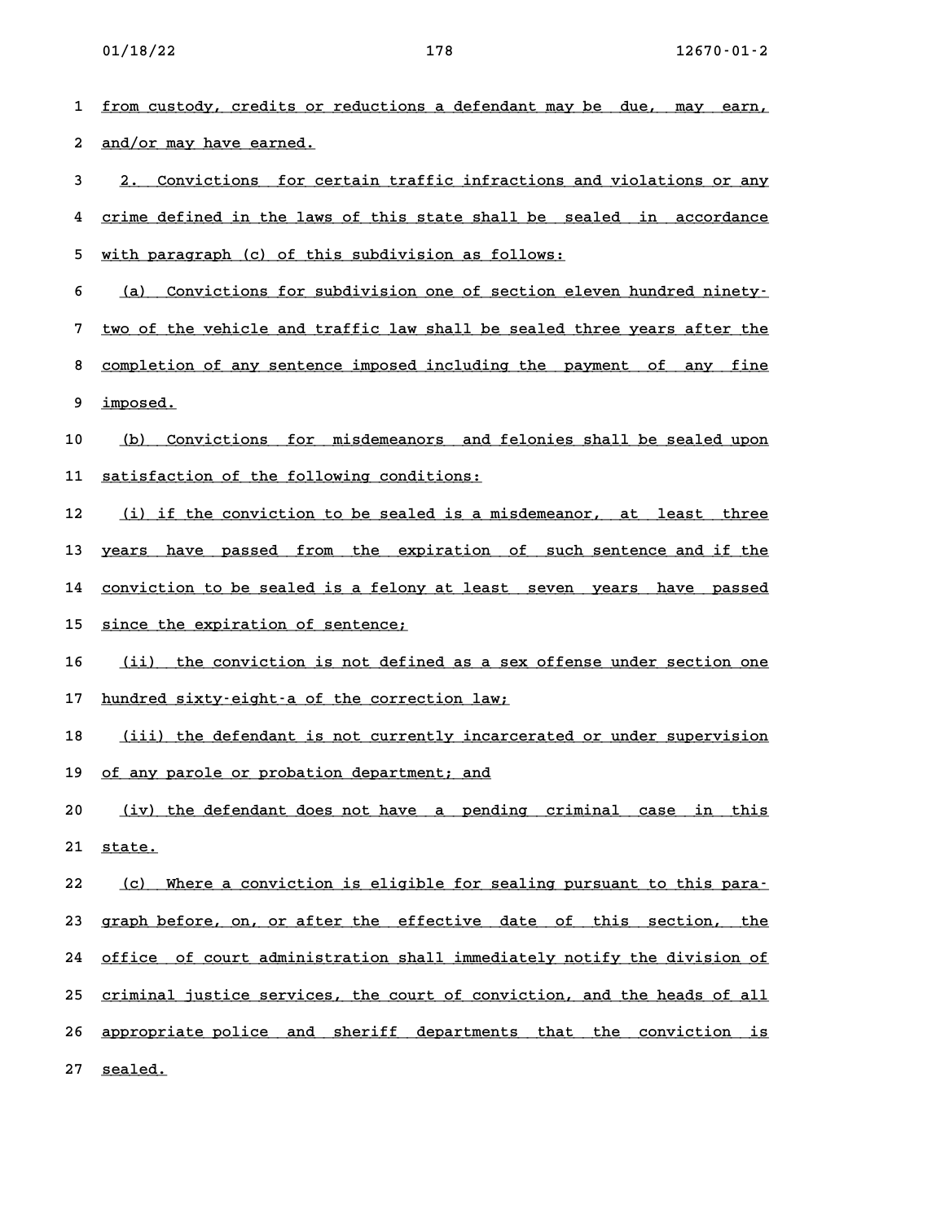from custody, credits or reductions a defendant may be due, may earn, and/or may have earned.

2. Convictions for certain traffic infractions and violations or any crime defined in the laws of this state shall be sealed in accordance with paragraph (c) of this subdivision as follows:

(a) Convictions for subdivision one of section eleven hundred ninety-two of the vehicle and traffic law shall be sealed three years after the completion of any sentence imposed including the payment of any fine imposed.

(b) Convictions for misdemeanors and felonies shall be sealed upon satisfaction of the following conditions:

(i) if the conviction to be sealed is a misdemeanor, at least three years have passed from the expiration of such sentence and if the conviction to be sealed is a felony at least seven years have passed since the expiration of sentence;

(ii) the conviction is not defined as a sex offense under section one hundred sixty-eight-a of the correction law;

(iii) the defendant is not currently incarcerated or under supervision of any parole or probation department; and

(iv) the defendant does not have a pending criminal case in this state.

(c) Where a conviction is eligible for sealing pursuant to this paragraph before, on, or after the effective date of this section, the office of court administration shall immediately notify the division of criminal justice services, the court of conviction, and the heads of all appropriate police and sheriff departments that the conviction is sealed.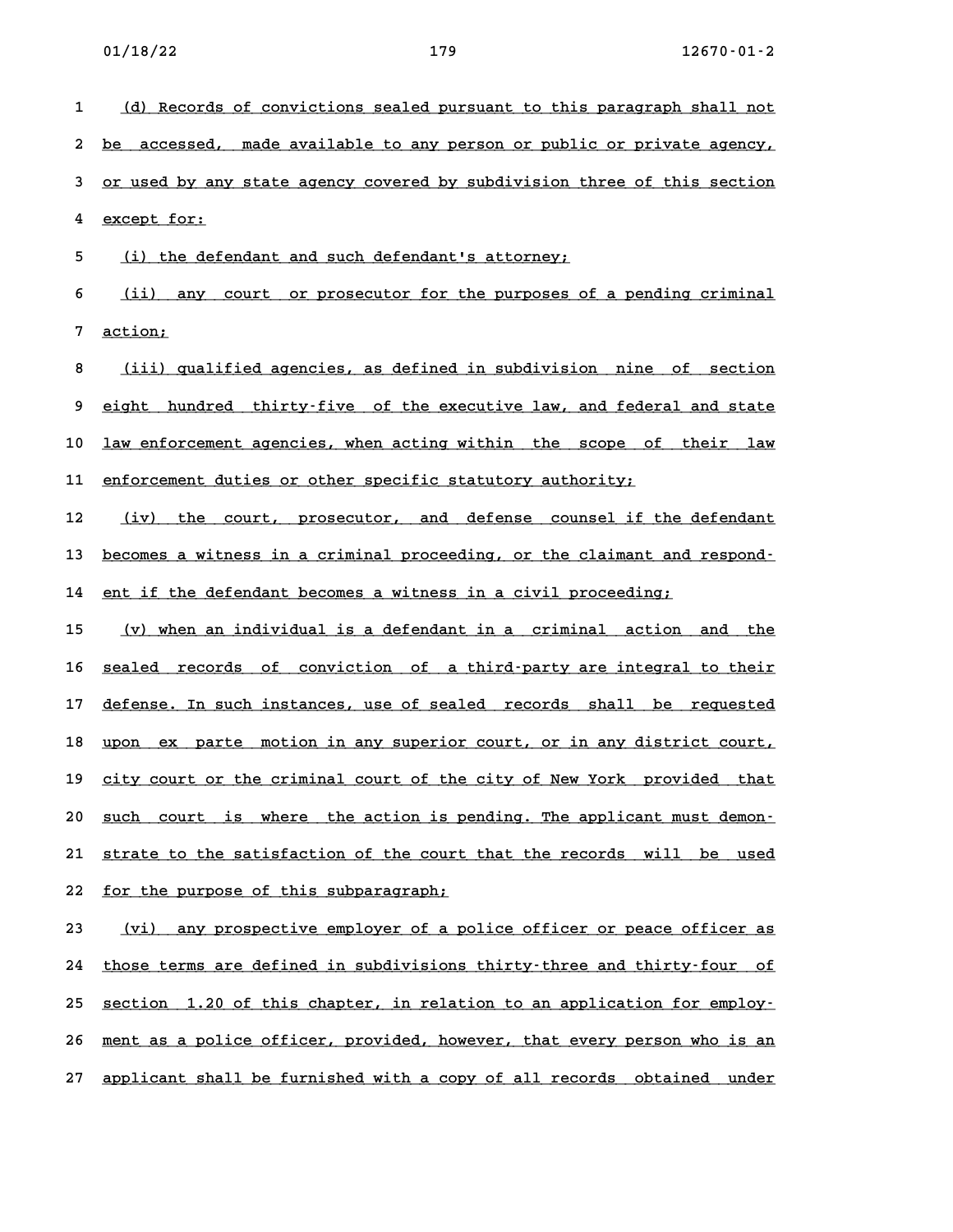(d) Records of convictions sealed pursuant to this paragraph shall not be accessed, made available to any person or public or private agency, or used by any state agency covered by subdivision three of this section except for:

(i) the defendant and such defendant's attorney;

(ii) any court or prosecutor for the purposes of a pending criminal action;

(iii) qualified agencies, as defined in subdivision nine of section eight hundred thirty-five of the executive law, and federal and state law enforcement agencies, when acting within the scope of their law enforcement duties or other specific statutory authority;

(iv) the court, prosecutor, and defense counsel if the defendant becomes a witness in a criminal proceeding, or the claimant and respondent if the defendant becomes a witness in a civil proceeding;

(v) when an individual is a defendant in a criminal action and the sealed records of conviction of a third-party are integral to their defense. In such instances, use of sealed records shall be requested upon ex parte motion in any superior court, or in any district court, city court or the criminal court of the city of New York provided that such court is where the action is pending. The applicant must demonstrate to the satisfaction of the court that the records will be used for the purpose of this subparagraph;

(vi) any prospective employer of a police officer or peace officer as those terms are defined in subdivisions thirty-three and thirty-four of section 1.20 of this chapter, in relation to an application for employment as a police officer, provided, however, that every person who is an applicant shall be furnished with a copy of all records obtained under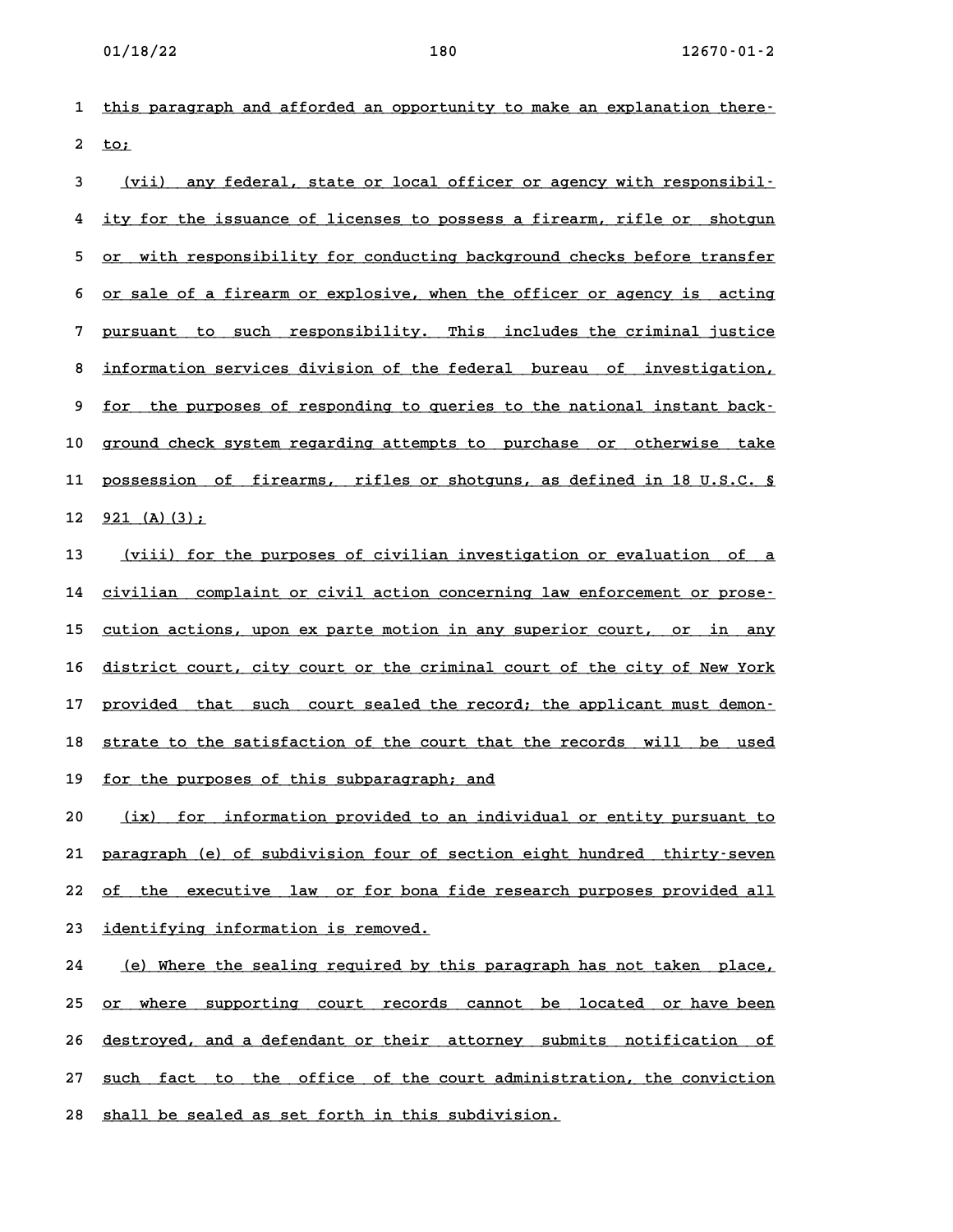this paragraph and afforded an opportunity to make an explanation thereto;

(vii) any federal, state or local officer or agency with responsibility for the issuance of licenses to possess a firearm, rifle or shotgun or with responsibility for conducting background checks before transfer or sale of a firearm or explosive, when the officer or agency is acting pursuant to such responsibility. This includes the criminal justice information services division of the federal bureau of investigation, for the purposes of responding to queries to the national instant background check system regarding attempts to purchase or otherwise take possession of firearms, rifles or shotguns, as defined in 18 U.S.C. § 921 (A)(3);

(viii) for the purposes of civilian investigation or evaluation of a civilian complaint or civil action concerning law enforcement or prosecution actions, upon ex parte motion in any superior court, or in any district court, city court or the criminal court of the city of New York provided that such court sealed the record; the applicant must demonstrate to the satisfaction of the court that the records will be used for the purposes of this subparagraph; and

(ix) for information provided to an individual or entity pursuant to paragraph (e) of subdivision four of section eight hundred thirty-seven of the executive law or for bona fide research purposes provided all identifying information is removed.

(e) Where the sealing required by this paragraph has not taken place, or where supporting court records cannot be located or have been destroyed, and a defendant or their attorney submits notification of such fact to the office of the court administration, the conviction shall be sealed as set forth in this subdivision.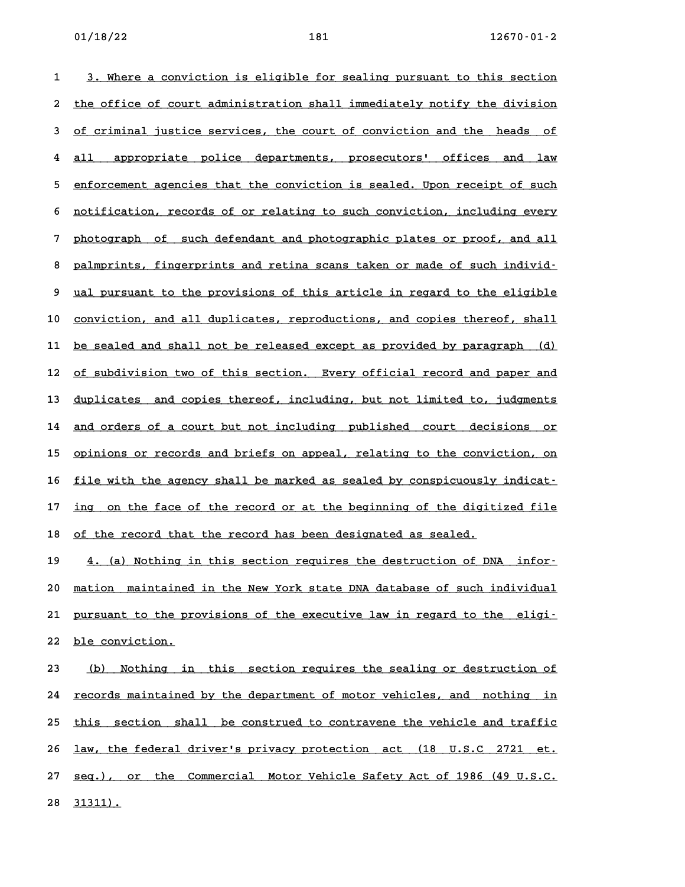3. Where a conviction is eligible for sealing pursuant to this section the office of court administration shall immediately notify the division of criminal justice services, the court of conviction and the heads of all appropriate police departments, prosecutors' offices and law enforcement agencies that the conviction is sealed. Upon receipt of such notification, records of or relating to such conviction, including every photograph of such defendant and photographic plates or proof, and all palmprints, fingerprints and retina scans taken or made of such individual pursuant to the provisions of this article in regard to the eligible conviction, and all duplicates, reproductions, and copies thereof, shall be sealed and shall not be released except as provided by paragraph (d) of subdivision two of this section. Every official record and paper and duplicates and copies thereof, including, but not limited to, judgments and orders of a court but not including published court decisions or opinions or records and briefs on appeal, relating to the conviction, on file with the agency shall be marked as sealed by conspicuously indicating on the face of the record or at the beginning of the digitized file of the record that the record has been designated as sealed.

4. (a) Nothing in this section requires the destruction of DNA information maintained in the New York state DNA database of such individual pursuant to the provisions of the executive law in regard to the eligible conviction.

(b) Nothing in this section requires the sealing or destruction of records maintained by the department of motor vehicles, and nothing in this section shall be construed to contravene the vehicle and traffic law, the federal driver's privacy protection act (18 U.S.C 2721 et. seq.), or the Commercial Motor Vehicle Safety Act of 1986 (49 U.S.C. 31311).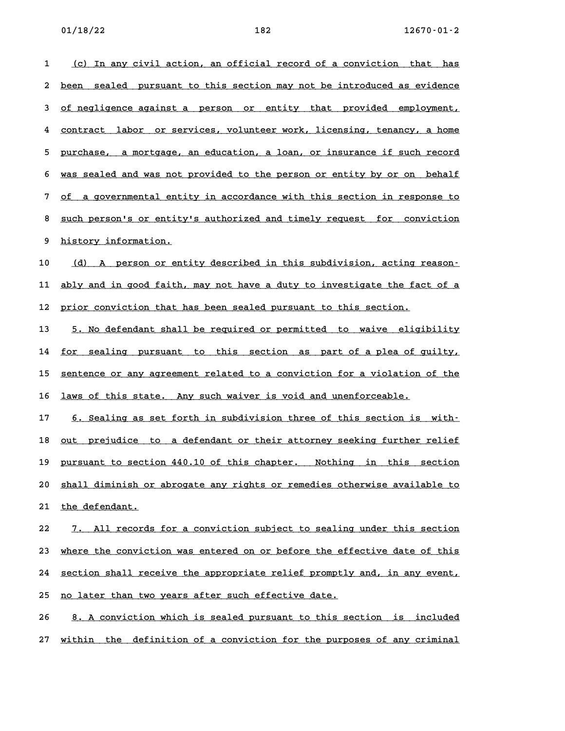(c) In any civil action, an official record of a conviction that has been sealed pursuant to this section may not be introduced as evidence of negligence against a person or entity that provided employment, contract labor or services, volunteer work, licensing, tenancy, a home purchase, a mortgage, an education, a loan, or insurance if such record was sealed and was not provided to the person or entity by or on behalf of a governmental entity in accordance with this section in response to such person's or entity's authorized and timely request for conviction history information.

(d) A person or entity described in this subdivision, acting reasonably and in good faith, may not have a duty to investigate the fact of a prior conviction that has been sealed pursuant to this section.

5. No defendant shall be required or permitted to waive eligibility for sealing pursuant to this section as part of a plea of guilty, sentence or any agreement related to a conviction for a violation of the laws of this state. Any such waiver is void and unenforceable.

6. Sealing as set forth in subdivision three of this section is without prejudice to a defendant or their attorney seeking further relief pursuant to section 440.10 of this chapter. Nothing in this section shall diminish or abrogate any rights or remedies otherwise available to the defendant.

7. All records for a conviction subject to sealing under this section where the conviction was entered on or before the effective date of this section shall receive the appropriate relief promptly and, in any event, no later than two years after such effective date.

8. A conviction which is sealed pursuant to this section is included within the definition of a conviction for the purposes of any criminal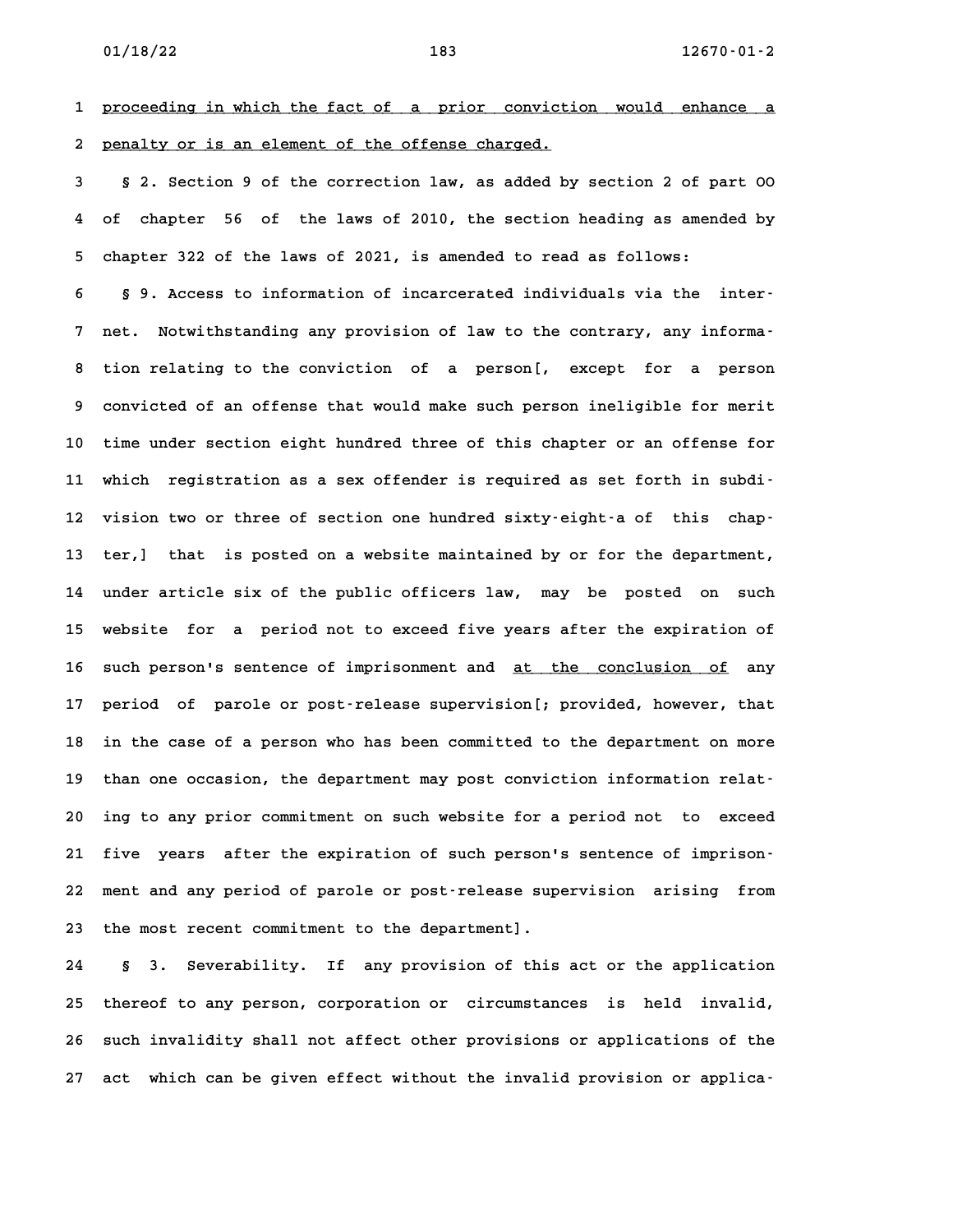proceeding in which the fact of a prior conviction would enhance a penalty or is an element of the offense charged.

§ 2. Section 9 of the correction law, as added by section 2 of part OO of chapter 56 of the laws of 2010, the section heading as amended by chapter 322 of the laws of 2021, is amended to read as follows:

§ 9. Access to information of incarcerated individuals via the internet. Notwithstanding any provision of law to the contrary, any information relating to the conviction of a person[, except for a person convicted of an offense that would make such person ineligible for merit time under section eight hundred three of this chapter or an offense for which registration as a sex offender is required as set forth in subdivision two or three of section one hundred sixty-eight-a of this chapter,] that is posted on a website maintained by or for the department, under article six of the public officers law, may be posted on such website for a period not to exceed five years after the expiration of such person's sentence of imprisonment and at the conclusion of any period of parole or post-release supervision[; provided, however, that in the case of a person who has been committed to the department on more than one occasion, the department may post conviction information relating to any prior commitment on such website for a period not to exceed five years after the expiration of such person's sentence of imprisonment and any period of parole or post-release supervision arising from the most recent commitment to the department].

§ 3. Severability. If any provision of this act or the application thereof to any person, corporation or circumstances is held invalid, such invalidity shall not affect other provisions or applications of the act which can be given effect without the invalid provision or applica-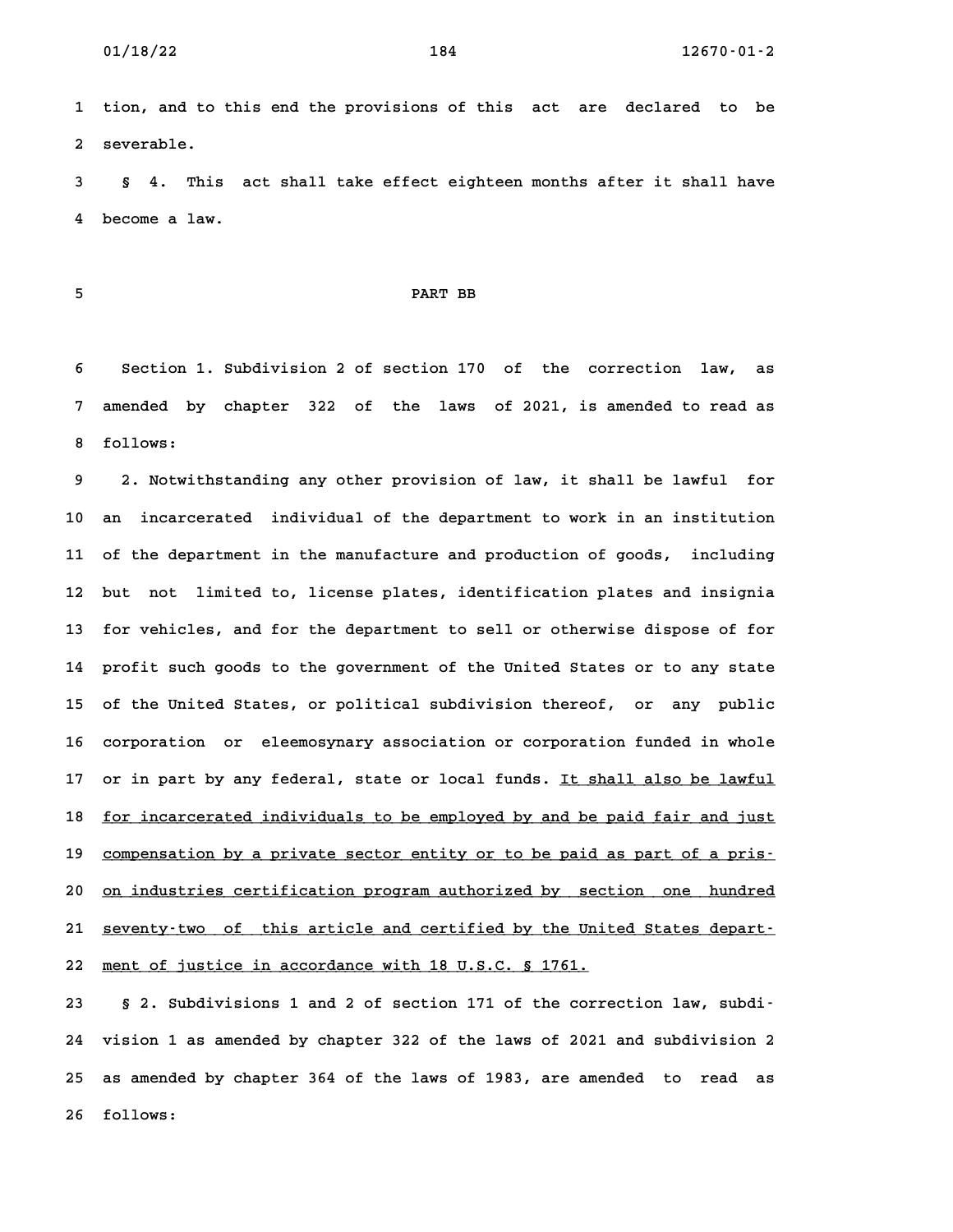tion, and to this end the provisions of this act are declared to be severable.

§ 4. This act shall take effect eighteen months after it shall have become a law.

## PART BB

Section 1. Subdivision 2 of section 170 of the correction law, as amended by chapter 322 of the laws of 2021, is amended to read as follows:

2. Notwithstanding any other provision of law, it shall be lawful for an incarcerated individual of the department to work in an institution of the department in the manufacture and production of goods, including but not limited to, license plates, identification plates and insignia for vehicles, and for the department to sell or otherwise dispose of for profit such goods to the government of the United States or to any state of the United States, or political subdivision thereof, or any public corporation or eleemosynary association or corporation funded in whole or in part by any federal, state or local funds. <u>It shall also be lawful for incarcerated individuals to be employed by and be paid fair and just compensation by a private sector entity or to be paid as part of a prison industries certification program authorized by section one hundred seventy-two of this article and certified by the United States department of justice in accordance with 18 U.S.C. § 1761.</u>

§ 2. Subdivisions 1 and 2 of section 171 of the correction law, subdivision 1 as amended by chapter 322 of the laws of 2021 and subdivision 2 as amended by chapter 364 of the laws of 1983, are amended to read as follows: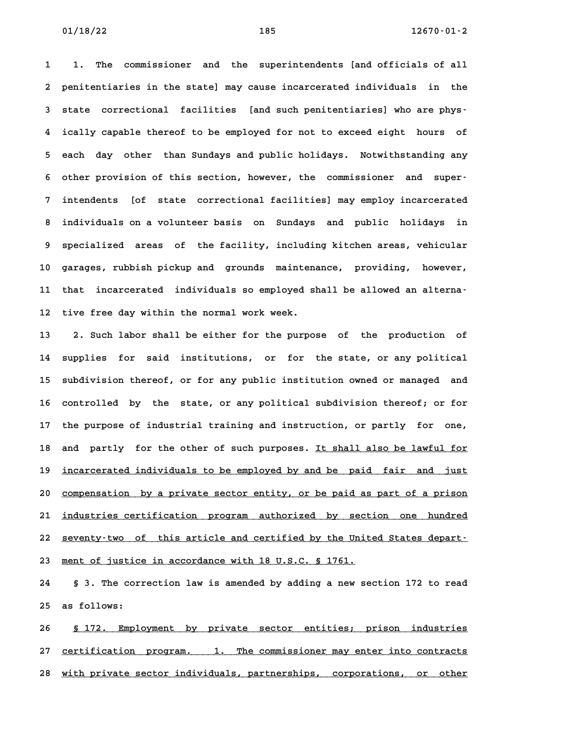1. The commissioner and the superintendents [and officials of all penitentiaries in the state] may cause incarcerated individuals in the state correctional facilities [and such penitentiaries] who are physically capable thereof to be employed for not to exceed eight hours of each day other than Sundays and public holidays. Notwithstanding any other provision of this section, however, the commissioner and superintendents [of state correctional facilities] may employ incarcerated individuals on a volunteer basis on Sundays and public holidays in specialized areas of the facility, including kitchen areas, vehicular garages, rubbish pickup and grounds maintenance, providing, however, that incarcerated individuals so employed shall be allowed an alternative free day within the normal work week.

2. Such labor shall be either for the purpose of the production of supplies for said institutions, or for the state, or any political subdivision thereof, or for any public institution owned or managed and controlled by the state, or any political subdivision thereof; or for the purpose of industrial training and instruction, or partly for one, and partly for the other of such purposes. <u>It shall also be lawful for incarcerated individuals to be employed by and be paid fair and just compensation by a private sector entity, or be paid as part of a prison industries certification program authorized by section one hundred seventy-two of this article and certified by the United States department of justice in accordance with 18 U.S.C. § 1761.</u>

§ 3. The correction law is amended by adding a new section 172 to read as follows:

<u>§ 172. Employment by private sector entities; prison industries certification program. 1. The commissioner may enter into contracts with private sector individuals, partnerships, corporations, or other</u>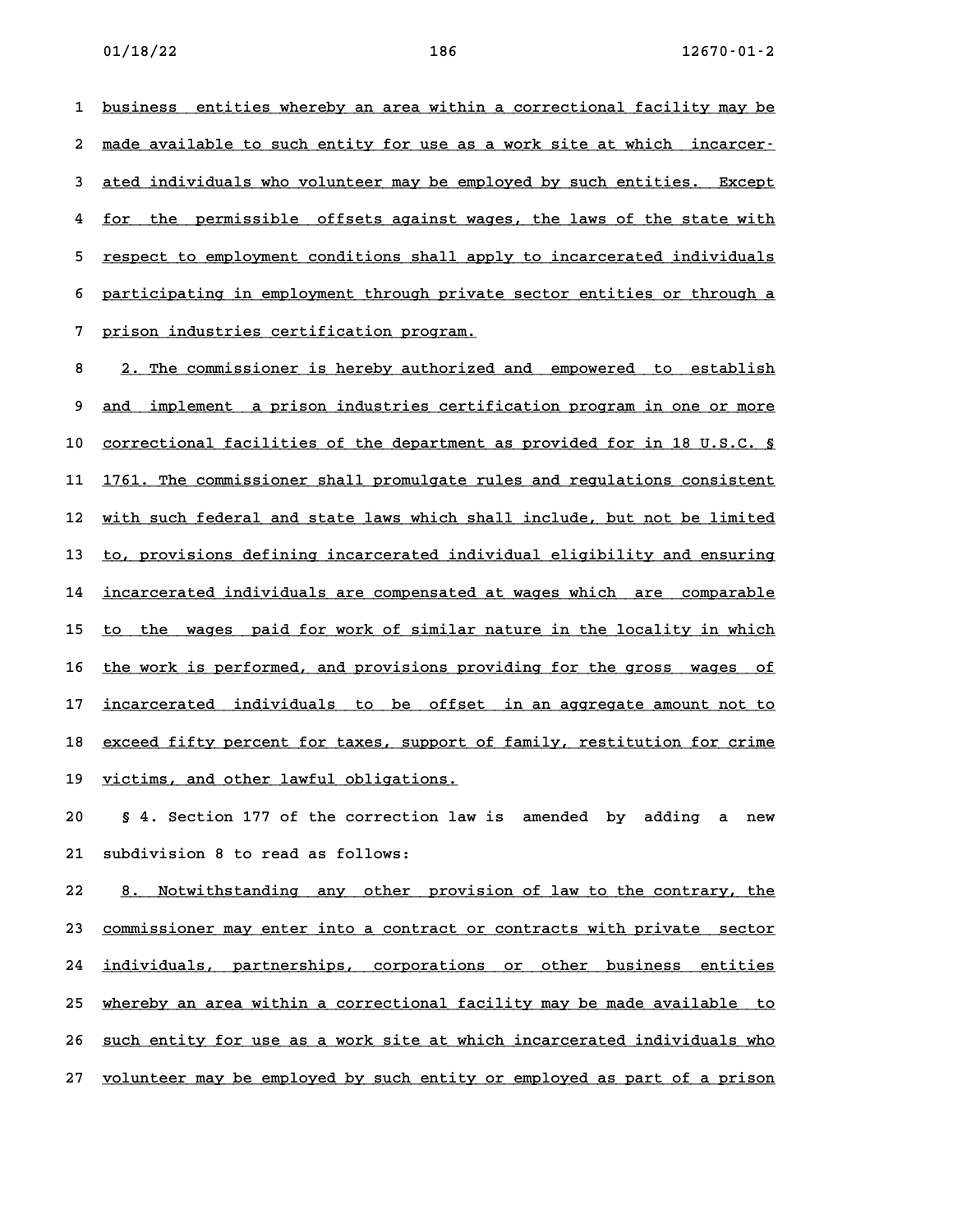business entities whereby an area within a correctional facility may be made available to such entity for use as a work site at which incarcerated individuals who volunteer may be employed by such entities. Except for the permissible offsets against wages, the laws of the state with respect to employment conditions shall apply to incarcerated individuals participating in employment through private sector entities or through a prison industries certification program.

2. The commissioner is hereby authorized and empowered to establish and implement a prison industries certification program in one or more correctional facilities of the department as provided for in 18 U.S.C. § 1761. The commissioner shall promulgate rules and regulations consistent with such federal and state laws which shall include, but not be limited to, provisions defining incarcerated individual eligibility and ensuring incarcerated individuals are compensated at wages which are comparable to the wages paid for work of similar nature in the locality in which the work is performed, and provisions providing for the gross wages of incarcerated individuals to be offset in an aggregate amount not to exceed fifty percent for taxes, support of family, restitution for crime victims, and other lawful obligations.

§ 4. Section 177 of the correction law is amended by adding a new subdivision 8 to read as follows:

8. Notwithstanding any other provision of law to the contrary, the commissioner may enter into a contract or contracts with private sector individuals, partnerships, corporations or other business entities whereby an area within a correctional facility may be made available to such entity for use as a work site at which incarcerated individuals who volunteer may be employed by such entity or employed as part of a prison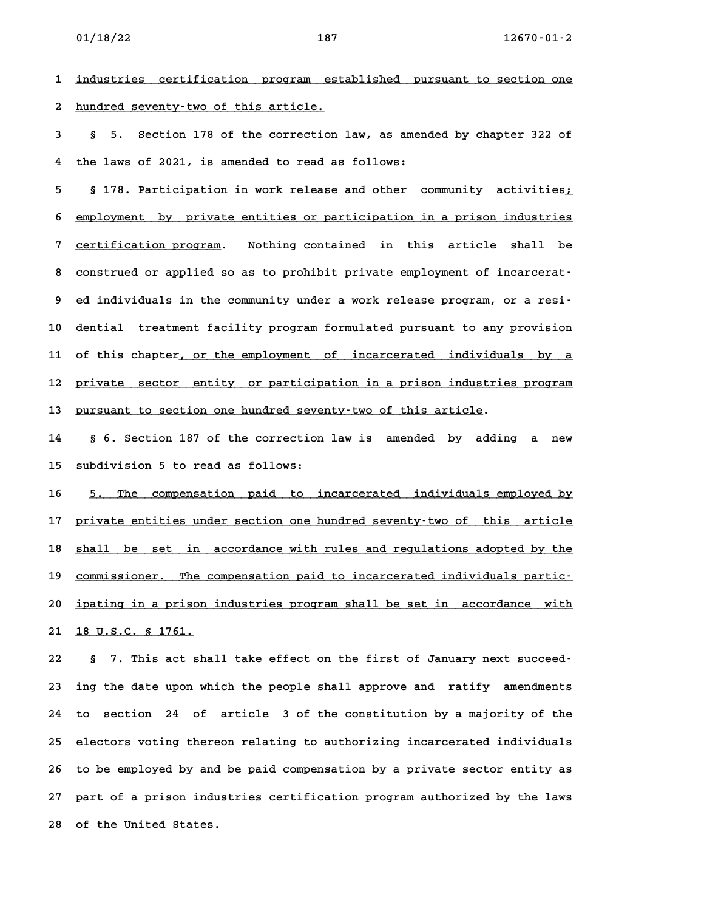industries certification program established pursuant to section one hundred seventy-two of this article.

§ 5. Section 178 of the correction law, as amended by chapter 322 of the laws of 2021, is amended to read as follows:

§ 178. Participation in work release and other community activities; employment by private entities or participation in a prison industries certification program. Nothing contained in this article shall be construed or applied so as to prohibit private employment of incarcerated individuals in the community under a work release program, or a residential treatment facility program formulated pursuant to any provision of this chapter, or the employment of incarcerated individuals by a private sector entity or participation in a prison industries program pursuant to section one hundred seventy-two of this article.

§ 6. Section 187 of the correction law is amended by adding a new subdivision 5 to read as follows:

5. The compensation paid to incarcerated individuals employed by private entities under section one hundred seventy-two of this article shall be set in accordance with rules and regulations adopted by the commissioner. The compensation paid to incarcerated individuals participating in a prison industries program shall be set in accordance with 18 U.S.C. § 1761.

§ 7. This act shall take effect on the first of January next succeeding the date upon which the people shall approve and ratify amendments to section 24 of article 3 of the constitution by a majority of the electors voting thereon relating to authorizing incarcerated individuals to be employed by and be paid compensation by a private sector entity as part of a prison industries certification program authorized by the laws of the United States.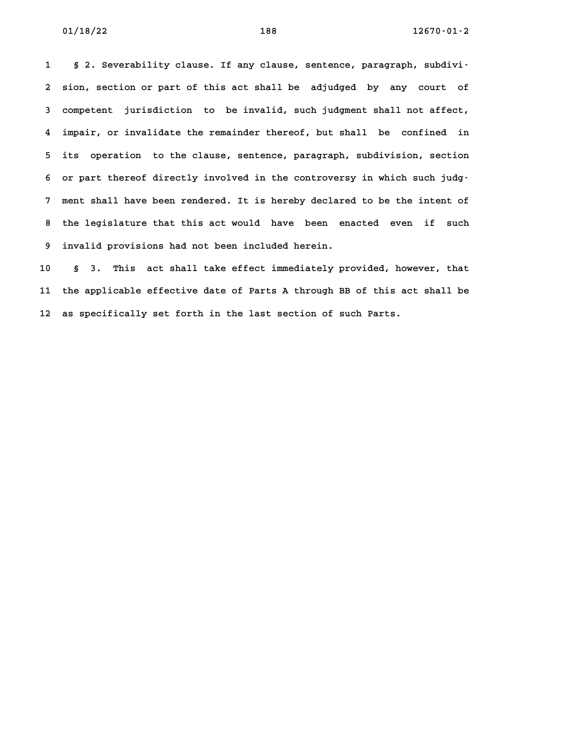§ 2. Severability clause. If any clause, sentence, paragraph, subdivision, section or part of this act shall be adjudged by any court of competent jurisdiction to be invalid, such judgment shall not affect, impair, or invalidate the remainder thereof, but shall be confined in its operation to the clause, sentence, paragraph, subdivision, section or part thereof directly involved in the controversy in which such judgment shall have been rendered. It is hereby declared to be the intent of the legislature that this act would have been enacted even if such invalid provisions had not been included herein.

§ 3. This act shall take effect immediately provided, however, that the applicable effective date of Parts A through BB of this act shall be as specifically set forth in the last section of such Parts.